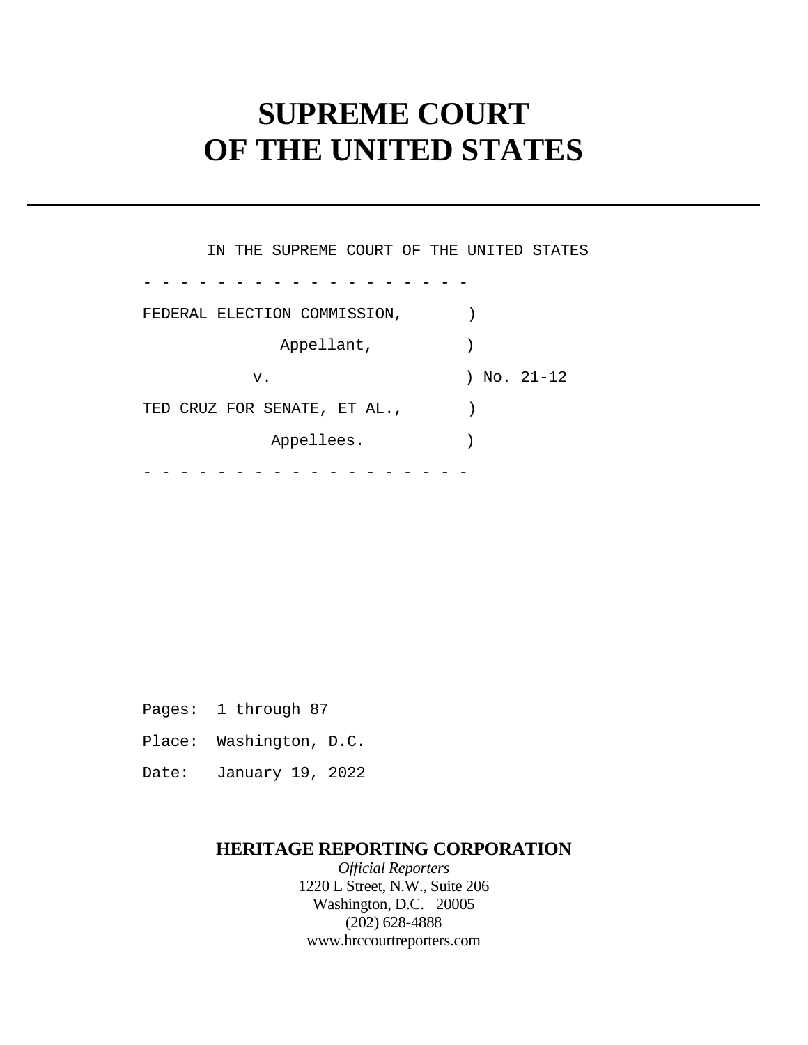# SUPREME COURT
# OF THE UNITED STATES

---

IN THE SUPREME COURT OF THE UNITED STATES

```
- - - - - - - - - - - - - - - - - -
FEDERAL ELECTION COMMISSION,       )
             Appellant,            )
          v.                       ) No. 21-12
TED CRUZ FOR SENATE, ET AL.,       )
            Appellees.             )
- - - - - - - - - - - - - - - - - -
```

Pages: 1 through 87

Place: Washington, D.C.

Date: January 19, 2022

---

**HERITAGE REPORTING CORPORATION**

*Official Reporters*

1220 L Street, N.W., Suite 206

Washington, D.C. 20005

(202) 628-4888

www.hrccourtreporters.com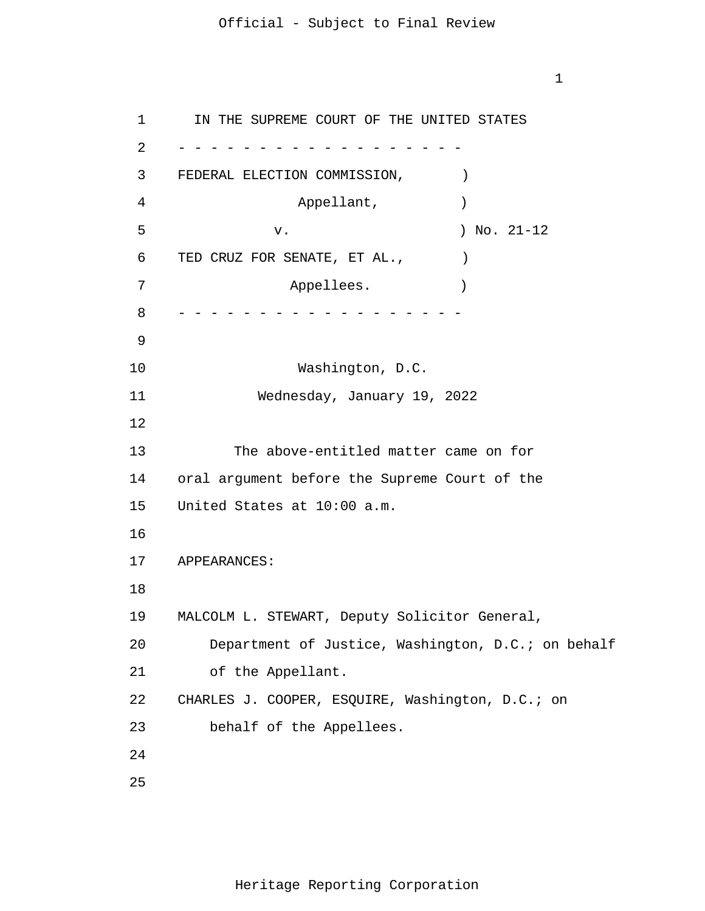IN THE SUPREME COURT OF THE UNITED STATES

- - - - - - - - - - - - - - - - - - -

FEDERAL ELECTION COMMISSION, )
Appellant, )
v. ) No. 21-12
TED CRUZ FOR SENATE, ET AL., )
Appellees. )

- - - - - - - - - - - - - - - - - - -

Washington, D.C.

Wednesday, January 19, 2022

The above-entitled matter came on for oral argument before the Supreme Court of the United States at 10:00 a.m.

APPEARANCES:

MALCOLM L. STEWART, Deputy Solicitor General, Department of Justice, Washington, D.C.; on behalf of the Appellant.

CHARLES J. COOPER, ESQUIRE, Washington, D.C.; on behalf of the Appellees.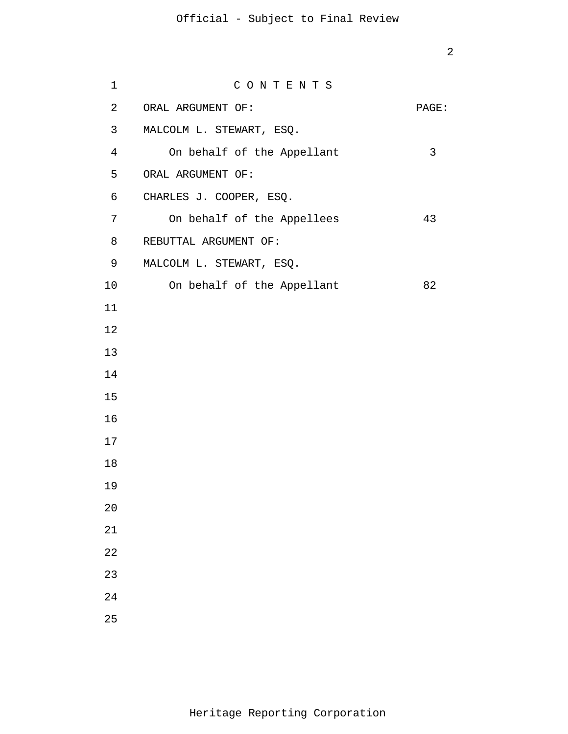C O N T E N T S

| ORAL ARGUMENT OF: | PAGE: |
|---|---|
| MALCOLM L. STEWART, ESQ. | |
| On behalf of the Appellant | 3 |
| ORAL ARGUMENT OF: | |
| CHARLES J. COOPER, ESQ. | |
| On behalf of the Appellees | 43 |
| REBUTTAL ARGUMENT OF: | |
| MALCOLM L. STEWART, ESQ. | |
| On behalf of the Appellant | 82 |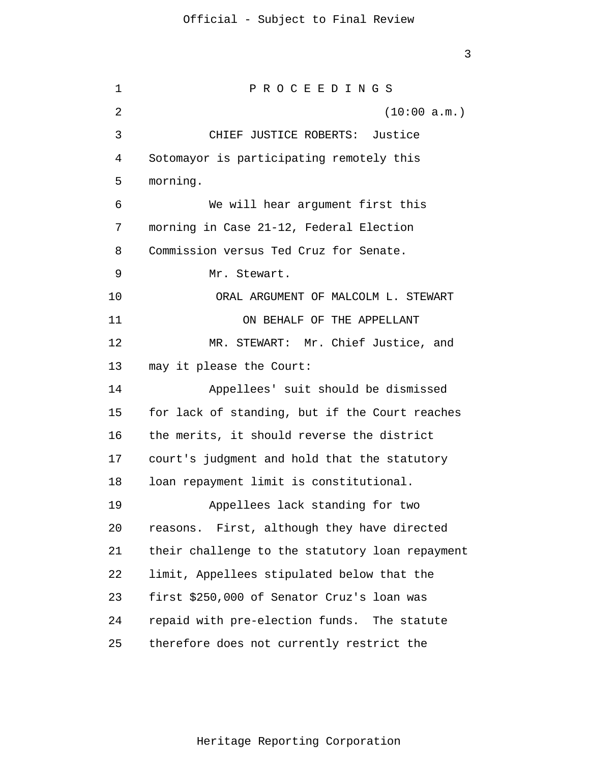P R O C E E D I N G S

(10:00 a.m.)

CHIEF JUSTICE ROBERTS: Justice Sotomayor is participating remotely this morning.

We will hear argument first this morning in Case 21-12, Federal Election Commission versus Ted Cruz for Senate.

Mr. Stewart.

ORAL ARGUMENT OF MALCOLM L. STEWART

ON BEHALF OF THE APPELLANT

MR. STEWART: Mr. Chief Justice, and may it please the Court:

Appellees' suit should be dismissed for lack of standing, but if the Court reaches the merits, it should reverse the district court's judgment and hold that the statutory loan repayment limit is constitutional.

Appellees lack standing for two reasons. First, although they have directed their challenge to the statutory loan repayment limit, Appellees stipulated below that the first $250,000 of Senator Cruz's loan was repaid with pre-election funds. The statute therefore does not currently restrict the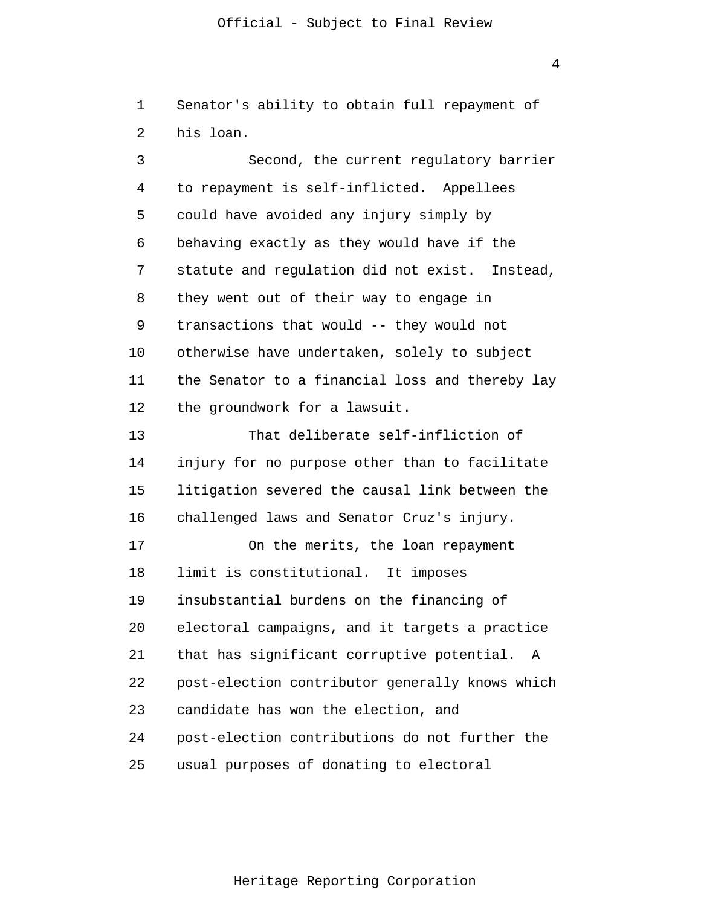Senator's ability to obtain full repayment of his loan.

Second, the current regulatory barrier to repayment is self-inflicted. Appellees could have avoided any injury simply by behaving exactly as they would have if the statute and regulation did not exist. Instead, they went out of their way to engage in transactions that would -- they would not otherwise have undertaken, solely to subject the Senator to a financial loss and thereby lay the groundwork for a lawsuit.

That deliberate self-infliction of injury for no purpose other than to facilitate litigation severed the causal link between the challenged laws and Senator Cruz's injury.

On the merits, the loan repayment limit is constitutional. It imposes insubstantial burdens on the financing of electoral campaigns, and it targets a practice that has significant corruptive potential. A post-election contributor generally knows which candidate has won the election, and post-election contributions do not further the usual purposes of donating to electoral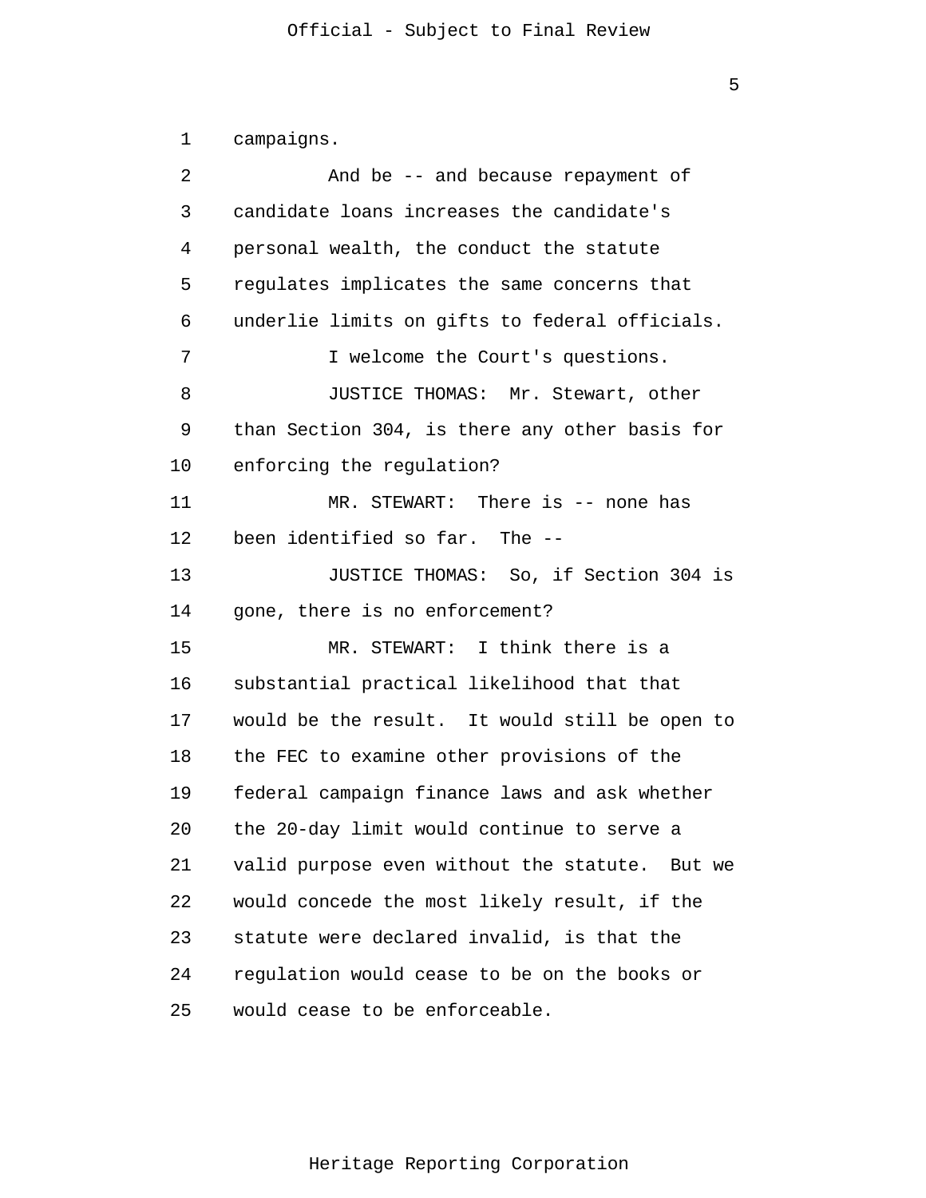campaigns.

And be -- and because repayment of candidate loans increases the candidate's personal wealth, the conduct the statute regulates implicates the same concerns that underlie limits on gifts to federal officials.

I welcome the Court's questions.

JUSTICE THOMAS: Mr. Stewart, other than Section 304, is there any other basis for enforcing the regulation?

MR. STEWART: There is -- none has been identified so far. The --

JUSTICE THOMAS: So, if Section 304 is gone, there is no enforcement?

MR. STEWART: I think there is a substantial practical likelihood that that would be the result. It would still be open to the FEC to examine other provisions of the federal campaign finance laws and ask whether the 20-day limit would continue to serve a valid purpose even without the statute. But we would concede the most likely result, if the statute were declared invalid, is that the regulation would cease to be on the books or would cease to be enforceable.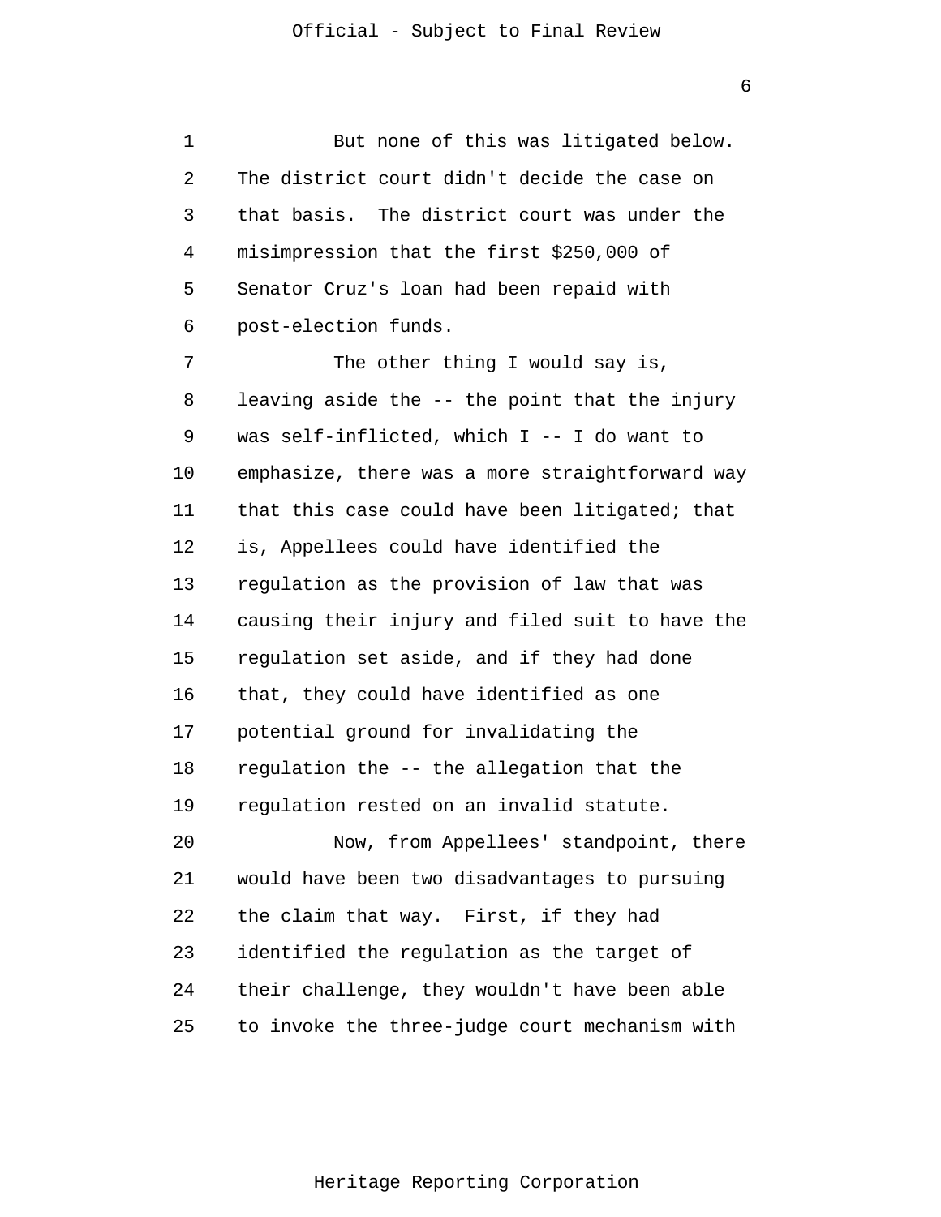But none of this was litigated below. The district court didn't decide the case on that basis. The district court was under the misimpression that the first $250,000 of Senator Cruz's loan had been repaid with post-election funds.

The other thing I would say is, leaving aside the -- the point that the injury was self-inflicted, which I -- I do want to emphasize, there was a more straightforward way that this case could have been litigated; that is, Appellees could have identified the regulation as the provision of law that was causing their injury and filed suit to have the regulation set aside, and if they had done that, they could have identified as one potential ground for invalidating the regulation the -- the allegation that the regulation rested on an invalid statute.

Now, from Appellees' standpoint, there would have been two disadvantages to pursuing the claim that way. First, if they had identified the regulation as the target of their challenge, they wouldn't have been able to invoke the three-judge court mechanism with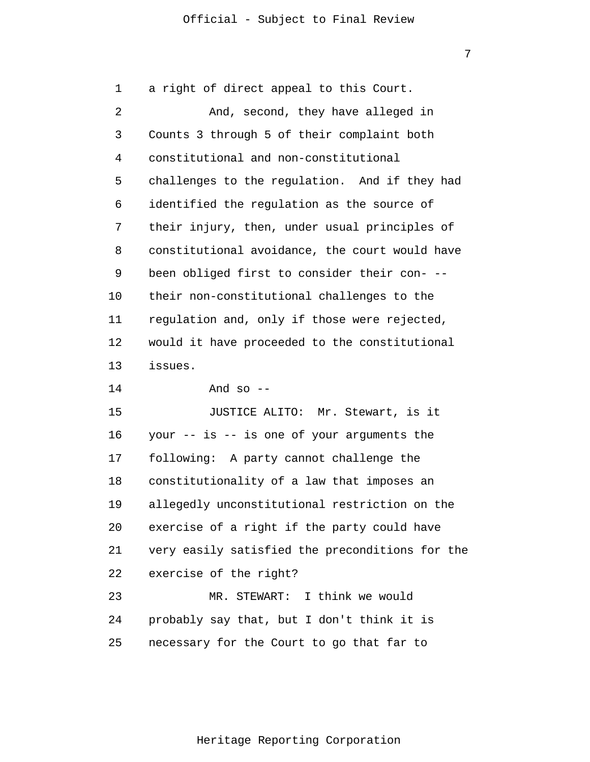a right of direct appeal to this Court.

And, second, they have alleged in Counts 3 through 5 of their complaint both constitutional and non-constitutional challenges to the regulation. And if they had identified the regulation as the source of their injury, then, under usual principles of constitutional avoidance, the court would have been obliged first to consider their con- -- their non-constitutional challenges to the regulation and, only if those were rejected, would it have proceeded to the constitutional issues.

And so --

JUSTICE ALITO: Mr. Stewart, is it your -- is -- is one of your arguments the following: A party cannot challenge the constitutionality of a law that imposes an allegedly unconstitutional restriction on the exercise of a right if the party could have very easily satisfied the preconditions for the exercise of the right?

MR. STEWART: I think we would probably say that, but I don't think it is necessary for the Court to go that far to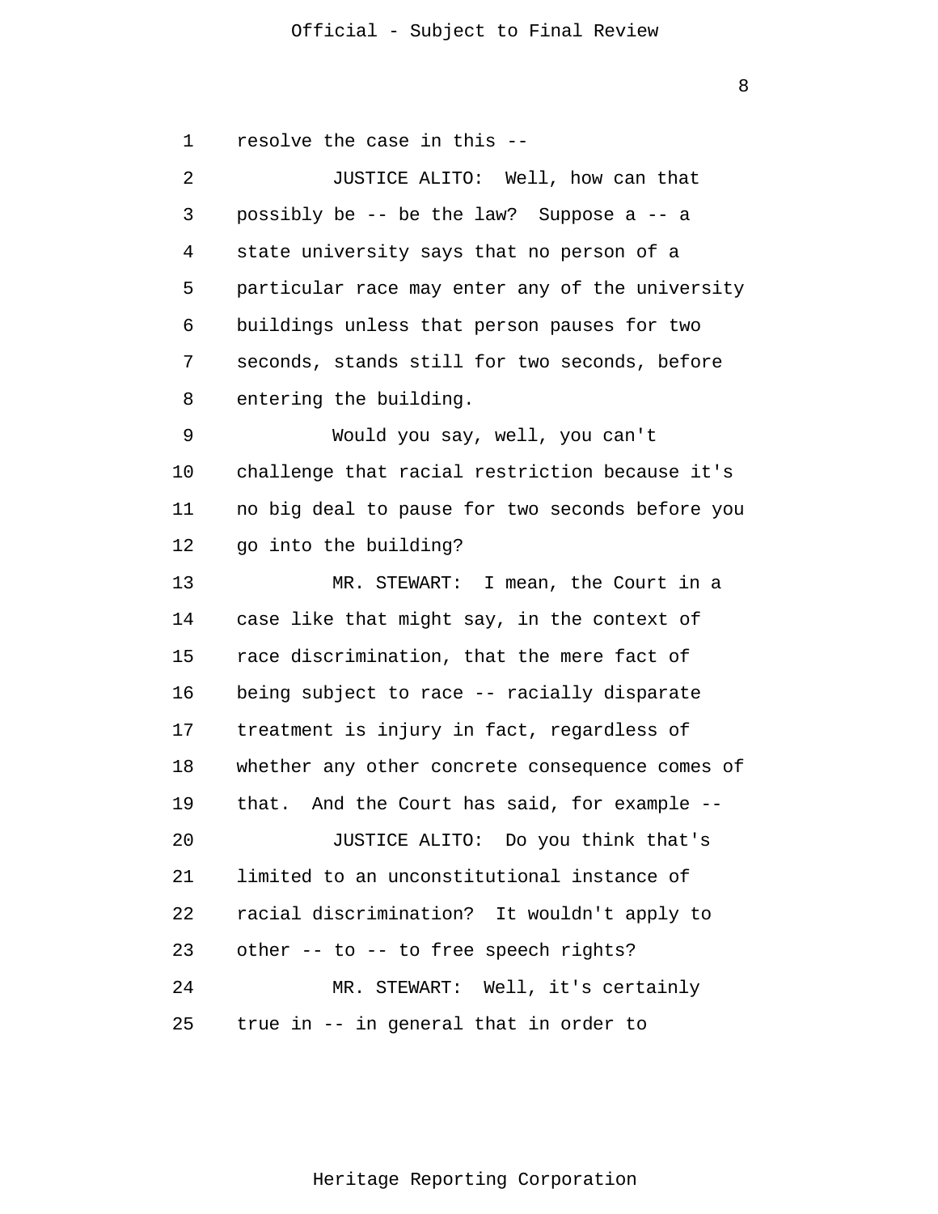resolve the case in this --

JUSTICE ALITO: Well, how can that possibly be -- be the law? Suppose a -- a state university says that no person of a particular race may enter any of the university buildings unless that person pauses for two seconds, stands still for two seconds, before entering the building.

Would you say, well, you can't challenge that racial restriction because it's no big deal to pause for two seconds before you go into the building?

MR. STEWART: I mean, the Court in a case like that might say, in the context of race discrimination, that the mere fact of being subject to race -- racially disparate treatment is injury in fact, regardless of whether any other concrete consequence comes of that. And the Court has said, for example --

JUSTICE ALITO: Do you think that's limited to an unconstitutional instance of racial discrimination? It wouldn't apply to other -- to -- to free speech rights?

MR. STEWART: Well, it's certainly true in -- in general that in order to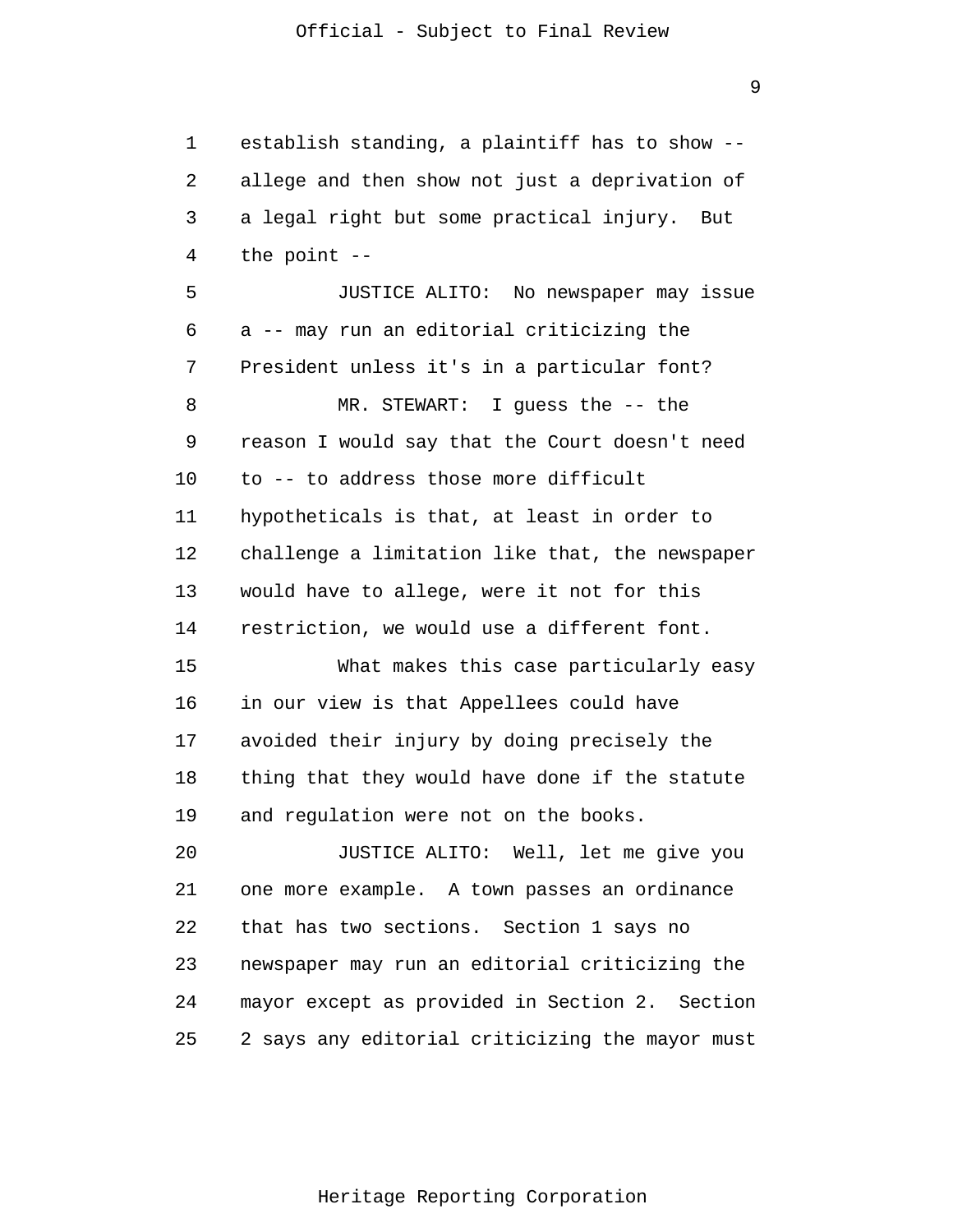establish standing, a plaintiff has to show -- allege and then show not just a deprivation of a legal right but some practical injury. But the point --

JUSTICE ALITO: No newspaper may issue a -- may run an editorial criticizing the President unless it's in a particular font?

MR. STEWART: I guess the -- the reason I would say that the Court doesn't need to -- to address those more difficult hypotheticals is that, at least in order to challenge a limitation like that, the newspaper would have to allege, were it not for this restriction, we would use a different font.

What makes this case particularly easy in our view is that Appellees could have avoided their injury by doing precisely the thing that they would have done if the statute and regulation were not on the books.

JUSTICE ALITO: Well, let me give you one more example. A town passes an ordinance that has two sections. Section 1 says no newspaper may run an editorial criticizing the mayor except as provided in Section 2. Section 2 says any editorial criticizing the mayor must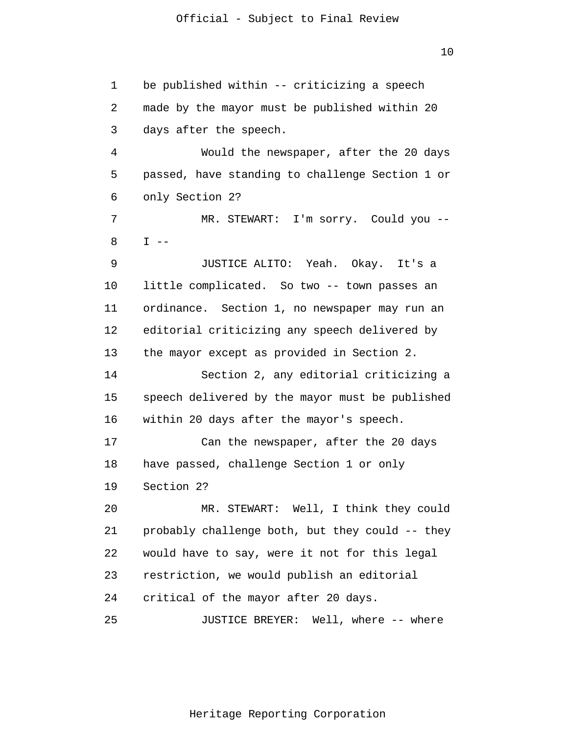be published within -- criticizing a speech made by the mayor must be published within 20 days after the speech.

Would the newspaper, after the 20 days passed, have standing to challenge Section 1 or only Section 2?

MR. STEWART: I'm sorry. Could you -- I --

JUSTICE ALITO: Yeah. Okay. It's a little complicated. So two -- town passes an ordinance. Section 1, no newspaper may run an editorial criticizing any speech delivered by the mayor except as provided in Section 2.

Section 2, any editorial criticizing a speech delivered by the mayor must be published within 20 days after the mayor's speech.

Can the newspaper, after the 20 days have passed, challenge Section 1 or only Section 2?

MR. STEWART: Well, I think they could probably challenge both, but they could -- they would have to say, were it not for this legal restriction, we would publish an editorial critical of the mayor after 20 days.

JUSTICE BREYER: Well, where -- where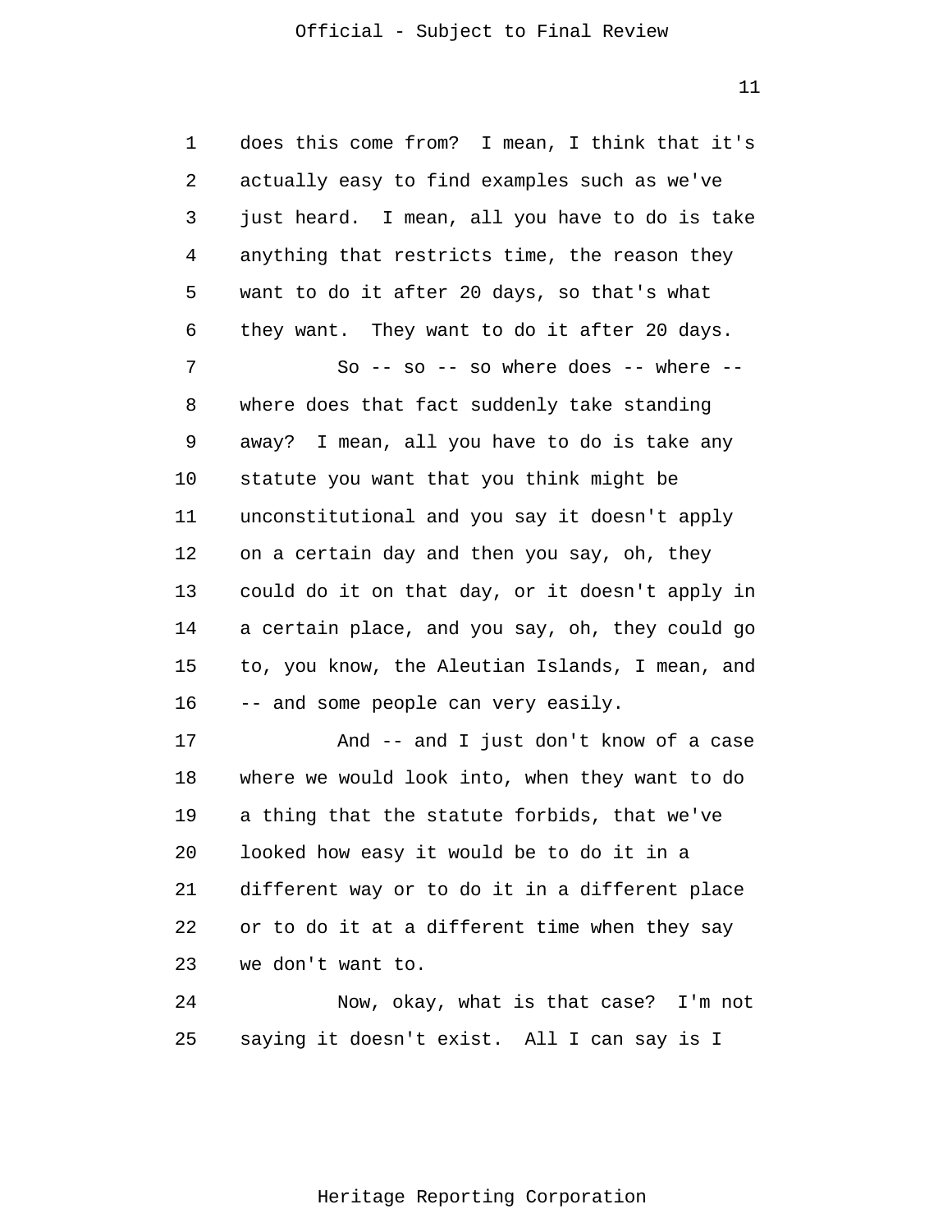does this come from? I mean, I think that it's actually easy to find examples such as we've just heard. I mean, all you have to do is take anything that restricts time, the reason they want to do it after 20 days, so that's what they want. They want to do it after 20 days.

So -- so -- so where does -- where -- where does that fact suddenly take standing away? I mean, all you have to do is take any statute you want that you think might be unconstitutional and you say it doesn't apply on a certain day and then you say, oh, they could do it on that day, or it doesn't apply in a certain place, and you say, oh, they could go to, you know, the Aleutian Islands, I mean, and -- and some people can very easily.

And -- and I just don't know of a case where we would look into, when they want to do a thing that the statute forbids, that we've looked how easy it would be to do it in a different way or to do it in a different place or to do it at a different time when they say we don't want to.

Now, okay, what is that case? I'm not saying it doesn't exist. All I can say is I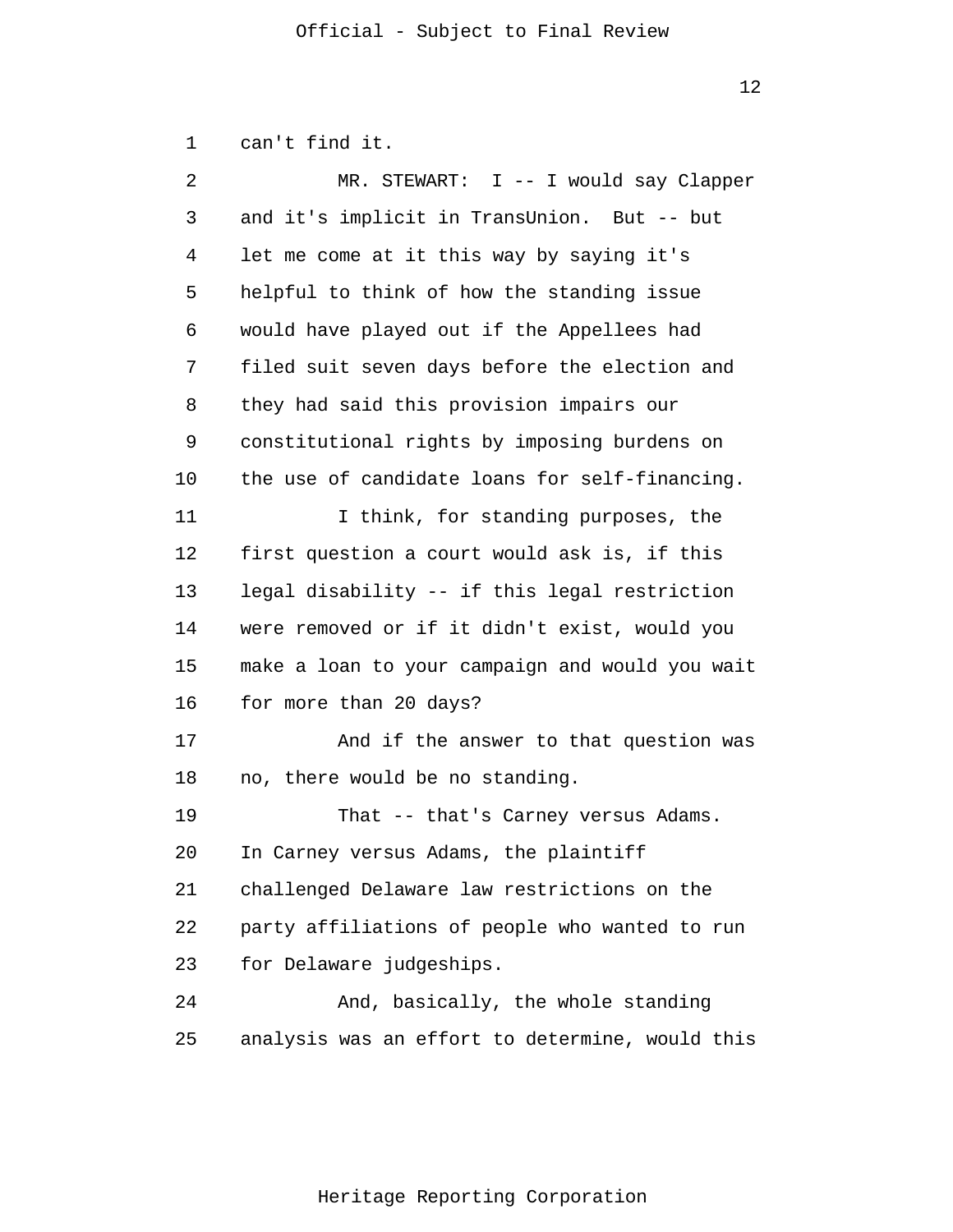can't find it.

MR. STEWART: I -- I would say Clapper and it's implicit in TransUnion. But -- but let me come at it this way by saying it's helpful to think of how the standing issue would have played out if the Appellees had filed suit seven days before the election and they had said this provision impairs our constitutional rights by imposing burdens on the use of candidate loans for self-financing.

I think, for standing purposes, the first question a court would ask is, if this legal disability -- if this legal restriction were removed or if it didn't exist, would you make a loan to your campaign and would you wait for more than 20 days?

And if the answer to that question was no, there would be no standing.

That -- that's Carney versus Adams. In Carney versus Adams, the plaintiff challenged Delaware law restrictions on the party affiliations of people who wanted to run for Delaware judgeships.

And, basically, the whole standing analysis was an effort to determine, would this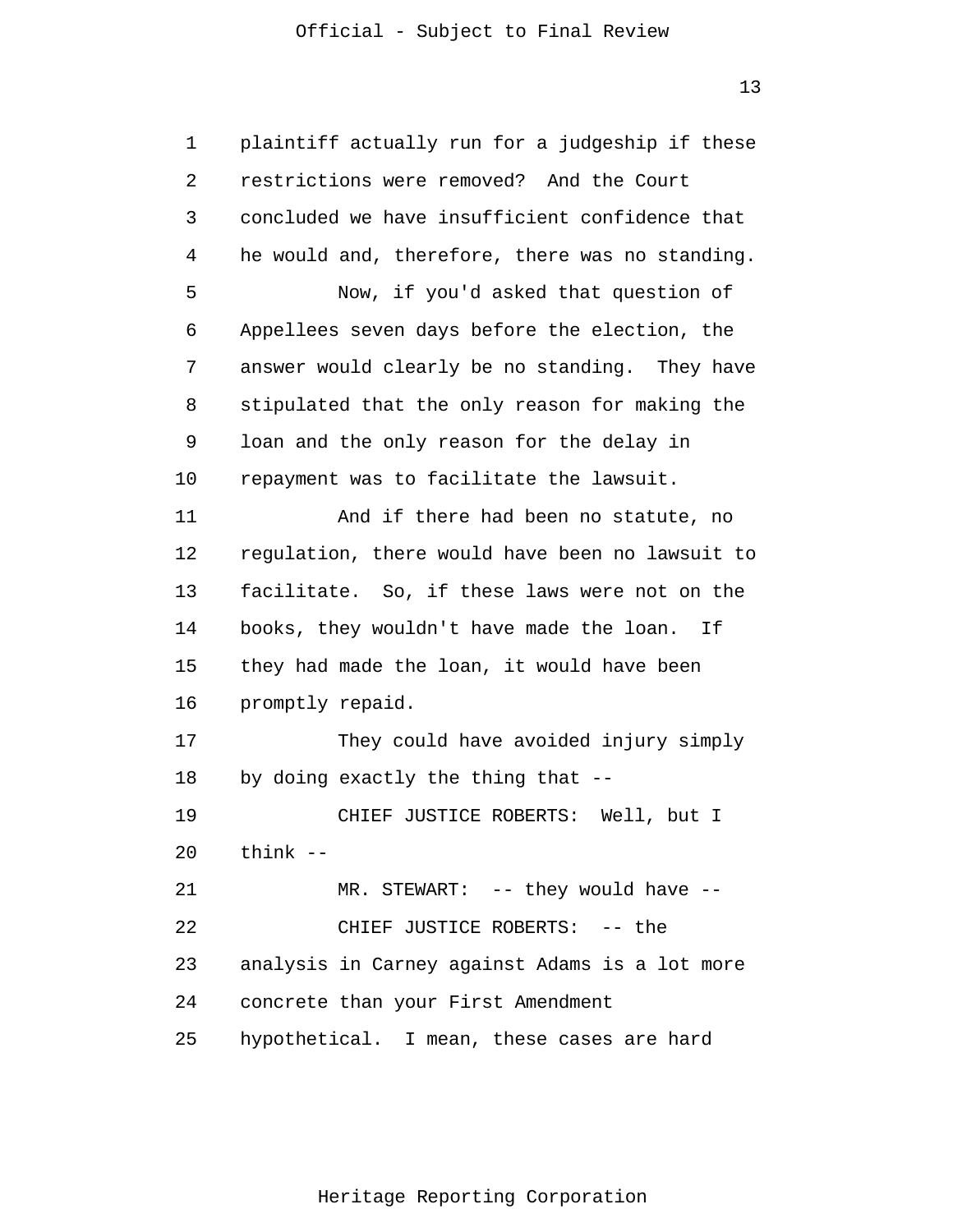plaintiff actually run for a judgeship if these restrictions were removed? And the Court concluded we have insufficient confidence that he would and, therefore, there was no standing.

Now, if you'd asked that question of Appellees seven days before the election, the answer would clearly be no standing. They have stipulated that the only reason for making the loan and the only reason for the delay in repayment was to facilitate the lawsuit.

And if there had been no statute, no regulation, there would have been no lawsuit to facilitate. So, if these laws were not on the books, they wouldn't have made the loan. If they had made the loan, it would have been promptly repaid.

They could have avoided injury simply by doing exactly the thing that --

CHIEF JUSTICE ROBERTS: Well, but I think --

MR. STEWART: -- they would have --

CHIEF JUSTICE ROBERTS: -- the analysis in Carney against Adams is a lot more concrete than your First Amendment hypothetical. I mean, these cases are hard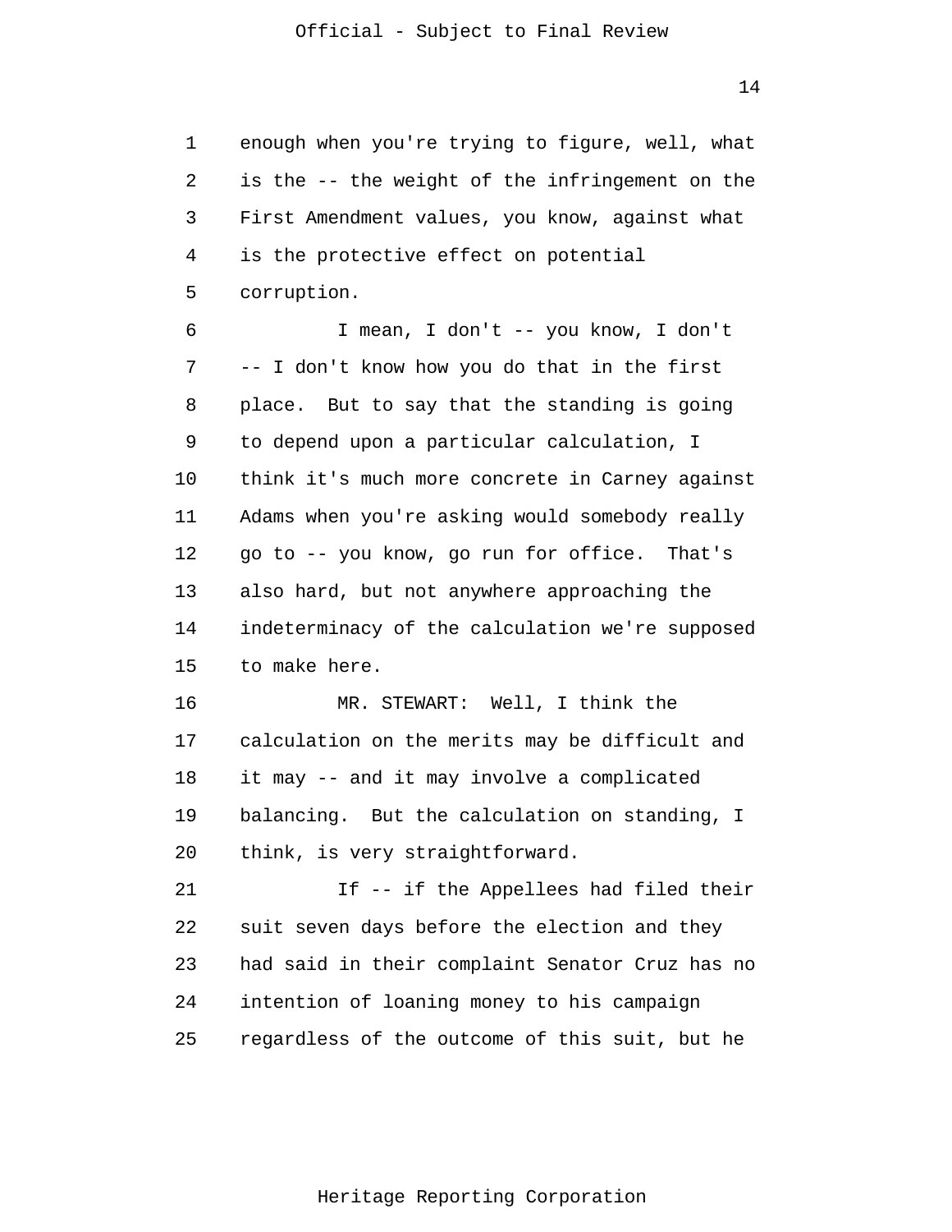enough when you're trying to figure, well, what is the -- the weight of the infringement on the First Amendment values, you know, against what is the protective effect on potential corruption.

I mean, I don't -- you know, I don't -- I don't know how you do that in the first place. But to say that the standing is going to depend upon a particular calculation, I think it's much more concrete in Carney against Adams when you're asking would somebody really go to -- you know, go run for office. That's also hard, but not anywhere approaching the indeterminacy of the calculation we're supposed to make here.

MR. STEWART: Well, I think the calculation on the merits may be difficult and it may -- and it may involve a complicated balancing. But the calculation on standing, I think, is very straightforward.

If -- if the Appellees had filed their suit seven days before the election and they had said in their complaint Senator Cruz has no intention of loaning money to his campaign regardless of the outcome of this suit, but he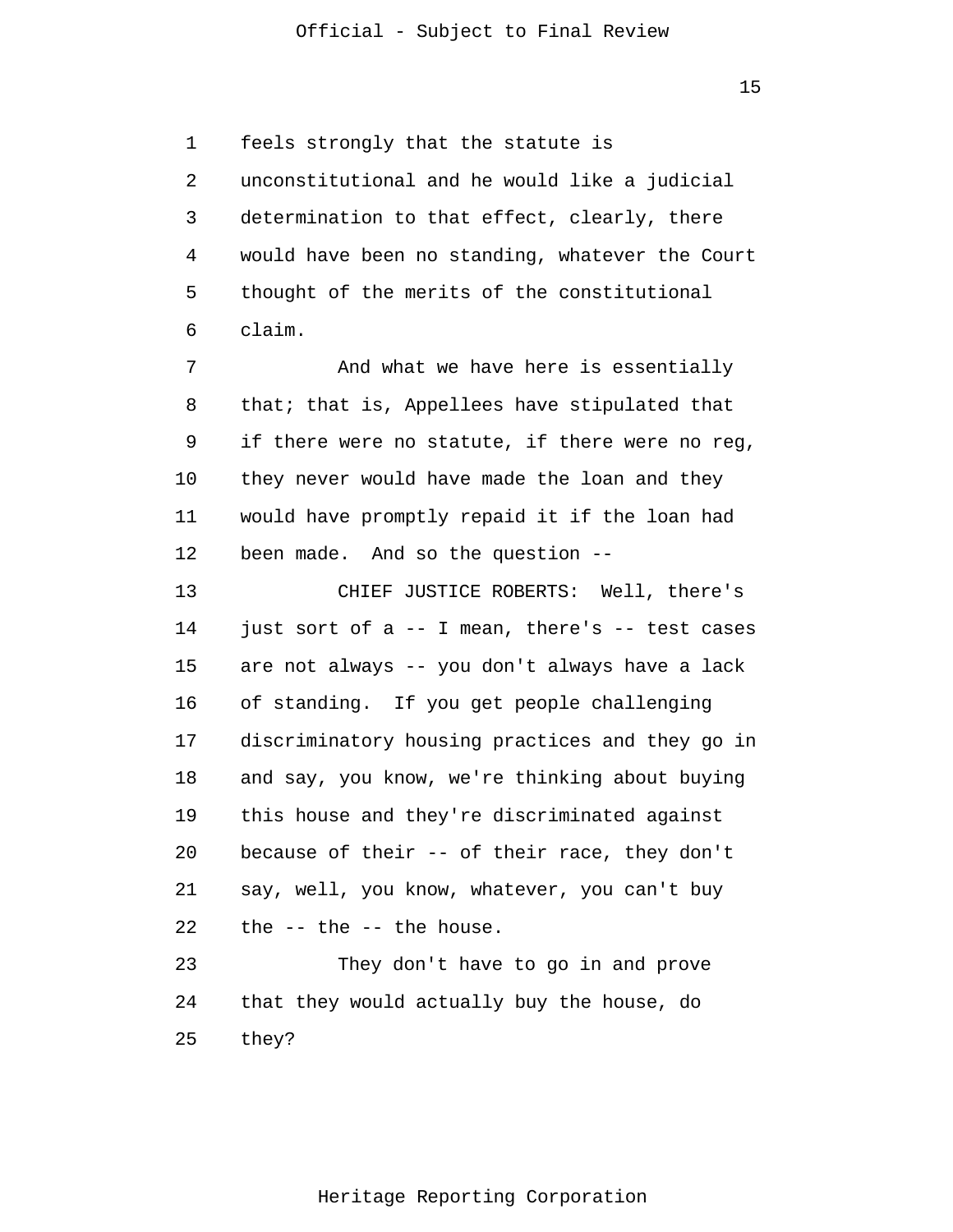feels strongly that the statute is unconstitutional and he would like a judicial determination to that effect, clearly, there would have been no standing, whatever the Court thought of the merits of the constitutional claim.

And what we have here is essentially that; that is, Appellees have stipulated that if there were no statute, if there were no reg, they never would have made the loan and they would have promptly repaid it if the loan had been made. And so the question --

CHIEF JUSTICE ROBERTS: Well, there's just sort of a -- I mean, there's -- test cases are not always -- you don't always have a lack of standing. If you get people challenging discriminatory housing practices and they go in and say, you know, we're thinking about buying this house and they're discriminated against because of their -- of their race, they don't say, well, you know, whatever, you can't buy the -- the -- the house.

They don't have to go in and prove that they would actually buy the house, do they?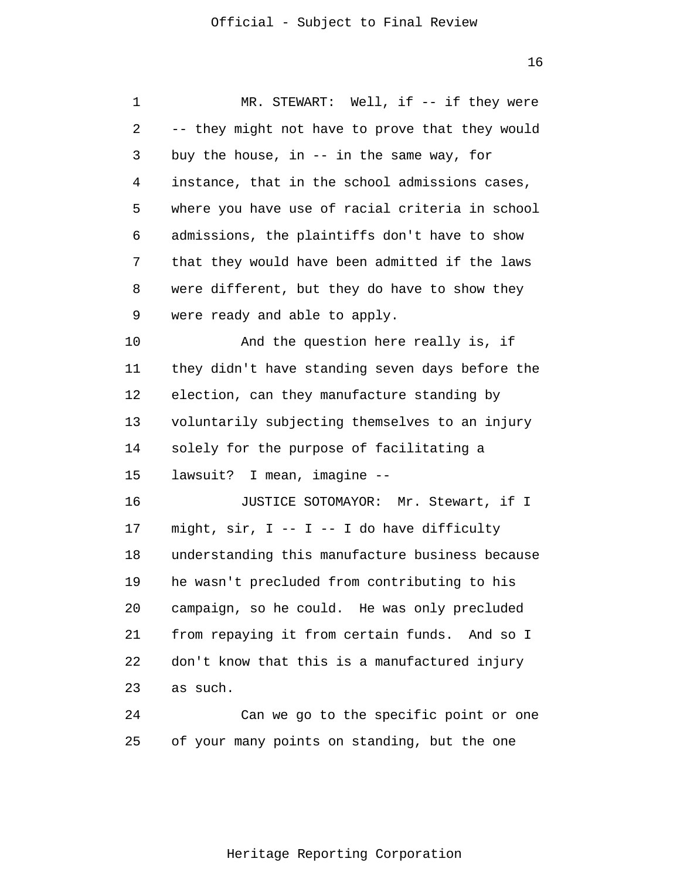MR. STEWART: Well, if -- if they were -- they might not have to prove that they would buy the house, in -- in the same way, for instance, that in the school admissions cases, where you have use of racial criteria in school admissions, the plaintiffs don't have to show that they would have been admitted if the laws were different, but they do have to show they were ready and able to apply.

And the question here really is, if they didn't have standing seven days before the election, can they manufacture standing by voluntarily subjecting themselves to an injury solely for the purpose of facilitating a lawsuit? I mean, imagine --

JUSTICE SOTOMAYOR: Mr. Stewart, if I might, sir, I -- I -- I do have difficulty understanding this manufacture business because he wasn't precluded from contributing to his campaign, so he could. He was only precluded from repaying it from certain funds. And so I don't know that this is a manufactured injury as such.

Can we go to the specific point or one of your many points on standing, but the one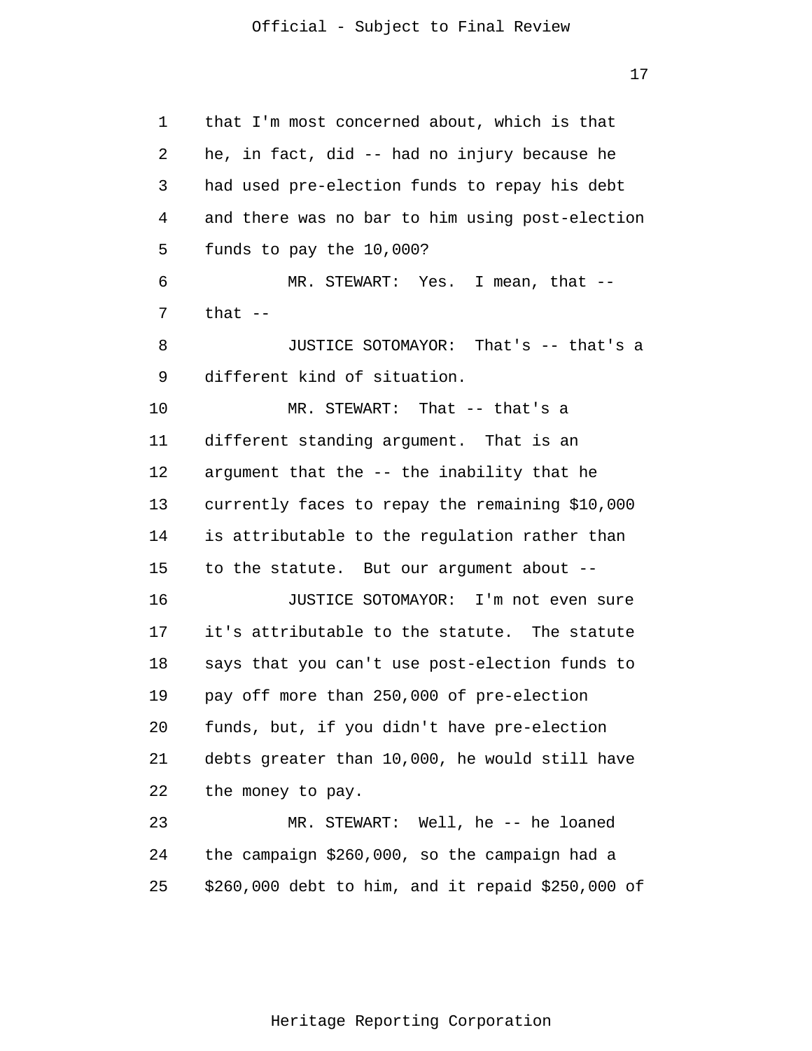that I'm most concerned about, which is that he, in fact, did -- had no injury because he had used pre-election funds to repay his debt and there was no bar to him using post-election funds to pay the 10,000?

MR. STEWART: Yes. I mean, that -- that --

JUSTICE SOTOMAYOR: That's -- that's a different kind of situation.

MR. STEWART: That -- that's a different standing argument. That is an argument that the -- the inability that he currently faces to repay the remaining $10,000 is attributable to the regulation rather than to the statute. But our argument about --

JUSTICE SOTOMAYOR: I'm not even sure it's attributable to the statute. The statute says that you can't use post-election funds to pay off more than 250,000 of pre-election funds, but, if you didn't have pre-election debts greater than 10,000, he would still have the money to pay.

MR. STEWART: Well, he -- he loaned the campaign $260,000, so the campaign had a $260,000 debt to him, and it repaid $250,000 of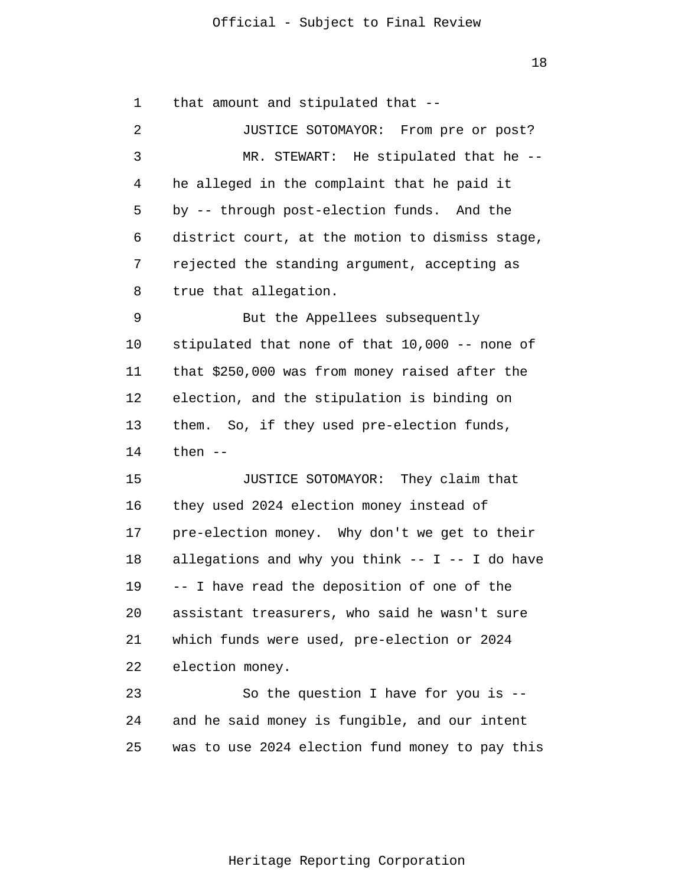that amount and stipulated that --

JUSTICE SOTOMAYOR: From pre or post?

MR. STEWART: He stipulated that he -- he alleged in the complaint that he paid it by -- through post-election funds. And the district court, at the motion to dismiss stage, rejected the standing argument, accepting as true that allegation.

But the Appellees subsequently stipulated that none of that 10,000 -- none of that $250,000 was from money raised after the election, and the stipulation is binding on them. So, if they used pre-election funds, then --

JUSTICE SOTOMAYOR: They claim that they used 2024 election money instead of pre-election money. Why don't we get to their allegations and why you think -- I -- I do have -- I have read the deposition of one of the assistant treasurers, who said he wasn't sure which funds were used, pre-election or 2024 election money.

So the question I have for you is -- and he said money is fungible, and our intent was to use 2024 election fund money to pay this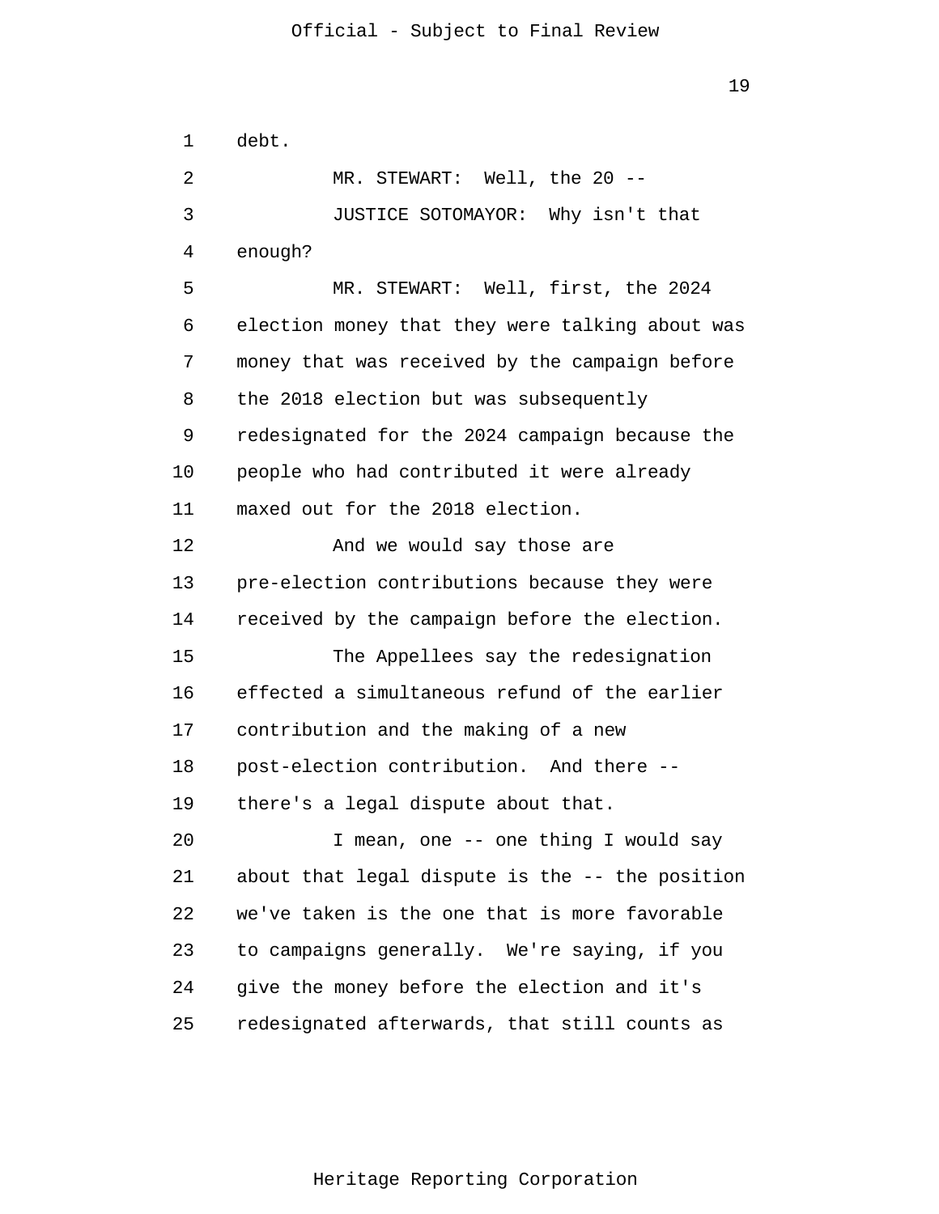debt.

MR. STEWART: Well, the 20 --

JUSTICE SOTOMAYOR: Why isn't that enough?

MR. STEWART: Well, first, the 2024 election money that they were talking about was money that was received by the campaign before the 2018 election but was subsequently redesignated for the 2024 campaign because the people who had contributed it were already maxed out for the 2018 election.

And we would say those are pre-election contributions because they were received by the campaign before the election.

The Appellees say the redesignation effected a simultaneous refund of the earlier contribution and the making of a new post-election contribution. And there -- there's a legal dispute about that.

I mean, one -- one thing I would say about that legal dispute is the -- the position we've taken is the one that is more favorable to campaigns generally. We're saying, if you give the money before the election and it's redesignated afterwards, that still counts as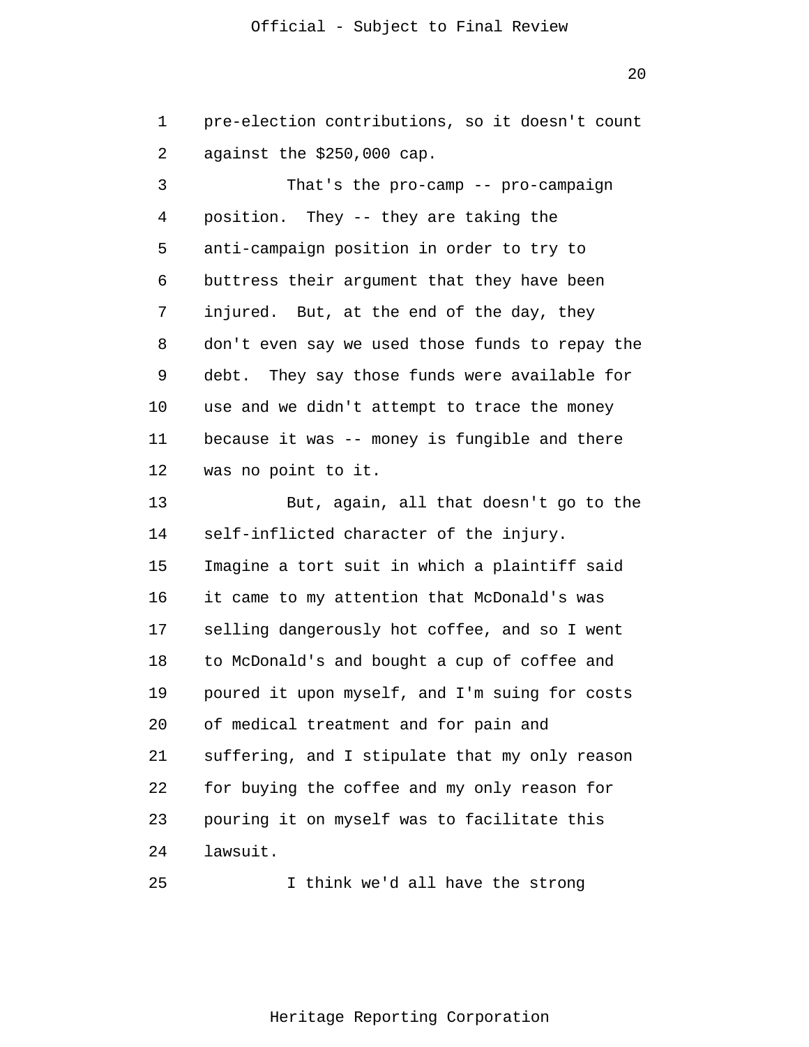pre-election contributions, so it doesn't count against the $250,000 cap.

That's the pro-camp -- pro-campaign position. They -- they are taking the anti-campaign position in order to try to buttress their argument that they have been injured. But, at the end of the day, they don't even say we used those funds to repay the debt. They say those funds were available for use and we didn't attempt to trace the money because it was -- money is fungible and there was no point to it.

But, again, all that doesn't go to the self-inflicted character of the injury. Imagine a tort suit in which a plaintiff said it came to my attention that McDonald's was selling dangerously hot coffee, and so I went to McDonald's and bought a cup of coffee and poured it upon myself, and I'm suing for costs of medical treatment and for pain and suffering, and I stipulate that my only reason for buying the coffee and my only reason for pouring it on myself was to facilitate this lawsuit.

I think we'd all have the strong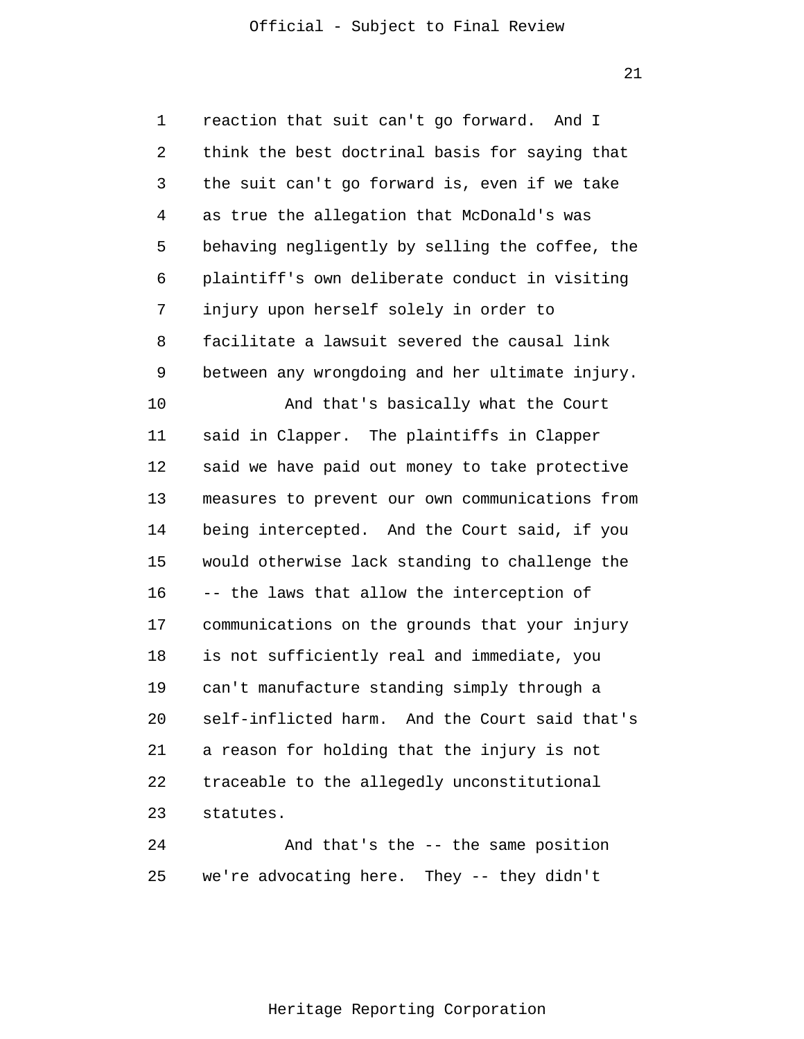reaction that suit can't go forward. And I think the best doctrinal basis for saying that the suit can't go forward is, even if we take as true the allegation that McDonald's was behaving negligently by selling the coffee, the plaintiff's own deliberate conduct in visiting injury upon herself solely in order to facilitate a lawsuit severed the causal link between any wrongdoing and her ultimate injury.

And that's basically what the Court said in Clapper. The plaintiffs in Clapper said we have paid out money to take protective measures to prevent our own communications from being intercepted. And the Court said, if you would otherwise lack standing to challenge the -- the laws that allow the interception of communications on the grounds that your injury is not sufficiently real and immediate, you can't manufacture standing simply through a self-inflicted harm. And the Court said that's a reason for holding that the injury is not traceable to the allegedly unconstitutional statutes.

And that's the -- the same position we're advocating here. They -- they didn't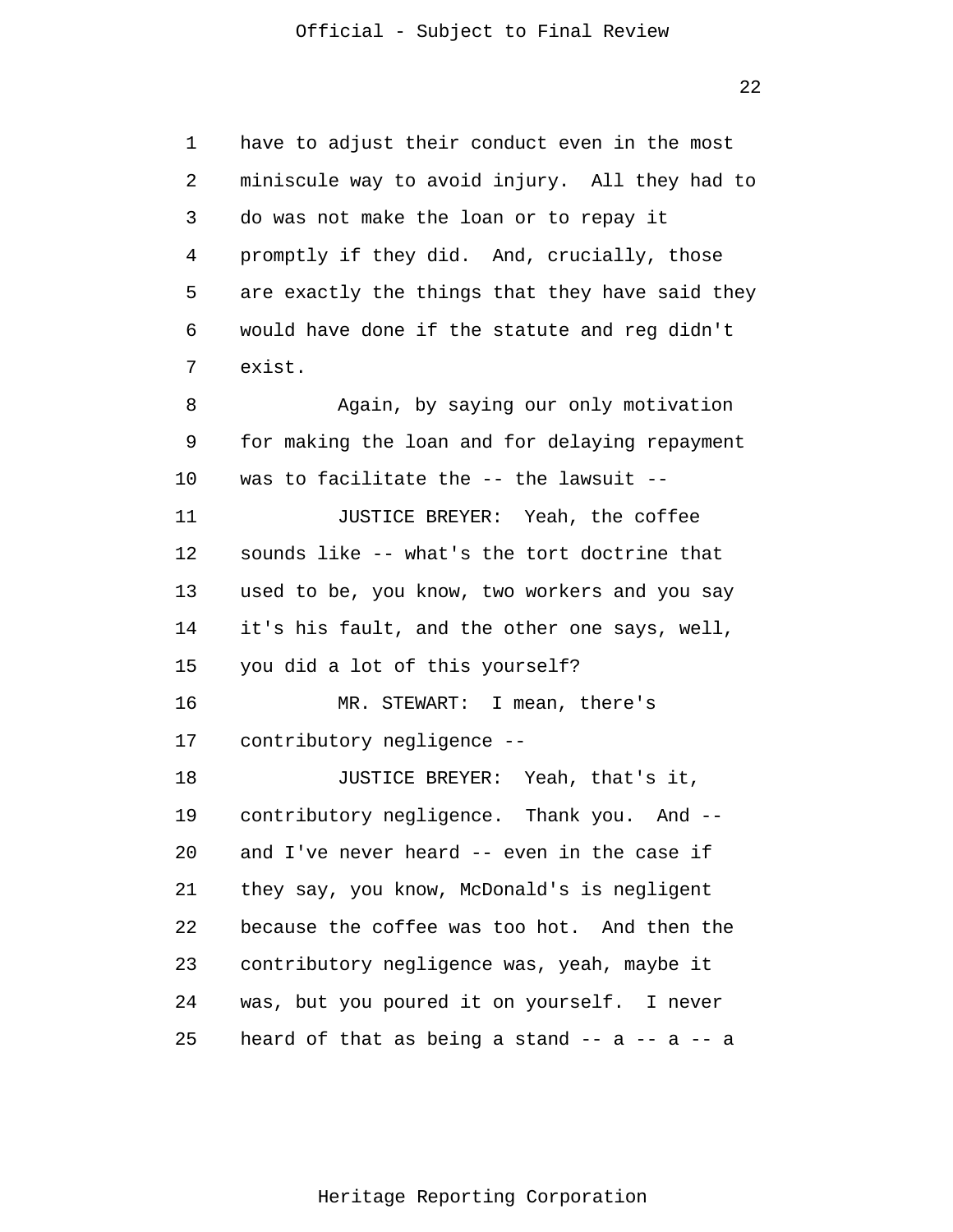have to adjust their conduct even in the most miniscule way to avoid injury. All they had to do was not make the loan or to repay it promptly if they did. And, crucially, those are exactly the things that they have said they would have done if the statute and reg didn't exist.

Again, by saying our only motivation for making the loan and for delaying repayment was to facilitate the -- the lawsuit --

JUSTICE BREYER: Yeah, the coffee sounds like -- what's the tort doctrine that used to be, you know, two workers and you say it's his fault, and the other one says, well, you did a lot of this yourself?

MR. STEWART: I mean, there's contributory negligence --

JUSTICE BREYER: Yeah, that's it, contributory negligence. Thank you. And -- and I've never heard -- even in the case if they say, you know, McDonald's is negligent because the coffee was too hot. And then the contributory negligence was, yeah, maybe it was, but you poured it on yourself. I never heard of that as being a stand -- a -- a -- a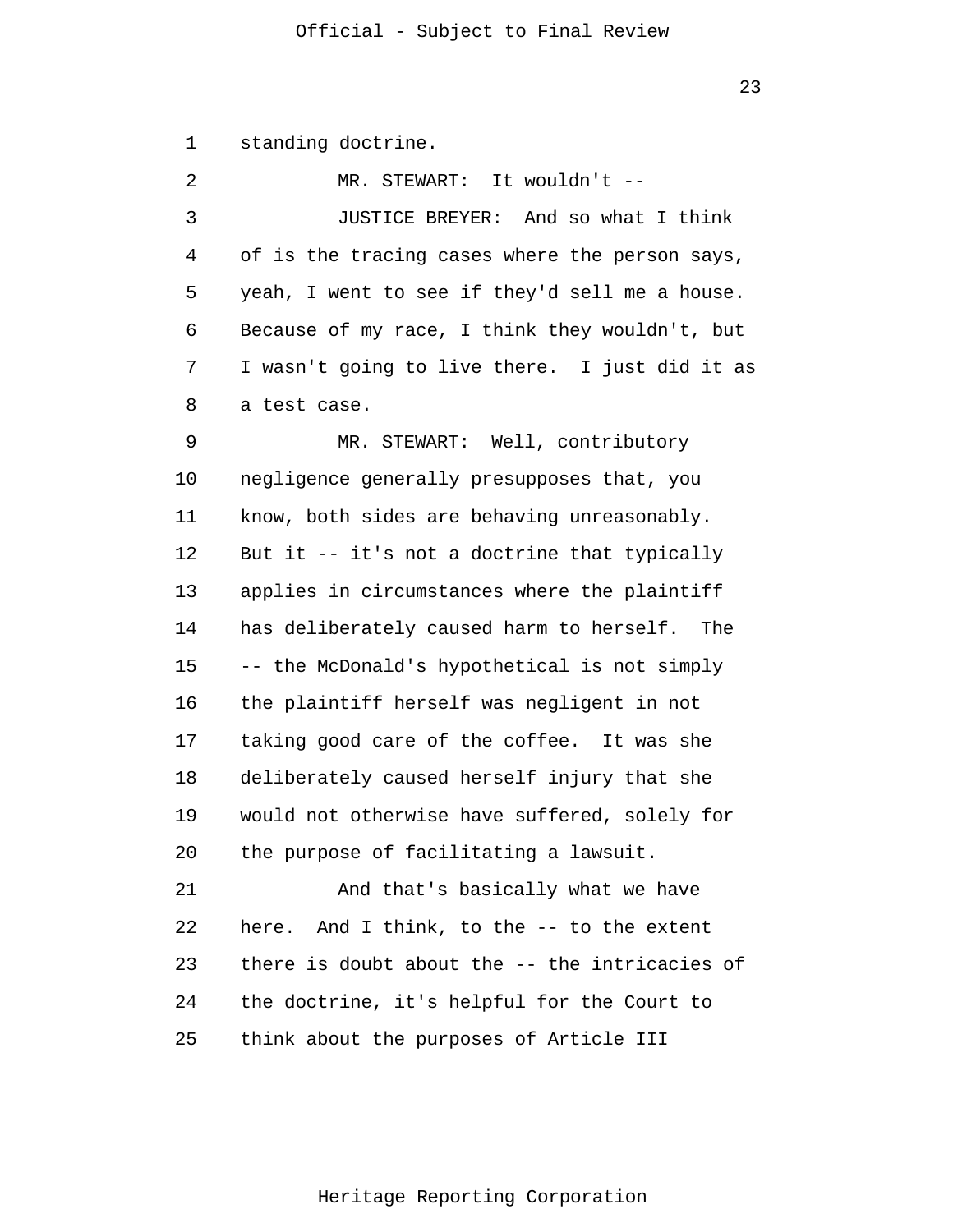standing doctrine.

MR. STEWART: It wouldn't --

JUSTICE BREYER: And so what I think of is the tracing cases where the person says, yeah, I went to see if they'd sell me a house. Because of my race, I think they wouldn't, but I wasn't going to live there. I just did it as a test case.

MR. STEWART: Well, contributory negligence generally presupposes that, you know, both sides are behaving unreasonably. But it -- it's not a doctrine that typically applies in circumstances where the plaintiff has deliberately caused harm to herself. The -- the McDonald's hypothetical is not simply the plaintiff herself was negligent in not taking good care of the coffee. It was she deliberately caused herself injury that she would not otherwise have suffered, solely for the purpose of facilitating a lawsuit.

And that's basically what we have here. And I think, to the -- to the extent there is doubt about the -- the intricacies of the doctrine, it's helpful for the Court to think about the purposes of Article III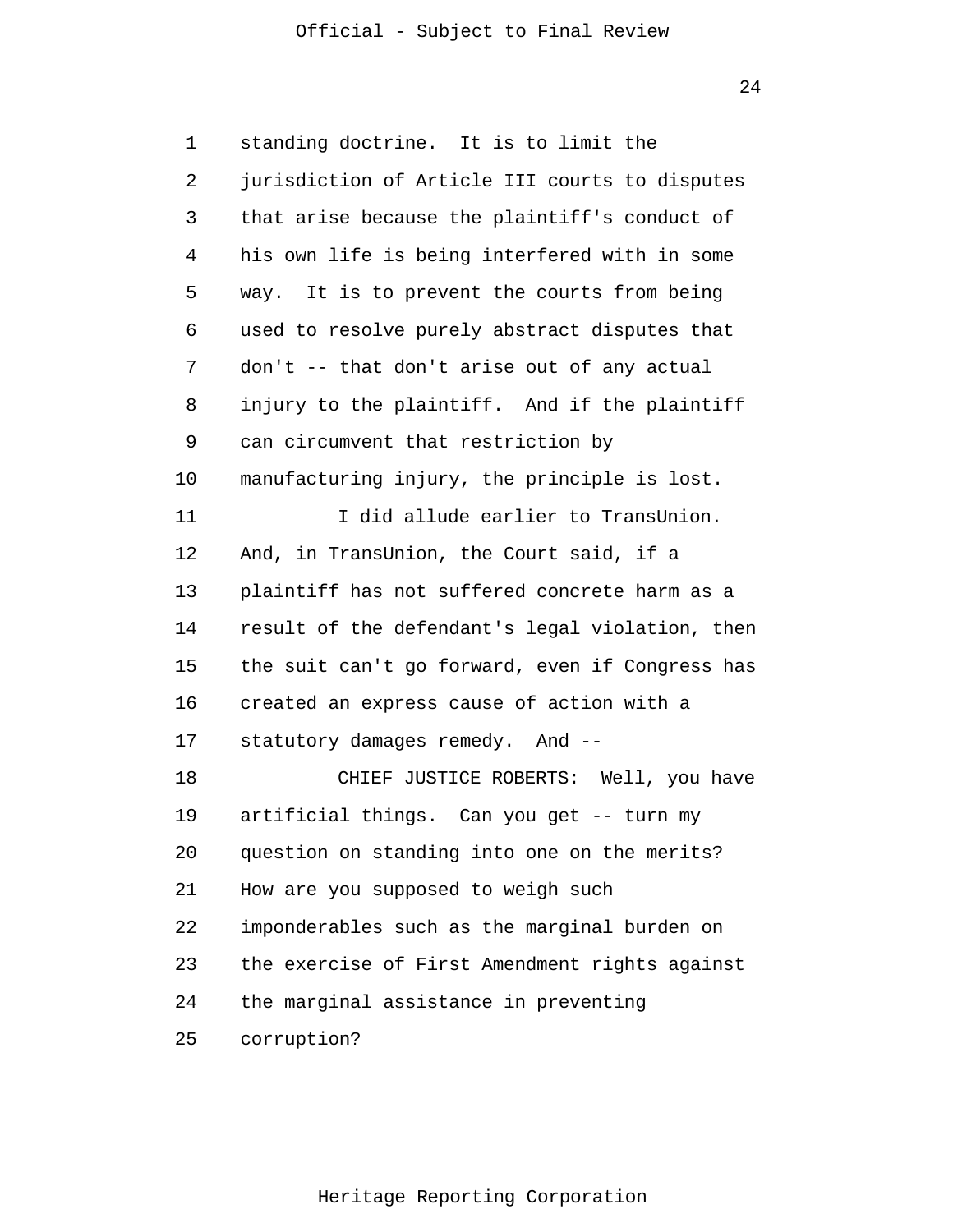standing doctrine. It is to limit the jurisdiction of Article III courts to disputes that arise because the plaintiff's conduct of his own life is being interfered with in some way. It is to prevent the courts from being used to resolve purely abstract disputes that don't -- that don't arise out of any actual injury to the plaintiff. And if the plaintiff can circumvent that restriction by manufacturing injury, the principle is lost.

I did allude earlier to TransUnion. And, in TransUnion, the Court said, if a plaintiff has not suffered concrete harm as a result of the defendant's legal violation, then the suit can't go forward, even if Congress has created an express cause of action with a statutory damages remedy. And --

CHIEF JUSTICE ROBERTS: Well, you have artificial things. Can you get -- turn my question on standing into one on the merits? How are you supposed to weigh such imponderables such as the marginal burden on the exercise of First Amendment rights against the marginal assistance in preventing corruption?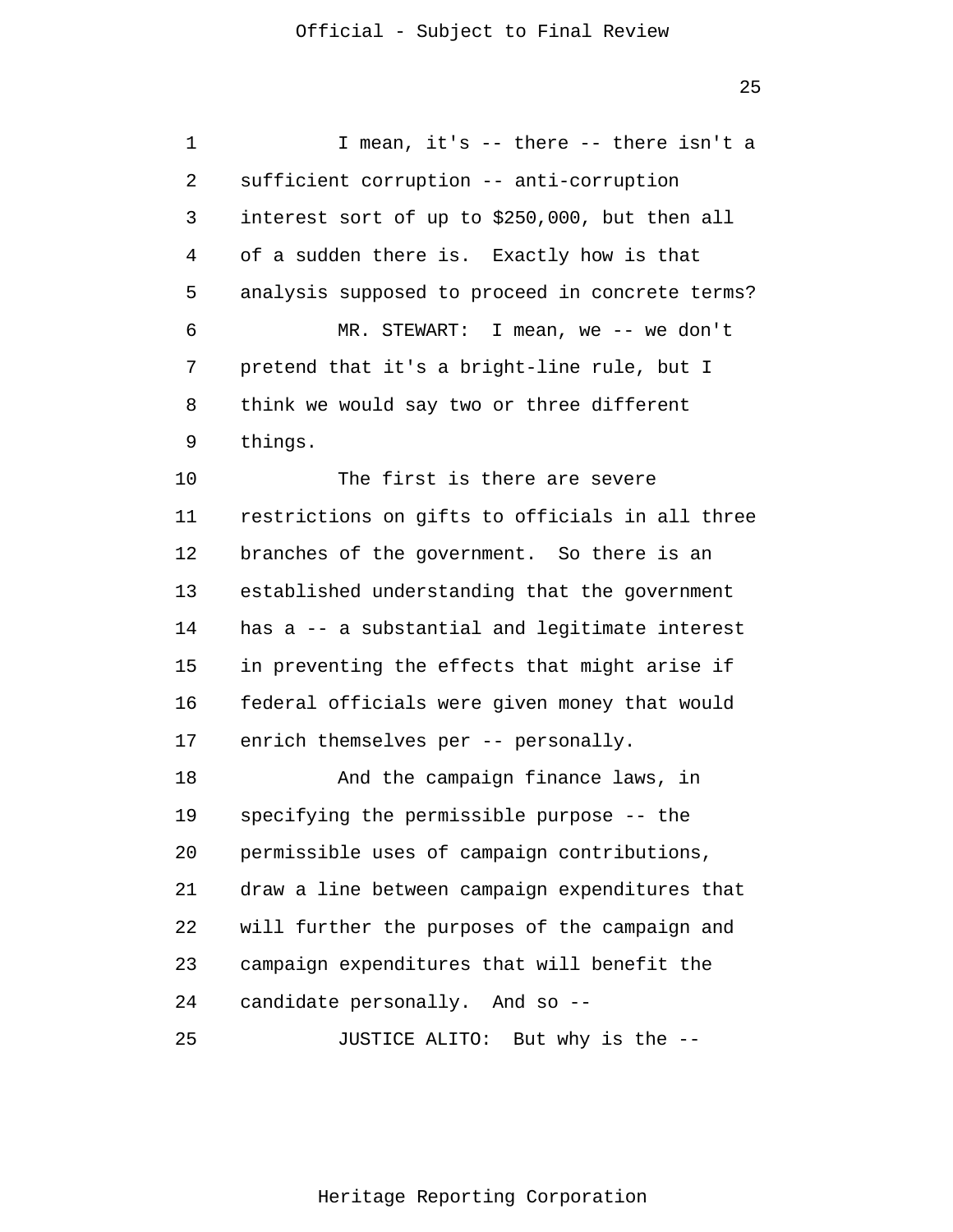I mean, it's -- there -- there isn't a sufficient corruption -- anti-corruption interest sort of up to $250,000, but then all of a sudden there is. Exactly how is that analysis supposed to proceed in concrete terms?

MR. STEWART: I mean, we -- we don't pretend that it's a bright-line rule, but I think we would say two or three different things.

The first is there are severe restrictions on gifts to officials in all three branches of the government. So there is an established understanding that the government has a -- a substantial and legitimate interest in preventing the effects that might arise if federal officials were given money that would enrich themselves per -- personally.

And the campaign finance laws, in specifying the permissible purpose -- the permissible uses of campaign contributions, draw a line between campaign expenditures that will further the purposes of the campaign and campaign expenditures that will benefit the candidate personally. And so --

JUSTICE ALITO: But why is the --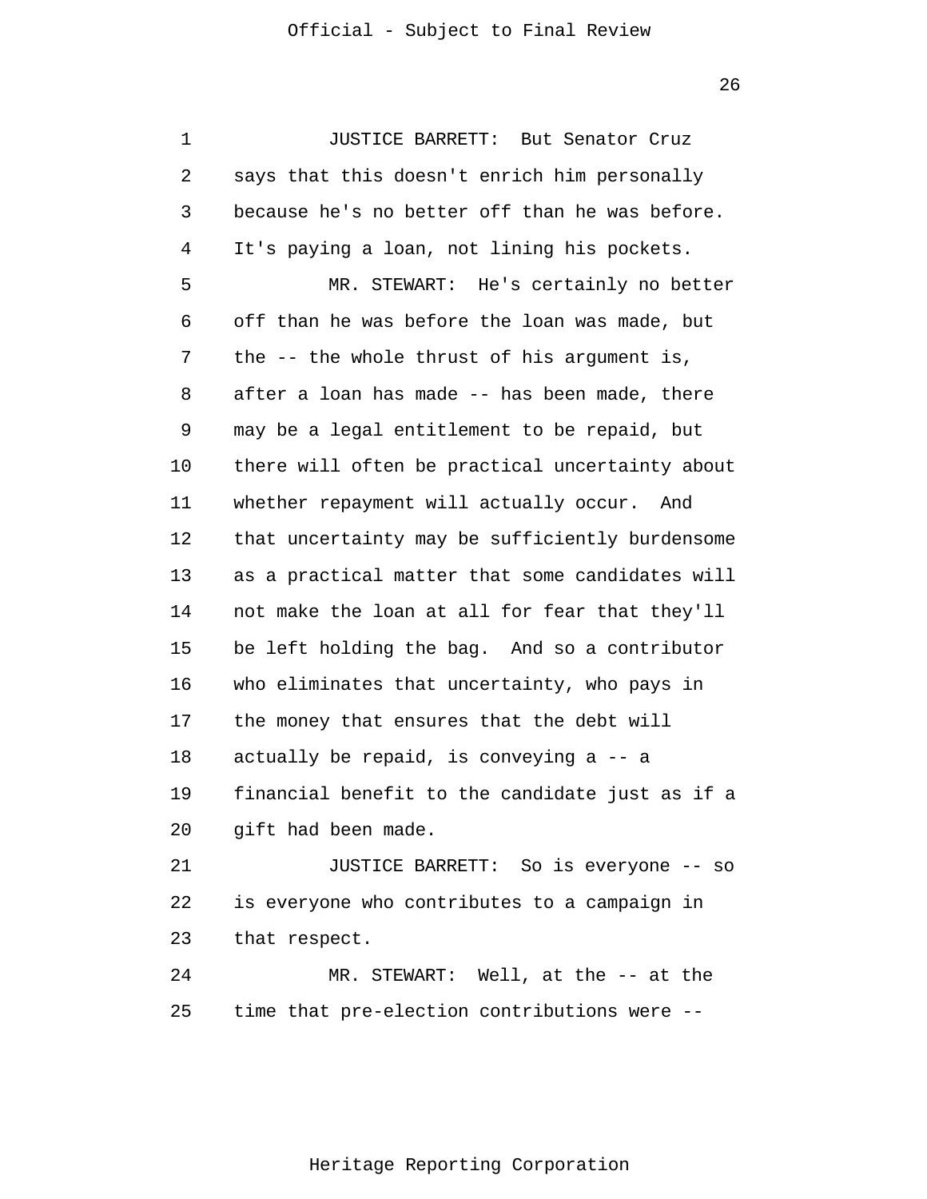JUSTICE BARRETT: But Senator Cruz says that this doesn't enrich him personally because he's no better off than he was before. It's paying a loan, not lining his pockets.

MR. STEWART: He's certainly no better off than he was before the loan was made, but the -- the whole thrust of his argument is, after a loan has made -- has been made, there may be a legal entitlement to be repaid, but there will often be practical uncertainty about whether repayment will actually occur. And that uncertainty may be sufficiently burdensome as a practical matter that some candidates will not make the loan at all for fear that they'll be left holding the bag. And so a contributor who eliminates that uncertainty, who pays in the money that ensures that the debt will actually be repaid, is conveying a -- a financial benefit to the candidate just as if a gift had been made.

JUSTICE BARRETT: So is everyone -- so is everyone who contributes to a campaign in that respect.

MR. STEWART: Well, at the -- at the time that pre-election contributions were --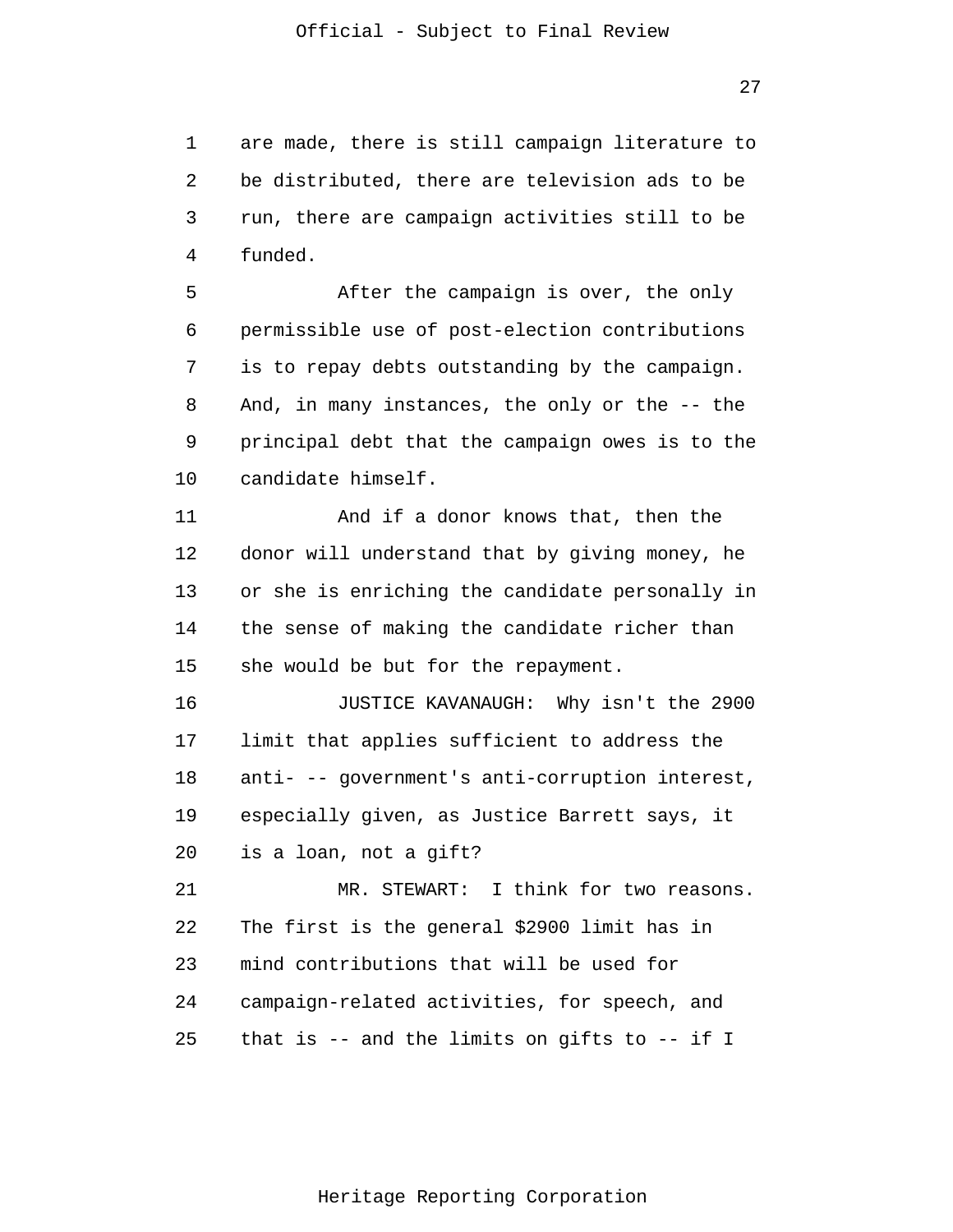are made, there is still campaign literature to be distributed, there are television ads to be run, there are campaign activities still to be funded.

After the campaign is over, the only permissible use of post-election contributions is to repay debts outstanding by the campaign. And, in many instances, the only or the -- the principal debt that the campaign owes is to the candidate himself.

And if a donor knows that, then the donor will understand that by giving money, he or she is enriching the candidate personally in the sense of making the candidate richer than she would be but for the repayment.

JUSTICE KAVANAUGH: Why isn't the 2900 limit that applies sufficient to address the anti- -- government's anti-corruption interest, especially given, as Justice Barrett says, it is a loan, not a gift?

MR. STEWART: I think for two reasons. The first is the general $2900 limit has in mind contributions that will be used for campaign-related activities, for speech, and that is -- and the limits on gifts to -- if I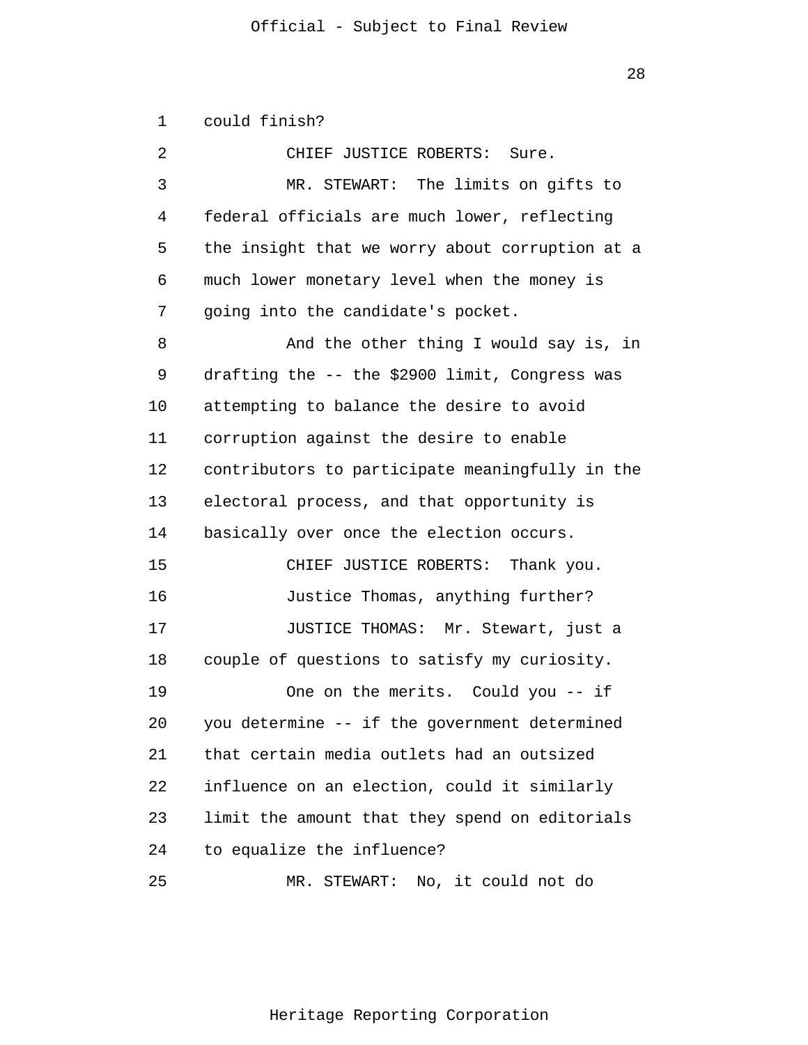could finish?

CHIEF JUSTICE ROBERTS: Sure.

MR. STEWART: The limits on gifts to federal officials are much lower, reflecting the insight that we worry about corruption at a much lower monetary level when the money is going into the candidate's pocket.

And the other thing I would say is, in drafting the -- the $2900 limit, Congress was attempting to balance the desire to avoid corruption against the desire to enable contributors to participate meaningfully in the electoral process, and that opportunity is basically over once the election occurs.

CHIEF JUSTICE ROBERTS: Thank you.

Justice Thomas, anything further?

JUSTICE THOMAS: Mr. Stewart, just a couple of questions to satisfy my curiosity.

One on the merits. Could you -- if you determine -- if the government determined that certain media outlets had an outsized influence on an election, could it similarly limit the amount that they spend on editorials to equalize the influence?

MR. STEWART: No, it could not do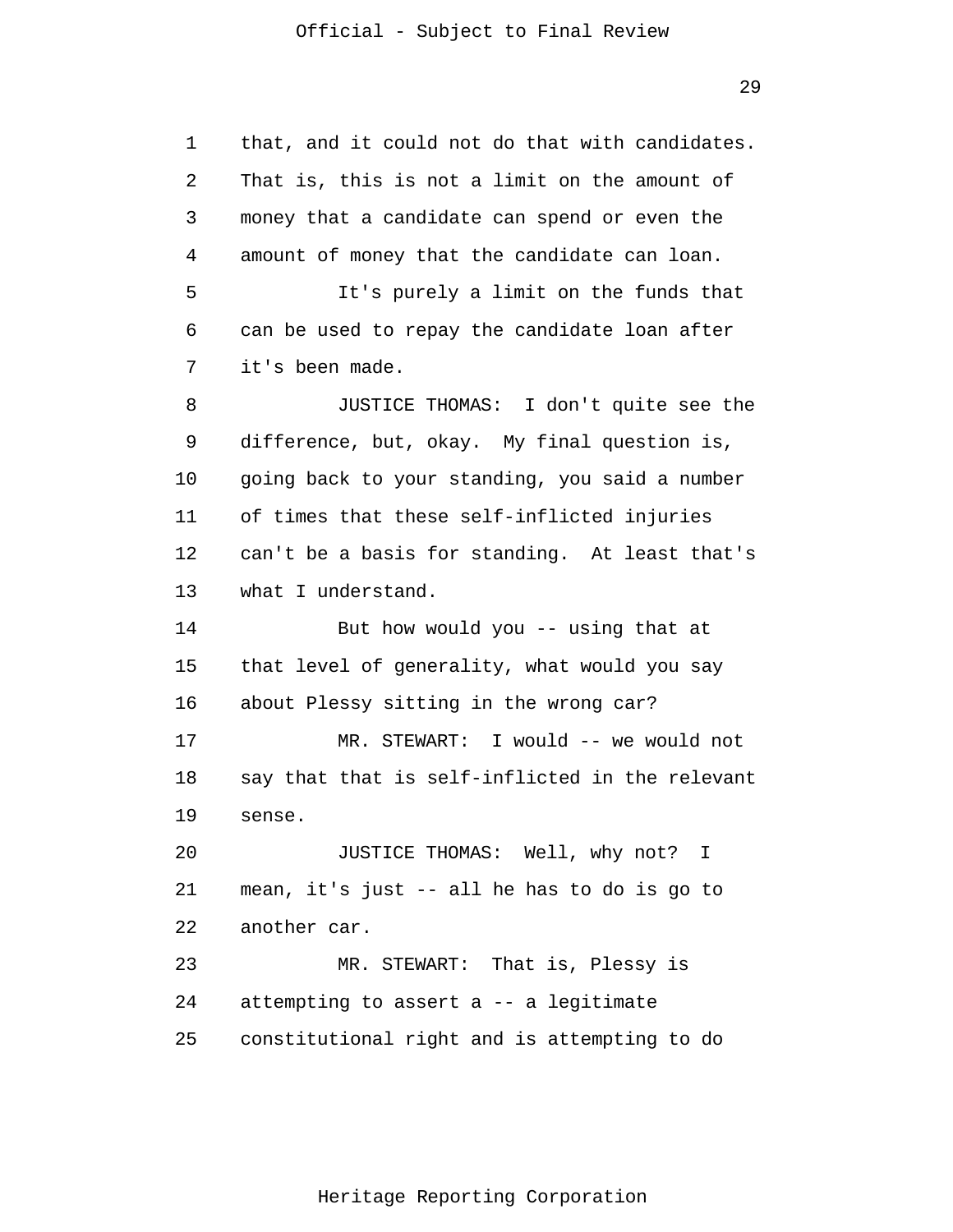that, and it could not do that with candidates. That is, this is not a limit on the amount of money that a candidate can spend or even the amount of money that the candidate can loan.

It's purely a limit on the funds that can be used to repay the candidate loan after it's been made.

JUSTICE THOMAS: I don't quite see the difference, but, okay. My final question is, going back to your standing, you said a number of times that these self-inflicted injuries can't be a basis for standing. At least that's what I understand.

But how would you -- using that at that level of generality, what would you say about Plessy sitting in the wrong car?

MR. STEWART: I would -- we would not say that that is self-inflicted in the relevant sense.

JUSTICE THOMAS: Well, why not? I mean, it's just -- all he has to do is go to another car.

MR. STEWART: That is, Plessy is attempting to assert a -- a legitimate constitutional right and is attempting to do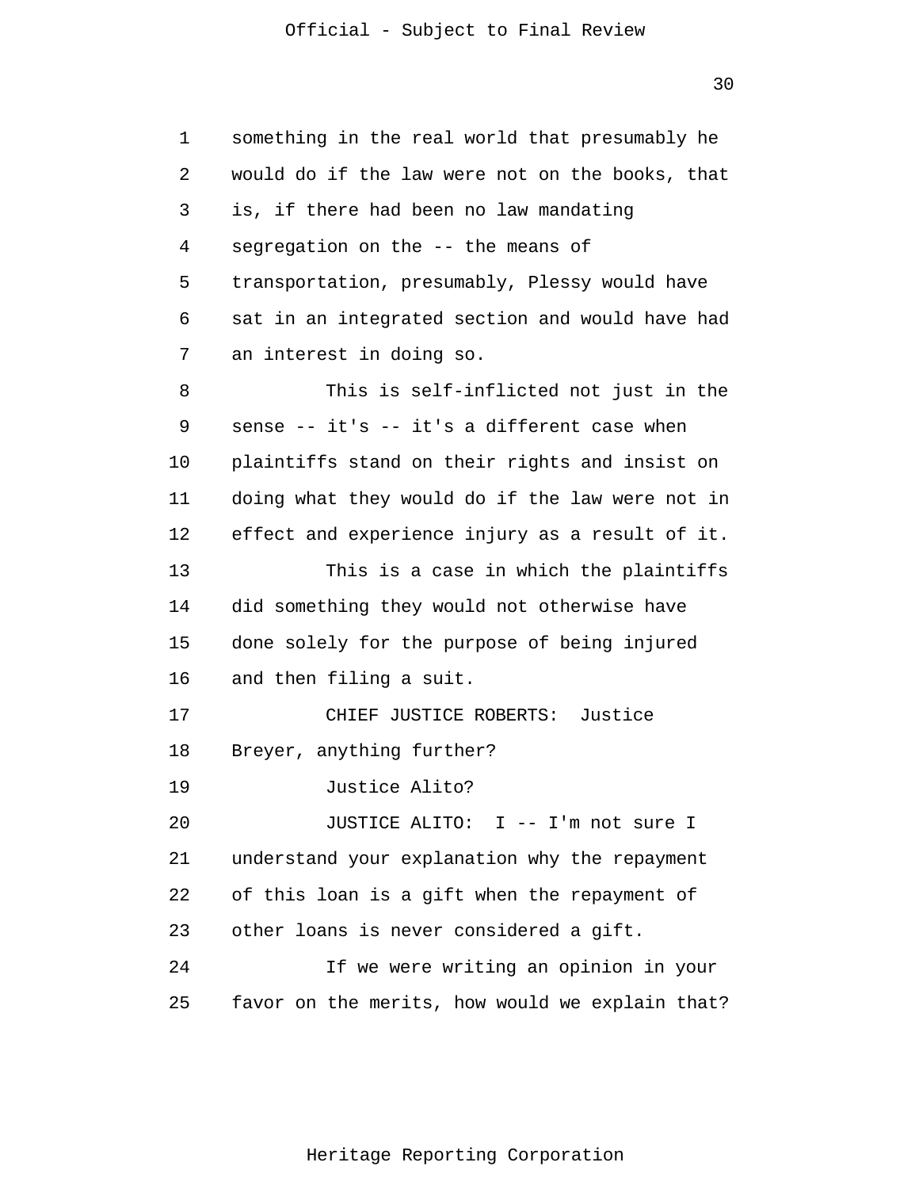something in the real world that presumably he would do if the law were not on the books, that is, if there had been no law mandating segregation on the -- the means of transportation, presumably, Plessy would have sat in an integrated section and would have had an interest in doing so.

This is self-inflicted not just in the sense -- it's -- it's a different case when plaintiffs stand on their rights and insist on doing what they would do if the law were not in effect and experience injury as a result of it.

This is a case in which the plaintiffs did something they would not otherwise have done solely for the purpose of being injured and then filing a suit.

CHIEF JUSTICE ROBERTS: Justice Breyer, anything further?

Justice Alito?

JUSTICE ALITO: I -- I'm not sure I understand your explanation why the repayment of this loan is a gift when the repayment of other loans is never considered a gift.

If we were writing an opinion in your favor on the merits, how would we explain that?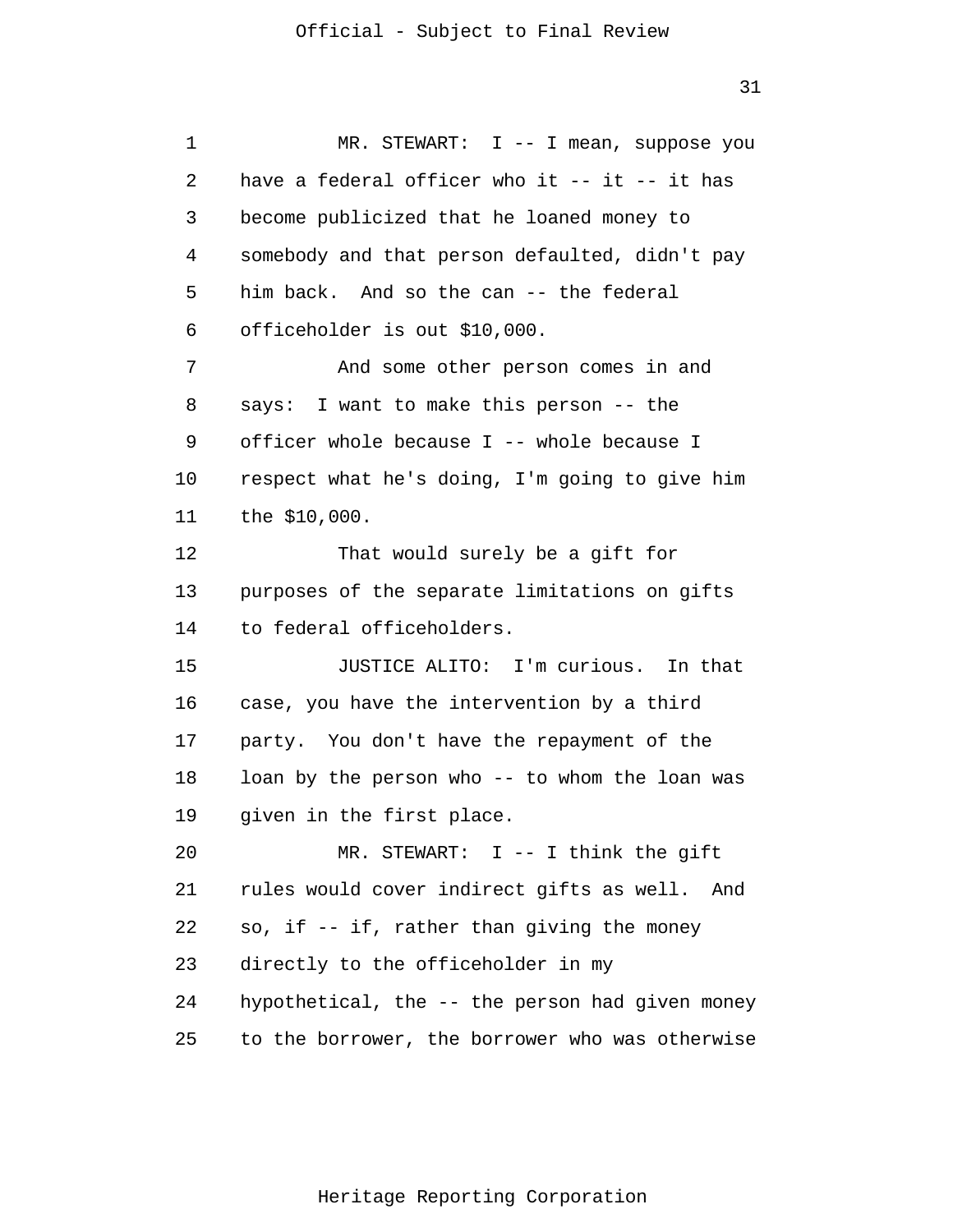MR. STEWART: I -- I mean, suppose you have a federal officer who it -- it -- it has become publicized that he loaned money to somebody and that person defaulted, didn't pay him back. And so the can -- the federal officeholder is out $10,000.

And some other person comes in and says: I want to make this person -- the officer whole because I -- whole because I respect what he's doing, I'm going to give him the $10,000.

That would surely be a gift for purposes of the separate limitations on gifts to federal officeholders.

JUSTICE ALITO: I'm curious. In that case, you have the intervention by a third party. You don't have the repayment of the loan by the person who -- to whom the loan was given in the first place.

MR. STEWART: I -- I think the gift rules would cover indirect gifts as well. And so, if -- if, rather than giving the money directly to the officeholder in my hypothetical, the -- the person had given money to the borrower, the borrower who was otherwise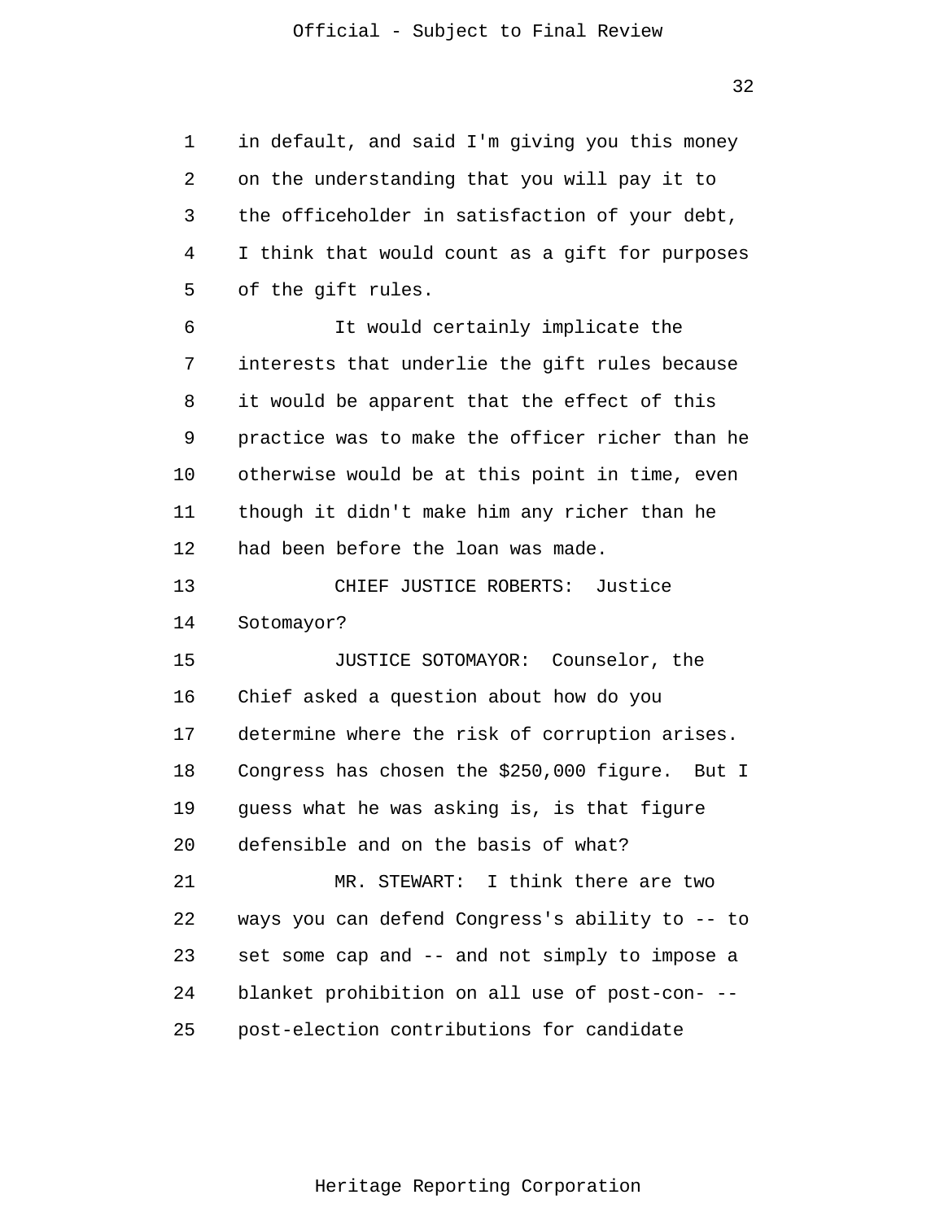in default, and said I'm giving you this money on the understanding that you will pay it to the officeholder in satisfaction of your debt, I think that would count as a gift for purposes of the gift rules.

It would certainly implicate the interests that underlie the gift rules because it would be apparent that the effect of this practice was to make the officer richer than he otherwise would be at this point in time, even though it didn't make him any richer than he had been before the loan was made.

CHIEF JUSTICE ROBERTS: Justice Sotomayor?

JUSTICE SOTOMAYOR: Counselor, the Chief asked a question about how do you determine where the risk of corruption arises. Congress has chosen the $250,000 figure. But I guess what he was asking is, is that figure defensible and on the basis of what?

MR. STEWART: I think there are two ways you can defend Congress's ability to -- to set some cap and -- and not simply to impose a blanket prohibition on all use of post-con- -- post-election contributions for candidate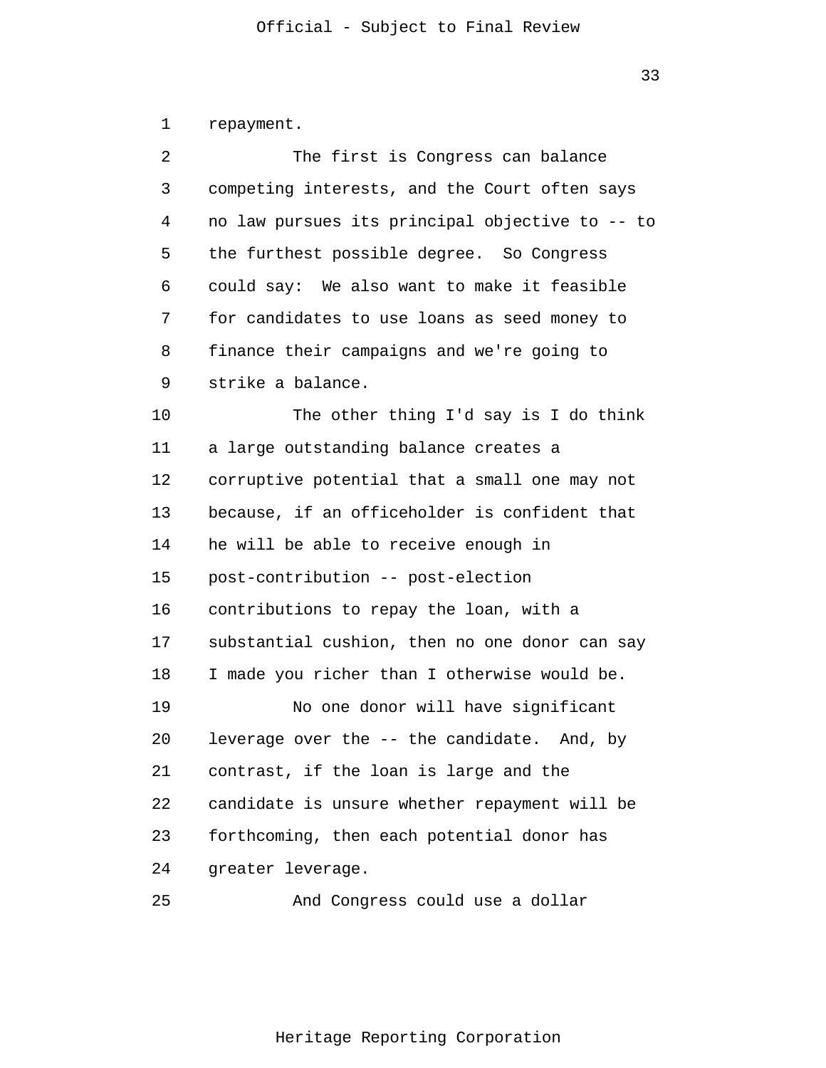repayment.

The first is Congress can balance competing interests, and the Court often says no law pursues its principal objective to -- to the furthest possible degree. So Congress could say: We also want to make it feasible for candidates to use loans as seed money to finance their campaigns and we're going to strike a balance.

The other thing I'd say is I do think a large outstanding balance creates a corruptive potential that a small one may not because, if an officeholder is confident that he will be able to receive enough in post-contribution -- post-election contributions to repay the loan, with a substantial cushion, then no one donor can say I made you richer than I otherwise would be.

No one donor will have significant leverage over the -- the candidate. And, by contrast, if the loan is large and the candidate is unsure whether repayment will be forthcoming, then each potential donor has greater leverage.

And Congress could use a dollar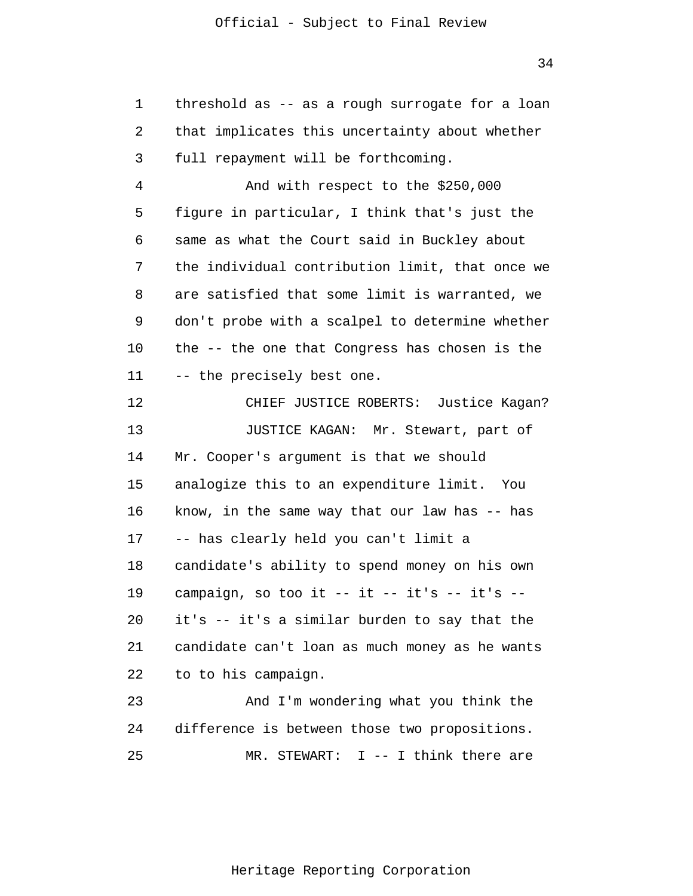threshold as -- as a rough surrogate for a loan that implicates this uncertainty about whether full repayment will be forthcoming.

And with respect to the $250,000 figure in particular, I think that's just the same as what the Court said in Buckley about the individual contribution limit, that once we are satisfied that some limit is warranted, we don't probe with a scalpel to determine whether the -- the one that Congress has chosen is the -- the precisely best one.

CHIEF JUSTICE ROBERTS: Justice Kagan?

JUSTICE KAGAN: Mr. Stewart, part of Mr. Cooper's argument is that we should analogize this to an expenditure limit. You know, in the same way that our law has -- has -- has clearly held you can't limit a candidate's ability to spend money on his own campaign, so too it -- it -- it's -- it's -- it's -- it's a similar burden to say that the candidate can't loan as much money as he wants to to his campaign.

And I'm wondering what you think the difference is between those two propositions.

MR. STEWART: I -- I think there are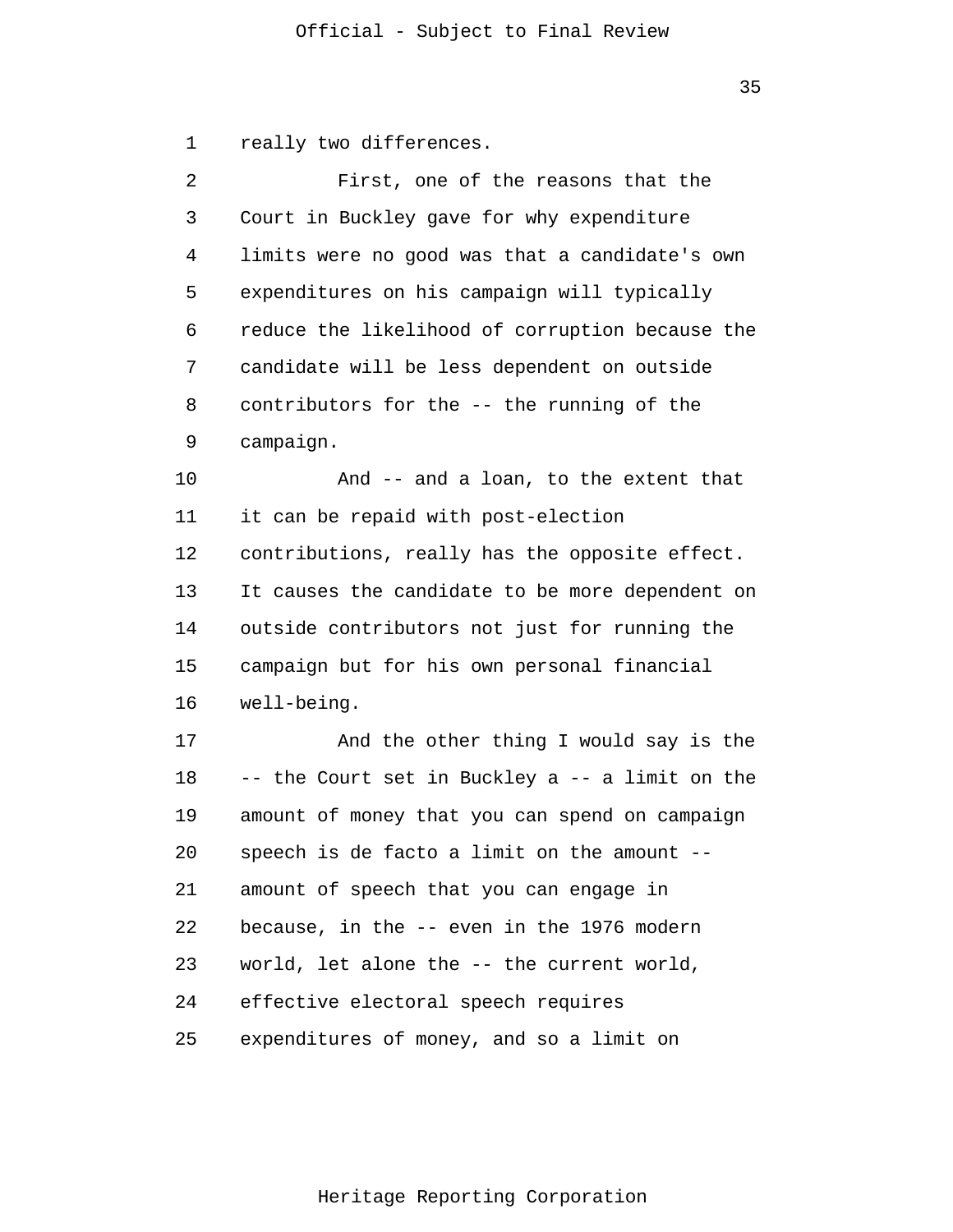really two differences.

First, one of the reasons that the Court in Buckley gave for why expenditure limits were no good was that a candidate's own expenditures on his campaign will typically reduce the likelihood of corruption because the candidate will be less dependent on outside contributors for the -- the running of the campaign.

And -- and a loan, to the extent that it can be repaid with post-election contributions, really has the opposite effect. It causes the candidate to be more dependent on outside contributors not just for running the campaign but for his own personal financial well-being.

And the other thing I would say is the -- the Court set in Buckley a -- a limit on the amount of money that you can spend on campaign speech is de facto a limit on the amount -- amount of speech that you can engage in because, in the -- even in the 1976 modern world, let alone the -- the current world, effective electoral speech requires expenditures of money, and so a limit on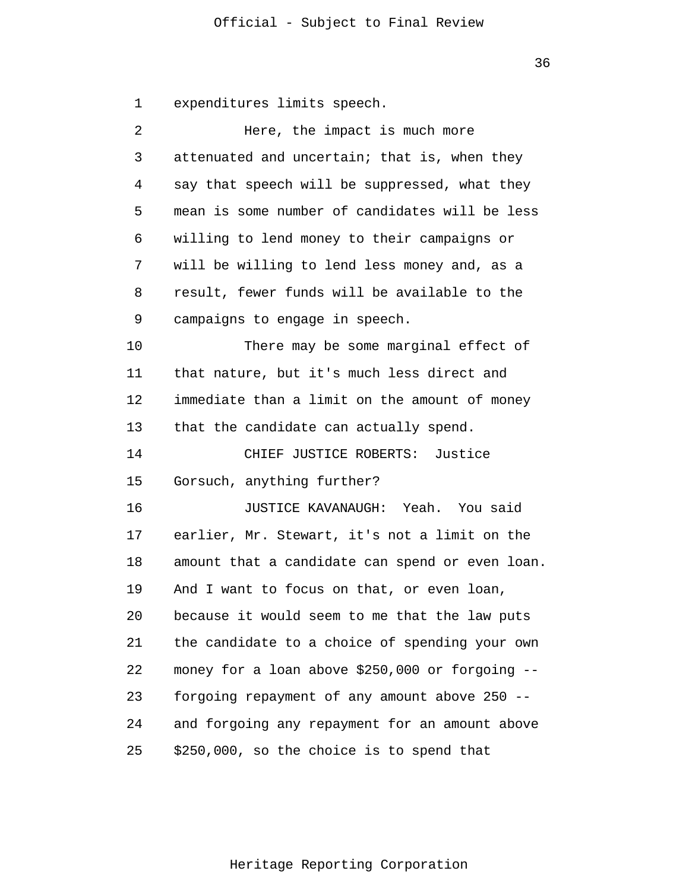expenditures limits speech.

Here, the impact is much more attenuated and uncertain; that is, when they say that speech will be suppressed, what they mean is some number of candidates will be less willing to lend money to their campaigns or will be willing to lend less money and, as a result, fewer funds will be available to the campaigns to engage in speech.

There may be some marginal effect of that nature, but it's much less direct and immediate than a limit on the amount of money that the candidate can actually spend.

CHIEF JUSTICE ROBERTS: Justice Gorsuch, anything further?

JUSTICE KAVANAUGH: Yeah. You said earlier, Mr. Stewart, it's not a limit on the amount that a candidate can spend or even loan. And I want to focus on that, or even loan, because it would seem to me that the law puts the candidate to a choice of spending your own money for a loan above $250,000 or forgoing -- forgoing repayment of any amount above 250 -- and forgoing any repayment for an amount above $250,000, so the choice is to spend that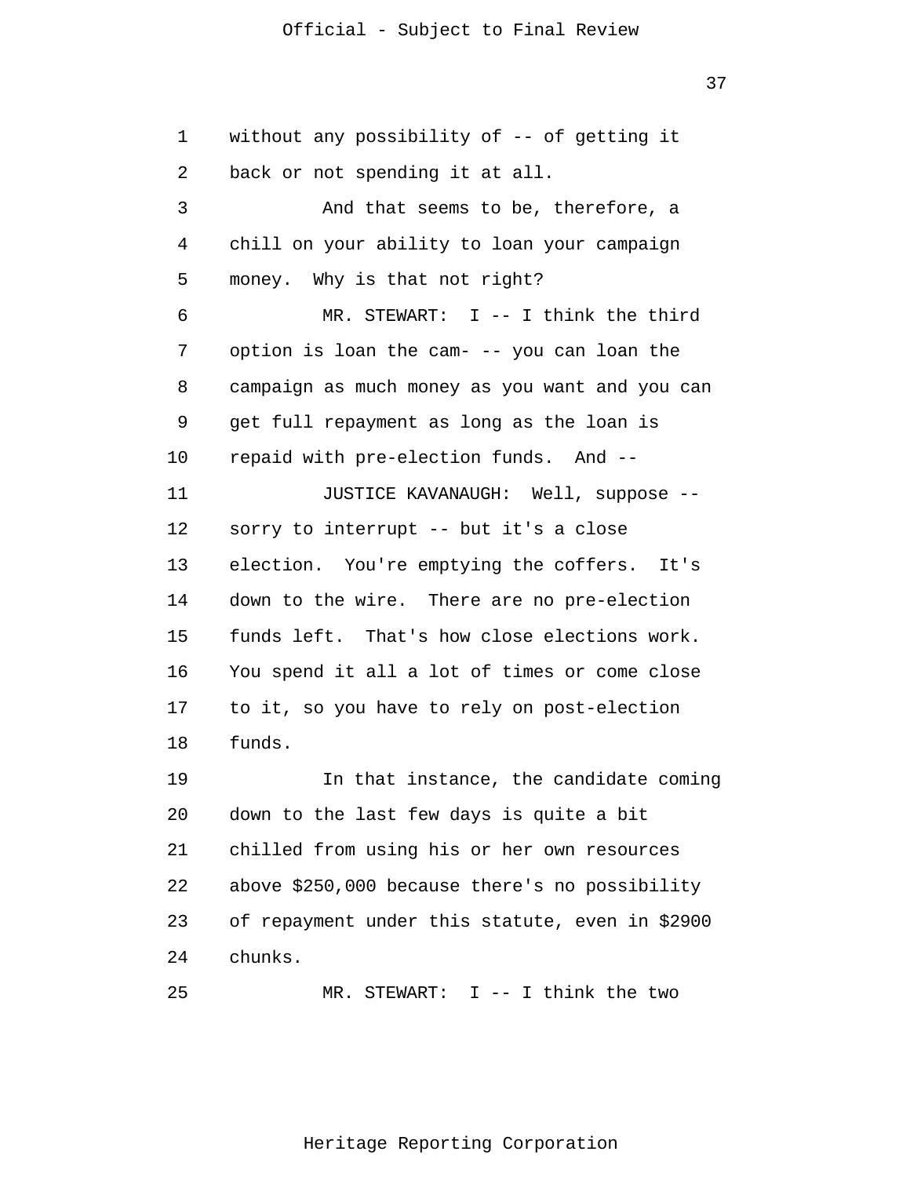without any possibility of -- of getting it back or not spending it at all.

And that seems to be, therefore, a chill on your ability to loan your campaign money. Why is that not right?

MR. STEWART: I -- I think the third option is loan the cam- -- you can loan the campaign as much money as you want and you can get full repayment as long as the loan is repaid with pre-election funds. And --

JUSTICE KAVANAUGH: Well, suppose -- sorry to interrupt -- but it's a close election. You're emptying the coffers. It's down to the wire. There are no pre-election funds left. That's how close elections work. You spend it all a lot of times or come close to it, so you have to rely on post-election funds.

In that instance, the candidate coming down to the last few days is quite a bit chilled from using his or her own resources above $250,000 because there's no possibility of repayment under this statute, even in $2900 chunks.

MR. STEWART: I -- I think the two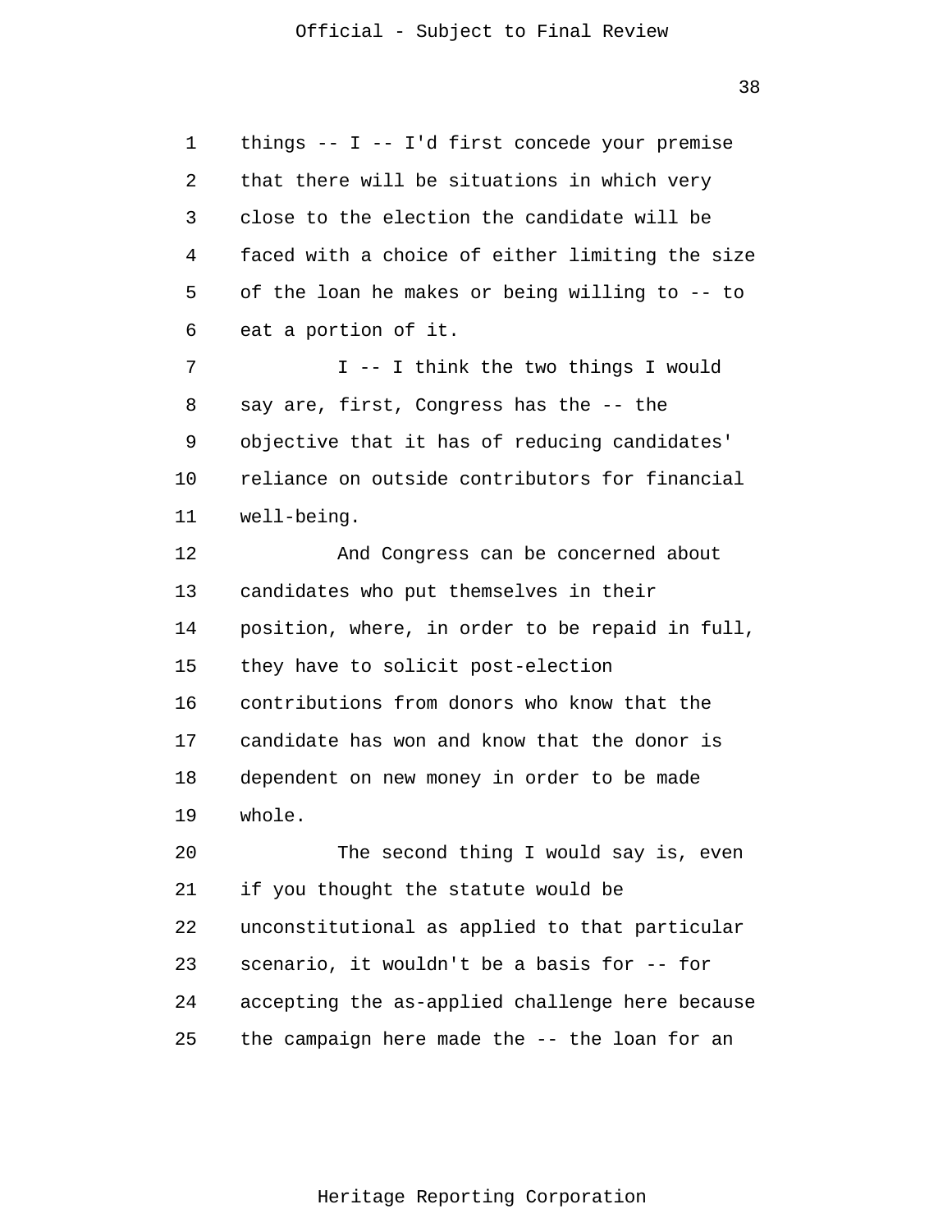things -- I -- I'd first concede your premise that there will be situations in which very close to the election the candidate will be faced with a choice of either limiting the size of the loan he makes or being willing to -- to eat a portion of it.

I -- I think the two things I would say are, first, Congress has the -- the objective that it has of reducing candidates' reliance on outside contributors for financial well-being.

And Congress can be concerned about candidates who put themselves in their position, where, in order to be repaid in full, they have to solicit post-election contributions from donors who know that the candidate has won and know that the donor is dependent on new money in order to be made whole.

The second thing I would say is, even if you thought the statute would be unconstitutional as applied to that particular scenario, it wouldn't be a basis for -- for accepting the as-applied challenge here because the campaign here made the -- the loan for an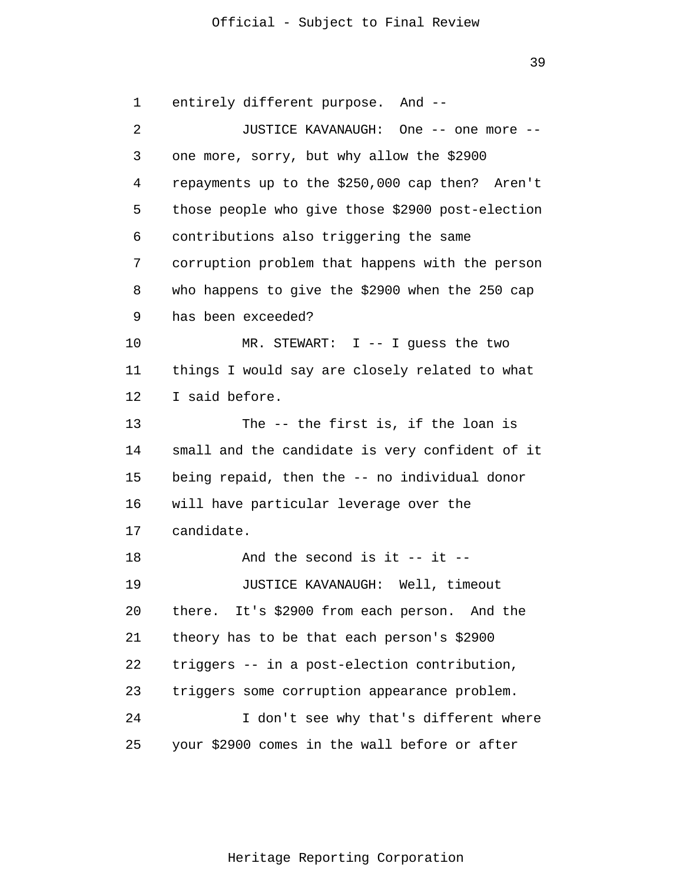entirely different purpose. And --

JUSTICE KAVANAUGH: One -- one more -- one more, sorry, but why allow the $2900 repayments up to the $250,000 cap then? Aren't those people who give those $2900 post-election contributions also triggering the same corruption problem that happens with the person who happens to give the $2900 when the 250 cap has been exceeded?

MR. STEWART: I -- I guess the two things I would say are closely related to what I said before.

The -- the first is, if the loan is small and the candidate is very confident of it being repaid, then the -- no individual donor will have particular leverage over the candidate.

And the second is it -- it --

JUSTICE KAVANAUGH: Well, timeout there. It's $2900 from each person. And the theory has to be that each person's $2900 triggers -- in a post-election contribution, triggers some corruption appearance problem.

I don't see why that's different where your $2900 comes in the wall before or after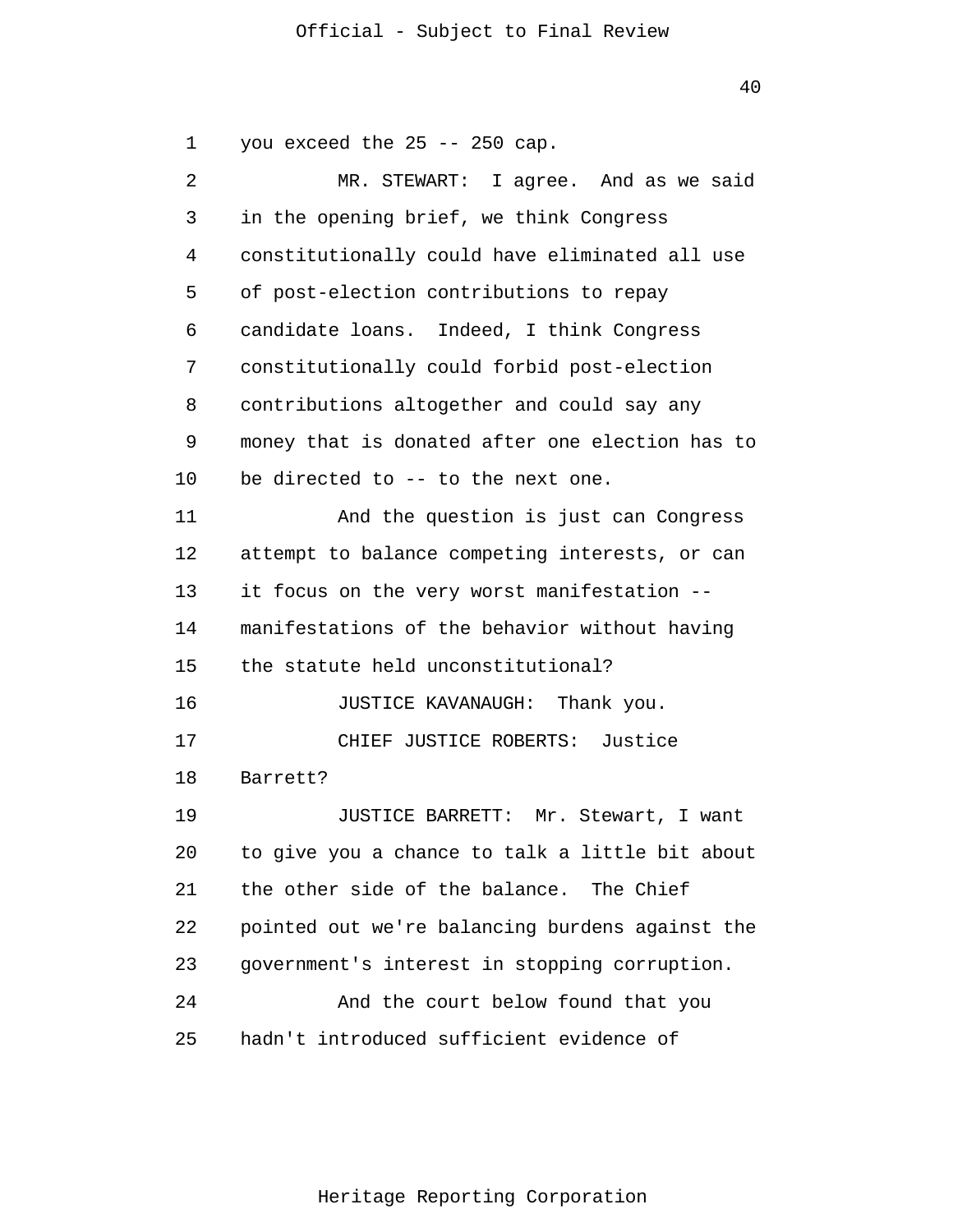you exceed the 25 -- 250 cap.

MR. STEWART: I agree. And as we said in the opening brief, we think Congress constitutionally could have eliminated all use of post-election contributions to repay candidate loans. Indeed, I think Congress constitutionally could forbid post-election contributions altogether and could say any money that is donated after one election has to be directed to -- to the next one.

And the question is just can Congress attempt to balance competing interests, or can it focus on the very worst manifestation -- manifestations of the behavior without having the statute held unconstitutional?

JUSTICE KAVANAUGH: Thank you.

CHIEF JUSTICE ROBERTS: Justice Barrett?

JUSTICE BARRETT: Mr. Stewart, I want to give you a chance to talk a little bit about the other side of the balance. The Chief pointed out we're balancing burdens against the government's interest in stopping corruption.

And the court below found that you hadn't introduced sufficient evidence of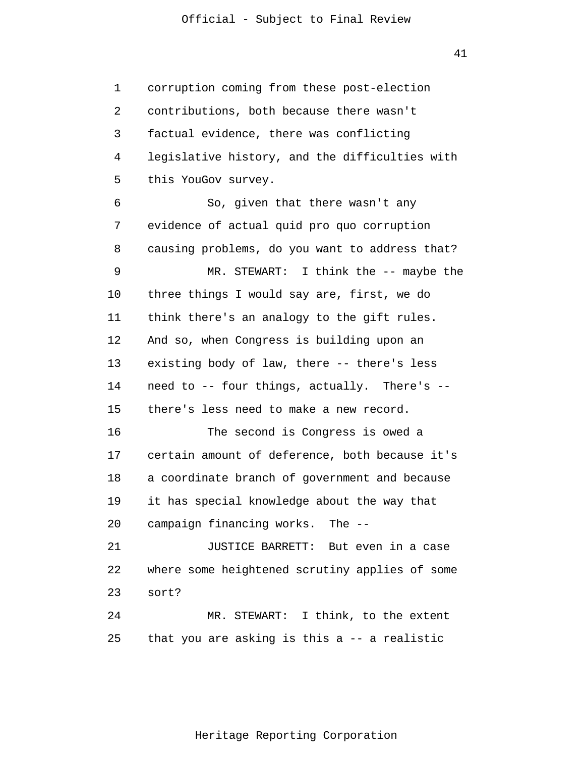corruption coming from these post-election contributions, both because there wasn't factual evidence, there was conflicting legislative history, and the difficulties with this YouGov survey.

So, given that there wasn't any evidence of actual quid pro quo corruption causing problems, do you want to address that?

MR. STEWART: I think the -- maybe the three things I would say are, first, we do think there's an analogy to the gift rules. And so, when Congress is building upon an existing body of law, there -- there's less need to -- four things, actually. There's -- there's less need to make a new record.

The second is Congress is owed a certain amount of deference, both because it's a coordinate branch of government and because it has special knowledge about the way that campaign financing works. The --

JUSTICE BARRETT: But even in a case where some heightened scrutiny applies of some sort?

MR. STEWART: I think, to the extent that you are asking is this a -- a realistic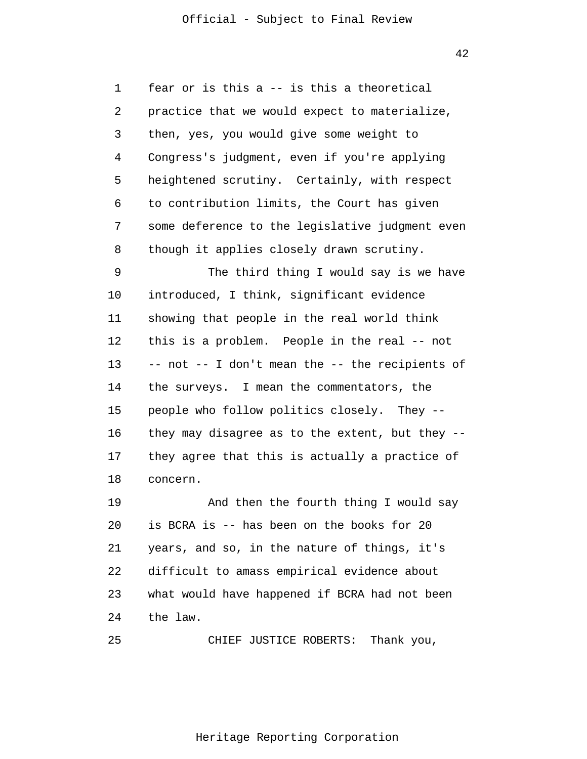fear or is this a -- is this a theoretical practice that we would expect to materialize, then, yes, you would give some weight to Congress's judgment, even if you're applying heightened scrutiny. Certainly, with respect to contribution limits, the Court has given some deference to the legislative judgment even though it applies closely drawn scrutiny.

The third thing I would say is we have introduced, I think, significant evidence showing that people in the real world think this is a problem. People in the real -- not -- not -- I don't mean the -- the recipients of the surveys. I mean the commentators, the people who follow politics closely. They -- they may disagree as to the extent, but they -- they agree that this is actually a practice of concern.

And then the fourth thing I would say is BCRA is -- has been on the books for 20 years, and so, in the nature of things, it's difficult to amass empirical evidence about what would have happened if BCRA had not been the law.

CHIEF JUSTICE ROBERTS: Thank you,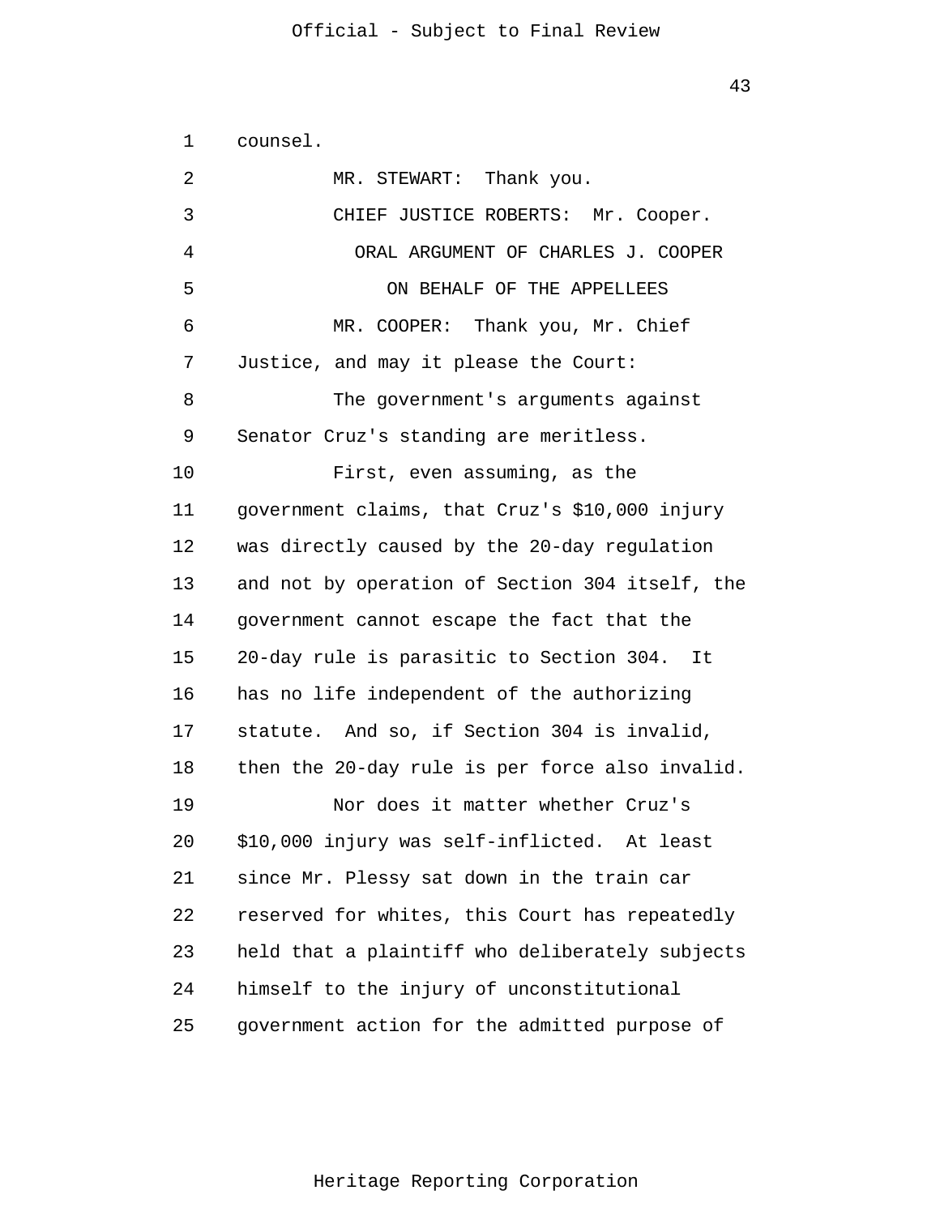counsel.

MR. STEWART: Thank you.

CHIEF JUSTICE ROBERTS: Mr. Cooper.

ORAL ARGUMENT OF CHARLES J. COOPER

ON BEHALF OF THE APPELLEES

MR. COOPER: Thank you, Mr. Chief Justice, and may it please the Court:

The government's arguments against Senator Cruz's standing are meritless.

First, even assuming, as the government claims, that Cruz's $10,000 injury was directly caused by the 20-day regulation and not by operation of Section 304 itself, the government cannot escape the fact that the 20-day rule is parasitic to Section 304. It has no life independent of the authorizing statute. And so, if Section 304 is invalid, then the 20-day rule is per force also invalid.

Nor does it matter whether Cruz's $10,000 injury was self-inflicted. At least since Mr. Plessy sat down in the train car reserved for whites, this Court has repeatedly held that a plaintiff who deliberately subjects himself to the injury of unconstitutional government action for the admitted purpose of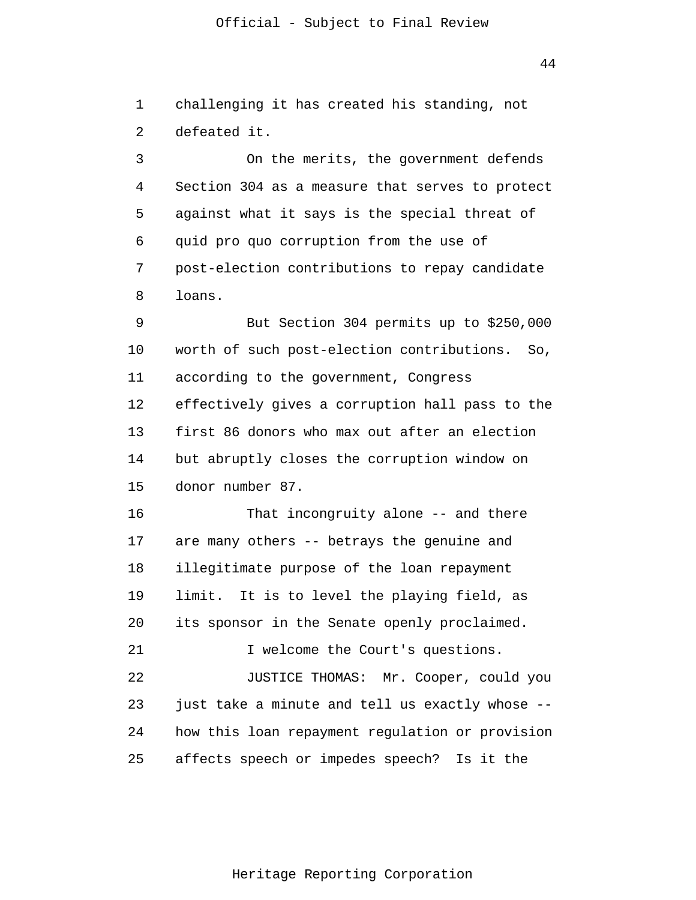challenging it has created his standing, not defeated it.

On the merits, the government defends Section 304 as a measure that serves to protect against what it says is the special threat of quid pro quo corruption from the use of post-election contributions to repay candidate loans.

But Section 304 permits up to $250,000 worth of such post-election contributions. So, according to the government, Congress effectively gives a corruption hall pass to the first 86 donors who max out after an election but abruptly closes the corruption window on donor number 87.

That incongruity alone -- and there are many others -- betrays the genuine and illegitimate purpose of the loan repayment limit. It is to level the playing field, as its sponsor in the Senate openly proclaimed.

I welcome the Court's questions.

JUSTICE THOMAS: Mr. Cooper, could you just take a minute and tell us exactly whose -- how this loan repayment regulation or provision affects speech or impedes speech? Is it the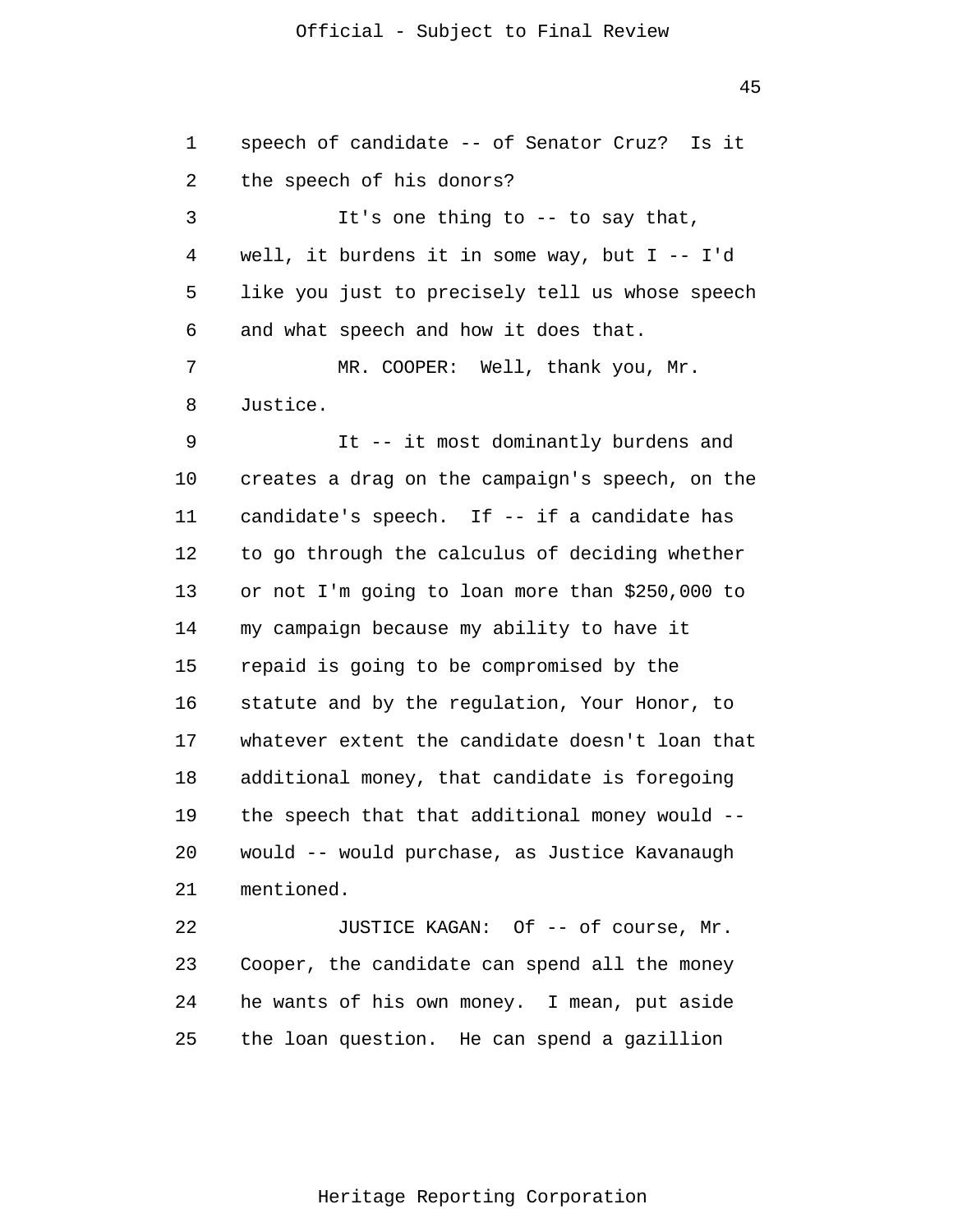speech of candidate -- of Senator Cruz? Is it the speech of his donors?

It's one thing to -- to say that, well, it burdens it in some way, but I -- I'd like you just to precisely tell us whose speech and what speech and how it does that.

MR. COOPER: Well, thank you, Mr. Justice.

It -- it most dominantly burdens and creates a drag on the campaign's speech, on the candidate's speech. If -- if a candidate has to go through the calculus of deciding whether or not I'm going to loan more than $250,000 to my campaign because my ability to have it repaid is going to be compromised by the statute and by the regulation, Your Honor, to whatever extent the candidate doesn't loan that additional money, that candidate is foregoing the speech that that additional money would -- would -- would purchase, as Justice Kavanaugh mentioned.

JUSTICE KAGAN: Of -- of course, Mr. Cooper, the candidate can spend all the money he wants of his own money. I mean, put aside the loan question. He can spend a gazillion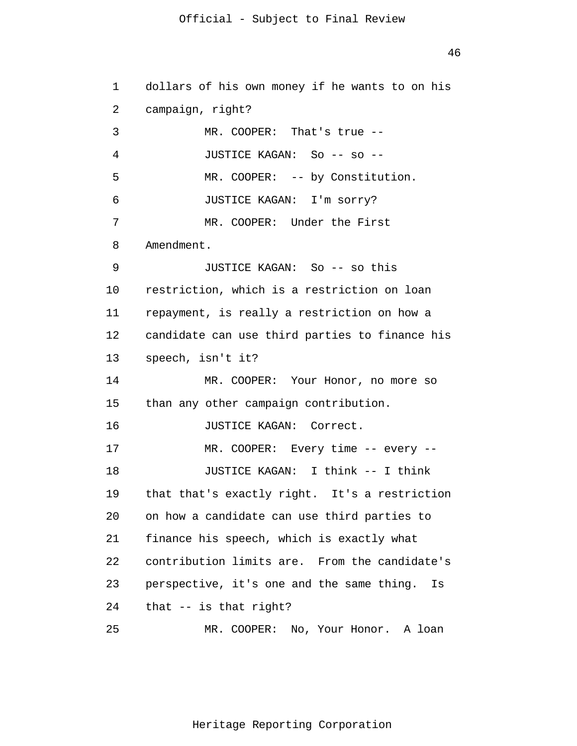dollars of his own money if he wants to on his campaign, right?

MR. COOPER: That's true --

JUSTICE KAGAN: So -- so --

MR. COOPER: -- by Constitution.

JUSTICE KAGAN: I'm sorry?

MR. COOPER: Under the First Amendment.

JUSTICE KAGAN: So -- so this restriction, which is a restriction on loan repayment, is really a restriction on how a candidate can use third parties to finance his speech, isn't it?

MR. COOPER: Your Honor, no more so than any other campaign contribution.

JUSTICE KAGAN: Correct.

MR. COOPER: Every time -- every --

JUSTICE KAGAN: I think -- I think that that's exactly right. It's a restriction on how a candidate can use third parties to finance his speech, which is exactly what contribution limits are. From the candidate's perspective, it's one and the same thing. Is that -- is that right?

MR. COOPER: No, Your Honor. A loan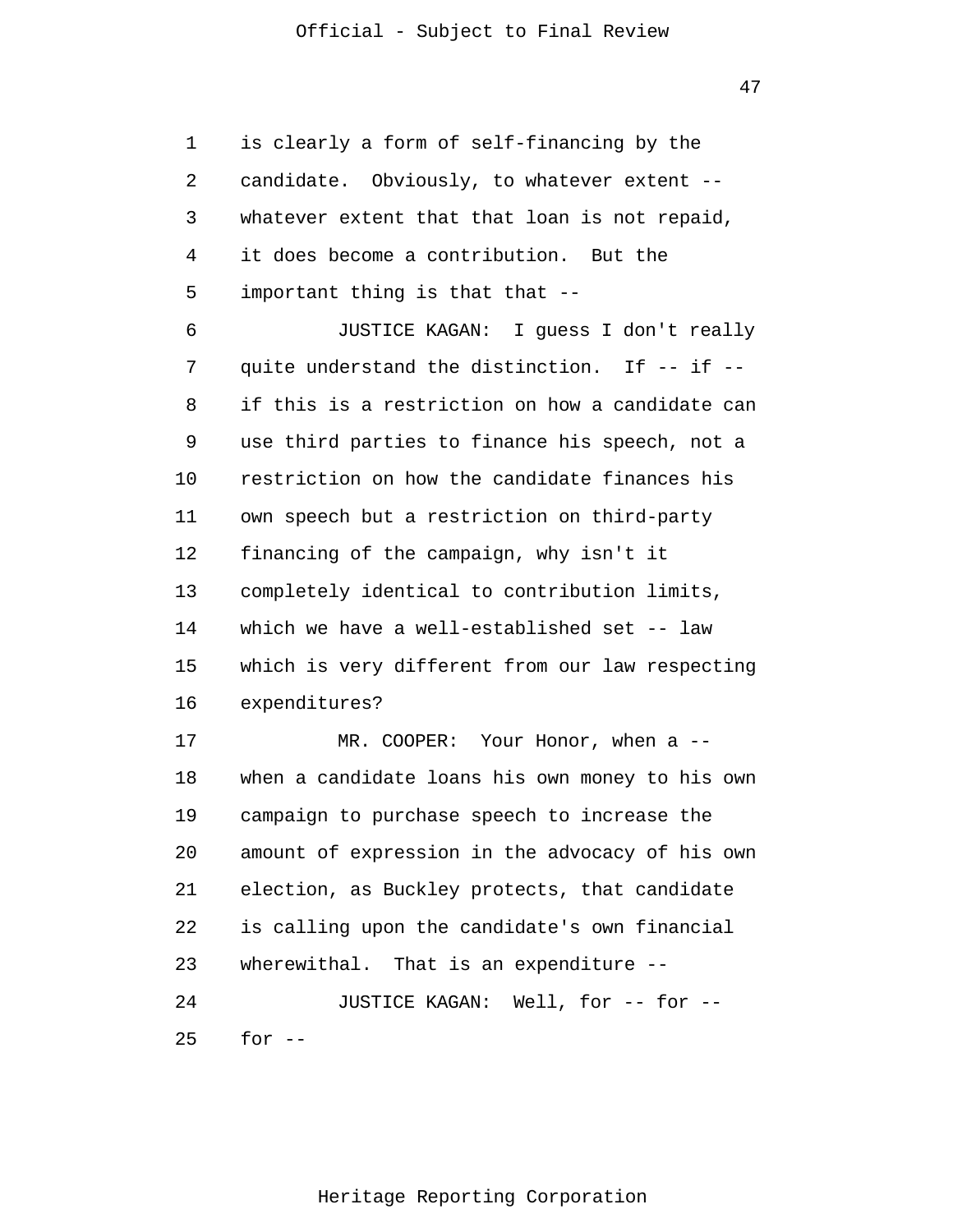is clearly a form of self-financing by the candidate. Obviously, to whatever extent -- whatever extent that that loan is not repaid, it does become a contribution. But the important thing is that that --

JUSTICE KAGAN: I guess I don't really quite understand the distinction. If -- if -- if this is a restriction on how a candidate can use third parties to finance his speech, not a restriction on how the candidate finances his own speech but a restriction on third-party financing of the campaign, why isn't it completely identical to contribution limits, which we have a well-established set -- law which is very different from our law respecting expenditures?

MR. COOPER: Your Honor, when a -- when a candidate loans his own money to his own campaign to purchase speech to increase the amount of expression in the advocacy of his own election, as Buckley protects, that candidate is calling upon the candidate's own financial wherewithal. That is an expenditure --

JUSTICE KAGAN: Well, for -- for -- for --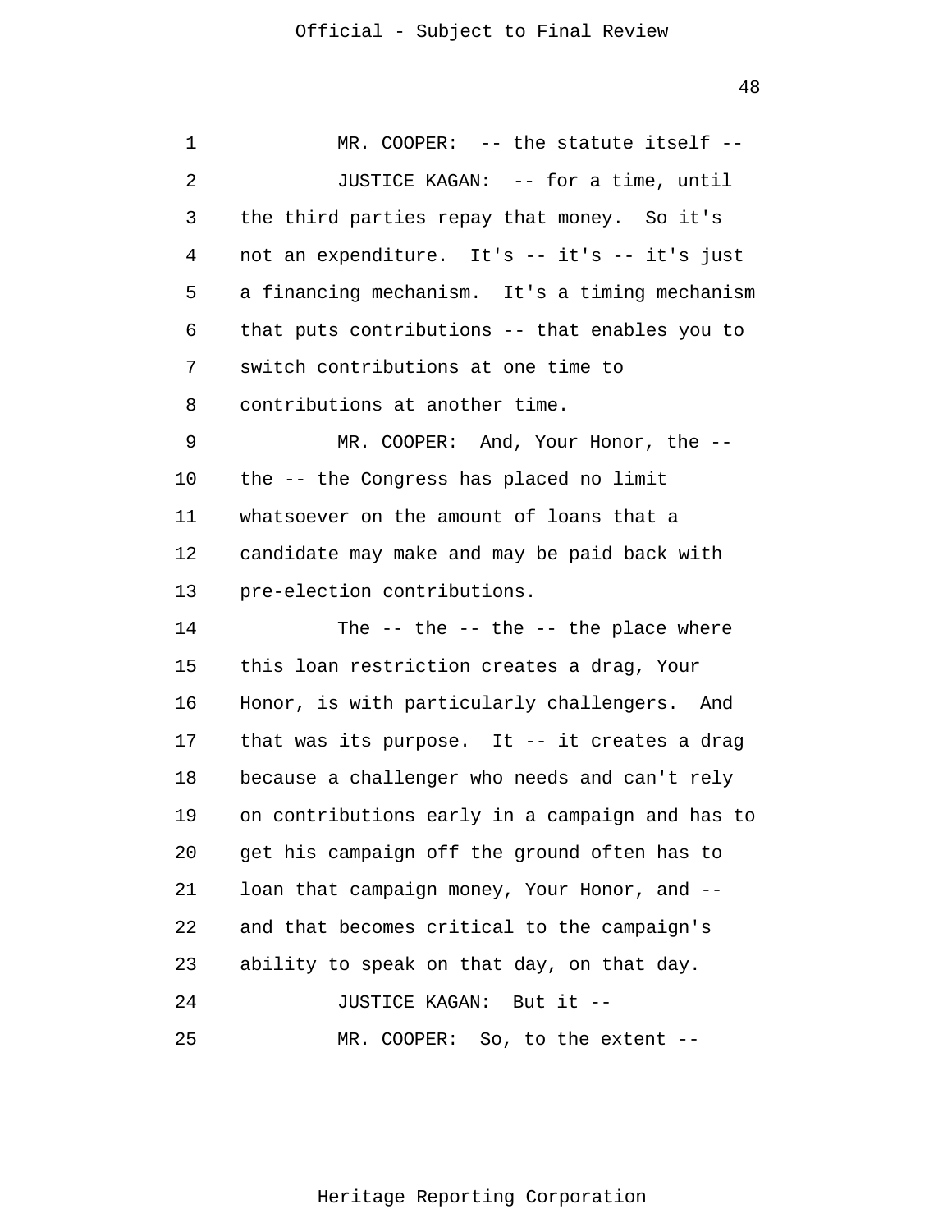MR. COOPER: -- the statute itself --

JUSTICE KAGAN: -- for a time, until the third parties repay that money. So it's not an expenditure. It's -- it's -- it's just a financing mechanism. It's a timing mechanism that puts contributions -- that enables you to switch contributions at one time to contributions at another time.

MR. COOPER: And, Your Honor, the -- the -- the Congress has placed no limit whatsoever on the amount of loans that a candidate may make and may be paid back with pre-election contributions.

The -- the -- the -- the place where this loan restriction creates a drag, Your Honor, is with particularly challengers. And that was its purpose. It -- it creates a drag because a challenger who needs and can't rely on contributions early in a campaign and has to get his campaign off the ground often has to loan that campaign money, Your Honor, and -- and that becomes critical to the campaign's ability to speak on that day, on that day.

JUSTICE KAGAN: But it --

MR. COOPER: So, to the extent --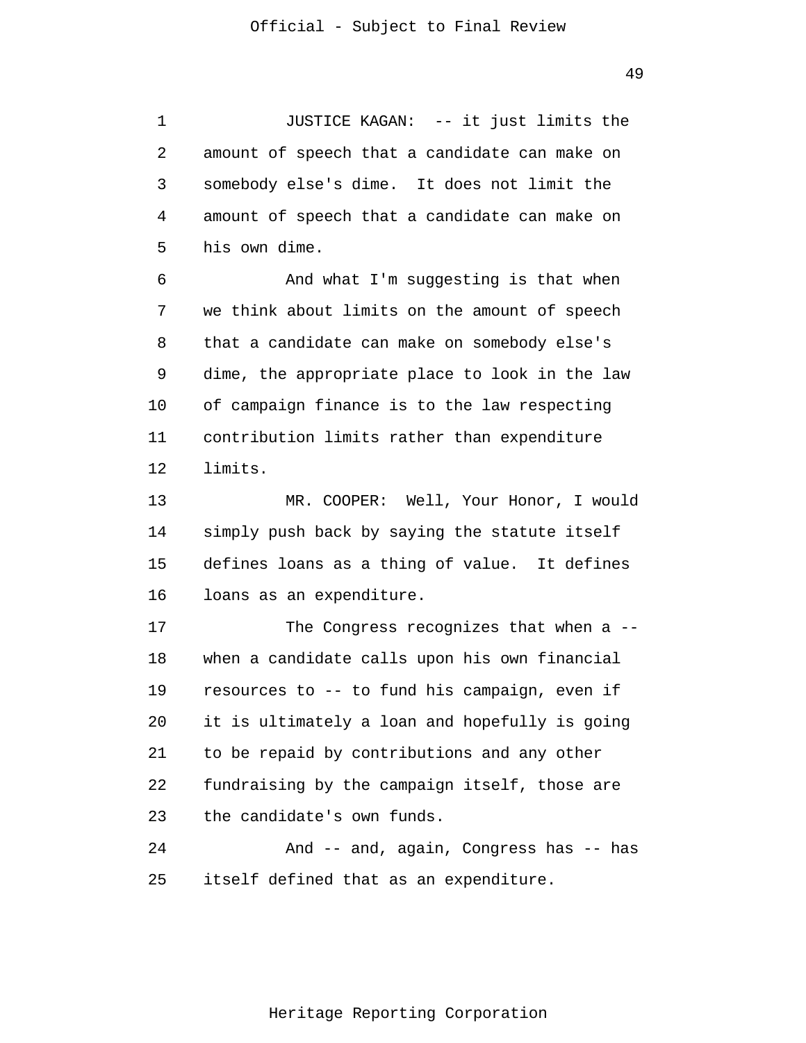JUSTICE KAGAN: -- it just limits the amount of speech that a candidate can make on somebody else's dime. It does not limit the amount of speech that a candidate can make on his own dime.

And what I'm suggesting is that when we think about limits on the amount of speech that a candidate can make on somebody else's dime, the appropriate place to look in the law of campaign finance is to the law respecting contribution limits rather than expenditure limits.

MR. COOPER: Well, Your Honor, I would simply push back by saying the statute itself defines loans as a thing of value. It defines loans as an expenditure.

The Congress recognizes that when a -- when a candidate calls upon his own financial resources to -- to fund his campaign, even if it is ultimately a loan and hopefully is going to be repaid by contributions and any other fundraising by the campaign itself, those are the candidate's own funds.

And -- and, again, Congress has -- has itself defined that as an expenditure.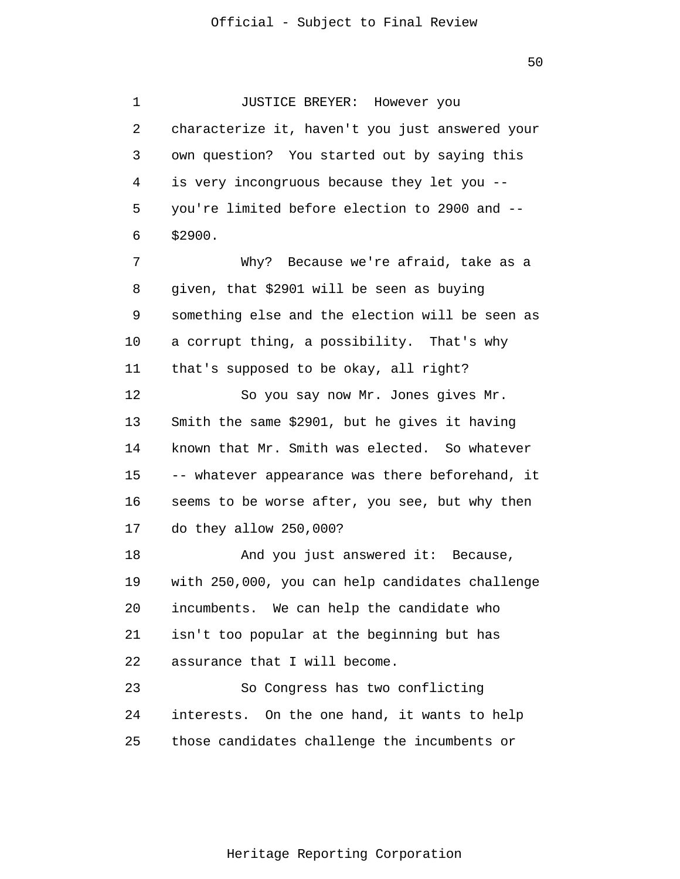JUSTICE BREYER: However you characterize it, haven't you just answered your own question? You started out by saying this is very incongruous because they let you -- you're limited before election to 2900 and -- $2900.

Why? Because we're afraid, take as a given, that $2901 will be seen as buying something else and the election will be seen as a corrupt thing, a possibility. That's why that's supposed to be okay, all right?

So you say now Mr. Jones gives Mr. Smith the same $2901, but he gives it having known that Mr. Smith was elected. So whatever -- whatever appearance was there beforehand, it seems to be worse after, you see, but why then do they allow 250,000?

And you just answered it: Because, with 250,000, you can help candidates challenge incumbents. We can help the candidate who isn't too popular at the beginning but has assurance that I will become.

So Congress has two conflicting interests. On the one hand, it wants to help those candidates challenge the incumbents or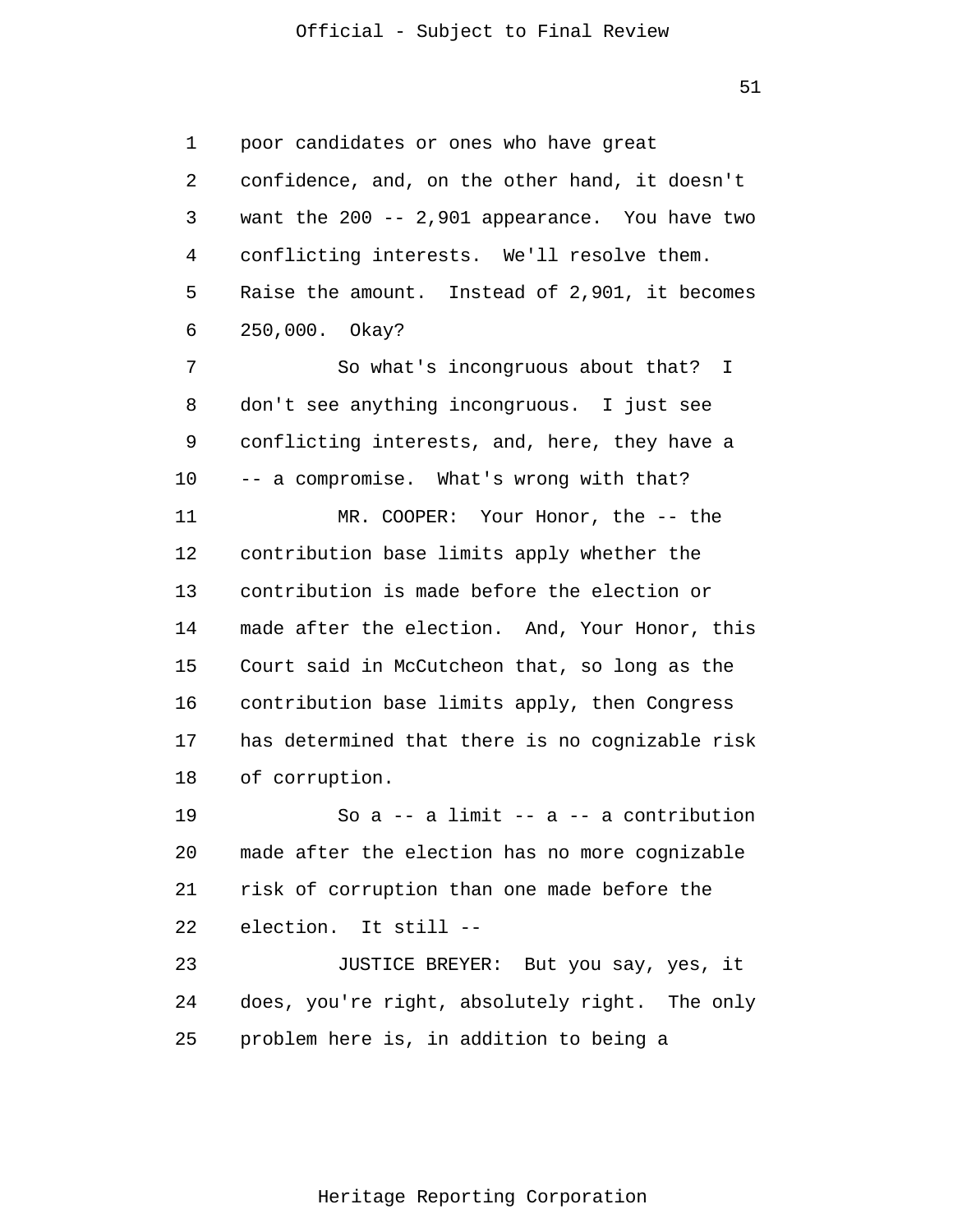poor candidates or ones who have great confidence, and, on the other hand, it doesn't want the 200 -- 2,901 appearance. You have two conflicting interests. We'll resolve them. Raise the amount. Instead of 2,901, it becomes 250,000. Okay?

So what's incongruous about that? I don't see anything incongruous. I just see conflicting interests, and, here, they have a -- a compromise. What's wrong with that?

MR. COOPER: Your Honor, the -- the contribution base limits apply whether the contribution is made before the election or made after the election. And, Your Honor, this Court said in McCutcheon that, so long as the contribution base limits apply, then Congress has determined that there is no cognizable risk of corruption.

So a -- a limit -- a -- a contribution made after the election has no more cognizable risk of corruption than one made before the election. It still --

JUSTICE BREYER: But you say, yes, it does, you're right, absolutely right. The only problem here is, in addition to being a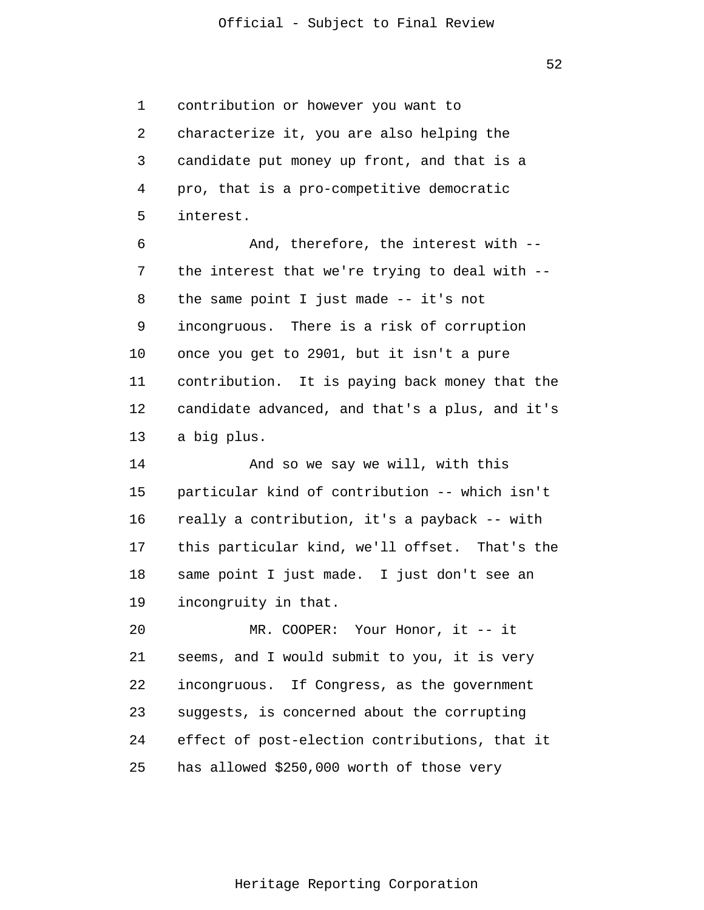contribution or however you want to characterize it, you are also helping the candidate put money up front, and that is a pro, that is a pro-competitive democratic interest.

And, therefore, the interest with -- the interest that we're trying to deal with -- the same point I just made -- it's not incongruous. There is a risk of corruption once you get to 2901, but it isn't a pure contribution. It is paying back money that the candidate advanced, and that's a plus, and it's a big plus.

And so we say we will, with this particular kind of contribution -- which isn't really a contribution, it's a payback -- with this particular kind, we'll offset. That's the same point I just made. I just don't see an incongruity in that.

MR. COOPER: Your Honor, it -- it seems, and I would submit to you, it is very incongruous. If Congress, as the government suggests, is concerned about the corrupting effect of post-election contributions, that it has allowed $250,000 worth of those very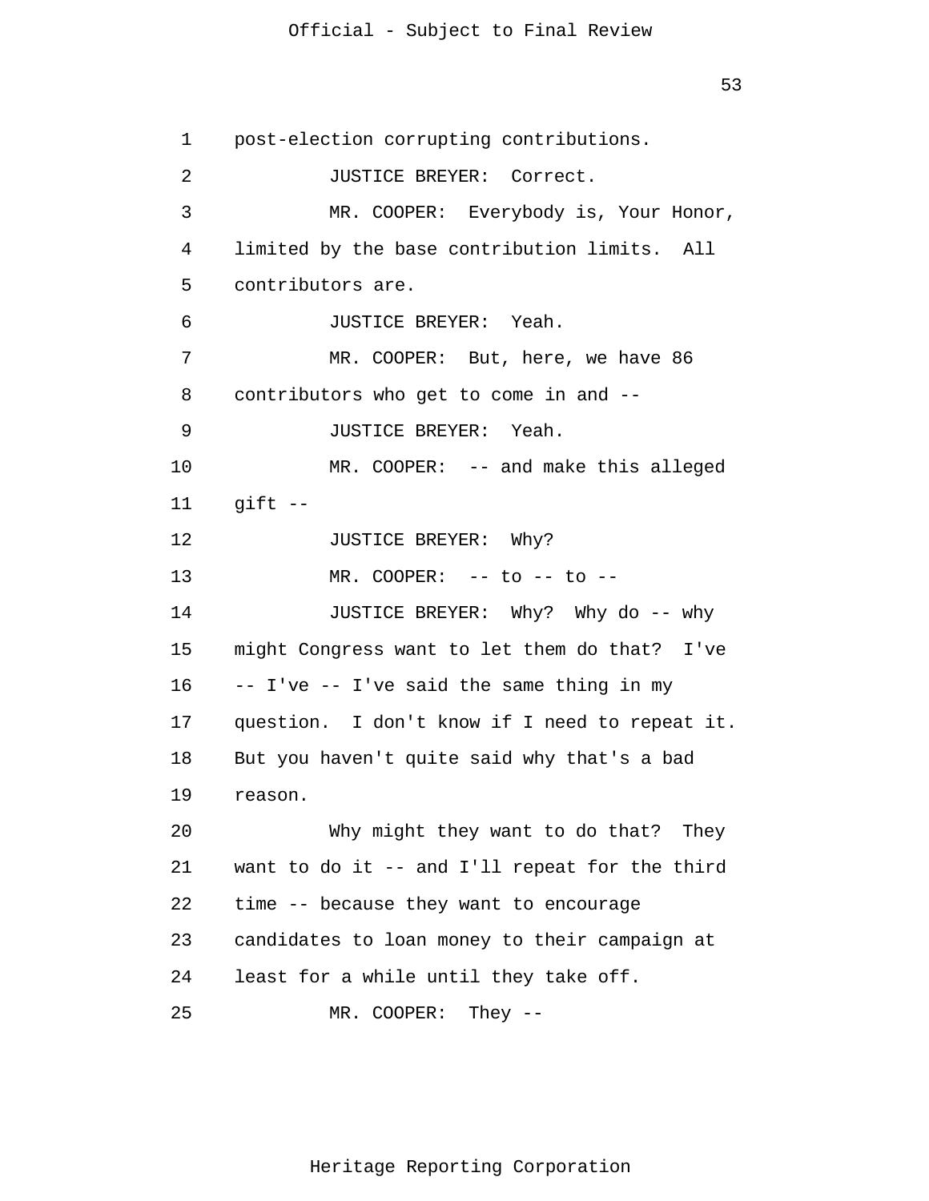post-election corrupting contributions.

JUSTICE BREYER: Correct.

MR. COOPER: Everybody is, Your Honor, limited by the base contribution limits. All contributors are.

JUSTICE BREYER: Yeah.

MR. COOPER: But, here, we have 86 contributors who get to come in and --

JUSTICE BREYER: Yeah.

MR. COOPER: -- and make this alleged gift --

JUSTICE BREYER: Why?

MR. COOPER: -- to -- to --

JUSTICE BREYER: Why? Why do -- why might Congress want to let them do that? I've -- I've -- I've said the same thing in my question. I don't know if I need to repeat it. But you haven't quite said why that's a bad reason.

Why might they want to do that? They want to do it -- and I'll repeat for the third time -- because they want to encourage candidates to loan money to their campaign at least for a while until they take off.

MR. COOPER: They --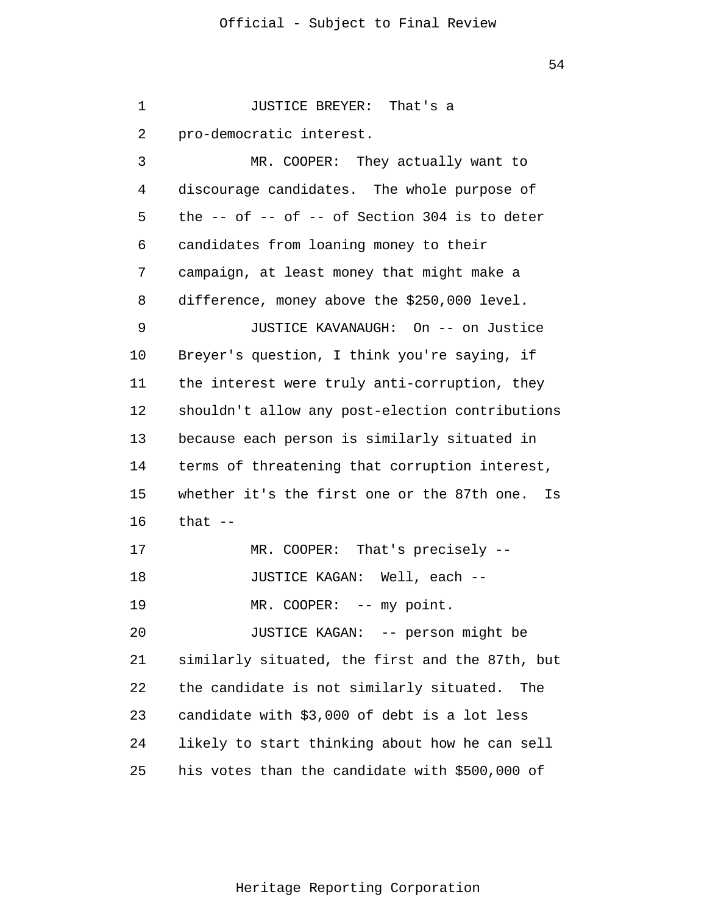JUSTICE BREYER: That's a pro-democratic interest.

MR. COOPER: They actually want to discourage candidates. The whole purpose of the -- of -- of -- of Section 304 is to deter candidates from loaning money to their campaign, at least money that might make a difference, money above the $250,000 level.

JUSTICE KAVANAUGH: On -- on Justice Breyer's question, I think you're saying, if the interest were truly anti-corruption, they shouldn't allow any post-election contributions because each person is similarly situated in terms of threatening that corruption interest, whether it's the first one or the 87th one. Is that --

MR. COOPER: That's precisely --

JUSTICE KAGAN: Well, each --

MR. COOPER: -- my point.

JUSTICE KAGAN: -- person might be similarly situated, the first and the 87th, but the candidate is not similarly situated. The candidate with $3,000 of debt is a lot less likely to start thinking about how he can sell his votes than the candidate with $500,000 of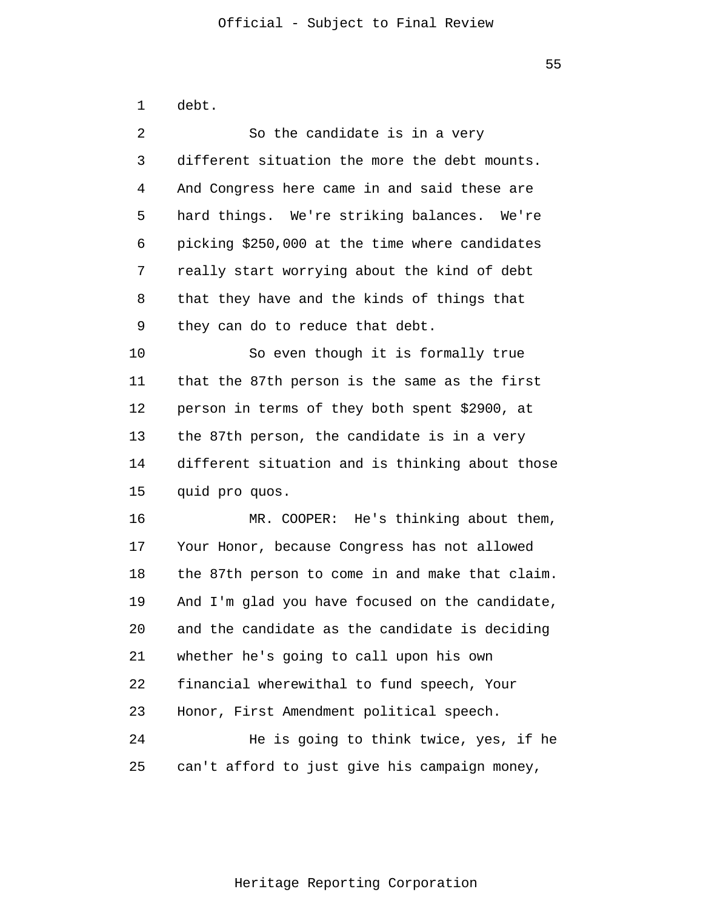debt.

So the candidate is in a very different situation the more the debt mounts. And Congress here came in and said these are hard things. We're striking balances. We're picking $250,000 at the time where candidates really start worrying about the kind of debt that they have and the kinds of things that they can do to reduce that debt.

So even though it is formally true that the 87th person is the same as the first person in terms of they both spent $2900, at the 87th person, the candidate is in a very different situation and is thinking about those quid pro quos.

MR. COOPER: He's thinking about them, Your Honor, because Congress has not allowed the 87th person to come in and make that claim. And I'm glad you have focused on the candidate, and the candidate as the candidate is deciding whether he's going to call upon his own financial wherewithal to fund speech, Your Honor, First Amendment political speech.

He is going to think twice, yes, if he can't afford to just give his campaign money,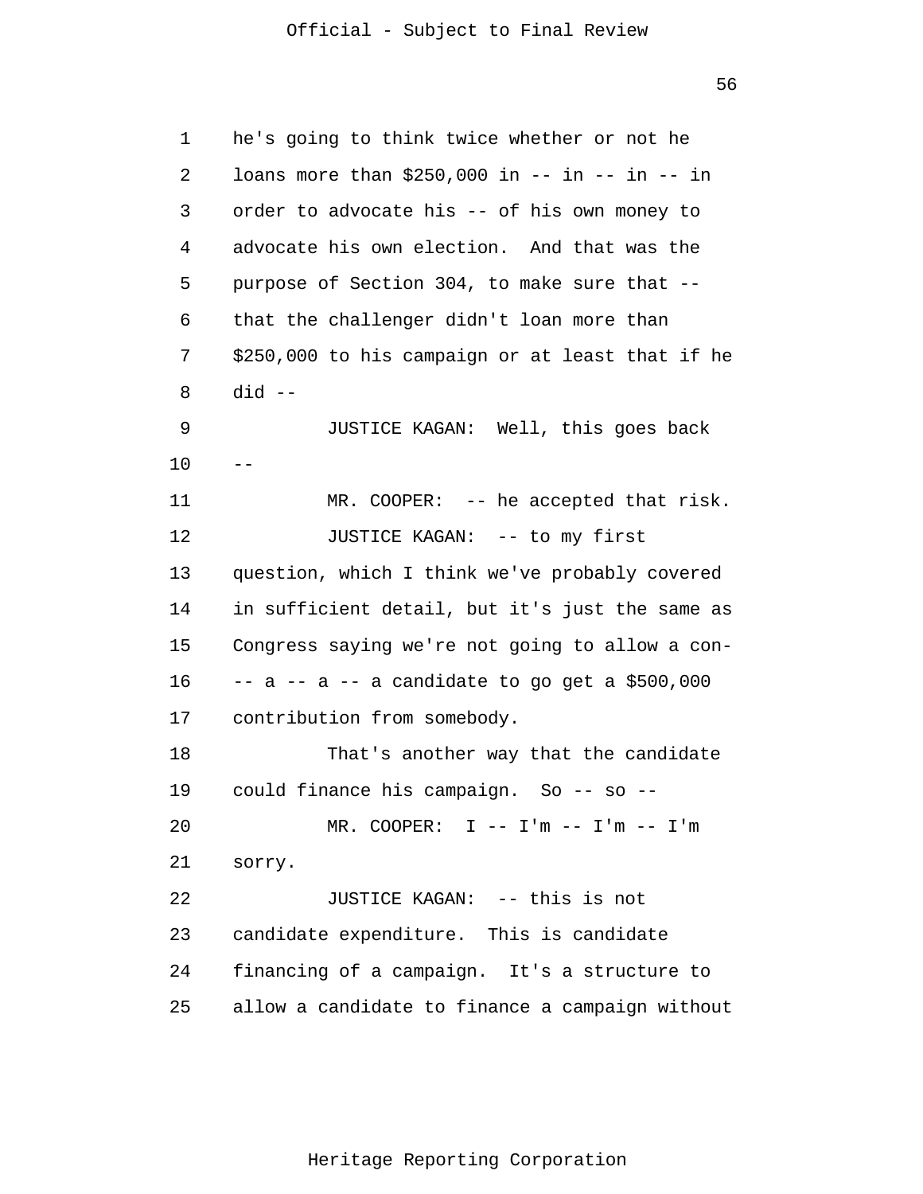he's going to think twice whether or not he loans more than $250,000 in -- in -- in -- in order to advocate his -- of his own money to advocate his own election. And that was the purpose of Section 304, to make sure that -- that the challenger didn't loan more than $250,000 to his campaign or at least that if he did --

JUSTICE KAGAN: Well, this goes back --

MR. COOPER: -- he accepted that risk.

JUSTICE KAGAN: -- to my first question, which I think we've probably covered in sufficient detail, but it's just the same as Congress saying we're not going to allow a con- -- a -- a -- a candidate to go get a $500,000 contribution from somebody.

That's another way that the candidate could finance his campaign. So -- so --

MR. COOPER: I -- I'm -- I'm -- I'm sorry.

JUSTICE KAGAN: -- this is not candidate expenditure. This is candidate financing of a campaign. It's a structure to allow a candidate to finance a campaign without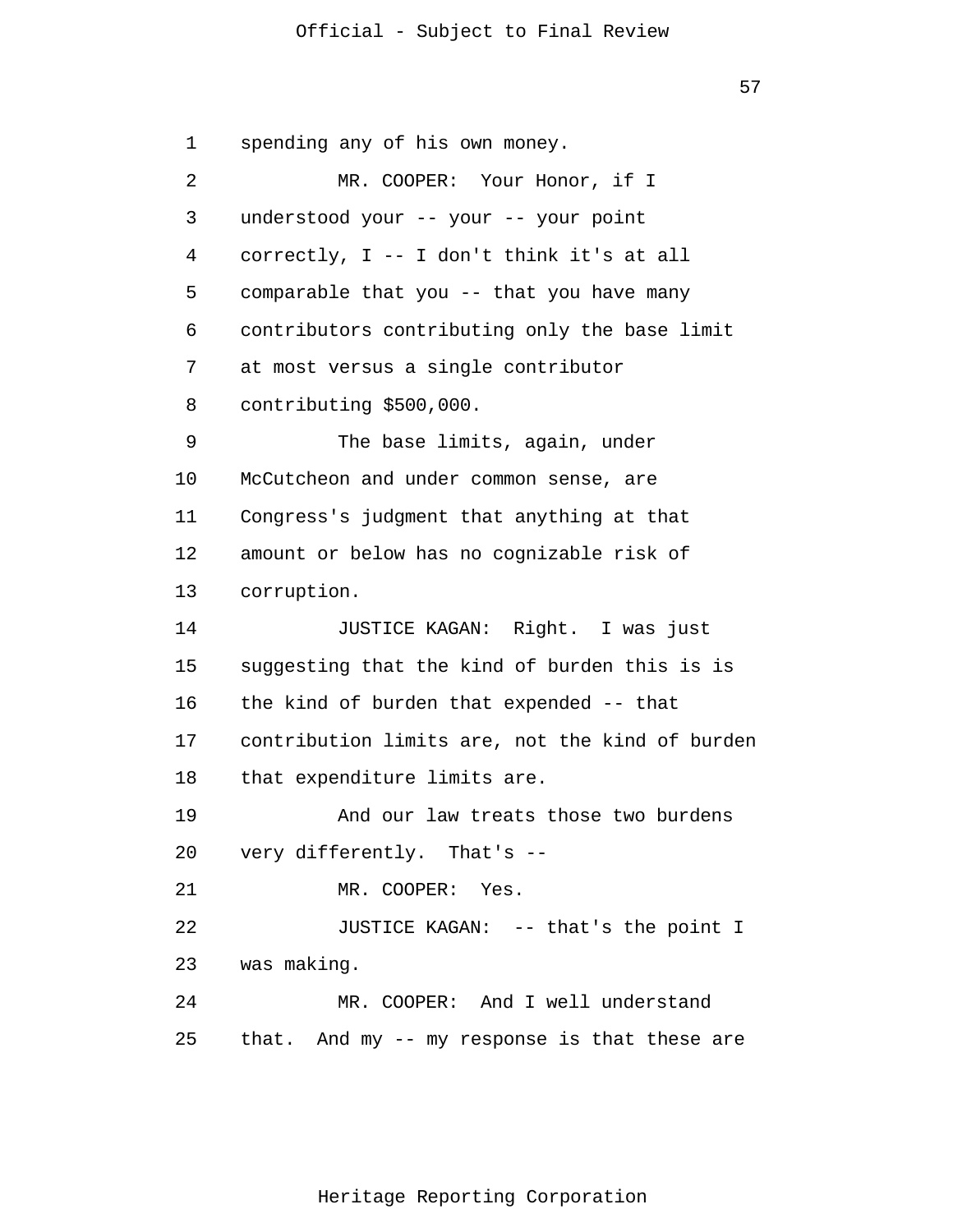spending any of his own money.

MR. COOPER: Your Honor, if I understood your -- your -- your point correctly, I -- I don't think it's at all comparable that you -- that you have many contributors contributing only the base limit at most versus a single contributor contributing $500,000.

The base limits, again, under McCutcheon and under common sense, are Congress's judgment that anything at that amount or below has no cognizable risk of corruption.

JUSTICE KAGAN: Right. I was just suggesting that the kind of burden this is is the kind of burden that expended -- that contribution limits are, not the kind of burden that expenditure limits are.

And our law treats those two burdens very differently. That's --

MR. COOPER: Yes.

JUSTICE KAGAN: -- that's the point I was making.

MR. COOPER: And I well understand that. And my -- my response is that these are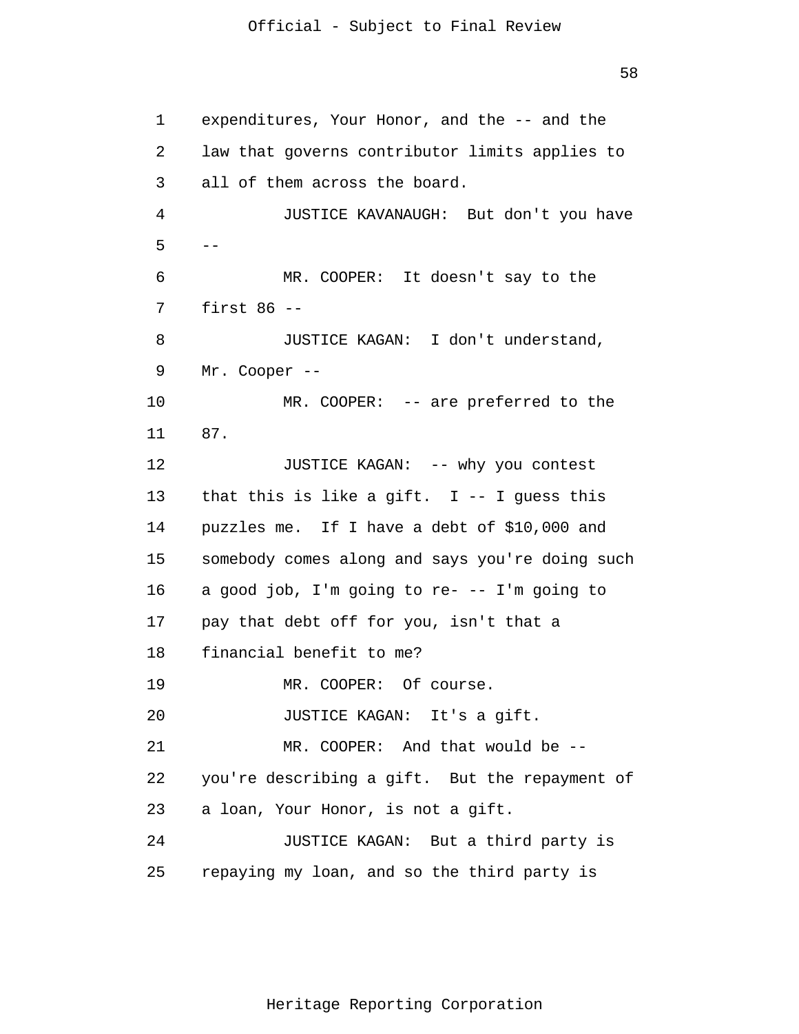expenditures, Your Honor, and the -- and the law that governs contributor limits applies to all of them across the board.

JUSTICE KAVANAUGH: But don't you have --

MR. COOPER: It doesn't say to the first 86 --

JUSTICE KAGAN: I don't understand, Mr. Cooper --

MR. COOPER: -- are preferred to the 87.

JUSTICE KAGAN: -- why you contest that this is like a gift. I -- I guess this puzzles me. If I have a debt of $10,000 and somebody comes along and says you're doing such a good job, I'm going to re- -- I'm going to pay that debt off for you, isn't that a financial benefit to me?

MR. COOPER: Of course.

JUSTICE KAGAN: It's a gift.

MR. COOPER: And that would be -- you're describing a gift. But the repayment of a loan, Your Honor, is not a gift.

JUSTICE KAGAN: But a third party is repaying my loan, and so the third party is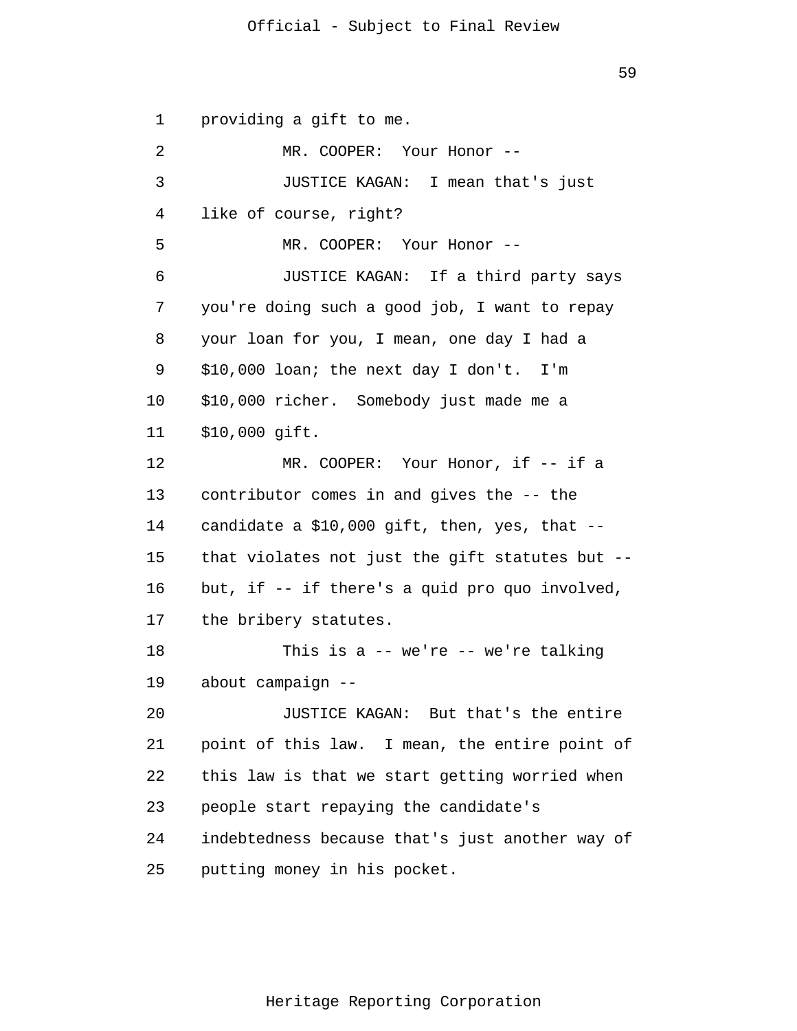providing a gift to me.

MR. COOPER: Your Honor --

JUSTICE KAGAN: I mean that's just like of course, right?

MR. COOPER: Your Honor --

JUSTICE KAGAN: If a third party says you're doing such a good job, I want to repay your loan for you, I mean, one day I had a $10,000 loan; the next day I don't. I'm $10,000 richer. Somebody just made me a $10,000 gift.

MR. COOPER: Your Honor, if -- if a contributor comes in and gives the -- the candidate a $10,000 gift, then, yes, that -- that violates not just the gift statutes but -- but, if -- if there's a quid pro quo involved, the bribery statutes.

This is a -- we're -- we're talking about campaign --

JUSTICE KAGAN: But that's the entire point of this law. I mean, the entire point of this law is that we start getting worried when people start repaying the candidate's indebtedness because that's just another way of putting money in his pocket.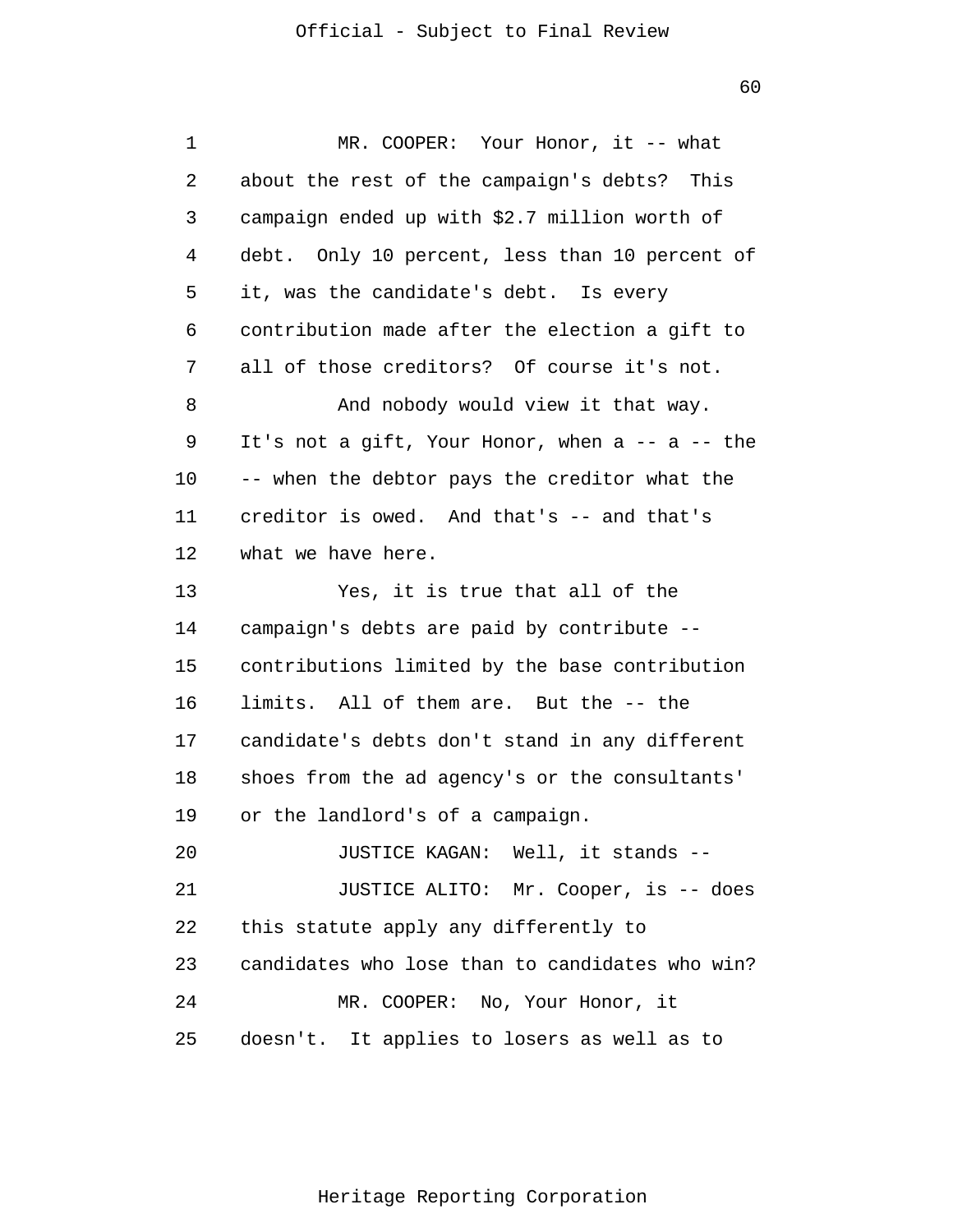MR. COOPER: Your Honor, it -- what about the rest of the campaign's debts? This campaign ended up with $2.7 million worth of debt. Only 10 percent, less than 10 percent of it, was the candidate's debt. Is every contribution made after the election a gift to all of those creditors? Of course it's not.

And nobody would view it that way. It's not a gift, Your Honor, when a -- a -- the -- when the debtor pays the creditor what the creditor is owed. And that's -- and that's what we have here.

Yes, it is true that all of the campaign's debts are paid by contribute -- contributions limited by the base contribution limits. All of them are. But the -- the candidate's debts don't stand in any different shoes from the ad agency's or the consultants' or the landlord's of a campaign.

JUSTICE KAGAN: Well, it stands --

JUSTICE ALITO: Mr. Cooper, is -- does this statute apply any differently to candidates who lose than to candidates who win?

MR. COOPER: No, Your Honor, it doesn't. It applies to losers as well as to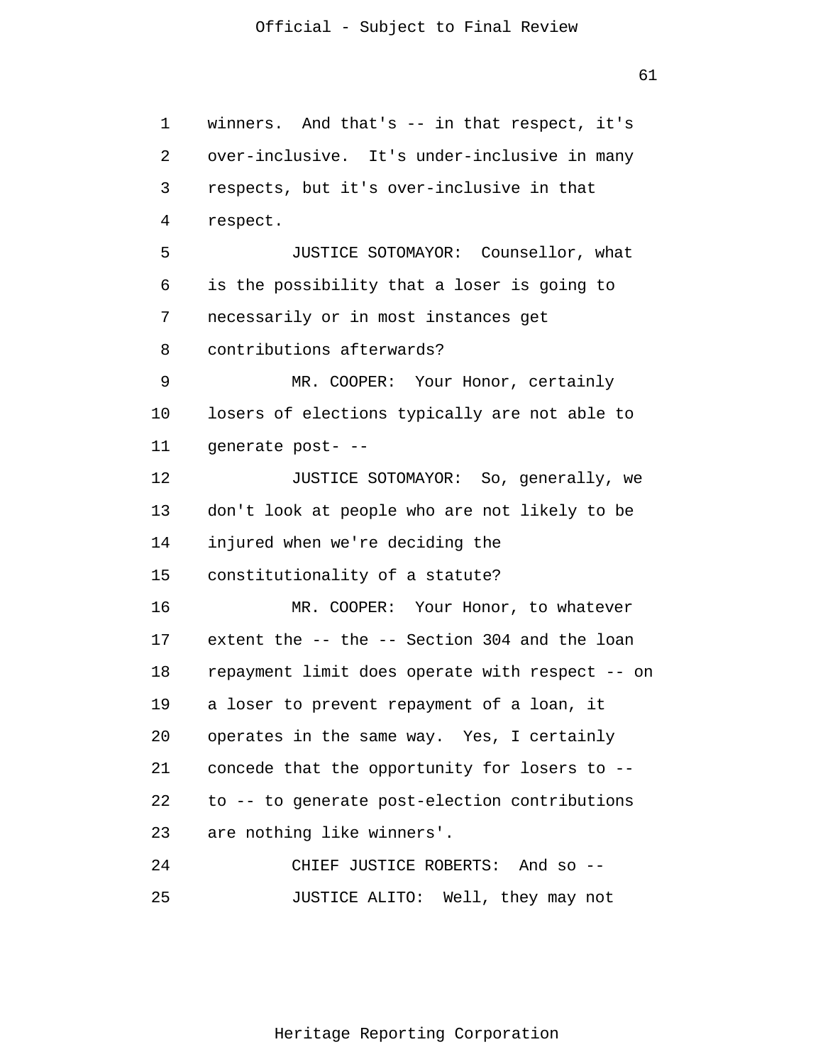winners. And that's -- in that respect, it's over-inclusive. It's under-inclusive in many respects, but it's over-inclusive in that respect.

JUSTICE SOTOMAYOR: Counsellor, what is the possibility that a loser is going to necessarily or in most instances get contributions afterwards?

MR. COOPER: Your Honor, certainly losers of elections typically are not able to generate post- --

JUSTICE SOTOMAYOR: So, generally, we don't look at people who are not likely to be injured when we're deciding the constitutionality of a statute?

MR. COOPER: Your Honor, to whatever extent the -- the -- Section 304 and the loan repayment limit does operate with respect -- on a loser to prevent repayment of a loan, it operates in the same way. Yes, I certainly concede that the opportunity for losers to -- to -- to generate post-election contributions are nothing like winners'.

CHIEF JUSTICE ROBERTS: And so --

JUSTICE ALITO: Well, they may not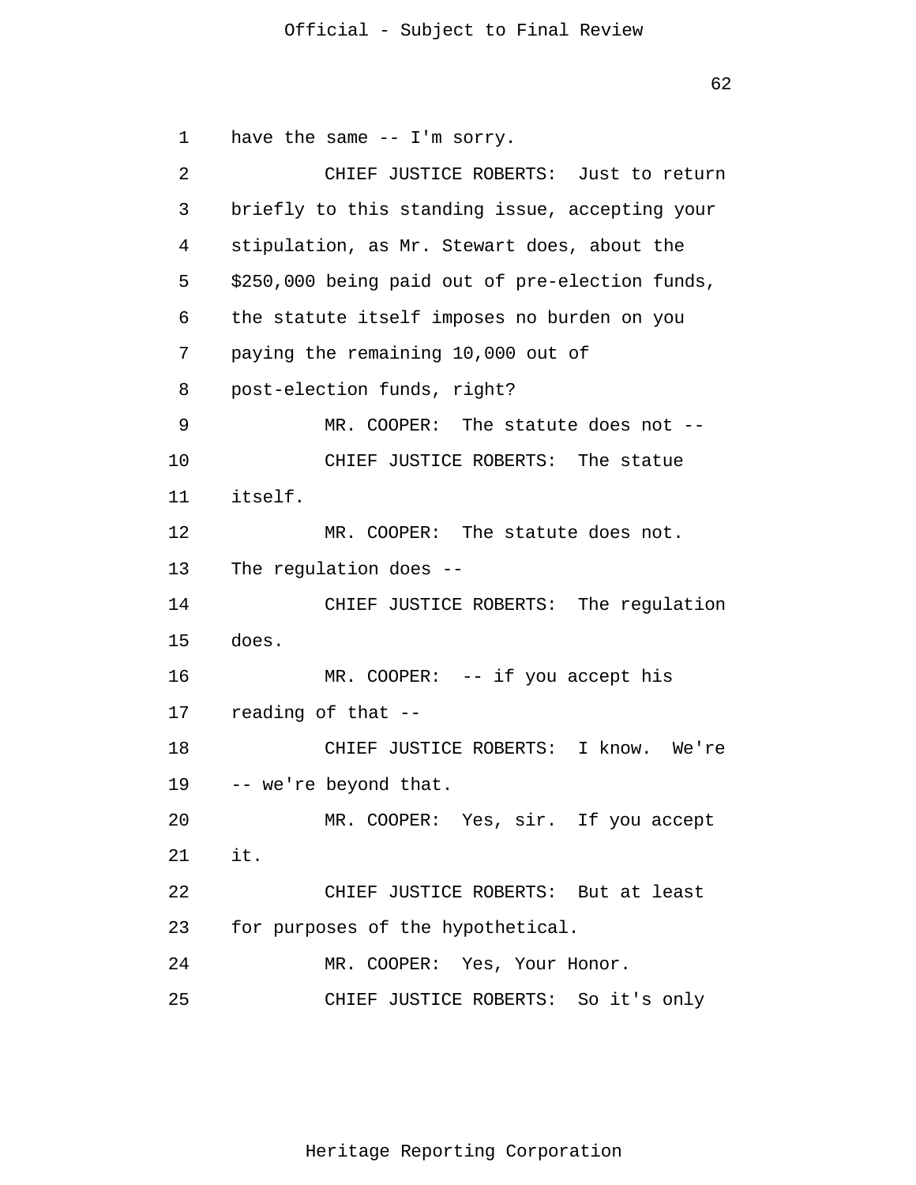have the same -- I'm sorry.

CHIEF JUSTICE ROBERTS: Just to return briefly to this standing issue, accepting your stipulation, as Mr. Stewart does, about the $250,000 being paid out of pre-election funds, the statute itself imposes no burden on you paying the remaining 10,000 out of post-election funds, right?

MR. COOPER: The statute does not --

CHIEF JUSTICE ROBERTS: The statue itself.

MR. COOPER: The statute does not. The regulation does --

CHIEF JUSTICE ROBERTS: The regulation does.

MR. COOPER: -- if you accept his reading of that --

CHIEF JUSTICE ROBERTS: I know. We're -- we're beyond that.

MR. COOPER: Yes, sir. If you accept it.

CHIEF JUSTICE ROBERTS: But at least for purposes of the hypothetical.

MR. COOPER: Yes, Your Honor.

CHIEF JUSTICE ROBERTS: So it's only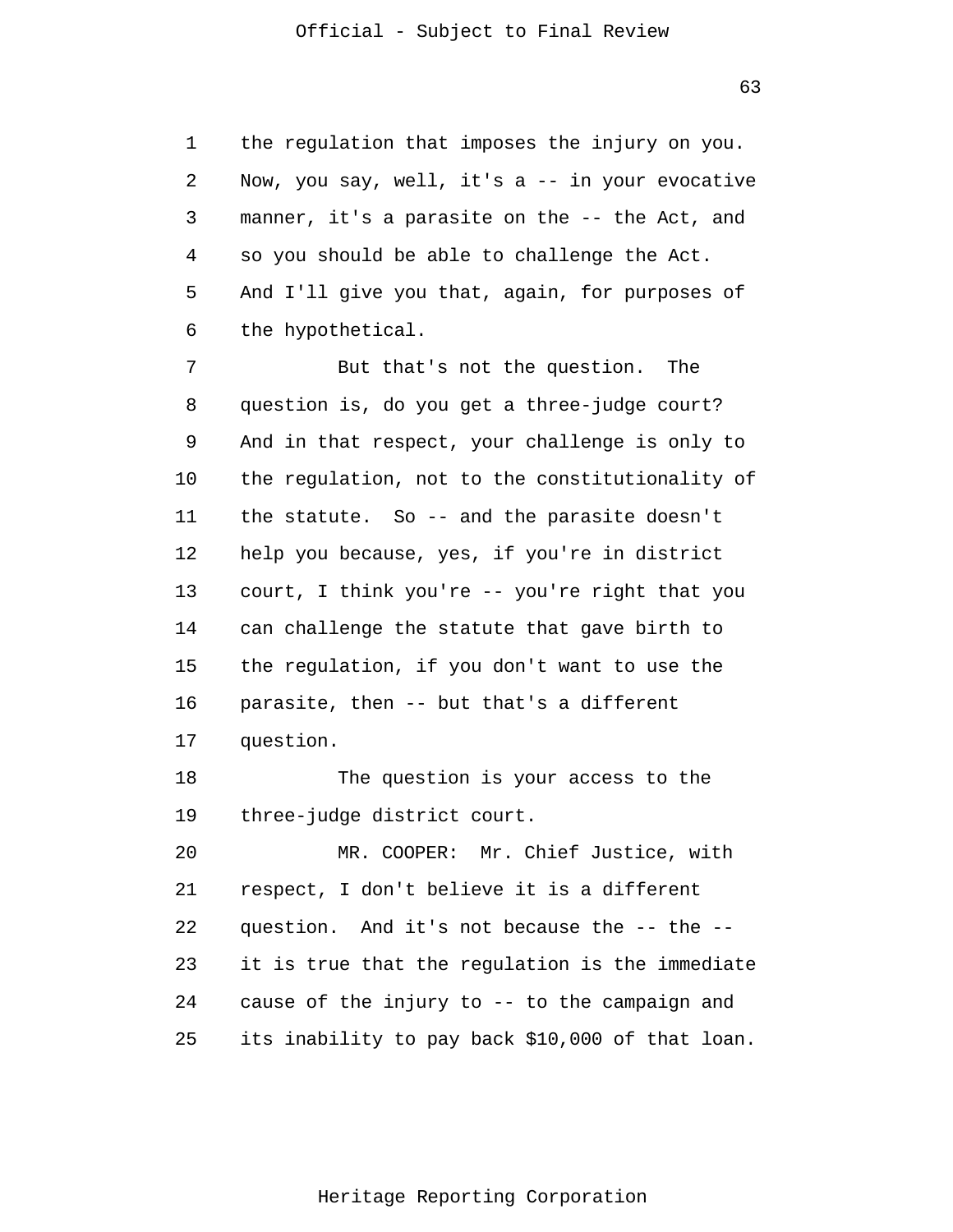the regulation that imposes the injury on you. Now, you say, well, it's a -- in your evocative manner, it's a parasite on the -- the Act, and so you should be able to challenge the Act. And I'll give you that, again, for purposes of the hypothetical.

But that's not the question. The question is, do you get a three-judge court? And in that respect, your challenge is only to the regulation, not to the constitutionality of the statute. So -- and the parasite doesn't help you because, yes, if you're in district court, I think you're -- you're right that you can challenge the statute that gave birth to the regulation, if you don't want to use the parasite, then -- but that's a different question.

The question is your access to the three-judge district court.

MR. COOPER: Mr. Chief Justice, with respect, I don't believe it is a different question. And it's not because the -- the -- it is true that the regulation is the immediate cause of the injury to -- to the campaign and its inability to pay back $10,000 of that loan.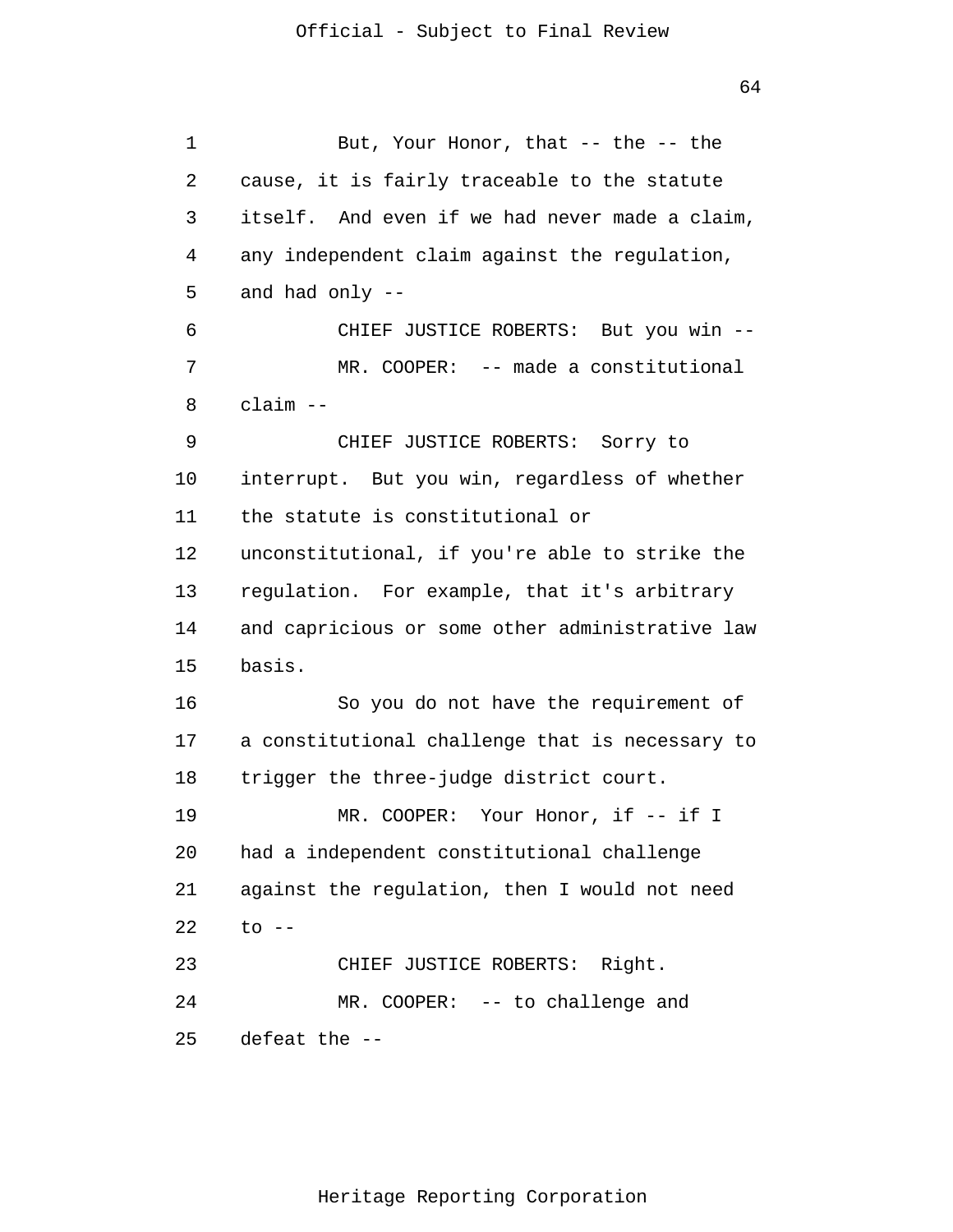But, Your Honor, that -- the -- the cause, it is fairly traceable to the statute itself. And even if we had never made a claim, any independent claim against the regulation, and had only --

CHIEF JUSTICE ROBERTS: But you win --

MR. COOPER: -- made a constitutional claim --

CHIEF JUSTICE ROBERTS: Sorry to interrupt. But you win, regardless of whether the statute is constitutional or unconstitutional, if you're able to strike the regulation. For example, that it's arbitrary and capricious or some other administrative law basis.

So you do not have the requirement of a constitutional challenge that is necessary to trigger the three-judge district court.

MR. COOPER: Your Honor, if -- if I had a independent constitutional challenge against the regulation, then I would not need to --

CHIEF JUSTICE ROBERTS: Right.

MR. COOPER: -- to challenge and defeat the --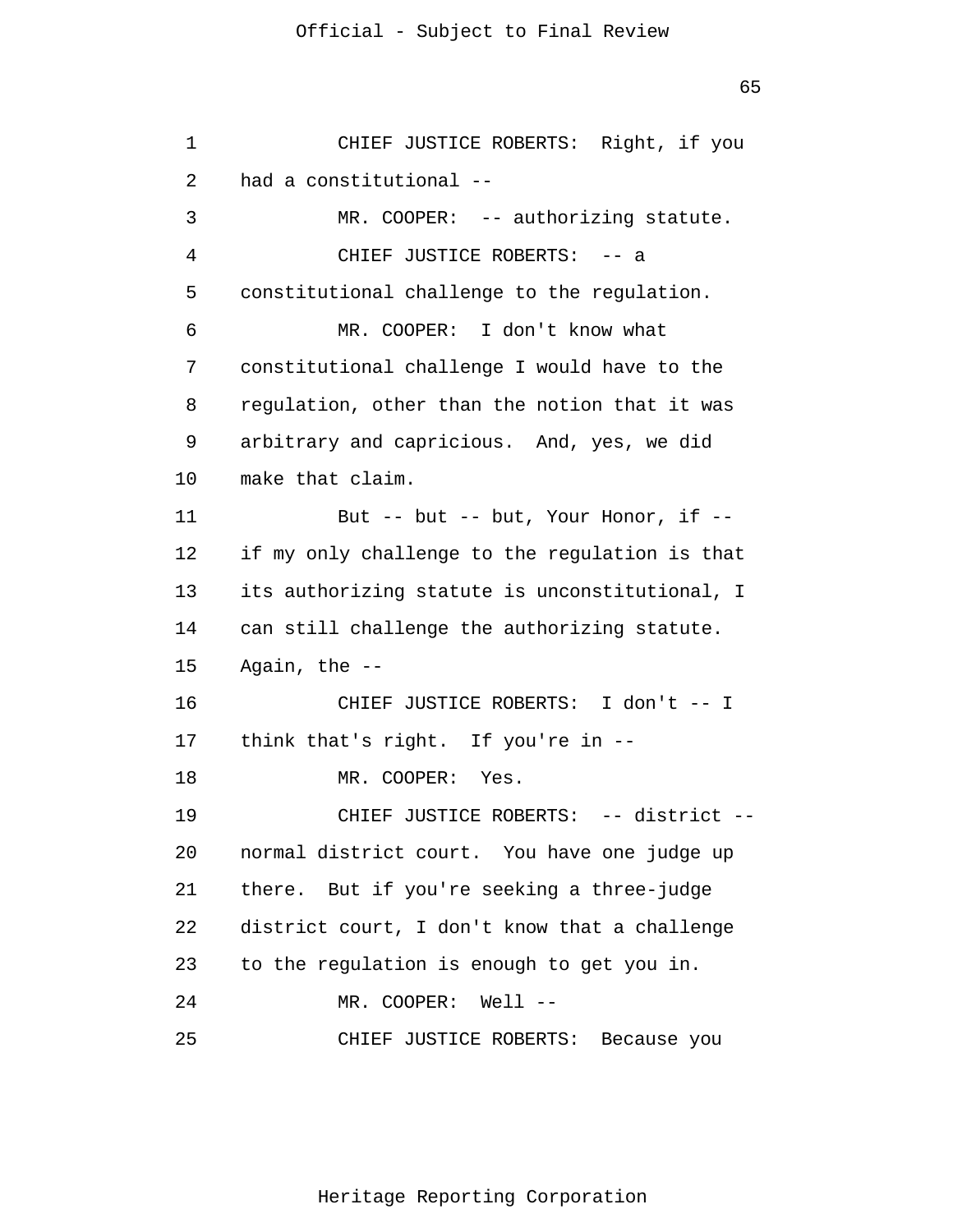CHIEF JUSTICE ROBERTS: Right, if you had a constitutional --

MR. COOPER: -- authorizing statute.

CHIEF JUSTICE ROBERTS: -- a constitutional challenge to the regulation.

MR. COOPER: I don't know what constitutional challenge I would have to the regulation, other than the notion that it was arbitrary and capricious. And, yes, we did make that claim.

But -- but -- but, Your Honor, if -- if my only challenge to the regulation is that its authorizing statute is unconstitutional, I can still challenge the authorizing statute. Again, the --

CHIEF JUSTICE ROBERTS: I don't -- I think that's right. If you're in --

MR. COOPER: Yes.

CHIEF JUSTICE ROBERTS: -- district -- normal district court. You have one judge up there. But if you're seeking a three-judge district court, I don't know that a challenge to the regulation is enough to get you in.

MR. COOPER: Well --

CHIEF JUSTICE ROBERTS: Because you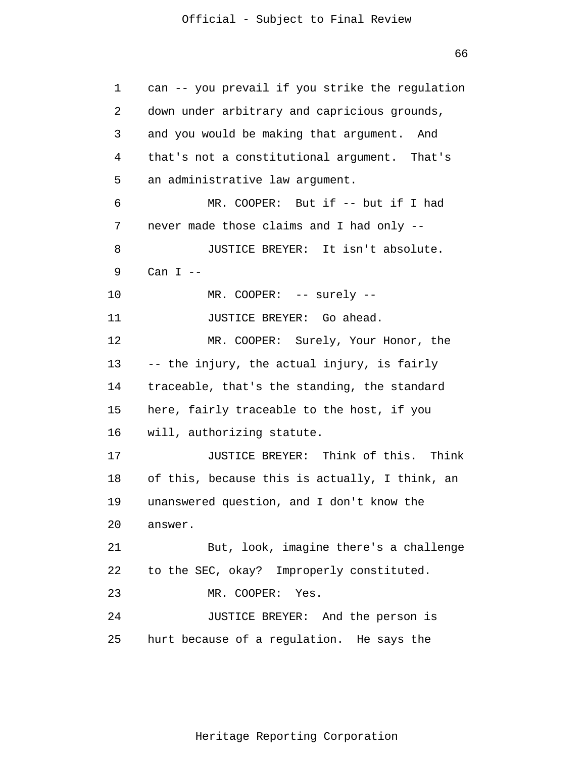can -- you prevail if you strike the regulation down under arbitrary and capricious grounds, and you would be making that argument. And that's not a constitutional argument. That's an administrative law argument.

MR. COOPER: But if -- but if I had never made those claims and I had only --

JUSTICE BREYER: It isn't absolute. Can I --

MR. COOPER: -- surely --

JUSTICE BREYER: Go ahead.

MR. COOPER: Surely, Your Honor, the -- the injury, the actual injury, is fairly traceable, that's the standing, the standard here, fairly traceable to the host, if you will, authorizing statute.

JUSTICE BREYER: Think of this. Think of this, because this is actually, I think, an unanswered question, and I don't know the answer.

But, look, imagine there's a challenge to the SEC, okay? Improperly constituted.

MR. COOPER: Yes.

JUSTICE BREYER: And the person is hurt because of a regulation. He says the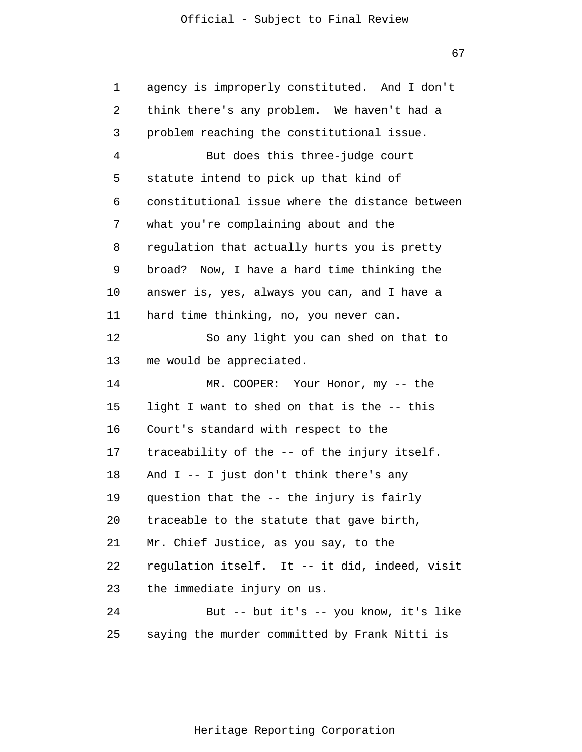agency is improperly constituted. And I don't think there's any problem. We haven't had a problem reaching the constitutional issue.

But does this three-judge court statute intend to pick up that kind of constitutional issue where the distance between what you're complaining about and the regulation that actually hurts you is pretty broad? Now, I have a hard time thinking the answer is, yes, always you can, and I have a hard time thinking, no, you never can.

So any light you can shed on that to me would be appreciated.

MR. COOPER: Your Honor, my -- the light I want to shed on that is the -- this Court's standard with respect to the traceability of the -- of the injury itself. And I -- I just don't think there's any question that the -- the injury is fairly traceable to the statute that gave birth, Mr. Chief Justice, as you say, to the regulation itself. It -- it did, indeed, visit the immediate injury on us.

But -- but it's -- you know, it's like saying the murder committed by Frank Nitti is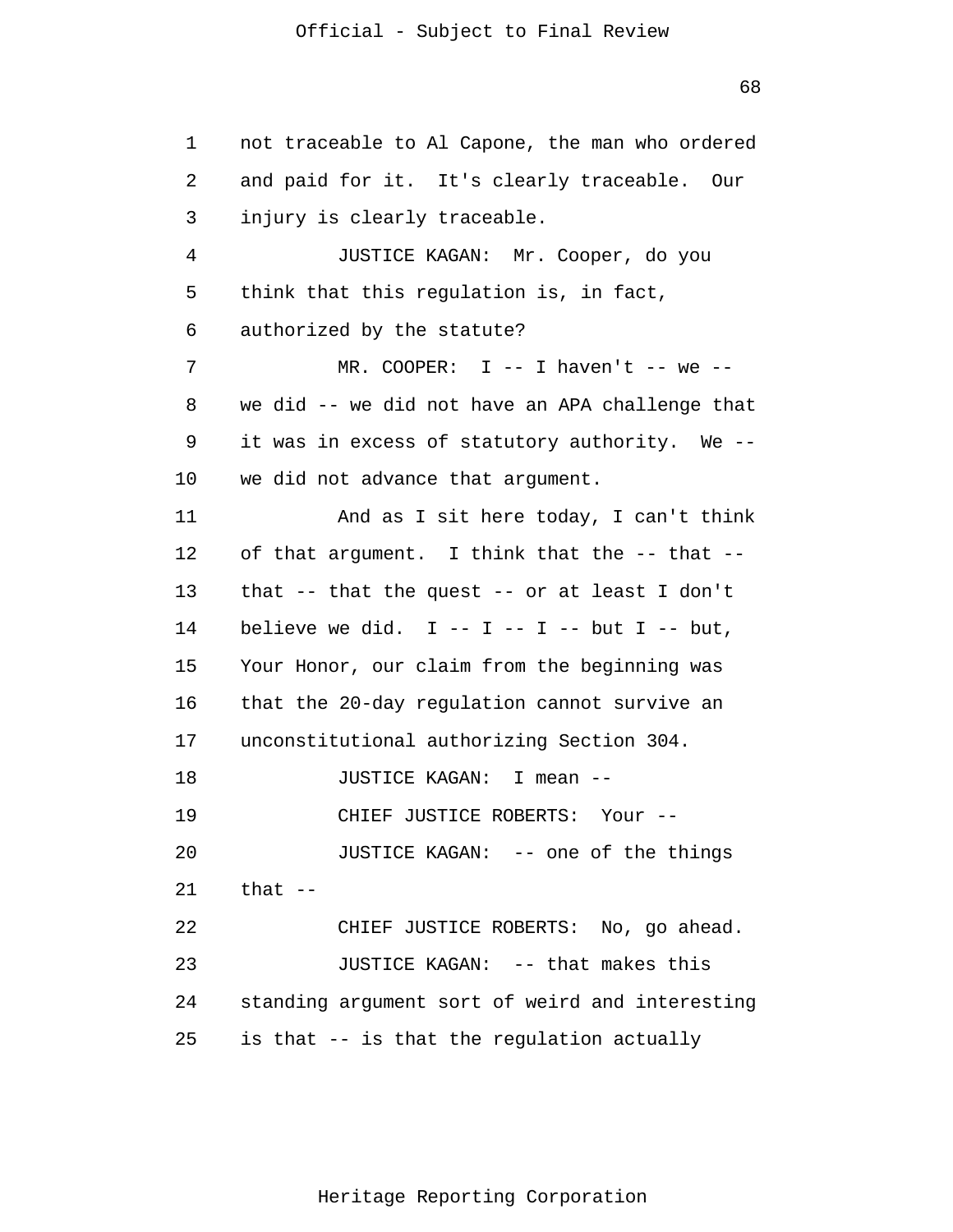not traceable to Al Capone, the man who ordered and paid for it. It's clearly traceable. Our injury is clearly traceable.

JUSTICE KAGAN: Mr. Cooper, do you think that this regulation is, in fact, authorized by the statute?

MR. COOPER: I -- I haven't -- we -- we did -- we did not have an APA challenge that it was in excess of statutory authority. We -- we did not advance that argument.

And as I sit here today, I can't think of that argument. I think that the -- that -- that -- that the quest -- or at least I don't believe we did. I -- I -- I -- but I -- but, Your Honor, our claim from the beginning was that the 20-day regulation cannot survive an unconstitutional authorizing Section 304.

JUSTICE KAGAN: I mean --

CHIEF JUSTICE ROBERTS: Your --

JUSTICE KAGAN: -- one of the things that --

CHIEF JUSTICE ROBERTS: No, go ahead.

JUSTICE KAGAN: -- that makes this standing argument sort of weird and interesting is that -- is that the regulation actually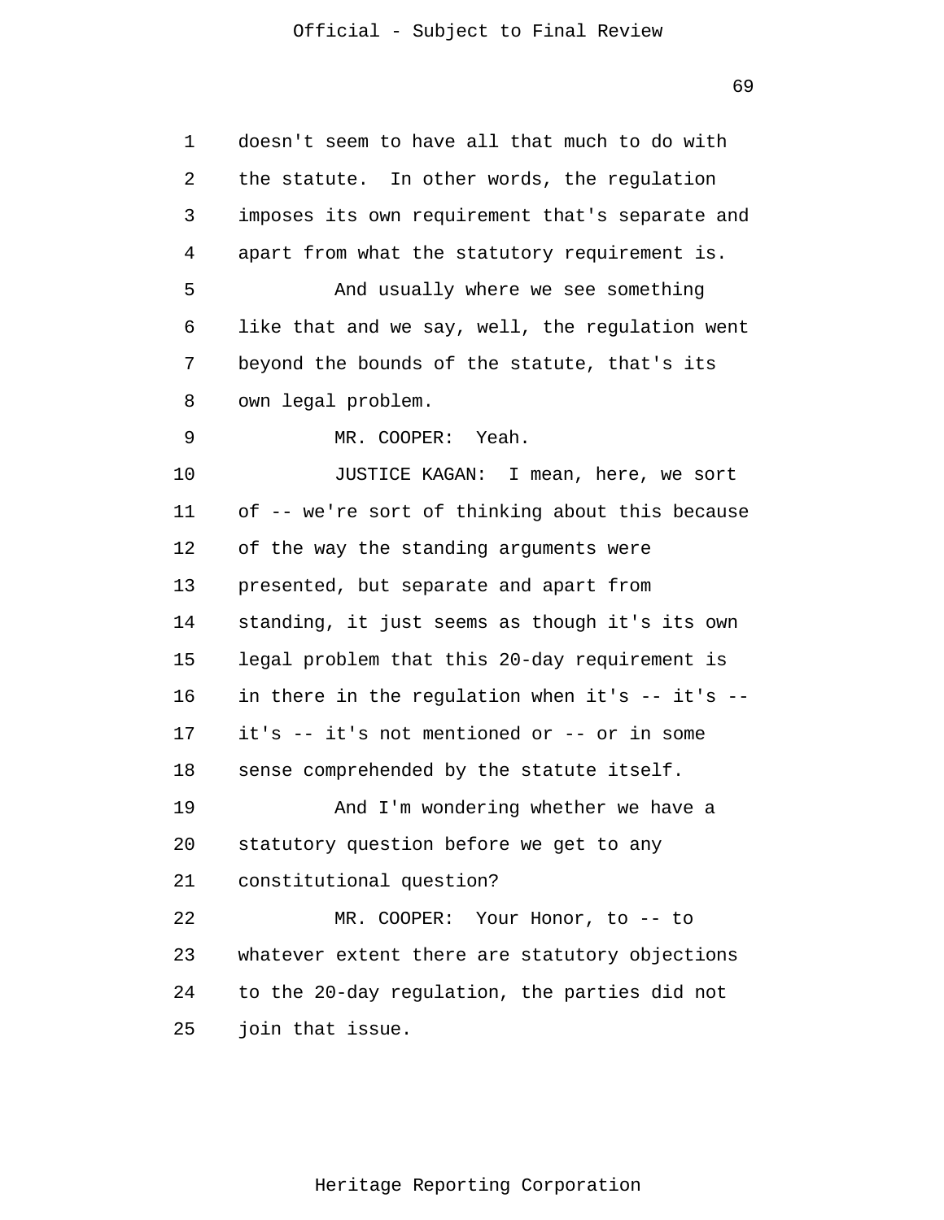doesn't seem to have all that much to do with the statute. In other words, the regulation imposes its own requirement that's separate and apart from what the statutory requirement is.

And usually where we see something like that and we say, well, the regulation went beyond the bounds of the statute, that's its own legal problem.

MR. COOPER: Yeah.

JUSTICE KAGAN: I mean, here, we sort of -- we're sort of thinking about this because of the way the standing arguments were presented, but separate and apart from standing, it just seems as though it's its own legal problem that this 20-day requirement is in there in the regulation when it's -- it's -- it's -- it's not mentioned or -- or in some sense comprehended by the statute itself.

And I'm wondering whether we have a statutory question before we get to any constitutional question?

MR. COOPER: Your Honor, to -- to whatever extent there are statutory objections to the 20-day regulation, the parties did not join that issue.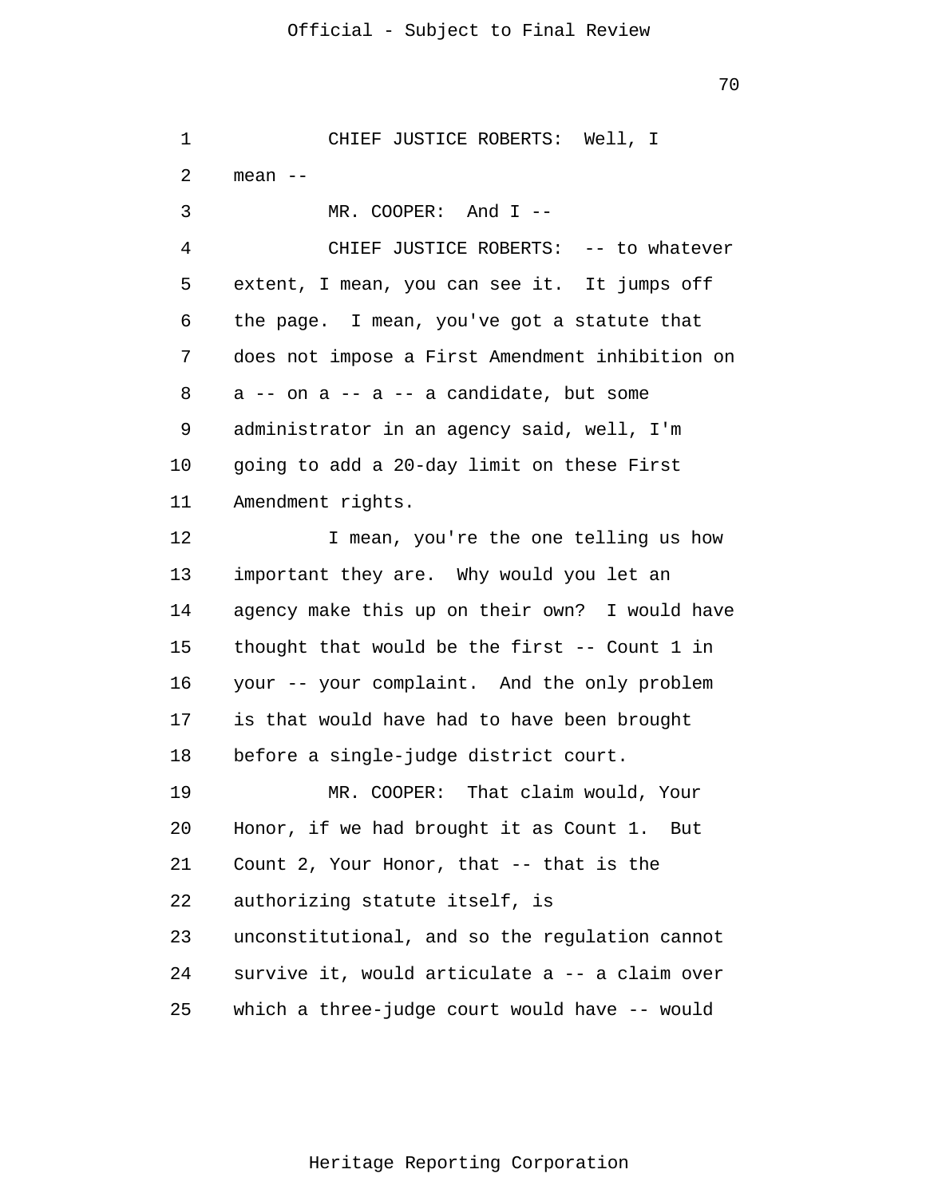CHIEF JUSTICE ROBERTS: Well, I mean --

MR. COOPER: And I --

CHIEF JUSTICE ROBERTS: -- to whatever extent, I mean, you can see it. It jumps off the page. I mean, you've got a statute that does not impose a First Amendment inhibition on a -- on a -- a -- a candidate, but some administrator in an agency said, well, I'm going to add a 20-day limit on these First Amendment rights.

I mean, you're the one telling us how important they are. Why would you let an agency make this up on their own? I would have thought that would be the first -- Count 1 in your -- your complaint. And the only problem is that would have had to have been brought before a single-judge district court.

MR. COOPER: That claim would, Your Honor, if we had brought it as Count 1. But Count 2, Your Honor, that -- that is the authorizing statute itself, is unconstitutional, and so the regulation cannot survive it, would articulate a -- a claim over which a three-judge court would have -- would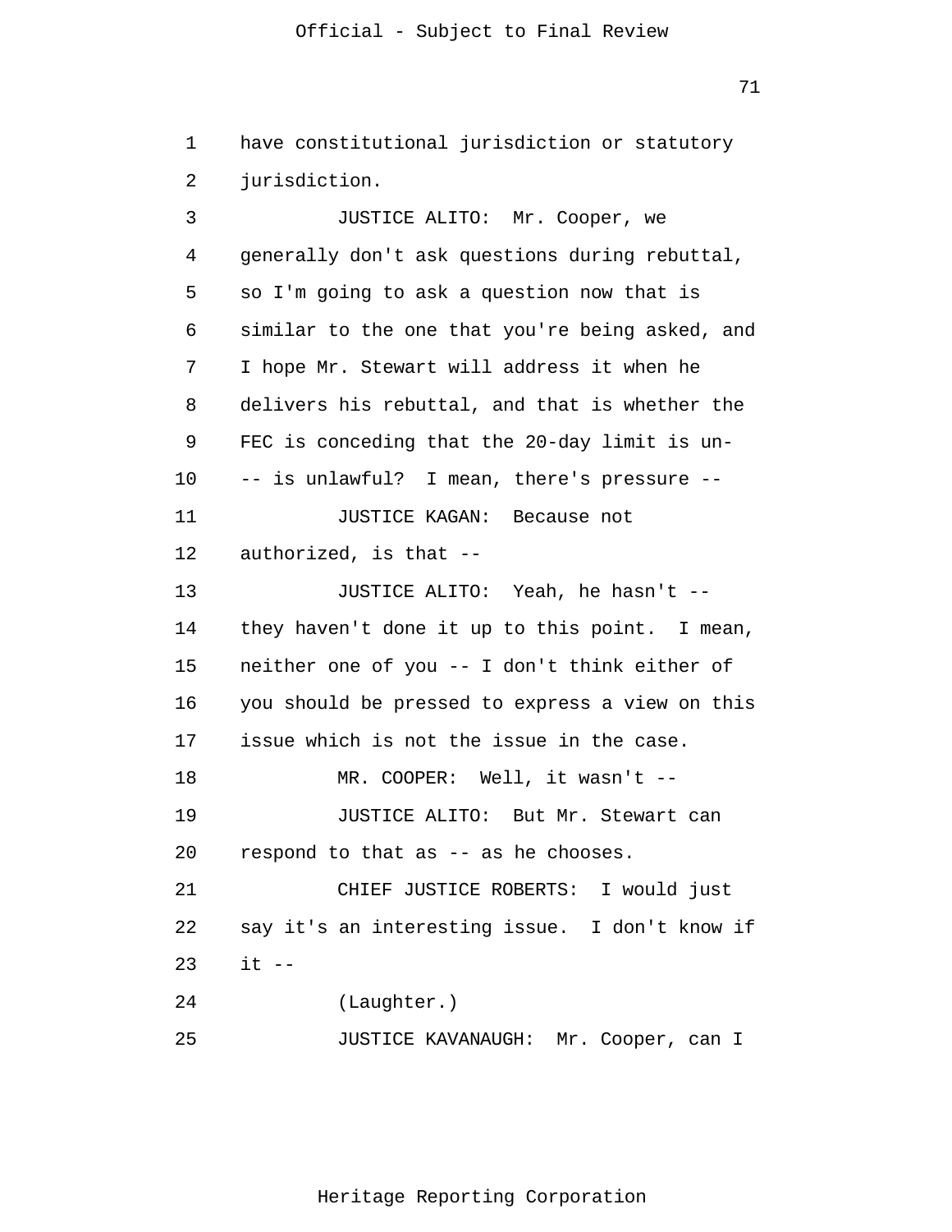have constitutional jurisdiction or statutory jurisdiction.

JUSTICE ALITO: Mr. Cooper, we generally don't ask questions during rebuttal, so I'm going to ask a question now that is similar to the one that you're being asked, and I hope Mr. Stewart will address it when he delivers his rebuttal, and that is whether the FEC is conceding that the 20-day limit is un- -- is unlawful? I mean, there's pressure --

JUSTICE KAGAN: Because not authorized, is that --

JUSTICE ALITO: Yeah, he hasn't -- they haven't done it up to this point. I mean, neither one of you -- I don't think either of you should be pressed to express a view on this issue which is not the issue in the case.

MR. COOPER: Well, it wasn't --

JUSTICE ALITO: But Mr. Stewart can respond to that as -- as he chooses.

CHIEF JUSTICE ROBERTS: I would just say it's an interesting issue. I don't know if it --

(Laughter.)

JUSTICE KAVANAUGH: Mr. Cooper, can I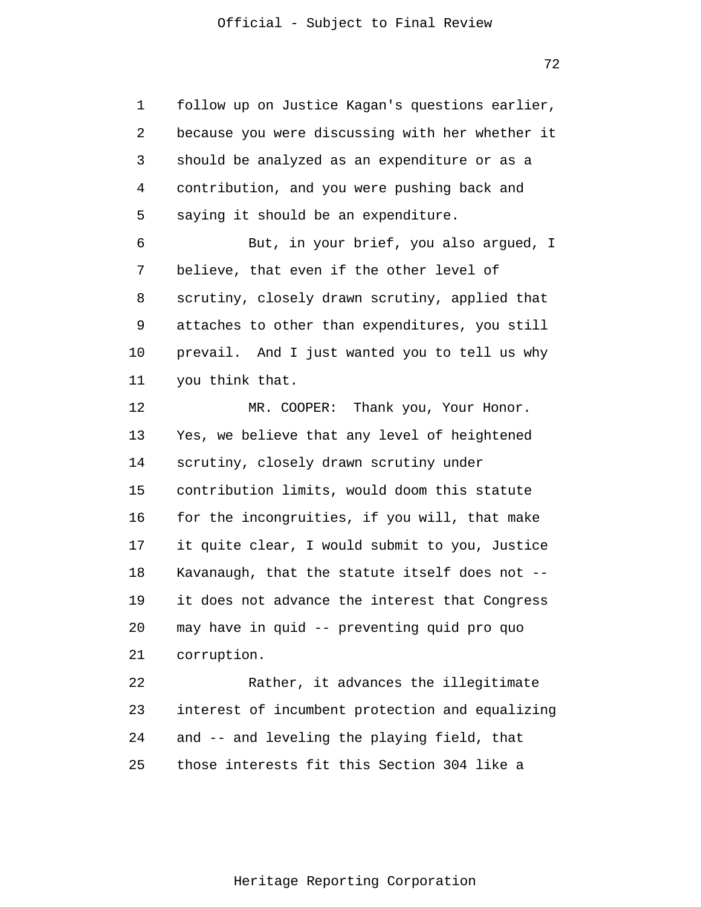follow up on Justice Kagan's questions earlier, because you were discussing with her whether it should be analyzed as an expenditure or as a contribution, and you were pushing back and saying it should be an expenditure.

But, in your brief, you also argued, I believe, that even if the other level of scrutiny, closely drawn scrutiny, applied that attaches to other than expenditures, you still prevail. And I just wanted you to tell us why you think that.

MR. COOPER: Thank you, Your Honor. Yes, we believe that any level of heightened scrutiny, closely drawn scrutiny under contribution limits, would doom this statute for the incongruities, if you will, that make it quite clear, I would submit to you, Justice Kavanaugh, that the statute itself does not -- it does not advance the interest that Congress may have in quid -- preventing quid pro quo corruption.

Rather, it advances the illegitimate interest of incumbent protection and equalizing and -- and leveling the playing field, that those interests fit this Section 304 like a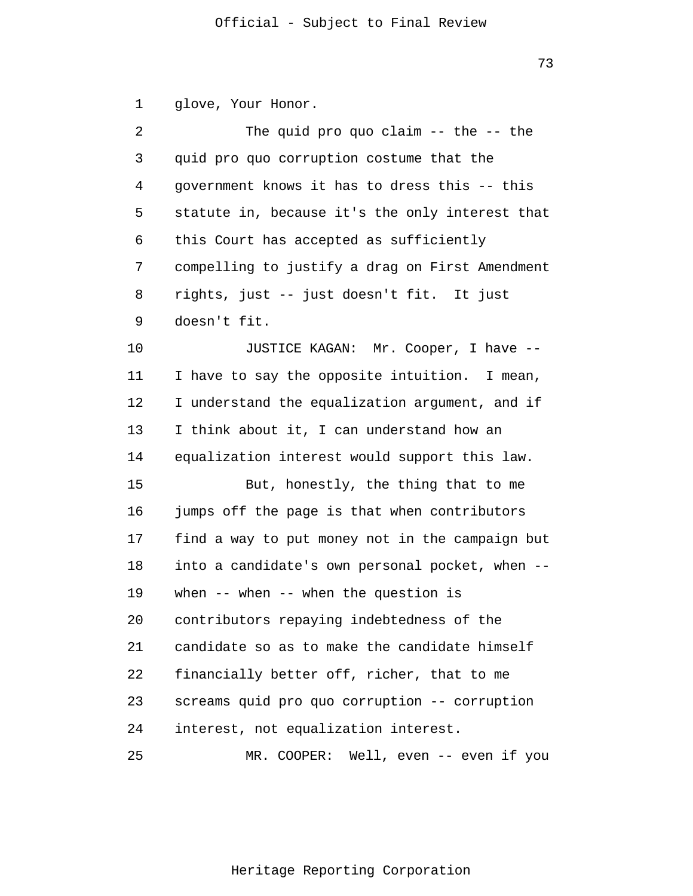glove, Your Honor.

The quid pro quo claim -- the -- the quid pro quo corruption costume that the government knows it has to dress this -- this statute in, because it's the only interest that this Court has accepted as sufficiently compelling to justify a drag on First Amendment rights, just -- just doesn't fit. It just doesn't fit.

JUSTICE KAGAN: Mr. Cooper, I have -- I have to say the opposite intuition. I mean, I understand the equalization argument, and if I think about it, I can understand how an equalization interest would support this law.

But, honestly, the thing that to me jumps off the page is that when contributors find a way to put money not in the campaign but into a candidate's own personal pocket, when -- when -- when -- when the question is contributors repaying indebtedness of the candidate so as to make the candidate himself financially better off, richer, that to me screams quid pro quo corruption -- corruption interest, not equalization interest.

MR. COOPER: Well, even -- even if you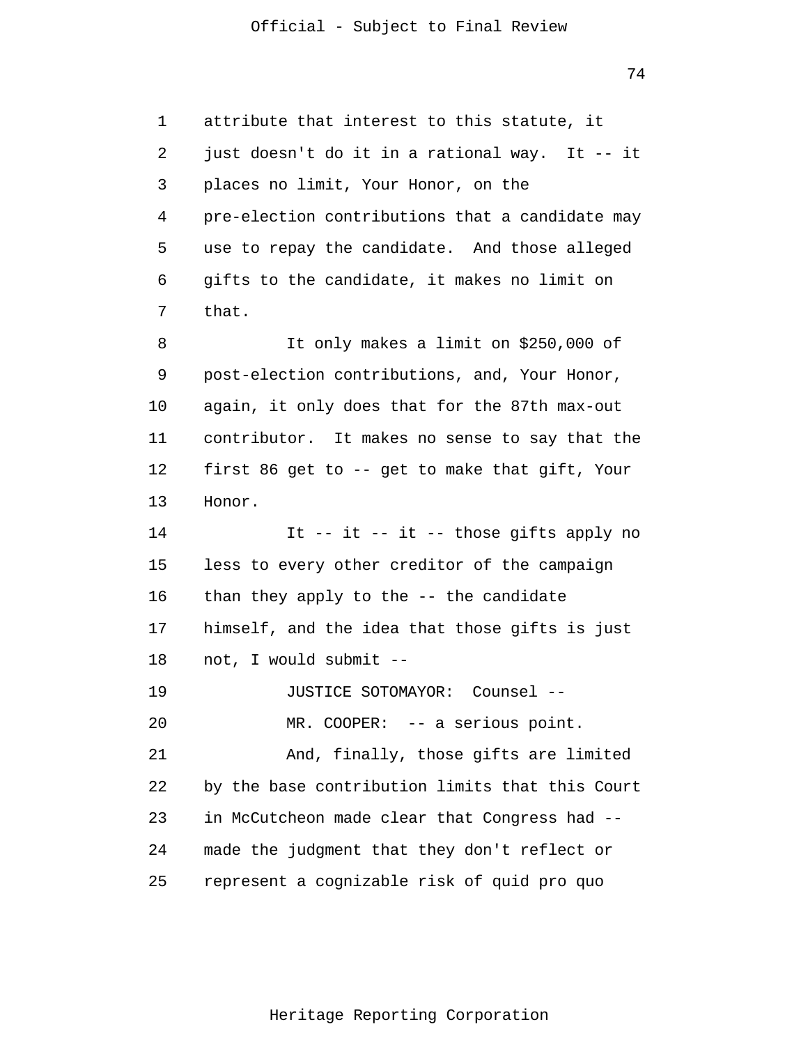attribute that interest to this statute, it just doesn't do it in a rational way. It -- it places no limit, Your Honor, on the pre-election contributions that a candidate may use to repay the candidate. And those alleged gifts to the candidate, it makes no limit on that.

It only makes a limit on $250,000 of post-election contributions, and, Your Honor, again, it only does that for the 87th max-out contributor. It makes no sense to say that the first 86 get to -- get to make that gift, Your Honor.

It -- it -- it -- those gifts apply no less to every other creditor of the campaign than they apply to the -- the candidate himself, and the idea that those gifts is just not, I would submit --

JUSTICE SOTOMAYOR: Counsel --

MR. COOPER: -- a serious point.

And, finally, those gifts are limited by the base contribution limits that this Court in McCutcheon made clear that Congress had -- made the judgment that they don't reflect or represent a cognizable risk of quid pro quo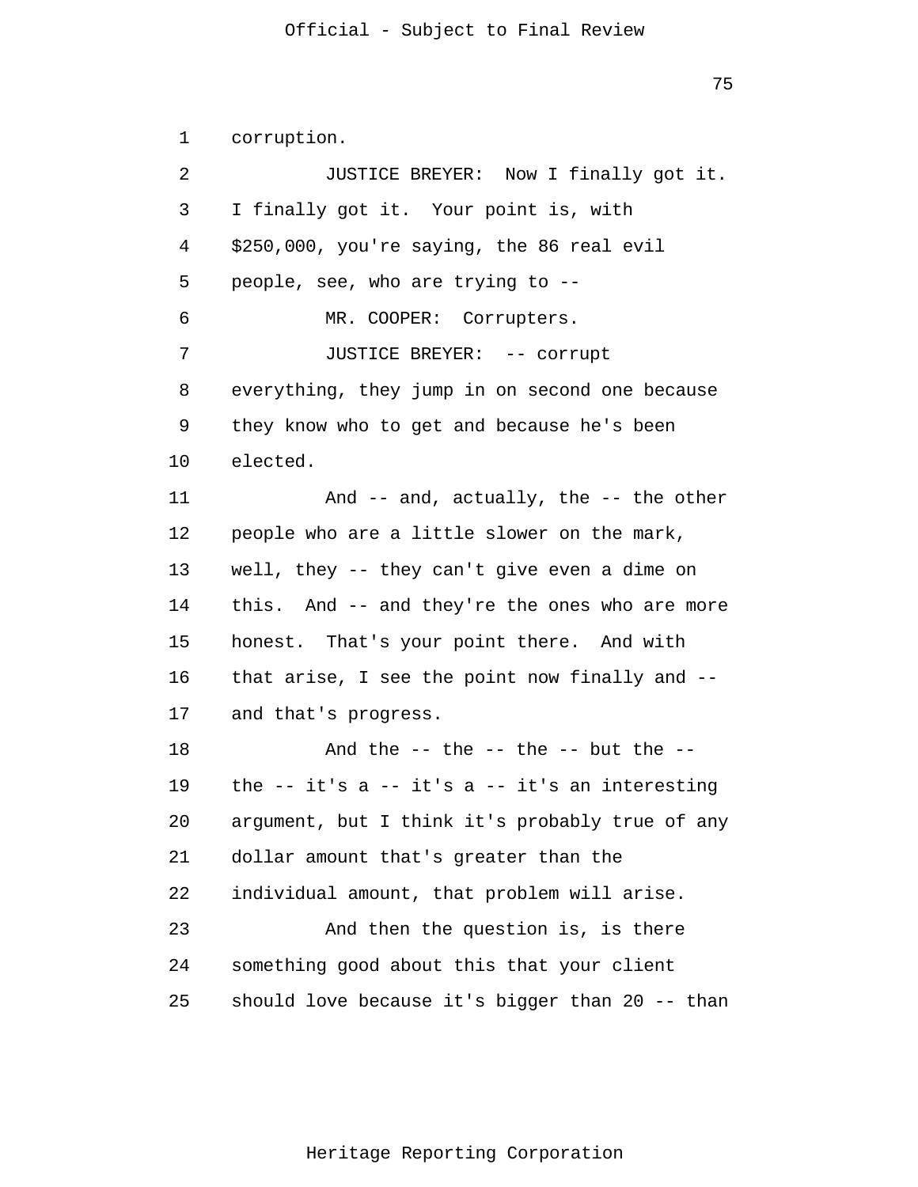corruption.

JUSTICE BREYER: Now I finally got it. I finally got it. Your point is, with $250,000, you're saying, the 86 real evil people, see, who are trying to --

MR. COOPER: Corrupters.

JUSTICE BREYER: -- corrupt everything, they jump in on second one because they know who to get and because he's been elected.

And -- and, actually, the -- the other people who are a little slower on the mark, well, they -- they can't give even a dime on this. And -- and they're the ones who are more honest. That's your point there. And with that arise, I see the point now finally and -- and that's progress.

And the -- the -- the -- but the -- the -- it's a -- it's a -- it's an interesting argument, but I think it's probably true of any dollar amount that's greater than the individual amount, that problem will arise.

And then the question is, is there something good about this that your client should love because it's bigger than 20 -- than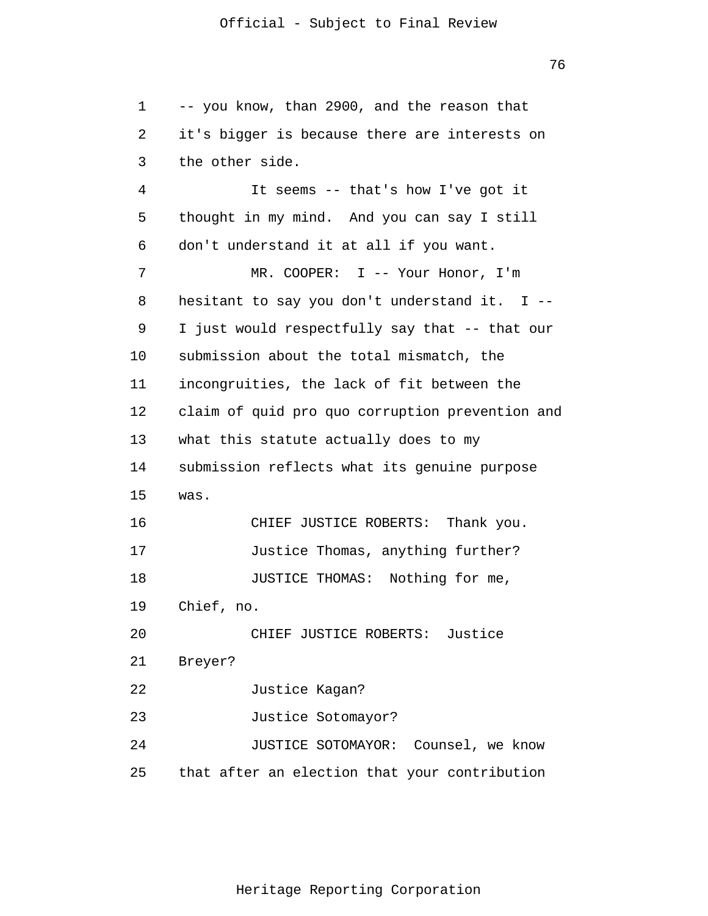-- you know, than 2900, and the reason that it's bigger is because there are interests on the other side.

It seems -- that's how I've got it thought in my mind. And you can say I still don't understand it at all if you want.

MR. COOPER: I -- Your Honor, I'm hesitant to say you don't understand it. I -- I just would respectfully say that -- that our submission about the total mismatch, the incongruities, the lack of fit between the claim of quid pro quo corruption prevention and what this statute actually does to my submission reflects what its genuine purpose was.

CHIEF JUSTICE ROBERTS: Thank you.

Justice Thomas, anything further?

JUSTICE THOMAS: Nothing for me, Chief, no.

CHIEF JUSTICE ROBERTS: Justice Breyer?

Justice Kagan?

Justice Sotomayor?

JUSTICE SOTOMAYOR: Counsel, we know that after an election that your contribution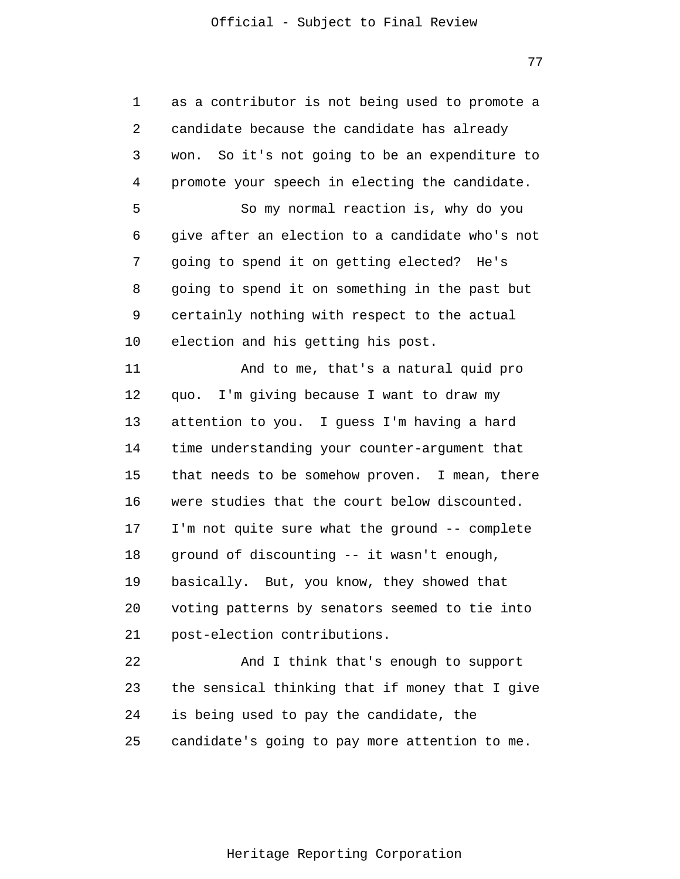as a contributor is not being used to promote a candidate because the candidate has already won. So it's not going to be an expenditure to promote your speech in electing the candidate.

So my normal reaction is, why do you give after an election to a candidate who's not going to spend it on getting elected? He's going to spend it on something in the past but certainly nothing with respect to the actual election and his getting his post.

And to me, that's a natural quid pro quo. I'm giving because I want to draw my attention to you. I guess I'm having a hard time understanding your counter-argument that that needs to be somehow proven. I mean, there were studies that the court below discounted. I'm not quite sure what the ground -- complete ground of discounting -- it wasn't enough, basically. But, you know, they showed that voting patterns by senators seemed to tie into post-election contributions.

And I think that's enough to support the sensical thinking that if money that I give is being used to pay the candidate, the candidate's going to pay more attention to me.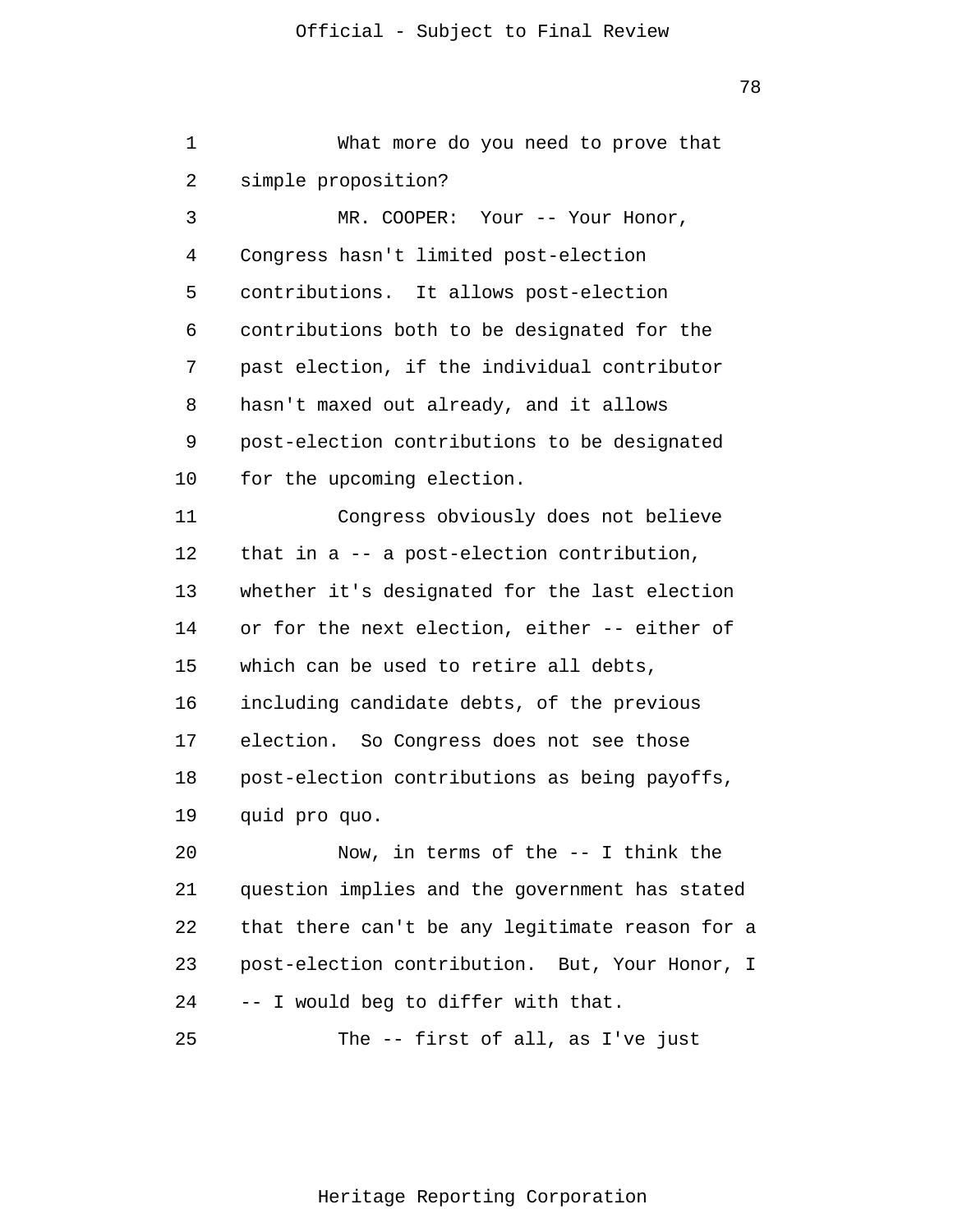What more do you need to prove that simple proposition?

MR. COOPER: Your -- Your Honor, Congress hasn't limited post-election contributions. It allows post-election contributions both to be designated for the past election, if the individual contributor hasn't maxed out already, and it allows post-election contributions to be designated for the upcoming election.

Congress obviously does not believe that in a -- a post-election contribution, whether it's designated for the last election or for the next election, either -- either of which can be used to retire all debts, including candidate debts, of the previous election. So Congress does not see those post-election contributions as being payoffs, quid pro quo.

Now, in terms of the -- I think the question implies and the government has stated that there can't be any legitimate reason for a post-election contribution. But, Your Honor, I -- I would beg to differ with that.

The -- first of all, as I've just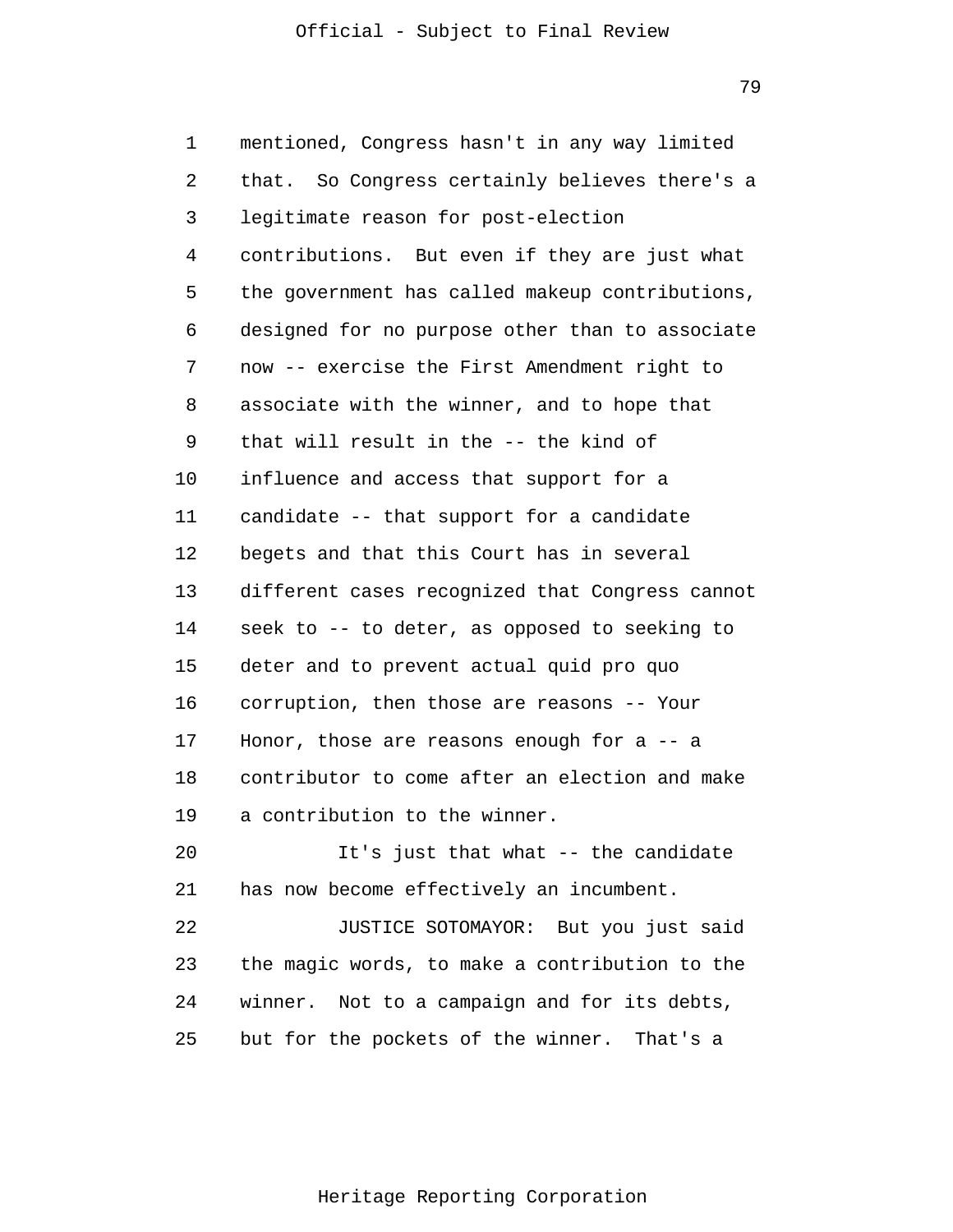mentioned, Congress hasn't in any way limited that. So Congress certainly believes there's a legitimate reason for post-election contributions. But even if they are just what the government has called makeup contributions, designed for no purpose other than to associate now -- exercise the First Amendment right to associate with the winner, and to hope that that will result in the -- the kind of influence and access that support for a candidate -- that support for a candidate begets and that this Court has in several different cases recognized that Congress cannot seek to -- to deter, as opposed to seeking to deter and to prevent actual quid pro quo corruption, then those are reasons -- Your Honor, those are reasons enough for a -- a contributor to come after an election and make a contribution to the winner.

It's just that what -- the candidate has now become effectively an incumbent.

JUSTICE SOTOMAYOR: But you just said the magic words, to make a contribution to the winner. Not to a campaign and for its debts, but for the pockets of the winner. That's a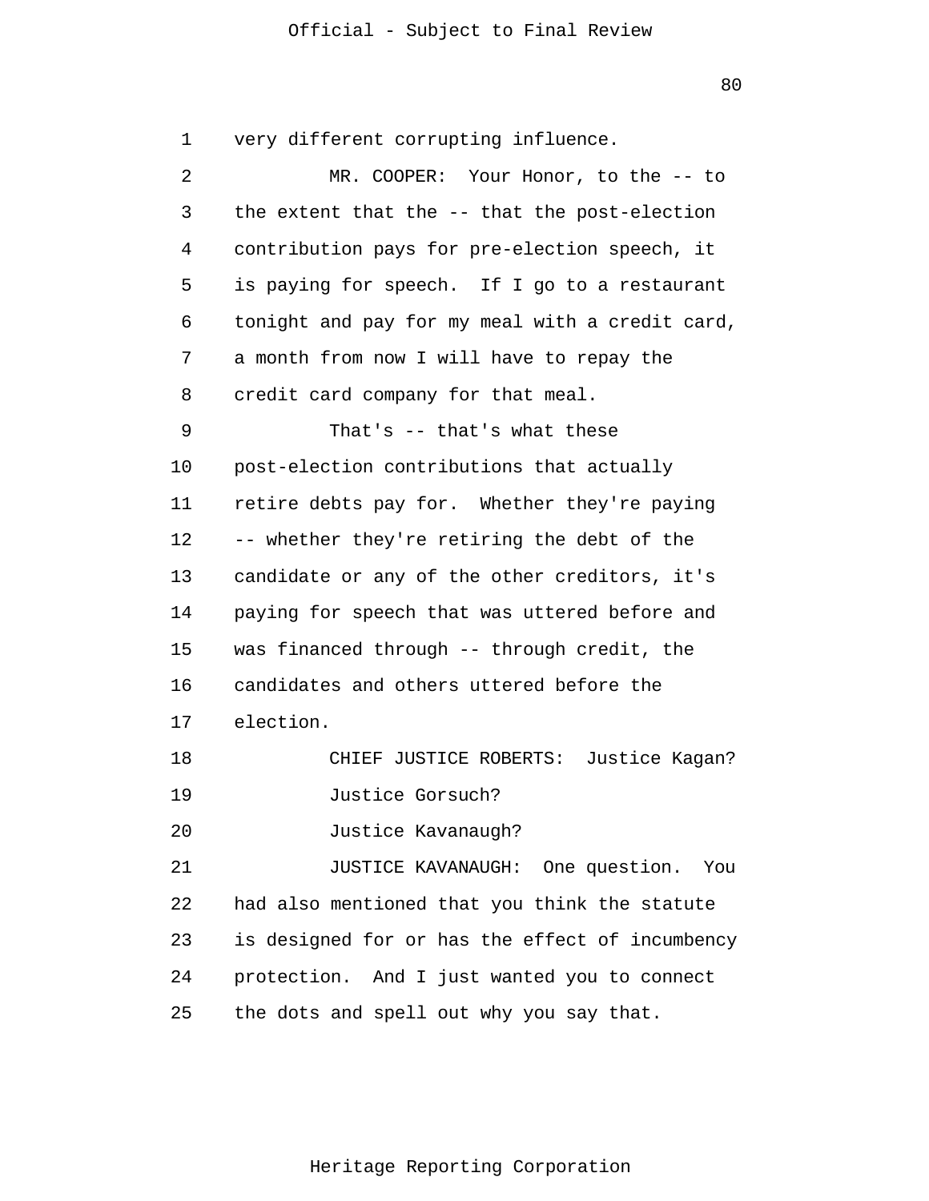very different corrupting influence.

MR. COOPER: Your Honor, to the -- to the extent that the -- that the post-election contribution pays for pre-election speech, it is paying for speech. If I go to a restaurant tonight and pay for my meal with a credit card, a month from now I will have to repay the credit card company for that meal.

That's -- that's what these post-election contributions that actually retire debts pay for. Whether they're paying -- whether they're retiring the debt of the candidate or any of the other creditors, it's paying for speech that was uttered before and was financed through -- through credit, the candidates and others uttered before the election.

CHIEF JUSTICE ROBERTS: Justice Kagan?

Justice Gorsuch?

Justice Kavanaugh?

JUSTICE KAVANAUGH: One question. You had also mentioned that you think the statute is designed for or has the effect of incumbency protection. And I just wanted you to connect the dots and spell out why you say that.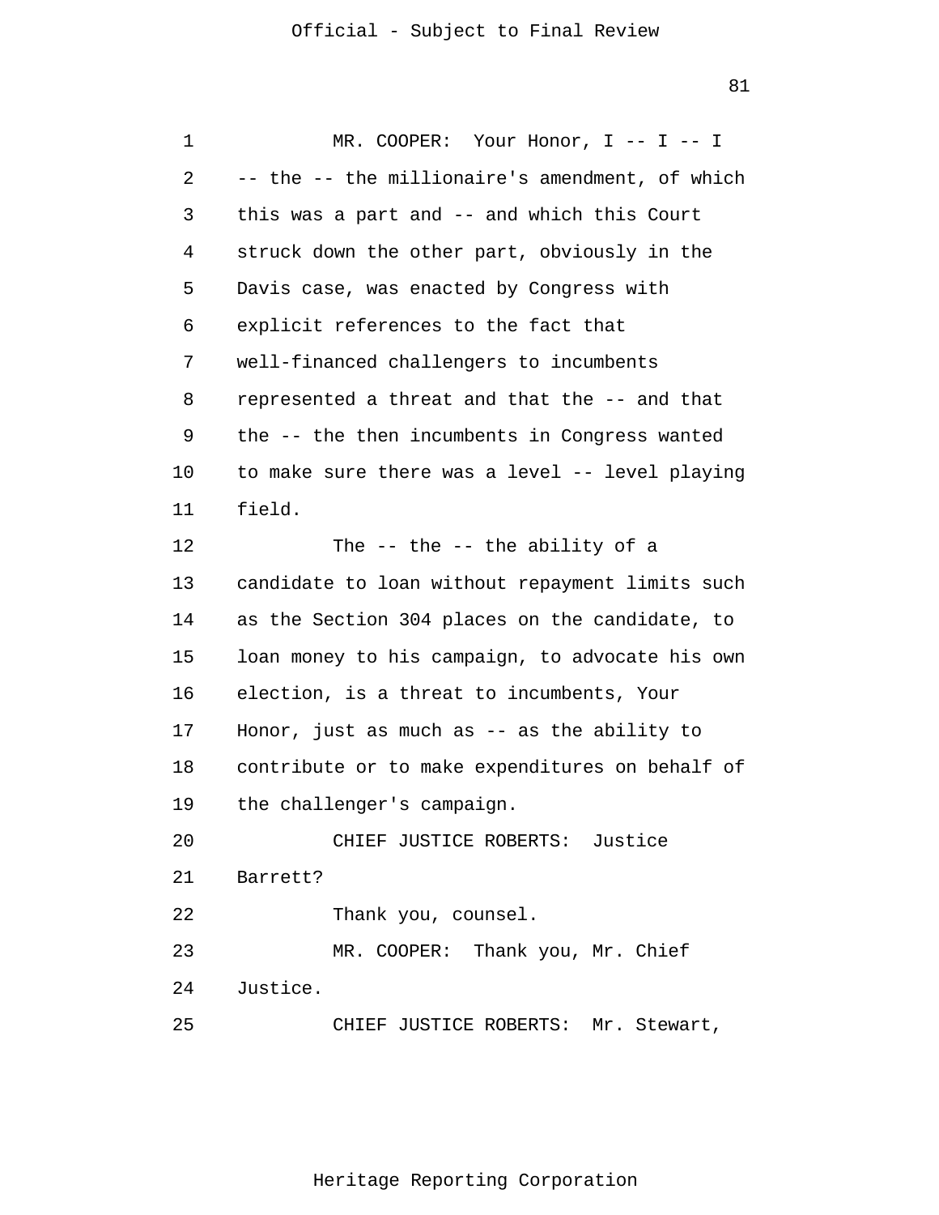MR. COOPER: Your Honor, I -- I -- I -- the -- the millionaire's amendment, of which this was a part and -- and which this Court struck down the other part, obviously in the Davis case, was enacted by Congress with explicit references to the fact that well-financed challengers to incumbents represented a threat and that the -- and that the -- the then incumbents in Congress wanted to make sure there was a level -- level playing field.

The -- the -- the ability of a candidate to loan without repayment limits such as the Section 304 places on the candidate, to loan money to his campaign, to advocate his own election, is a threat to incumbents, Your Honor, just as much as -- as the ability to contribute or to make expenditures on behalf of the challenger's campaign.

CHIEF JUSTICE ROBERTS: Justice Barrett?

Thank you, counsel.

MR. COOPER: Thank you, Mr. Chief Justice.

CHIEF JUSTICE ROBERTS: Mr. Stewart,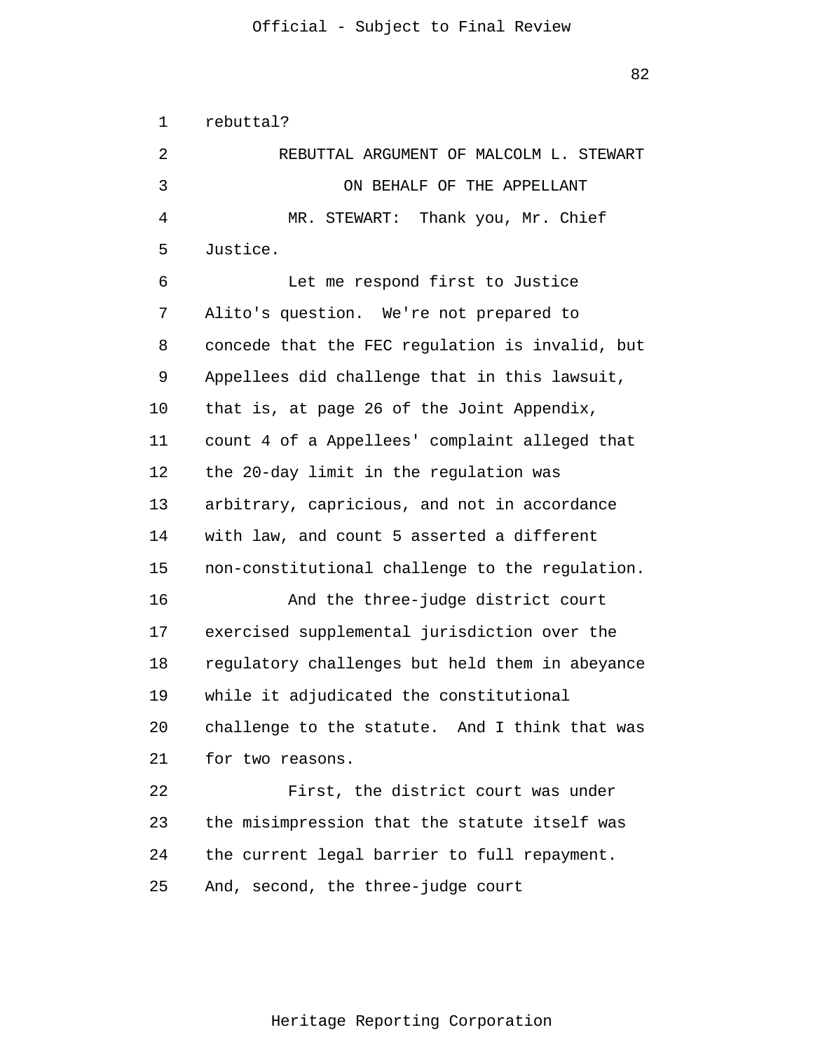rebuttal?

REBUTTAL ARGUMENT OF MALCOLM L. STEWART

ON BEHALF OF THE APPELLANT

MR. STEWART: Thank you, Mr. Chief Justice.

Let me respond first to Justice Alito's question. We're not prepared to concede that the FEC regulation is invalid, but Appellees did challenge that in this lawsuit, that is, at page 26 of the Joint Appendix, count 4 of a Appellees' complaint alleged that the 20-day limit in the regulation was arbitrary, capricious, and not in accordance with law, and count 5 asserted a different non-constitutional challenge to the regulation.

And the three-judge district court exercised supplemental jurisdiction over the regulatory challenges but held them in abeyance while it adjudicated the constitutional challenge to the statute. And I think that was for two reasons.

First, the district court was under the misimpression that the statute itself was the current legal barrier to full repayment. And, second, the three-judge court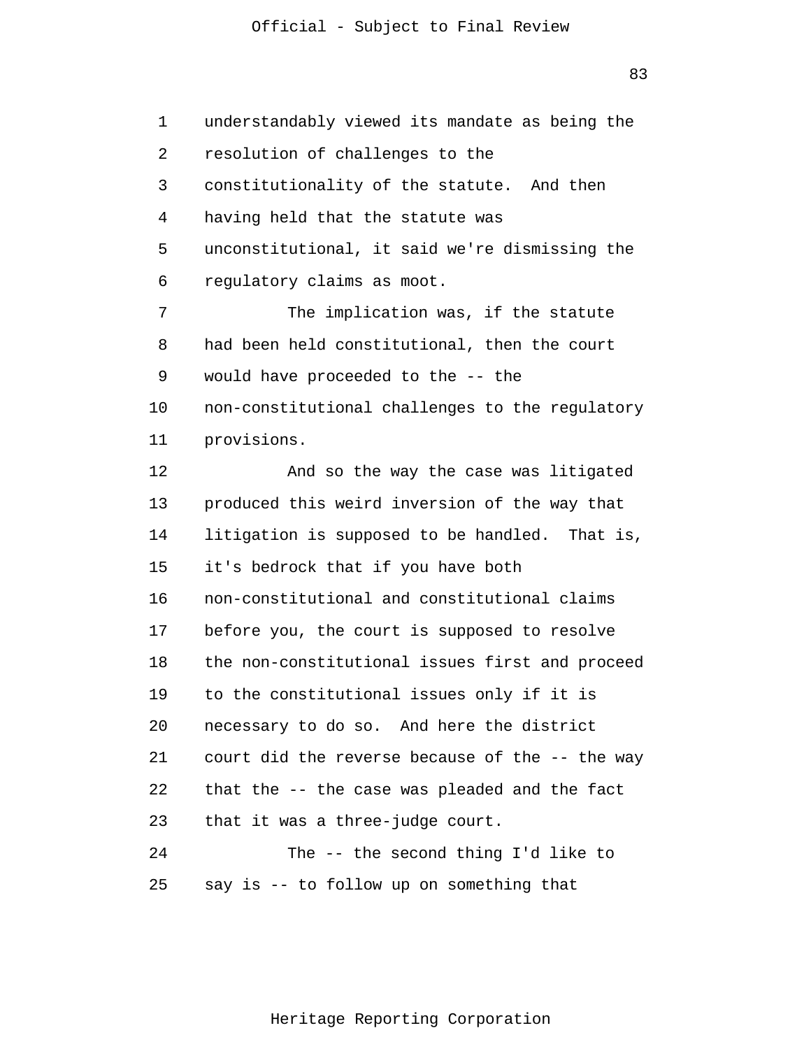understandably viewed its mandate as being the resolution of challenges to the constitutionality of the statute. And then having held that the statute was unconstitutional, it said we're dismissing the regulatory claims as moot.

The implication was, if the statute had been held constitutional, then the court would have proceeded to the -- the non-constitutional challenges to the regulatory provisions.

And so the way the case was litigated produced this weird inversion of the way that litigation is supposed to be handled. That is, it's bedrock that if you have both non-constitutional and constitutional claims before you, the court is supposed to resolve the non-constitutional issues first and proceed to the constitutional issues only if it is necessary to do so. And here the district court did the reverse because of the -- the way that the -- the case was pleaded and the fact that it was a three-judge court.

The -- the second thing I'd like to say is -- to follow up on something that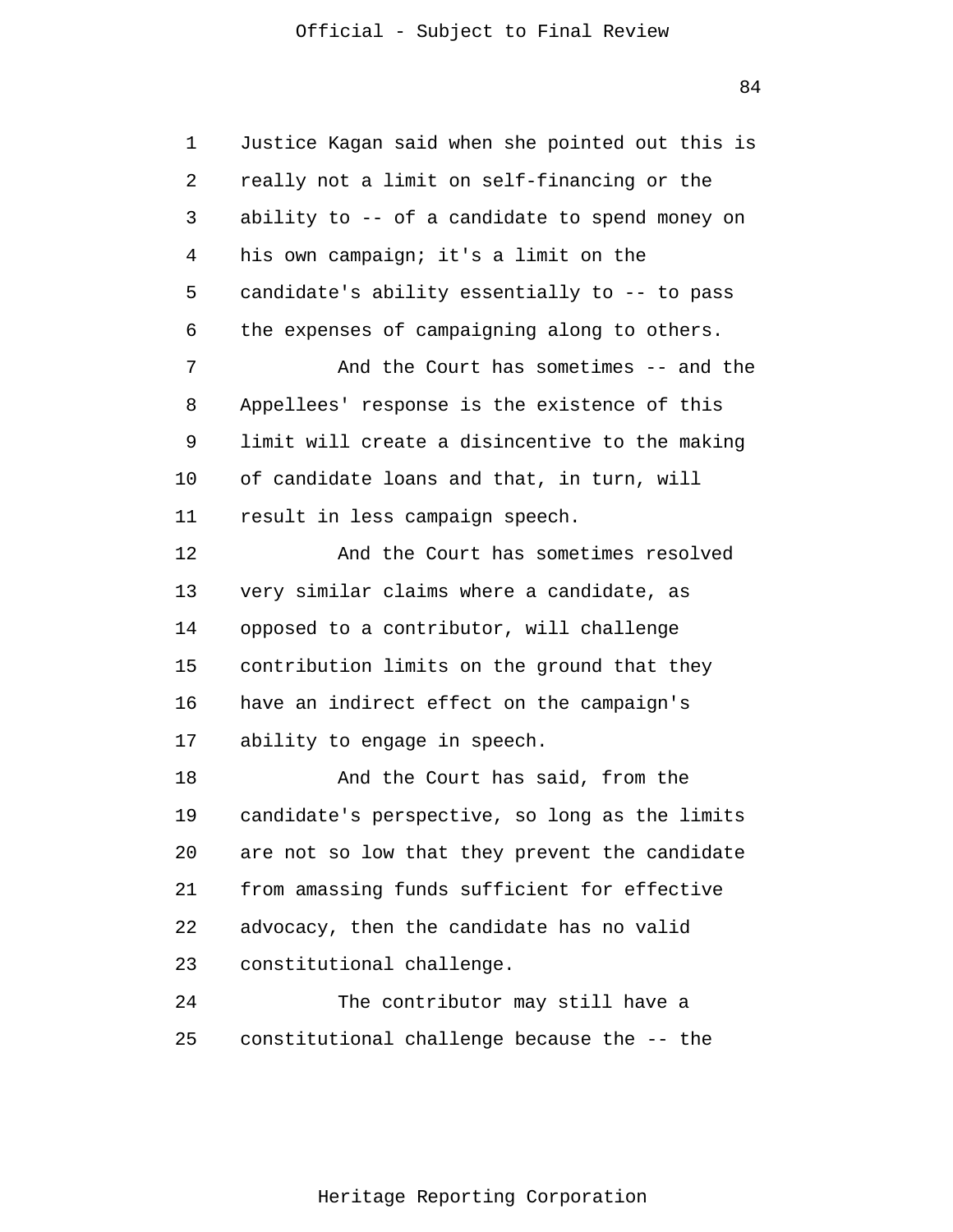Justice Kagan said when she pointed out this is really not a limit on self-financing or the ability to -- of a candidate to spend money on his own campaign; it's a limit on the candidate's ability essentially to -- to pass the expenses of campaigning along to others.

And the Court has sometimes -- and the Appellees' response is the existence of this limit will create a disincentive to the making of candidate loans and that, in turn, will result in less campaign speech.

And the Court has sometimes resolved very similar claims where a candidate, as opposed to a contributor, will challenge contribution limits on the ground that they have an indirect effect on the campaign's ability to engage in speech.

And the Court has said, from the candidate's perspective, so long as the limits are not so low that they prevent the candidate from amassing funds sufficient for effective advocacy, then the candidate has no valid constitutional challenge.

The contributor may still have a constitutional challenge because the -- the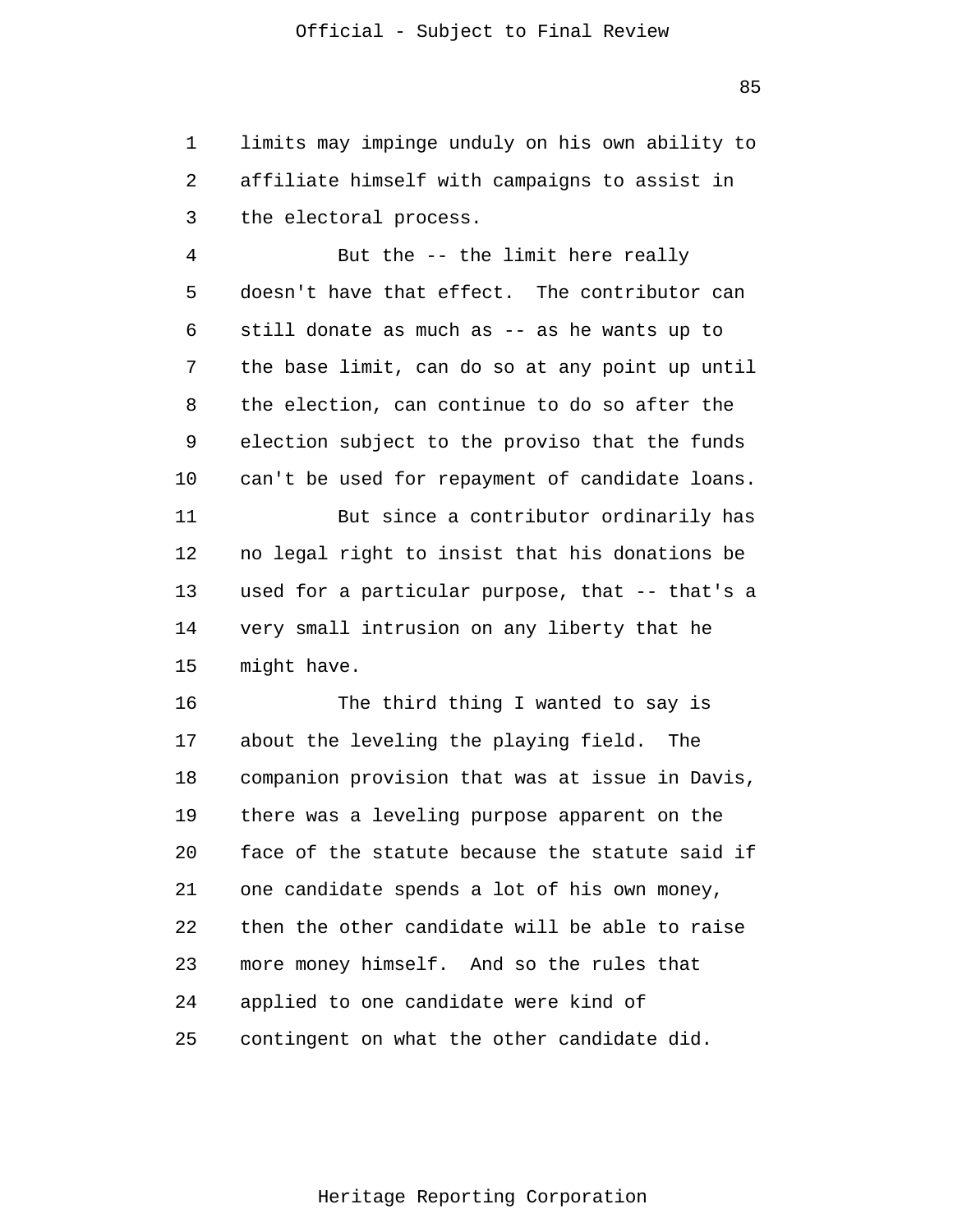limits may impinge unduly on his own ability to affiliate himself with campaigns to assist in the electoral process.

But the -- the limit here really doesn't have that effect. The contributor can still donate as much as -- as he wants up to the base limit, can do so at any point up until the election, can continue to do so after the election subject to the proviso that the funds can't be used for repayment of candidate loans.

But since a contributor ordinarily has no legal right to insist that his donations be used for a particular purpose, that -- that's a very small intrusion on any liberty that he might have.

The third thing I wanted to say is about the leveling the playing field. The companion provision that was at issue in Davis, there was a leveling purpose apparent on the face of the statute because the statute said if one candidate spends a lot of his own money, then the other candidate will be able to raise more money himself. And so the rules that applied to one candidate were kind of contingent on what the other candidate did.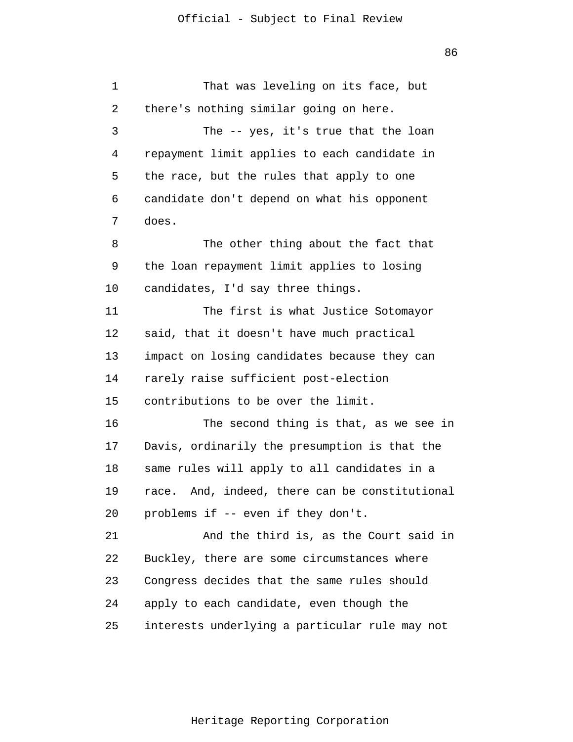That was leveling on its face, but there's nothing similar going on here.

The -- yes, it's true that the loan repayment limit applies to each candidate in the race, but the rules that apply to one candidate don't depend on what his opponent does.

The other thing about the fact that the loan repayment limit applies to losing candidates, I'd say three things.

The first is what Justice Sotomayor said, that it doesn't have much practical impact on losing candidates because they can rarely raise sufficient post-election contributions to be over the limit.

The second thing is that, as we see in Davis, ordinarily the presumption is that the same rules will apply to all candidates in a race. And, indeed, there can be constitutional problems if -- even if they don't.

And the third is, as the Court said in Buckley, there are some circumstances where Congress decides that the same rules should apply to each candidate, even though the interests underlying a particular rule may not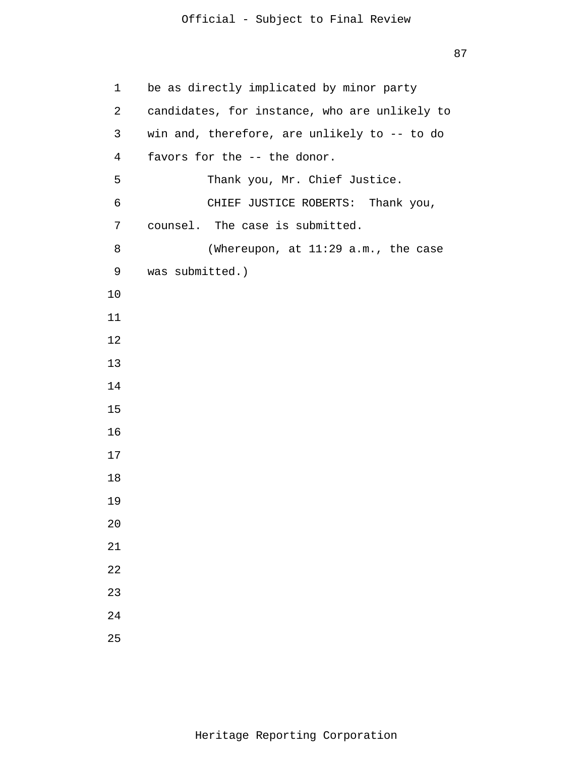be as directly implicated by minor party candidates, for instance, who are unlikely to win and, therefore, are unlikely to -- to do favors for the -- the donor.

Thank you, Mr. Chief Justice.

CHIEF JUSTICE ROBERTS: Thank you, counsel. The case is submitted.

(Whereupon, at 11:29 a.m., the case was submitted.)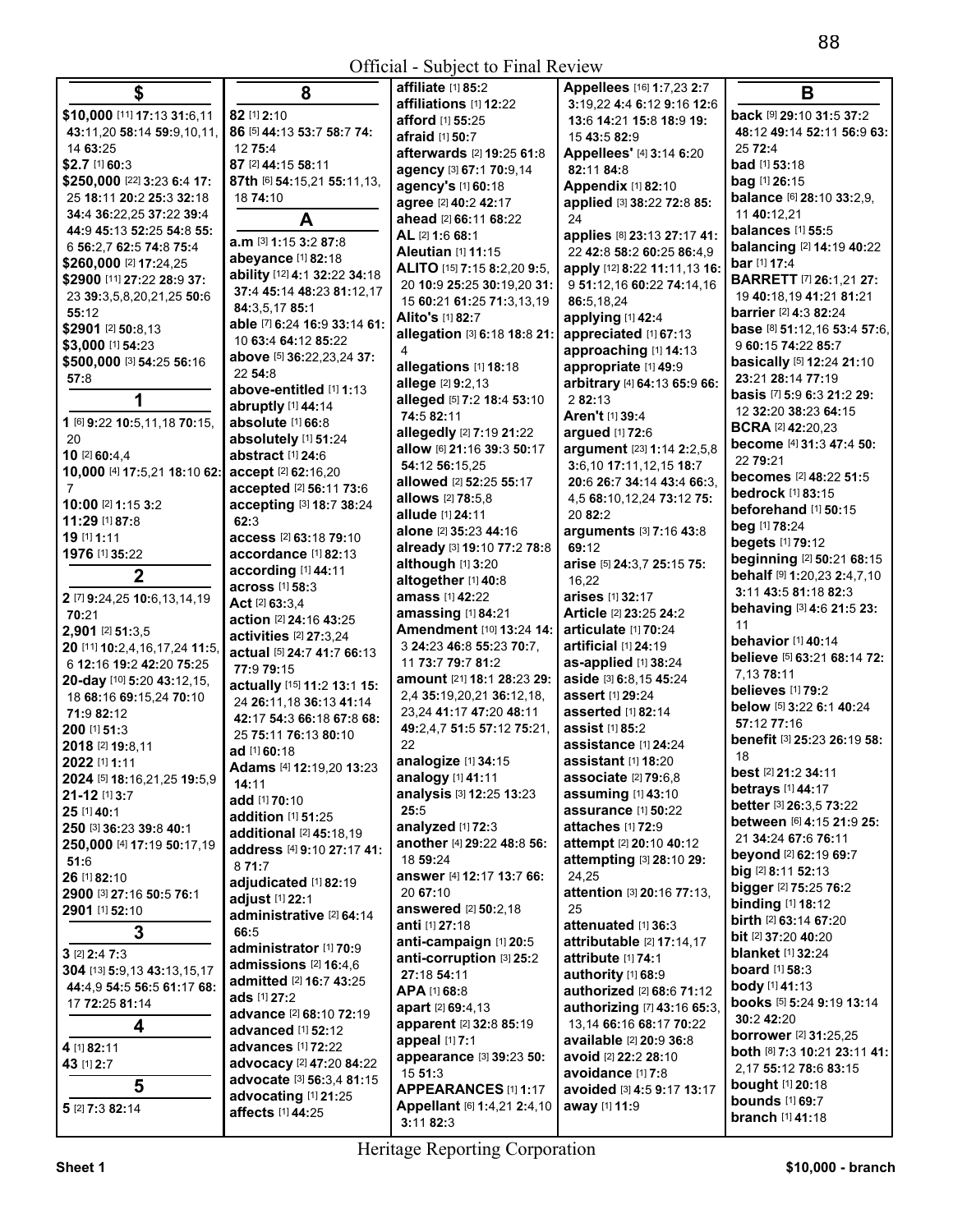Official - Subject to Final Review

## $

**$10,000** [11] **17:**13 **31:**6,11 **43:**11,20 **58:**14 **59:**9,10,11, 14 **63:**25
**$2.7** [1] **60:**3
**$250,000** [22] **3:**23 **6:**4 **17:** 25 **18:**11 **20:**2 **25:**3 **32:**18 **34:**4 **36:**22,25 **37:**22 **39:**4 **44:**9 **45:**13 **52:**25 **54:**8 **55:** 6 **56:**2,7 **62:**5 **74:**8 **75:**4
**$260,000** [2] **17:**24,25
**$2900** [11] **27:**22 **28:**9 **37:** 23 **39:**3,5,8,20,21,25 **50:**6 **55:**12
**$2901** [2] **50:**8,13
**$3,000** [1] **54:**23
**$500,000** [3] **54:**25 **56:**16 **57:**8

## 1

**1** [6] **9:**22 **10:**5,11,18 **70:**15, 20
**10** [2] **60:**4,4
**10,000** [4] **17:**5,21 **18:**10 **62:** 7
**10:00** [2] **1:**15 **3:**2
**11:29** [1] **87:**8
**19** [1] **1:**11
**1976** [1] **35:**22

## 2

**2** [7] **9:**24,25 **10:**6,13,14,19 **70:**21
**2,901** [2] **51:**3,5
**20** [11] **10:**2,4,16,17,24 **11:**5, 6 **12:**16 **19:**2 **42:**20 **75:**25
**20-day** [10] **5:**20 **43:**12,15, 18 **68:**16 **69:**15,24 **70:**10 **71:**9 **82:**12
**200** [1] **51:**3
**2018** [2] **19:**8,11
**2022** [1] **1:**11
**2024** [5] **18:**16,21,25 **19:**5,9
**21-12** [1] **3:**7
**25** [1] **40:**1
**250** [3] **36:**23 **39:**8 **40:**1
**250,000** [4] **17:**19 **50:**17,19 **51:**6
**26** [1] **82:**10
**2900** [3] **27:**16 **50:**5 **76:**1
**2901** [1] **52:**10

## 3

**3** [2] **2:**4 **7:**3
**304** [13] **5:**9,13 **43:**13,15,17 **44:**4,9 **54:**5 **56:**5 **61:**17 **68:** 17 **72:**25 **81:**14

## 4

**4** [1] **82:**11
**43** [1] **2:**7

## 5

**5** [2] **7:**3 **82:**14

## 8

**82** [1] **2:**10
**86** [5] **44:**13 **53:**7 **58:**7 **74:** 12 **75:**4
**87** [2] **44:**15 **58:**11
**87th** [6] **54:**15,21 **55:**11,13, 18 **74:**10

## A

**a.m** [3] **1:**15 **3:**2 **87:**8
**abeyance** [1] **82:**18
**ability** [12] **4:**1 **32:**22 **34:**18 **37:**4 **45:**14 **48:**23 **81:**12,17 **84:**3,5,17 **85:**1
**able** [7] **6:**24 **16:**9 **33:**14 **61:** 10 **63:**4 **64:**12 **85:**22
**above** [5] **36:**22,23,24 **37:** 22 **54:**8
**above-entitled** [1] **1:**13
**abruptly** [1] **44:**14
**absolute** [1] **66:**8
**absolutely** [1] **51:**24
**abstract** [1] **24:**6
**accept** [2] **62:**16,20
**accepted** [2] **56:**11 **73:**6
**accepting** [3] **18:**7 **38:**24 **62:**3
**access** [2] **63:**18 **79:**10
**accordance** [1] **82:**13
**according** [1] **44:**11
**across** [1] **58:**3
**Act** [2] **63:**3,4
**action** [2] **24:**16 **43:**25
**activities** [2] **27:**3,24
**actual** [5] **24:**7 **41:**7 **66:**13 **77:**9 **79:**15
**actually** [15] **11:**2 **13:**1 **15:** 24 **26:**11,18 **36:**13 **41:**14 **42:**17 **54:**3 **66:**18 **67:**8 **68:** 25 **75:**11 **76:**13 **80:**10
**ad** [1] **60:**18
**Adams** [4] **12:**19,20 **13:**23 **14:**11
**add** [1] **70:**10
**addition** [1] **51:**25
**additional** [2] **45:**18,19
**address** [4] **9:**10 **27:**17 **41:** 8 **71:**7
**adjudicated** [1] **82:**19
**adjust** [1] **22:**1
**administrative** [2] **64:**14 **66:**5
**administrator** [1] **70:**9
**admissions** [2] **16:**4,6
**admitted** [2] **16:**7 **43:**25
**ads** [1] **27:**2
**advance** [2] **68:**10 **72:**19
**advanced** [1] **52:**12
**advances** [1] **72:**22
**advocacy** [2] **47:**20 **84:**22
**advocate** [3] **56:**3,4 **81:**15
**advocating** [1] **21:**25
**affects** [1] **44:**25
**affiliate** [1] **85:**2
**affiliations** [1] **12:**22
**afford** [1] **55:**25
**afraid** [1] **50:**7
**afterwards** [2] **19:**25 **61:**8
**agency** [3] **67:**1 **70:**9,14
**agency's** [1] **60:**18
**agree** [2] **40:**2 **42:**17
**ahead** [2] **66:**11 **68:**22
**AL** [2] **1:**6 **68:**1
**Aleutian** [1] **11:**15
**ALITO** [15] **7:**15 **8:**2,20 **9:**5, 20 **10:**9 **25:**25 **30:**19,20 **31:** 15 **60:**21 **61:**25 **71:**3,13,19
**Alito's** [1] **82:**7
**allegation** [3] **6:**18 **18:**8 **21:** 4
**allegations** [1] **18:**18
**allege** [2] **9:**2,13
**alleged** [5] **7:**2 **18:**4 **53:**10 **74:**5 **82:**11
**allegedly** [2] **7:**19 **21:**22
**allow** [6] **21:**16 **39:**3 **50:**17 **54:**12 **56:**15,25
**allowed** [2] **52:**25 **55:**17
**allows** [2] **78:**5,8
**allude** [1] **24:**11
**alone** [2] **35:**23 **44:**16
**already** [3] **19:**10 **77:**2 **78:**8
**although** [1] **3:**20
**altogether** [1] **40:**8
**amass** [1] **42:**22
**amassing** [1] **84:**21
**Amendment** [10] **13:**24 **14:** 3 **24:**23 **46:**8 **55:**23 **70:**7, 11 **73:**7 **79:**7 **81:**2
**amount** [21] **18:**1 **28:**23 **29:** 2,4 **35:**19,20,21 **36:**12,18, 23,24 **41:**17 **47:**20 **48:**11 **49:**2,4,7 **51:**5 **57:**12 **75:**21, 22
**analogize** [1] **34:**15
**analogy** [1] **41:**11
**analysis** [3] **12:**25 **13:**23 **25:**5
**analyzed** [1] **72:**3
**another** [4] **29:**22 **48:**8 **56:** 18 **59:**24
**answer** [4] **12:**17 **13:**7 **66:** 20 **67:**10
**answered** [2] **50:**2,18
**anti** [1] **27:**18
**anti-campaign** [1] **20:**5
**anti-corruption** [3] **25:**2 **27:**18 **54:**11
**APA** [1] **68:**8
**apart** [2] **69:**4,13
**apparent** [2] **32:**8 **85:**19
**appeal** [1] **7:**1
**appearance** [3] **39:**23 **50:** 15 **51:**3
**APPEARANCES** [1] **1:**17
**Appellant** [6] **1:**4,21 **2:**4,10 **3:**11 **82:**3
**Appellees** [16] **1:**7,23 **2:**7 **3:**19,22 **4:**4 **6:**12 **9:**16 **12:**6 **13:**6 **14:**21 **15:**8 **18:**9 **19:** 15 **43:**5 **82:**9
**Appellees'** [4] **3:**14 **6:**20 **82:**11 **84:**8
**Appendix** [1] **82:**10
**applied** [3] **38:**22 **72:**8 **85:** 24
**applies** [8] **23:**13 **27:**17 **41:** 22 **42:**8 **58:**2 **60:**25 **86:**4,9
**apply** [12] **8:**22 **11:**11,13 **16:** 9 **51:**12,16 **60:**22 **74:**14,16 **86:**5,18,24
**applying** [1] **42:**4
**appreciated** [1] **67:**13
**approaching** [1] **14:**13
**appropriate** [1] **49:**9
**arbitrary** [4] **64:**13 **65:**9 **66:** 2 **82:**13
**Aren't** [1] **39:**4
**argued** [1] **72:**6
**argument** [23] **1:**14 **2:**2,5,8 **3:**6,10 **17:**11,12,15 **18:**7 **20:**6 **26:**7 **34:**14 **43:**4 **66:**3, 4,5 **68:**10,12,24 **73:**12 **75:** 20 **82:**2
**arguments** [3] **7:**16 **43:**8 **69:**12
**arise** [5] **24:**3,7 **25:**15 **75:** 16,22
**arises** [1] **32:**17
**Article** [2] **23:**25 **24:**2
**articulate** [1] **70:**24
**artificial** [1] **24:**19
**as-applied** [1] **38:**24
**aside** [3] **6:**8,15 **45:**24
**assert** [1] **29:**24
**asserted** [1] **82:**14
**assist** [1] **85:**2
**assistance** [1] **24:**24
**assistant** [1] **18:**20
**associate** [2] **79:**6,8
**assuming** [1] **43:**10
**assurance** [1] **50:**22
**attaches** [1] **72:**9
**attempt** [2] **20:**10 **40:**12
**attempting** [3] **28:**10 **29:** 24,25
**attention** [3] **20:**16 **77:**13, 25
**attenuated** [1] **36:**3
**attributable** [2] **17:**14,17
**attribute** [1] **74:**1
**authority** [1] **68:**9
**authorized** [2] **68:**6 **71:**12
**authorizing** [7] **43:**16 **65:**3, 13,14 **66:**16 **68:**17 **70:**22
**available** [2] **20:**9 **36:**8
**avoid** [2] **22:**2 **28:**10
**avoidance** [1] **7:**8
**avoided** [3] **4:**5 **9:**17 **13:**17
**away** [1] **11:**9

## B

**back** [9] **29:**10 **31:**5 **37:**2 **48:**12 **49:**14 **52:**11 **56:**9 **63:** 25 **72:**4
**bad** [1] **53:**18
**bag** [1] **26:**15
**balance** [6] **28:**10 **33:**2,9, 11 **40:**12,21
**balances** [1] **55:**5
**balancing** [2] **14:**19 **40:**22
**bar** [1] **17:**4
**BARRETT** [7] **26:**1,21 **27:** 19 **40:**18,19 **41:**21 **81:**21
**barrier** [2] **4:**3 **82:**24
**base** [8] **51:**12,16 **53:**4 **57:**6, 9 **60:**15 **74:**22 **85:**7
**basically** [5] **12:**24 **21:**10 **23:**21 **28:**14 **77:**19
**basis** [7] **5:**9 **6:**3 **21:**2 **29:** 12 **32:**20 **38:**23 **64:**15
**BCRA** [2] **42:**20,23
**become** [4] **31:**3 **47:**4 **50:** 22 **79:**21
**becomes** [2] **48:**22 **51:**5
**bedrock** [1] **83:**15
**beforehand** [1] **50:**15
**beg** [1] **78:**24
**begets** [1] **79:**12
**beginning** [2] **50:**21 **68:**15
**behalf** [9] **1:**20,23 **2:**4,7,10 **3:**11 **43:**5 **81:**18 **82:**3
**behaving** [3] **4:**6 **21:**5 **23:** 11
**behavior** [1] **40:**14
**believe** [5] **63:**21 **68:**14 **72:** 7,13 **78:**11
**believes** [1] **79:**2
**below** [5] **3:**22 **6:**1 **40:**24 **57:**12 **77:**16
**benefit** [3] **25:**23 **26:**19 **58:** 18
**best** [2] **21:**2 **34:**11
**betrays** [1] **44:**17
**better** [3] **26:**3,5 **73:**22
**between** [6] **4:**15 **21:**9 **25:** 21 **34:**24 **67:**6 **76:**11
**beyond** [2] **62:**19 **69:**7
**big** [2] **8:**11 **52:**13
**bigger** [2] **75:**25 **76:**2
**binding** [1] **18:**12
**birth** [2] **63:**14 **67:**20
**bit** [2] **37:**20 **40:**20
**blanket** [1] **32:**24
**board** [1] **58:**3
**body** [1] **41:**13
**books** [5] **5:**24 **9:**19 **13:**14 **30:**2 **42:**20
**borrower** [2] **31:**25,25
**both** [8] **7:**3 **10:**21 **23:**11 **41:** 2,17 **55:**12 **78:**6 **83:**15
**bought** [1] **20:**18
**bounds** [1] **69:**7
**branch** [1] **41:**18

Heritage Reporting Corporation

Sheet 1 $10,000 - branch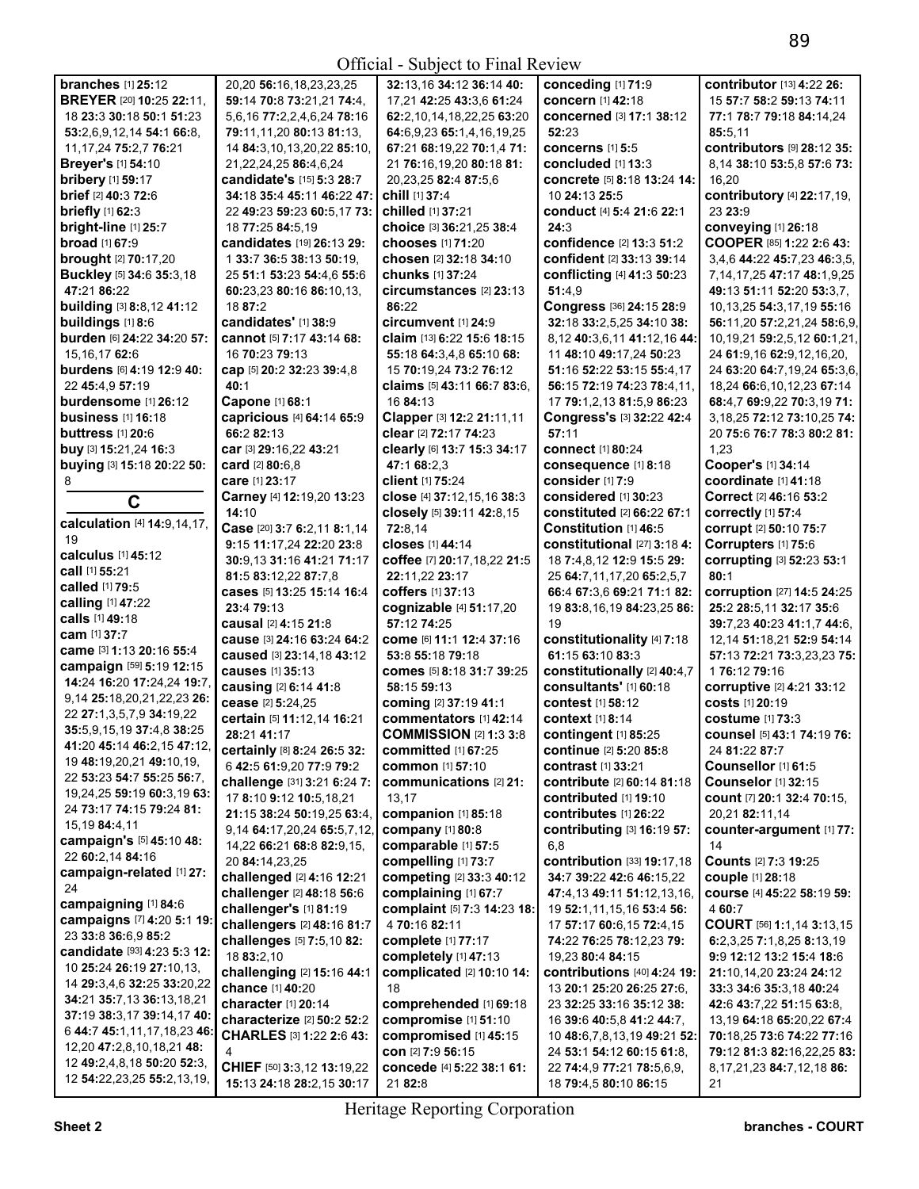Official - Subject to Final Review

**branches** [1] **25:**12
**BREYER** [20] **10:**25 **22:**11, 18 **23:**3 **30:**18 **50:**1 **51:**23 **53:**2,6,9,12,14 **54:**1 **66:**8, 11,17,24 **75:**2,7 **76:**21
**Breyer's** [1] **54:**10
**bribery** [1] **59:**17
**brief** [2] **40:**3 **72:**6
**briefly** [1] **62:**3
**bright-line** [1] **25:**7
**broad** [1] **67:**9
**brought** [2] **70:**17,20
**Buckley** [5] **34:**6 **35:**3,18 **47:**21 **86:**22
**building** [3] **8:**8,12 **41:**12
**buildings** [1] **8:**6
**burden** [6] **24:**22 **34:**20 **57:**15,16,17 **62:**6
**burdens** [6] **4:**19 **12:**9 **40:**22 **45:**4,9 **57:**19
**burdensome** [1] **26:**12
**business** [1] **16:**18
**buttress** [1] **20:**6
**buy** [3] **15:**21,24 **16:**3
**buying** [3] **15:**18 **20:**22 **50:**8

## C

**calculation** [4] **14:**9,14,17, 19
**calculus** [1] **45:**12
**call** [1] **55:**21
**called** [1] **79:**5
**calling** [1] **47:**22
**calls** [1] **49:**18
**cam** [1] **37:**7
**came** [3] **1:**13 **20:**16 **55:**4
**campaign** [59] **5:**19 **12:**15 **14:**24 **16:**20 **17:**24,24 **19:**7, 9,14 **25:**18,20,21,22,23 **26:**22 **27:**1,3,5,7,9 **34:**19,22 **35:**5,9,15,19 **37:**4,8 **38:**25 **41:**20 **45:**14 **46:**2,15 **47:**12, 19 **48:**19,20,21 **49:**10,19, 22 **53:**23 **54:**7 **55:**25 **56:**7, 19,24,25 **59:**19 **60:**3,19 **63:**24 **73:**17 **74:**15 **79:**24 **81:**15,19 **84:**4,11
**campaign's** [5] **45:**10 **48:**22 **60:**2,14 **84:**16
**campaign-related** [1] **27:**24
**campaigning** [1] **84:**6
**campaigns** [7] **4:**20 **5:**1 **19:**23 **33:**8 **36:**6,9 **85:**2
**candidate** [93] **4:**23 **5:**3 **12:**10 **25:**24 **26:**19 **27:**10,13, 14 **29:**3,4,6 **32:**25 **33:**20,22 **34:**21 **35:**7,13 **36:**13,18,21 **37:**19 **38:**3,17 **39:**14,17 **40:**6 **44:**7 **45:**1,11,17,18,23 **46:**12,20 **47:**2,8,10,18,21 **48:**12 **49:**2,4,8,18 **50:**20 **52:**3, 12 **54:**22,23,25 **55:**2,13,19, 20,20 **56:**16,18,23,23,25 **59:**14 **70:**8 **73:**21,21 **74:**4, 5,6,16 **77:**2,2,4,6,24 **78:**16 **79:**11,11,20 **80:**13 **81:**13, 14 **84:**3,10,13,20,22 **85:**10, 21,22,24,25 **86:**4,6,24
**candidate's** [15] **5:**3 **28:**7 **34:**18 **35:**4 **45:**11 **46:**22 **47:**22 **49:**23 **59:**23 **60:**5,17 **73:**18 **77:**25 **84:**5,19
**candidates** [19] **26:**13 **29:**1 **33:**7 **36:**5 **38:**13 **50:**19, 25 **51:**1 **53:**23 **54:**4,6 **55:**6 **60:**23,23 **80:**16 **86:**10,13, 18 **87:**2
**candidates'** [1] **38:**9
**cannot** [5] **7:**17 **43:**14 **68:**16 **70:**23 **79:**13
**cap** [5] **20:**2 **32:**23 **39:**4,8 **40:**1
**Capone** [1] **68:**1
**capricious** [4] **64:**14 **65:**9 **66:**2 **82:**13
**car** [3] **29:**16,22 **43:**21
**card** [2] **80:**6,8
**care** [1] **23:**17
**Carney** [4] **12:**19,20 **13:**23 **14:**10
**Case** [20] **3:**7 **6:**2,11 **8:**1,14 **9:**15 **11:**17,24 **22:**20 **23:**8 **30:**9,13 **31:**16 **41:**21 **71:**17 **81:**5 **83:**12,22 **87:**7,8
**cases** [5] **13:**25 **15:**14 **16:**4 **23:**4 **79:**13
**causal** [2] **4:**15 **21:**8
**cause** [3] **24:**16 **63:**24 **64:**2
**caused** [3] **23:**14,18 **43:**12
**causes** [1] **35:**13
**causing** [2] **6:**14 **41:**8
**cease** [2] **5:**24,25
**certain** [5] **11:**12,14 **16:**21 **28:**21 **41:**17
**certainly** [8] **8:**24 **26:**5 **32:**6 **42:**5 **61:**9,20 **77:**9 **79:**2
**challenge** [31] **3:**21 **6:**24 **7:**17 **8:**10 **9:**12 **10:**5,18,21 **21:**15 **38:**24 **50:**19,25 **63:**4, 9,14 **64:**17,20,24 **65:**5,7,12, 14,22 **66:**21 **68:**8 **82:**9,15, 20 **84:**14,23,25
**challenged** [2] **4:**16 **12:**21
**challenger** [2] **48:**18 **56:**6
**challenger's** [1] **81:**19
**challengers** [2] **48:**16 **81:**7
**challenges** [5] **7:**5,10 **82:**18 **83:**2,10
**challenging** [2] **15:**16 **44:**1
**chance** [1] **40:**20
**character** [1] **20:**14
**characterize** [2] **50:**2 **52:**2
**CHARLES** [3] **1:**22 **2:**6 **43:**4
**CHIEF** [50] **3:**3,12 **13:**19,22 **15:**13 **24:**18 **28:**2,15 **30:**17 **32:**13,16 **34:**12 **36:**14 **40:**17,21 **42:**25 **43:**3,6 **61:**24 **62:**2,10,14,18,22,25 **63:**20 **64:**6,9,23 **65:**1,4,16,19,25 **67:**21 **68:**19,22 **70:**1,4 **71:**21 **76:**16,19,20 **80:**18 **81:**20,23,25 **82:**4 **87:**5,6
**chill** [1] **37:**4
**chilled** [1] **37:**21
**choice** [3] **36:**21,25 **38:**4
**chooses** [1] **71:**20
**chosen** [2] **32:**18 **34:**10
**chunks** [1] **37:**24
**circumstances** [2] **23:**13 **86:**22
**circumvent** [1] **24:**9
**claim** [13] **6:**22 **15:**6 **18:**15 **55:**18 **64:**3,4,8 **65:**10 **68:**15 **70:**19,24 **73:**2 **76:**12
**claims** [5] **43:**11 **66:**7 **83:**6, 16 **84:**13
**Clapper** [3] **12:**2 **21:**11,11
**clear** [2] **72:**17 **74:**23
**clearly** [6] **13:**7 **15:**3 **34:**17 **47:**1 **68:**2,3
**client** [1] **75:**24
**close** [4] **37:**12,15,16 **38:**3
**closely** [5] **39:**11 **42:**8,15 **72:**8,14
**closes** [1] **44:**14
**coffee** [7] **20:**17,18,22 **21:**5 **22:**11,22 **23:**17
**coffers** [1] **37:**13
**cognizable** [4] **51:**17,20 **57:**12 **74:**25
**come** [6] **11:**1 **12:**4 **37:**16 **53:**8 **55:**18 **79:**18
**comes** [5] **8:**18 **31:**7 **39:**25 **58:**15 **59:**13
**coming** [2] **37:**19 **41:**1
**commentators** [1] **42:**14
**COMMISSION** [2] **1:**3 **3:**8
**committed** [1] **67:**25
**common** [1] **57:**10
**communications** [2] **21:**13,17
**companion** [1] **85:**18
**company** [1] **80:**8
**comparable** [1] **57:**5
**compelling** [1] **73:**7
**competing** [2] **33:**3 **40:**12
**complaining** [1] **67:**7
**complaint** [5] **7:**3 **14:**23 **18:**4 **70:**16 **82:**11
**complete** [1] **77:**17
**completely** [1] **47:**13
**complicated** [2] **10:**10 **14:**18
**comprehended** [1] **69:**18
**compromise** [1] **51:**10
**compromised** [1] **45:**15
**con** [2] **7:**9 **56:**15
**concede** [4] **5:**22 **38:**1 **61:**21 **82:**8
**conceding** [1] **71:**9
**concern** [1] **42:**18
**concerned** [3] **17:**1 **38:**12 **52:**23
**concerns** [1] **5:**5
**concluded** [1] **13:**3
**concrete** [5] **8:**18 **13:**24 **14:**10 **24:**13 **25:**5
**conduct** [4] **5:**4 **21:**6 **22:**1 **24:**3
**confidence** [2] **13:**3 **51:**2
**confident** [2] **33:**13 **39:**14
**conflicting** [4] **41:**3 **50:**23 **51:**4,9
**Congress** [36] **24:**15 **28:**9 **32:**18 **33:**2,5,25 **34:**10 **38:**8,12 **40:**3,6,11 **41:**12,16 **44:**11 **48:**10 **49:**17,24 **50:**23 **51:**16 **52:**22 **53:**15 **55:**4,17 **56:**15 **72:**19 **74:**23 **78:**4,11, 17 **79:**1,2,13 **81:**5,9 **86:**23
**Congress's** [3] **32:**22 **42:**4 **57:**11
**connect** [1] **80:**24
**consequence** [1] **8:**18
**consider** [1] **7:**9
**considered** [1] **30:**23
**constituted** [2] **66:**22 **67:**1
**Constitution** [1] **46:**5
**constitutional** [27] **3:**18 **4:**18 **7:**4,8,12 **12:**9 **15:**5 **29:**25 **64:**7,11,17,20 **65:**2,5,7 **66:**4 **67:**3,6 **69:**21 **71:**1 **82:**19 **83:**8,16,19 **84:**23,25 **86:**19
**constitutionality** [4] **7:**18 **61:**15 **63:**10 **83:**3
**constitutionally** [2] **40:**4,7
**consultants'** [1] **60:**18
**contest** [1] **58:**12
**context** [1] **8:**14
**contingent** [1] **85:**25
**continue** [2] **5:**20 **85:**8
**contrast** [1] **33:**21
**contribute** [2] **60:**14 **81:**18
**contributed** [1] **19:**10
**contributes** [1] **26:**22
**contributing** [3] **16:**19 **57:**6,8
**contribution** [33] **19:**17,18 **34:**7 **39:**22 **42:**6 **46:**15,22 **47:**4,13 **49:**11 **51:**12,13,16, 19 **52:**1,11,15,16 **53:**4 **56:**17 **57:**17 **60:**6,15 **72:**4,15 **74:**22 **76:**25 **78:**12,23 **79:**19,23 **80:**4 **84:**15
**contributions** [40] **4:**24 **19:**13 **20:**1 **25:**20 **26:**25 **27:**6, 23 **32:**25 **33:**16 **35:**12 **38:**16 **39:**6 **40:**5,8 **41:**2 **44:**7, 10 **48:**6,7,8,13,19 **49:**21 **52:**24 **53:**1 **54:**12 **60:**15 **61:**8, 22 **74:**4,9 **77:**21 **78:**5,6,9, 18 **79:**4,5 **80:**10 **86:**15
**contributor** [13] **4:**22 **26:**15 **57:**7 **58:**2 **59:**13 **74:**11 **77:**1 **78:**7 **79:**18 **84:**14,24 **85:**5,11
**contributors** [9] **28:**12 **35:**8,14 **38:**10 **53:**5,8 **57:**6 **73:**16,20
**contributory** [4] **22:**17,19, 23 **23:**9
**conveying** [1] **26:**18
**COOPER** [85] **1:**22 **2:**6 **43:**3,4,6 **44:**22 **45:**7,23 **46:**3,5, 7,14,17,25 **47:**17 **48:**1,9,25 **49:**13 **51:**11 **52:**20 **53:**3,7, 10,13,25 **54:**3,17,19 **55:**16 **56:**11,20 **57:**2,21,24 **58:**6,9, 10,19,21 **59:**2,5,12 **60:**1,21, 24 **61:**9,16 **62:**9,12,16,20, 24 **63:**20 **64:**7,19,24 **65:**3,6, 18,24 **66:**6,10,12,23 **67:**14 **68:**4,7 **69:**9,22 **70:**3,19 **71:**3,18,25 **72:**12 **73:**10,25 **74:**20 **75:**6 **76:**7 **78:**3 **80:**2 **81:**1,23
**Cooper's** [1] **34:**14
**coordinate** [1] **41:**18
**Correct** [2] **46:**16 **53:**2
**correctly** [1] **57:**4
**corrupt** [2] **50:**10 **75:**7
**Corrupters** [1] **75:**6
**corrupting** [3] **52:**23 **53:**1 **80:**1
**corruption** [27] **14:**5 **24:**25 **25:**2 **28:**5,11 **32:**17 **35:**6 **39:**7,23 **40:**23 **41:**1,7 **44:**6, 12,14 **51:**18,21 **52:**9 **54:**14 **57:**13 **72:**21 **73:**3,23,23 **75:**1 **76:**12 **79:**16
**corruptive** [2] **4:**21 **33:**12
**costs** [1] **20:**19
**costume** [1] **73:**3
**counsel** [5] **43:**1 **74:**19 **76:**24 **81:**22 **87:**7
**Counsellor** [1] **61:**5
**Counselor** [1] **32:**15
**count** [7] **20:**1 **32:**4 **70:**15, 20,21 **82:**11,14
**counter-argument** [1] **77:**14
**Counts** [2] **7:**3 **19:**25
**couple** [1] **28:**18
**course** [4] **45:**22 **58:**19 **59:**4 **60:**7
**COURT** [56] **1:**1,14 **3:**13,15 **6:**2,3,25 **7:**1,8,25 **8:**13,19 **9:**9 **12:**12 **13:**2 **15:**4 **18:**6 **21:**10,14,20 **23:**24 **24:**12 **33:**3 **34:**6 **35:**3,18 **40:**24 **42:**6 **43:**7,22 **51:**15 **63:**8, 13,19 **64:**18 **65:**20,22 **67:**4 **70:**18,25 **73:**6 **74:**22 **77:**16 **79:**12 **81:**3 **82:**16,22,25 **83:**8,17,21,23 **84:**7,12,18 **86:**21

Heritage Reporting Corporation

Sheet 2 branches - COURT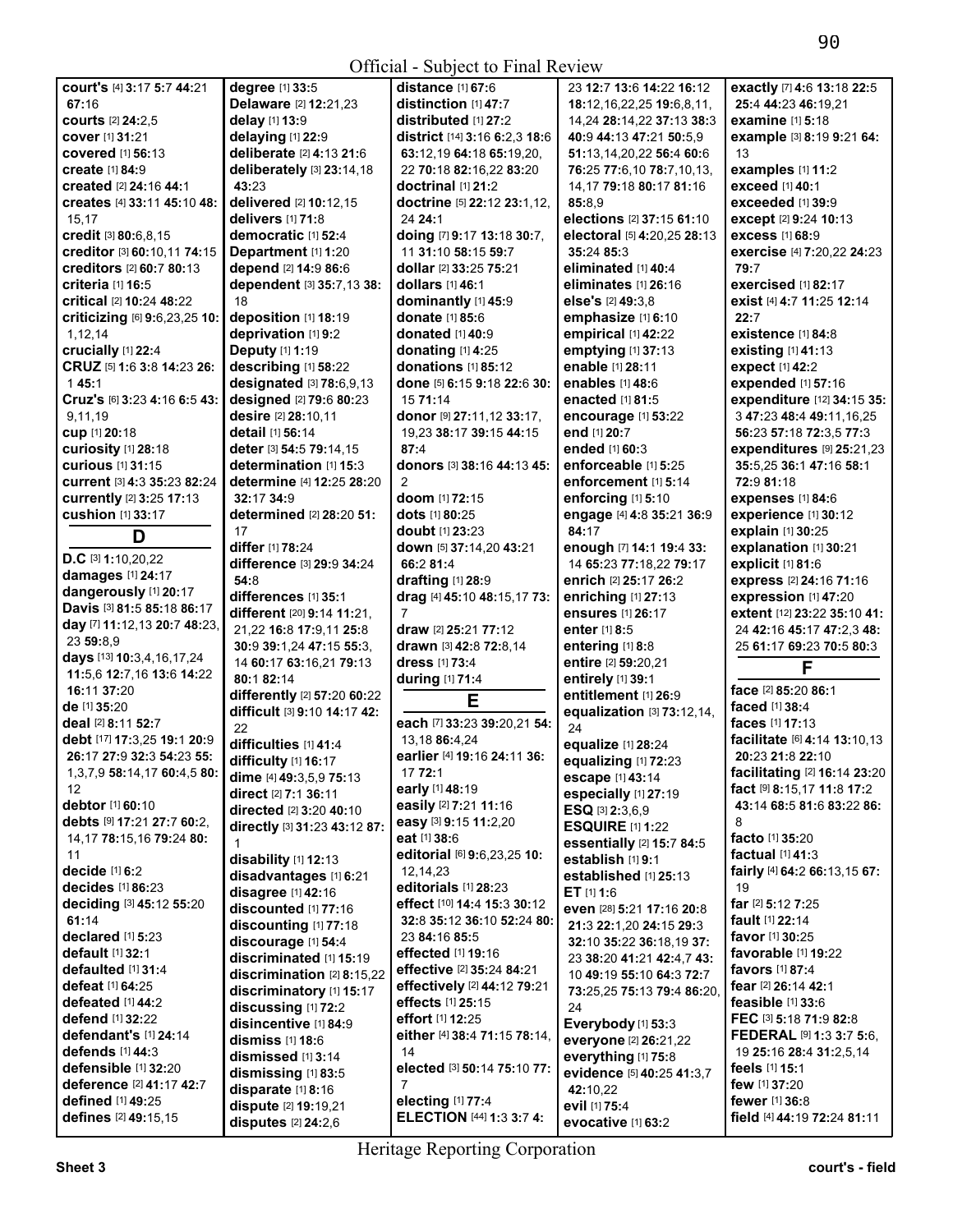**court's** [4] **3:**17 **5:**7 **44:**21 **67:**16
**courts** [2] **24:**2,5
**cover** [1] **31:**21
**covered** [1] **56:**13
**create** [1] **84:**9
**created** [2] **24:**16 **44:**1
**creates** [4] **33:**11 **45:**10 **48:**15,17
**credit** [3] **80:**6,8,15
**creditor** [3] **60:**10,11 **74:**15
**creditors** [2] **60:**7 **80:**13
**criteria** [1] **16:**5
**critical** [2] **10:**24 **48:**22
**criticizing** [6] **9:**6,23,25 **10:**1,12,14
**crucially** [1] **22:**4
**CRUZ** [5] **1:**6 **3:**8 **14:**23 **26:**1 **45:**1
**Cruz's** [6] **3:**23 **4:**16 **6:**5 **43:**9,11,19
**cup** [1] **20:**18
**curiosity** [1] **28:**18
**curious** [1] **31:**15
**current** [3] **4:**3 **35:**23 **82:**24
**currently** [2] **3:**25 **17:**13
**cushion** [1] **33:**17

## D

**D.C** [3] **1:**10,20,22
**damages** [1] **24:**17
**dangerously** [1] **20:**17
**Davis** [3] **81:**5 **85:**18 **86:**17
**day** [7] **11:**12,13 **20:**7 **48:**23,23 **59:**8,9
**days** [13] **10:**3,4,16,17,24 **11:**5,6 **12:**7,16 **13:**6 **14:**22 **16:**11 **37:**20
**de** [1] **35:**20
**deal** [2] **8:**11 **52:**7
**debt** [17] **17:**3,25 **19:**1 **20:**9 **26:**17 **27:**9 **32:**3 **54:**23 **55:**1,3,7,9 **58:**14,17 **60:**4,5 **80:**12
**debtor** [1] **60:**10
**debts** [9] **17:**21 **27:**7 **60:**2,14,17 **78:**15,16 **79:**24 **80:**11
**decide** [1] **6:**2
**decides** [1] **86:**23
**deciding** [3] **45:**12 **55:**20 **61:**14
**declared** [1] **5:**23
**default** [1] **32:**1
**defaulted** [1] **31:**4
**defeat** [1] **64:**25
**defeated** [1] **44:**2
**defend** [1] **32:**22
**defendant's** [1] **24:**14
**defends** [1] **44:**3
**defensible** [1] **32:**20
**deference** [2] **41:**17 **42:**7
**defined** [1] **49:**25
**defines** [2] **49:**15,15
**degree** [1] **33:**5
**Delaware** [2] **12:**21,23
**delay** [1] **13:**9
**delaying** [1] **22:**9
**deliberate** [2] **4:**13 **21:**6
**deliberately** [3] **23:**14,18 **43:**23
**delivered** [2] **10:**12,15
**delivers** [1] **71:**8
**democratic** [1] **52:**4
**Department** [1] **1:**20
**depend** [2] **14:**9 **86:**6
**dependent** [3] **35:**7,13 **38:**18
**deposition** [1] **18:**19
**deprivation** [1] **9:**2
**Deputy** [1] **1:**19
**describing** [1] **58:**22
**designated** [3] **78:**6,9,13
**designed** [2] **79:**6 **80:**23
**desire** [2] **28:**10,11
**detail** [1] **56:**14
**deter** [3] **54:**5 **79:**14,15
**determination** [1] **15:**3
**determine** [4] **12:**25 **28:**20 **32:**17 **34:**9
**determined** [2] **28:**20 **51:**17
**differ** [1] **78:**24
**difference** [3] **29:**9 **34:**24 **54:**8
**differences** [1] **35:**1
**different** [20] **9:**14 **11:**21,21,22 **16:**8 **17:**9,11 **25:**8 **30:**9 **39:**1,24 **47:**15 **55:**3,14 **60:**17 **63:**16,21 **79:**13 **80:**1 **82:**14
**differently** [2] **57:**20 **60:**22
**difficult** [3] **9:**10 **14:**17 **42:**22
**difficulties** [1] **41:**4
**difficulty** [1] **16:**17
**dime** [4] **49:**3,5,9 **75:**13
**direct** [2] **7:**1 **36:**11
**directed** [2] **3:**20 **40:**10
**directly** [3] **31:**23 **43:**12 **87:**1
**disability** [1] **12:**13
**disadvantages** [1] **6:**21
**disagree** [1] **42:**16
**discounted** [1] **77:**16
**discounting** [1] **77:**18
**discourage** [1] **54:**4
**discriminated** [1] **15:**19
**discrimination** [2] **8:**15,22
**discriminatory** [1] **15:**17
**discussing** [1] **72:**2
**disincentive** [1] **84:**9
**dismiss** [1] **18:**6
**dismissed** [1] **3:**14
**dismissing** [1] **83:**5
**disparate** [1] **8:**16
**dispute** [2] **19:**19,21
**disputes** [2] **24:**2,6
**distance** [1] **67:**6
**distinction** [1] **47:**7
**distributed** [1] **27:**2
**district** [14] **3:**16 **6:**2,3 **18:**6 **63:**12,19 **64:**18 **65:**19,20,22 **70:**18 **82:**16,22 **83:**20
**doctrinal** [1] **21:**2
**doctrine** [5] **22:**12 **23:**1,12,24 **24:**1
**doing** [7] **9:**17 **13:**18 **30:**7,11 **31:**10 **58:**15 **59:**7
**dollar** [2] **33:**25 **75:**21
**dollars** [1] **46:**1
**dominantly** [1] **45:**9
**donate** [1] **85:**6
**donated** [1] **40:**9
**donating** [1] **4:**25
**donations** [1] **85:**12
**done** [5] **6:**15 **9:**18 **22:**6 **30:**15 **71:**14
**donor** [9] **27:**11,12 **33:**17,19,23 **38:**17 **39:**15 **44:**15 **87:**4
**donors** [3] **38:**16 **44:**13 **45:**2
**doom** [1] **72:**15
**dots** [1] **80:**25
**doubt** [1] **23:**23
**down** [5] **37:**14,20 **43:**21 **66:**2 **81:**4
**drafting** [1] **28:**9
**drag** [4] **45:**10 **48:**15,17 **73:**7
**draw** [2] **25:**21 **77:**12
**drawn** [3] **42:**8 **72:**8,14
**dress** [1] **73:**4
**during** [1] **71:**4

## E

**each** [7] **33:**23 **39:**20,21 **54:**13,18 **86:**4,24
**earlier** [4] **19:**16 **24:**11 **36:**17 **72:**1
**early** [1] **48:**19
**easily** [2] **7:**21 **11:**16
**easy** [3] **9:**15 **11:**2,20
**eat** [1] **38:**6
**editorial** [6] **9:**6,23,25 **10:**12,14,23
**editorials** [1] **28:**23
**effect** [10] **14:**4 **15:**3 **30:**12 **32:**8 **35:**12 **36:**10 **52:**24 **80:**23 **84:**16 **85:**5
**effected** [1] **19:**16
**effective** [2] **35:**24 **84:**21
**effectively** [2] **44:**12 **79:**21
**effects** [1] **25:**15
**effort** [1] **12:**25
**either** [4] **38:**4 **71:**15 **78:**14,14
**elected** [3] **50:**14 **75:**10 **77:**7
**electing** [1] **77:**4
**ELECTION** [44] **1:**3 **3:**7 **4:**23 **12:**7 **13:**6 **14:**22 **16:**12 **18:**12,16,22,25 **19:**6,8,11,14,24 **28:**14,22 **37:**13 **38:**3 **40:**9 **44:**13 **47:**21 **50:**5,9 **51:**13,14,20,22 **56:**4 **60:**6 **76:**25 **77:**6,10 **78:**7,10,13,14,17 **79:**18 **80:**17 **81:**16 **85:**8,9
**elections** [2] **37:**15 **61:**10
**electoral** [5] **4:**20,25 **28:**13 **35:**24 **85:**3
**eliminated** [1] **40:**4
**eliminates** [1] **26:**16
**else's** [2] **49:**3,8
**emphasize** [1] **6:**10
**empirical** [1] **42:**22
**emptying** [1] **37:**13
**enable** [1] **28:**11
**enables** [1] **48:**6
**enacted** [1] **81:**5
**encourage** [1] **53:**22
**end** [1] **20:**7
**ended** [1] **60:**3
**enforceable** [1] **5:**25
**enforcement** [1] **5:**14
**enforcing** [1] **5:**10
**engage** [4] **4:**8 **35:**21 **36:**9 **84:**17
**enough** [7] **14:**1 **19:**4 **33:**14 **65:**23 **77:**18,22 **79:**17
**enrich** [2] **25:**17 **26:**2
**enriching** [1] **27:**13
**ensures** [1] **26:**17
**enter** [1] **8:**5
**entering** [1] **8:**8
**entire** [2] **59:**20,21
**entirely** [1] **39:**1
**entitlement** [1] **26:**9
**equalization** [3] **73:**12,14,24
**equalize** [1] **28:**24
**equalizing** [1] **72:**23
**escape** [1] **43:**14
**especially** [1] **27:**19
**ESQ** [3] **2:**3,6,9
**ESQUIRE** [1] **1:**22
**essentially** [2] **15:**7 **84:**5
**establish** [1] **9:**1
**established** [1] **25:**13
**ET** [1] **1:**6
**even** [28] **5:**21 **17:**16 **20:**8 **21:**3 **22:**1,20 **24:**15 **29:**3 **32:**10 **35:**22 **36:**18,19 **37:**23 **38:**20 **41:**21 **42:**4,7 **43:**10 **49:**19 **55:**10 **64:**3 **72:**7 **73:**25,25 **75:**13 **79:**4 **86:**20,24
**Everybody** [1] **53:**3
**everyone** [2] **26:**21,22
**everything** [1] **75:**8
**evidence** [5] **40:**25 **41:**3,7 **42:**10,22
**evil** [1] **75:**4
**evocative** [1] **63:**2
**exactly** [7] **4:**6 **13:**18 **22:**5 **25:**4 **44:**23 **46:**19,21
**examine** [1] **5:**18
**example** [3] **8:**19 **9:**21 **64:**13
**examples** [1] **11:**2
**exceed** [1] **40:**1
**exceeded** [1] **39:**9
**except** [2] **9:**24 **10:**13
**excess** [1] **68:**9
**exercise** [4] **7:**20,22 **24:**23 **79:**7
**exercised** [1] **82:**17
**exist** [4] **4:**7 **11:**25 **12:**14 **22:**7
**existence** [1] **84:**8
**existing** [1] **41:**13
**expect** [1] **42:**2
**expended** [1] **57:**16
**expenditure** [12] **34:**15 **35:**3 **47:**23 **48:**4 **49:**11,16,25 **56:**23 **57:**18 **72:**3,5 **77:**3
**expenditures** [9] **25:**21,23 **35:**5,25 **36:**1 **47:**16 **58:**1 **72:**9 **81:**18
**expenses** [1] **84:**6
**experience** [1] **30:**12
**explain** [1] **30:**25
**explanation** [1] **30:**21
**explicit** [1] **81:**6
**express** [2] **24:**16 **71:**16
**expression** [1] **47:**20
**extent** [12] **23:**22 **35:**10 **41:**24 **42:**16 **45:**17 **47:**2,3 **48:**25 **61:**17 **69:**23 **70:**5 **80:**3

## F

**face** [2] **85:**20 **86:**1
**faced** [1] **38:**4
**faces** [1] **17:**13
**facilitate** [6] **4:**14 **13:**10,13 **20:**23 **21:**8 **22:**10
**facilitating** [2] **16:**14 **23:**20
**fact** [9] **8:**15,17 **11:**8 **17:**2 **43:**14 **68:**5 **81:**6 **83:**22 **86:**8
**facto** [1] **35:**20
**factual** [1] **41:**3
**fairly** [4] **64:**2 **66:**13,15 **67:**19
**far** [2] **5:**12 **7:**25
**fault** [1] **22:**14
**favor** [1] **30:**25
**favorable** [1] **19:**22
**favors** [1] **87:**4
**fear** [2] **26:**14 **42:**1
**feasible** [1] **33:**6
**FEC** [3] **5:**18 **71:**9 **82:**8
**FEDERAL** [9] **1:**3 **3:**7 **5:**6,19 **25:**16 **28:**4 **31:**2,5,14
**feels** [1] **15:**1
**few** [1] **37:**20
**fewer** [1] **36:**8
**field** [4] **44:**19 **72:**24 **81:**11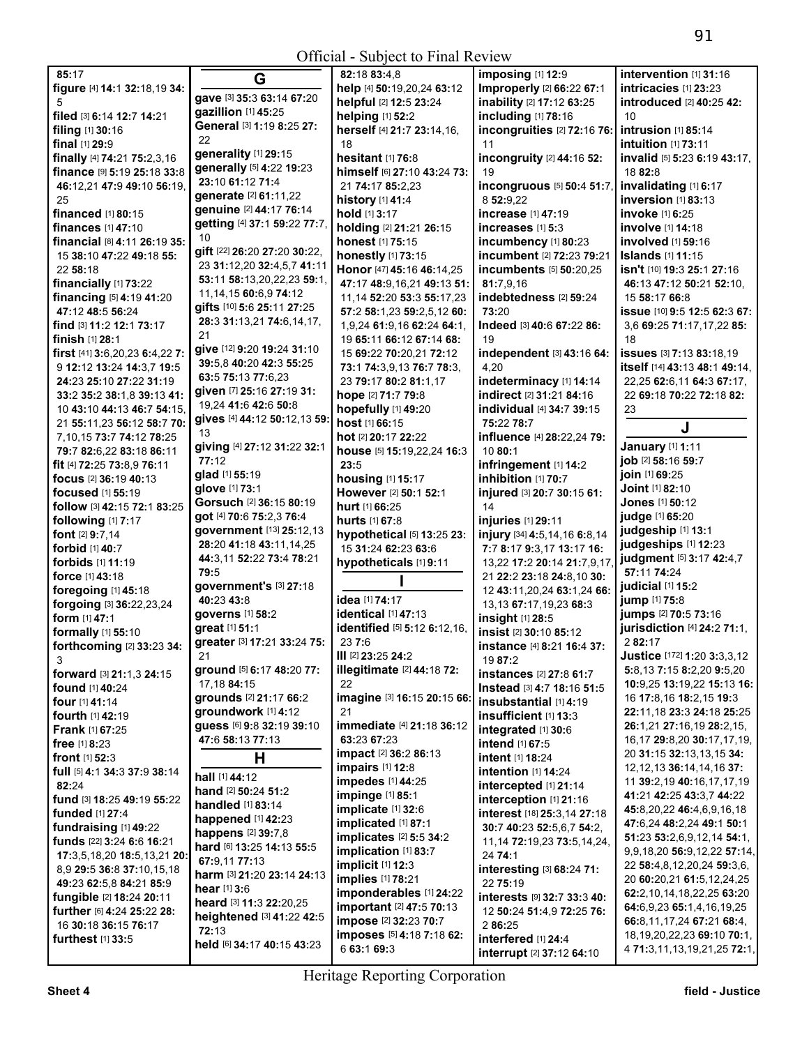85:17
**figure** [4] **14:**1 **32:**18,19 **34:**5
**filed** [3] **6:**14 **12:**7 **14:**21
**filing** [1] **30:**16
**final** [1] **29:**9
**finally** [4] **74:**21 **75:**2,3,16
**finance** [9] **5:**19 **25:**18 **33:**8 **46:**12,21 **47:**9 **49:**10 **56:**19, 25
**financed** [1] **80:**15
**finances** [1] **47:**10
**financial** [8] **4:**11 **26:**19 **35:**15 **38:**10 **47:**22 **49:**18 **55:**22 **58:**18
**financially** [1] **73:**22
**financing** [5] **4:**19 **41:**20 **47:**12 **48:**5 **56:**24
**find** [3] **11:**2 **12:**1 **73:**17
**finish** [1] **28:**1
**first** [41] **3:**6,20,23 **6:**4,22 **7:**9 **12:**12 **13:**24 **14:**3,7 **19:**5 **24:**23 **25:**10 **27:**22 **31:**19 **33:**2 **35:**2 **38:**1,8 **39:**13 **41:**10 **43:**10 **44:**13 **46:**7 **54:**15, 21 **55:**11,23 **56:**12 **58:**7 **70:**7,10,15 **73:**7 **74:**12 **78:**25 **79:**7 **82:**6,22 **83:**18 **86:**11
**fit** [4] **72:**25 **73:**8,9 **76:**11
**focus** [2] **36:**19 **40:**13
**focused** [1] **55:**19
**follow** [3] **42:**15 **72:**1 **83:**25
**following** [1] **7:**17
**font** [2] **9:**7,14
**forbid** [1] **40:**7
**forbids** [1] **11:**19
**force** [1] **43:**18
**foregoing** [1] **45:**18
**forgoing** [3] **36:**22,23,24
**form** [1] **47:**1
**formally** [1] **55:**10
**forthcoming** [2] **33:**23 **34:**3
**forward** [3] **21:**1,3 **24:**15
**found** [1] **40:**24
**four** [1] **41:**14
**fourth** [1] **42:**19
**Frank** [1] **67:**25
**free** [1] **8:**23
**front** [1] **52:**3
**full** [5] **4:**1 **34:**3 **37:**9 **38:**14 **82:**24
**fund** [3] **18:**25 **49:**19 **55:**22
**funded** [1] **27:**4
**fundraising** [1] **49:**22
**funds** [22] **3:**24 **6:**6 **16:**21 **17:**3,5,18,20 **18:**5,13,21 **20:**8,9 **29:**5 **36:**8 **37:**10,15,18 **49:**23 **62:**5,8 **84:**21 **85:**9
**fungible** [2] **18:**24 **20:**11
**further** [6] **4:**24 **25:**22 **28:**16 **30:**18 **36:**15 **76:**17
**furthest** [1] **33:**5

## G

**gave** [3] **35:**3 **63:**14 **67:**20
**gazillion** [1] **45:**25
**General** [3] **1:**19 **8:**25 **27:**22
**generality** [1] **29:**15
**generally** [5] **4:**22 **19:**23 **23:**10 **61:**12 **71:**4
**generate** [2] **61:**11,22
**genuine** [2] **44:**17 **76:**14
**getting** [4] **37:**1 **59:**22 **77:**7, 10
**gift** [22] **26:**20 **27:**20 **30:**22, 23 **31:**12,20 **32:**4,5,7 **41:**11 **53:**11 **58:**13,20,22,23 **59:**1, 11,14,15 **60:**6,9 **74:**12
**gifts** [10] **5:**6 **25:**11 **27:**25 **28:**3 **31:**13,21 **74:**6,14,17, 21
**give** [12] **9:**20 **19:**24 **31:**10 **39:**5,8 **40:**20 **42:**3 **55:**25 **63:**5 **75:**13 **77:**6,23
**given** [7] **25:**16 **27:**19 **31:**19,24 **41:**6 **42:**6 **50:**8
**gives** [4] **44:**12 **50:**12,13 **59:**13
**giving** [4] **27:**12 **31:**22 **32:**1 **77:**12
**glad** [1] **55:**19
**glove** [1] **73:**1
**Gorsuch** [2] **36:**15 **80:**19
**got** [4] **70:**6 **75:**2,3 **76:**4
**government** [13] **25:**12,13 **28:**20 **41:**18 **43:**11,14,25 **44:**3,11 **52:**22 **73:**4 **78:**21 **79:**5
**government's** [3] **27:**18 **40:**23 **43:**8
**governs** [1] **58:**2
**great** [1] **51:**1
**greater** [3] **17:**21 **33:**24 **75:**21
**ground** [5] **6:**17 **48:**20 **77:**17,18 **84:**15
**grounds** [2] **21:**17 **66:**2
**groundwork** [1] **4:**12
**guess** [6] **9:**8 **32:**19 **39:**10 **47:**6 **58:**13 **77:**13

## H

**hall** [1] **44:**12
**hand** [2] **50:**24 **51:**2
**handled** [1] **83:**14
**happened** [1] **42:**23
**happens** [2] **39:**7,8
**hard** [6] **13:**25 **14:**13 **55:**5 **67:**9,11 **77:**13
**harm** [3] **21:**20 **23:**14 **24:**13
**hear** [1] **3:**6
**heard** [3] **11:**3 **22:**20,25
**heightened** [3] **41:**22 **42:**5 **72:**13
**held** [6] **34:**17 **40:**15 **43:**23
**82:**18 **83:**4,8
**help** [4] **50:**19,20,24 **63:**12
**helpful** [2] **12:**5 **23:**24
**helping** [1] **52:**2
**herself** [4] **21:**7 **23:**14,16, 18
**hesitant** [1] **76:**8
**himself** [6] **27:**10 **43:**24 **73:**21 **74:**17 **85:**2,23
**history** [1] **41:**4
**hold** [1] **3:**17
**holding** [2] **21:**21 **26:**15
**honest** [1] **75:**15
**honestly** [1] **73:**15
**Honor** [47] **45:**16 **46:**14,25 **47:**17 **48:**9,16,21 **49:**13 **51:**11,14 **52:**20 **53:**3 **55:**17,23 **57:**2 **58:**1,23 **59:**2,5,12 **60:**1,9,24 **61:**9,16 **62:**24 **64:**1, 19 **65:**11 **66:**12 **67:**14 **68:**15 **69:**22 **70:**20,21 **72:**12 **73:**1 **74:**3,9,13 **76:**7 **78:**3, 23 **79:**17 **80:**2 **81:**1,17
**hope** [2] **71:**7 **79:**8
**hopefully** [1] **49:**20
**host** [1] **66:**15
**hot** [2] **20:**17 **22:**22
**house** [5] **15:**19,22,24 **16:**3 **23:**5
**housing** [1] **15:**17
**However** [2] **50:**1 **52:**1
**hurt** [1] **66:**25
**hurts** [1] **67:**8
**hypothetical** [5] **13:**25 **23:**15 **31:**24 **62:**23 **63:**6
**hypotheticals** [1] **9:**11

## I

**idea** [1] **74:**17
**identical** [1] **47:**13
**identified** [5] **5:**12 **6:**12,16, 23 **7:**6
**III** [2] **23:**25 **24:**2
**illegitimate** [2] **44:**18 **72:**22
**imagine** [3] **16:**15 **20:**15 **66:**21
**immediate** [4] **21:**18 **36:**12 **63:**23 **67:**23
**impact** [2] **36:**2 **86:**13
**impairs** [1] **12:**8
**impedes** [1] **44:**25
**impinge** [1] **85:**1
**implicate** [1] **32:**6
**implicated** [1] **87:**1
**implicates** [2] **5:**5 **34:**2
**implication** [1] **83:**7
**implicit** [1] **12:**3
**implies** [1] **78:**21
**imponderables** [1] **24:**22
**important** [2] **47:**5 **70:**13
**impose** [2] **32:**23 **70:**7
**imposes** [5] **4:**18 **7:**18 **62:**6 **63:**1 **69:**3
**imposing** [1] **12:**9
**Improperly** [2] **66:**22 **67:**1
**inability** [2] **17:**12 **63:**25
**including** [1] **78:**16
**incongruities** [2] **72:**16 **76:**11
**incongruity** [2] **44:**16 **52:**19
**incongruous** [5] **50:**4 **51:**7, 8 **52:**9,22
**increase** [1] **47:**19
**increases** [1] **5:**3
**incumbency** [1] **80:**23
**incumbent** [2] **72:**23 **79:**21
**incumbents** [5] **50:**20,25 **81:**7,9,16
**indebtedness** [2] **59:**24 **73:**20
**Indeed** [3] **40:**6 **67:**22 **86:**19
**independent** [3] **43:**16 **64:**4,20
**indeterminacy** [1] **14:**14
**indirect** [2] **31:**21 **84:**16
**individual** [4] **34:**7 **39:**15 **75:**22 **78:**7
**influence** [4] **28:**22,24 **79:**10 **80:**1
**infringement** [1] **14:**2
**inhibition** [1] **70:**7
**injured** [3] **20:**7 **30:**15 **61:**14
**injuries** [1] **29:**11
**injury** [34] **4:**5,14,16 **6:**8,14 **7:**7 **8:**17 **9:**3,17 **13:**17 **16:**13,22 **17:**2 **20:**14 **21:**7,9,17, 21 **22:**2 **23:**18 **24:**8,10 **30:**12 **43:**11,20,24 **63:**1,24 **66:**13,13 **67:**17,19,23 **68:**3
**insight** [1] **28:**5
**insist** [2] **30:**10 **85:**12
**instance** [4] **8:**21 **16:**4 **37:**19 **87:**2
**instances** [2] **27:**8 **61:**7
**Instead** [3] **4:**7 **18:**16 **51:**5
**insubstantial** [1] **4:**19
**insufficient** [1] **13:**3
**integrated** [1] **30:**6
**intend** [1] **67:**5
**intent** [1] **18:**24
**intention** [1] **14:**24
**intercepted** [1] **21:**14
**interception** [1] **21:**16
**interest** [18] **25:**3,14 **27:**18 **30:**7 **40:**23 **52:**5,6,7 **54:**2, 11,14 **72:**19,23 **73:**5,14,24, 24 **74:**1
**interesting** [3] **68:**24 **71:**22 **75:**19
**interests** [9] **32:**7 **33:**3 **40:**12 **50:**24 **51:**4,9 **72:**25 **76:**2 **86:**25
**interfered** [1] **24:**4
**interrupt** [2] **37:**12 **64:**10
**intervention** [1] **31:**16
**intricacies** [1] **23:**23
**introduced** [2] **40:**25 **42:**10
**intrusion** [1] **85:**14
**intuition** [1] **73:**11
**invalid** [5] **5:**23 **6:**19 **43:**17, 18 **82:**8
**invalidating** [1] **6:**17
**inversion** [1] **83:**13
**invoke** [1] **6:**25
**involve** [1] **14:**18
**involved** [1] **59:**16
**Islands** [1] **11:**15
**isn't** [10] **19:**3 **25:**1 **27:**16 **46:**13 **47:**12 **50:**21 **52:**10, 15 **58:**17 **66:**8
**issue** [10] **9:**5 **12:**5 **62:**3 **67:**3,6 **69:**25 **71:**17,17,22 **85:**18
**issues** [3] **7:**13 **83:**18,19
**itself** [14] **43:**13 **48:**1 **49:**14, 22,25 **62:**6,11 **64:**3 **67:**17, 22 **69:**18 **70:**22 **72:**18 **82:**23

## J

**January** [1] **1:**11
**job** [2] **58:**16 **59:**7
**join** [1] **69:**25
**Joint** [1] **82:**10
**Jones** [1] **50:**12
**judge** [1] **65:**20
**judgeship** [1] **13:**1
**judgeships** [1] **12:**23
**judgment** [5] **3:**17 **42:**4,7 **57:**11 **74:**24
**judicial** [1] **15:**2
**jump** [1] **75:**8
**jumps** [2] **70:**5 **73:**16
**jurisdiction** [4] **24:**2 **71:**1, 2 **82:**17
**Justice** [172] **1:**20 **3:**3,3,12 **5:**8,13 **7:**15 **8:**2,20 **9:**5,20 **10:**9,25 **13:**19,22 **15:**13 **16:**16 **17:**8,16 **18:**2,15 **19:**3 **22:**11,18 **23:**3 **24:**18 **25:**25 **26:**1,21 **27:**16,19 **28:**2,15, 16,17,24 **29:**8,20 **30:**17,17,19, 20 **31:**15 **32:**13,13,15 **34:**12,12,13 **36:**14,14,16 **37:**11 **39:**2,19 **40:**16,17,17,19 **41:**21 **42:**25 **43:**3,7 **44:**22 **45:**8,20,22 **46:**4,6,9,16,18 **47:**6,24 **48:**2,24 **49:**1 **50:**1 **51:**23 **53:**2,6,9,12,14 **54:**1, 9,9,18,20 **56:**9,12,22 **57:**14, 22 **58:**4,8,12,20,24 **59:**3,6, 20 **60:**20,21 **61:**5,12,24,25 **62:**2,10,14,18,22,25 **63:**20 **64:**6,9,23 **65:**1,4,16,19,25 **66:**8,11,17,24 **67:**21 **68:**4, 18,19,20,22,23 **69:**10 **70:**1, 4 **71:**3,11,13,19,21,25 **72:**1,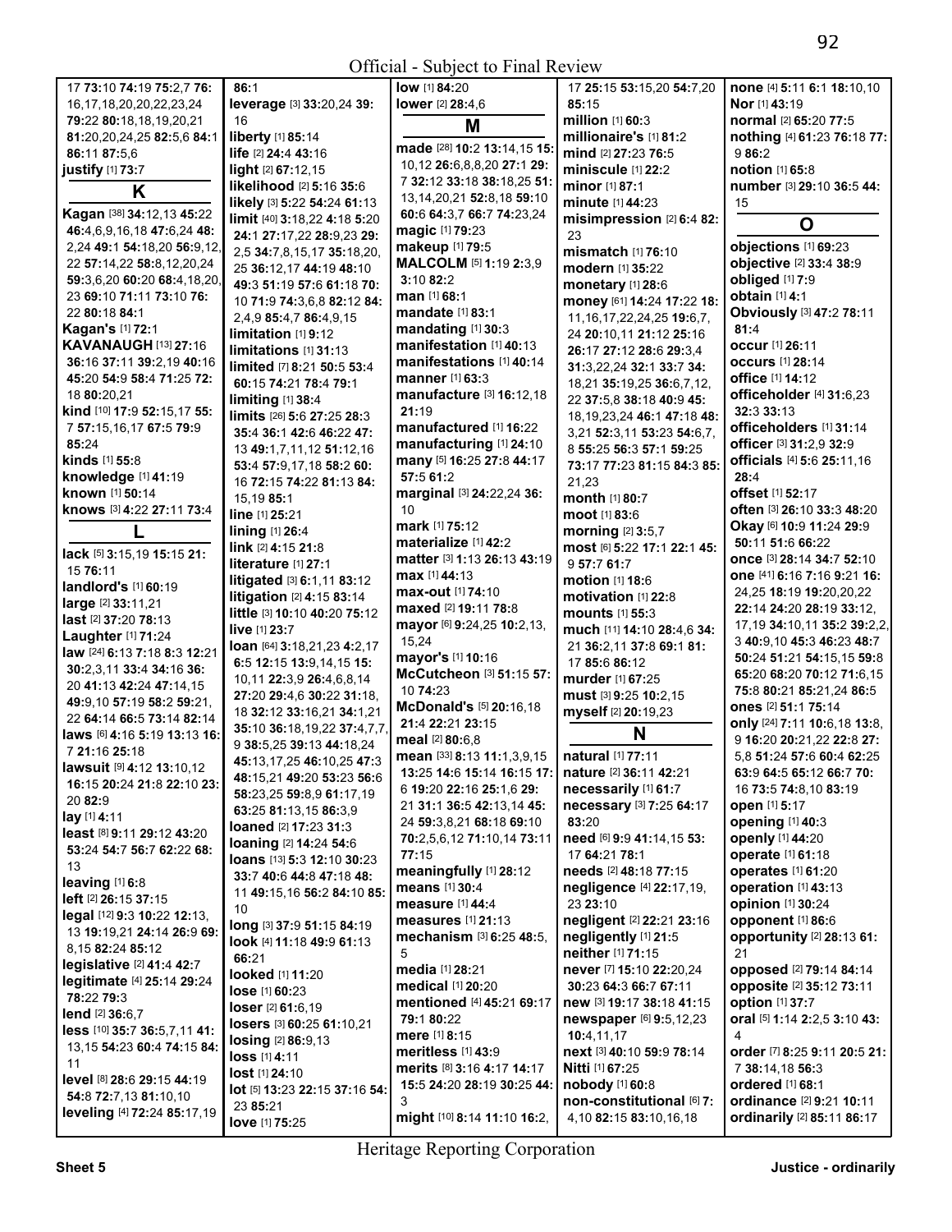Official - Subject to Final Review

17 **73:**10 **74:**19 **75:**2,7 **76:** 16,17,18,20,20,22,23,24 **79:**22 **80:**18,18,19,20,21 **81:**20,20,24,25 **82:**5,6 **84:**1 **86:**11 **87:**5,6
**justify** [1] **73:**7

**K**

**Kagan** [38] **34:**12,13 **45:**22 **46:**4,6,9,16,18 **47:**6,24 **48:** 2,24 **49:**1 **54:**18,20 **56:**9,12, 22 **57:**14,22 **58:**8,12,20,24 **59:**3,6,20 **60:**20 **68:**4,18,20, 23 **69:**10 **71:**11 **73:**10 **76:** 22 **80:**18 **84:**1
**Kagan's** [1] **72:**1
**KAVANAUGH** [13] **27:**16 **36:**16 **37:**11 **39:**2,19 **40:**16 **45:**20 **54:**9 **58:**4 **71:**25 **72:** 18 **80:**20,21
**kind** [10] **17:**9 **52:**15,17 **55:** 7 **57:**15,16,17 **67:**5 **79:**9 **85:**24
**kinds** [1] **55:**8
**knowledge** [1] **41:**19
**known** [1] **50:**14
**knows** [3] **4:**22 **27:**11 **73:**4

**L**

**lack** [5] **3:**15,19 **15:**15 **21:** 15 **76:**11
**landlord's** [1] **60:**19
**large** [2] **33:**11,21
**last** [2] **37:**20 **78:**13
**Laughter** [1] **71:**24
**law** [24] **6:**13 **7:**18 **8:**3 **12:**21 **30:**2,3,11 **33:**4 **34:**16 **36:** 20 **41:**13 **42:**24 **47:**14,15 **49:**9,10 **57:**19 **58:**2 **59:**21, 22 **64:**14 **66:**5 **73:**14 **82:**14
**laws** [6] **4:**16 **5:**19 **13:**13 **16:** 7 **21:**16 **25:**18
**lawsuit** [9] **4:**12 **13:**10,12 **16:**15 **20:**24 **21:**8 **22:**10 **23:** 20 **82:**9
**lay** [1] **4:**11
**least** [8] **9:**11 **29:**12 **43:**20 **53:**24 **54:**7 **56:**7 **62:**22 **68:** 13
**leaving** [1] **6:**8
**left** [2] **26:**15 **37:**15
**legal** [12] **9:**3 **10:**22 **12:**13, 13 **19:**19,21 **24:**14 **26:**9 **69:** 8,15 **82:**24 **85:**12
**legislative** [2] **41:**4 **42:**7
**legitimate** [4] **25:**14 **29:**24 **78:**22 **79:**3
**lend** [2] **36:**6,7
**less** [10] **35:**7 **36:**5,7,11 **41:** 13,15 **54:**23 **60:**4 **74:**15 **84:** 11
**level** [8] **28:**6 **29:**15 **44:**19 **54:**8 **72:**7,13 **81:**10,10
**leveling** [4] **72:**24 **85:**17,19 **86:**1
**leverage** [3] **33:**20,24 **39:** 16
**liberty** [1] **85:**14
**life** [2] **24:**4 **43:**16
**light** [2] **67:**12,15
**likelihood** [2] **5:**16 **35:**6
**likely** [3] **5:**22 **54:**24 **61:**13
**limit** [40] **3:**18,22 **4:**18 **5:**20 **24:**1 **27:**17,22 **28:**9,23 **29:** 2,5 **34:**7,8,15,17 **35:**18,20, 25 **36:**12,17 **44:**19 **48:**10 **49:**3 **51:**19 **57:**6 **61:**18 **70:** 10 **71:**9 **74:**3,6,8 **82:**12 **84:** 2,4,9 **85:**4,7 **86:**4,9,15
**limitation** [1] **9:**12
**limitations** [1] **31:**13
**limited** [7] **8:**21 **50:**5 **53:**4 **60:**15 **74:**21 **78:**4 **79:**1
**limiting** [1] **38:**4
**limits** [26] **5:**6 **27:**25 **28:**3 **35:**4 **36:**1 **42:**6 **46:**22 **47:** 13 **49:**1,7,11,12 **51:**12,16 **53:**4 **57:**9,17,18 **58:**2 **60:** 16 **72:**15 **74:**22 **81:**13 **84:** 15,19 **85:**1
**line** [1] **25:**21
**lining** [1] **26:**4
**link** [2] **4:**15 **21:**8
**literature** [1] **27:**1
**litigated** [3] **6:**1,11 **83:**12
**litigation** [2] **4:**15 **83:**14
**little** [3] **10:**10 **40:**20 **75:**12
**live** [1] **23:**7
**loan** [64] **3:**18,21,23 **4:**2,17 **6:**5 **12:**15 **13:**9,14,15 **15:** 10,11 **22:**3,9 **26:**4,6,8,14 **27:**20 **29:**4,6 **30:**22 **31:**18, 18 **32:**13 **33:**16,21 **34:**1,21 **35:**10 **36:**18,19,22 **37:**4,7,7, 9 **38:**5,25 **39:**13 **44:**18,24 **45:**13,17,25 **46:**10,25 **47:**3 **48:**15,21 **49:**20 **53:**23 **56:**6 **58:**23,25 **59:**8,9 **61:**17,19 **63:**25 **81:**13,15 **86:**3,9
**loaned** [2] **17:**23 **31:**3
**loaning** [2] **14:**24 **54:**6
**loans** [13] **5:**3 **12:**10 **30:**23 **33:**7 **40:**6 **44:**8 **47:**18 **48:** 11 **49:**15,16 **56:**2 **84:**10 **85:** 10
**long** [3] **37:**9 **51:**15 **84:**19
**look** [4] **11:**18 **49:**9 **61:**13 **66:**21
**looked** [1] **11:**20
**lose** [1] **60:**23
**loser** [2] **61:**6,19
**losers** [3] **60:**25 **61:**10,21
**losing** [2] **86:**9,13
**loss** [1] **4:**11
**lost** [1] **24:**10
**lot** [5] **13:**23 **22:**15 **37:**16 **54:** 23 **85:**21
**love** [1] **75:**25
**low** [1] **84:**20
**lower** [2] **28:**4,6

**M**

**made** [28] **10:**2 **13:**14,15 **15:** 10,12 **26:**6,8,8,20 **27:**1 **29:** 7 **32:**12 **33:**18 **38:**18,25 **51:** 13,14,20,21 **52:**8,18 **59:**10 **60:**6 **64:**3,7 **66:**7 **74:**23,24
**magic** [1] **79:**23
**makeup** [1] **79:**5
**MALCOLM** [5] **1:**19 **2:**3,9 **3:**10 **82:**2
**man** [1] **68:**1
**mandate** [1] **83:**1
**mandating** [1] **30:**3
**manifestation** [1] **40:**13
**manifestations** [1] **40:**14
**manner** [1] **63:**3
**manufacture** [3] **16:**12,18 **21:**19
**manufactured** [1] **16:**22
**manufacturing** [1] **24:**10
**many** [5] **16:**25 **27:**8 **44:**17 **57:**5 **61:**2
**marginal** [3] **24:**22,24 **36:** 10
**mark** [1] **75:**12
**materialize** [1] **42:**2
**matter** [3] **1:**13 **26:**13 **43:**19
**max** [1] **44:**13
**max-out** [1] **74:**10
**maxed** [2] **19:**11 **78:**8
**mayor** [6] **9:**24,25 **10:**2,13, 15,24
**mayor's** [1] **10:**16
**McCutcheon** [3] **51:**15 **57:** 10 **74:**23
**McDonald's** [5] **20:**16,18 **21:**4 **22:**21 **23:**15
**meal** [2] **80:**6,8
**mean** [33] **8:**13 **11:**1,3,9,15 **13:**25 **14:**6 **15:**14 **16:**15 **17:** 6 **19:**20 **22:**16 **25:**1,6 **29:** 21 **31:**1 **36:**5 **42:**13,14 **45:** 24 **59:**3,8,21 **68:**18 **69:**10 **70:**2,5,6,12 **71:**10,14 **73:**11 **77:**15
**meaningfully** [1] **28:**12
**means** [1] **30:**4
**measure** [1] **44:**4
**measures** [1] **21:**13
**mechanism** [3] **6:**25 **48:**5, 5
**media** [1] **28:**21
**medical** [1] **20:**20
**mentioned** [4] **45:**21 **69:**17 **79:**1 **80:**22
**mere** [1] **8:**15
**meritless** [1] **43:**9
**merits** [8] **3:**16 **4:**17 **14:**17 **15:**5 **24:**20 **28:**19 **30:**25 **44:** 3
**might** [10] **8:**14 **11:**10 **16:**2, 17 **25:**15 **53:**15,20 **54:**7,20 **85:**15
**million** [1] **60:**3
**millionaire's** [1] **81:**2
**mind** [2] **27:**23 **76:**5
**miniscule** [1] **22:**2
**minor** [1] **87:**1
**minute** [1] **44:**23
**misimpression** [2] **6:**4 **82:** 23
**mismatch** [1] **76:**10
**modern** [1] **35:**22
**monetary** [1] **28:**6
**money** [61] **14:**24 **17:**22 **18:** 11,16,17,22,24,25 **19:**6,7, 24 **20:**10,11 **21:**12 **25:**16 **26:**17 **27:**12 **28:**6 **29:**3,4 **31:**3,22,24 **32:**1 **33:**7 **34:** 18,21 **35:**19,25 **36:**6,7,12, 22 **37:**5,8 **38:**18 **40:**9 **45:** 18,19,23,24 **46:**1 **47:**18 **48:** 3,21 **52:**3,11 **53:**23 **54:**6,7, 8 **55:**25 **56:**3 **57:**1 **59:**25 **73:**17 **77:**23 **81:**15 **84:**3 **85:** 21,23
**month** [1] **80:**7
**moot** [1] **83:**6
**morning** [2] **3:**5,7
**most** [6] **5:**22 **17:**1 **22:**1 **45:** 9 **57:**7 **61:**7
**motion** [1] **18:**6
**motivation** [1] **22:**8
**mounts** [1] **55:**3
**much** [11] **14:**10 **28:**4,6 **34:** 21 **36:**2,11 **37:**8 **69:**1 **81:** 17 **85:**6 **86:**12
**murder** [1] **67:**25
**must** [3] **9:**25 **10:**2,15
**myself** [2] **20:**19,23

**N**

**natural** [1] **77:**11
**nature** [2] **36:**11 **42:**21
**necessarily** [1] **61:**7
**necessary** [3] **7:**25 **64:**17 **83:**20
**need** [6] **9:**9 **41:**14,15 **53:** 17 **64:**21 **78:**1
**needs** [2] **48:**18 **77:**15
**negligence** [4] **22:**17,19, 23 **23:**10
**negligent** [2] **22:**21 **23:**16
**negligently** [1] **21:**5
**neither** [1] **71:**15
**never** [7] **15:**10 **22:**20,24 **30:**23 **64:**3 **66:**7 **67:**11
**new** [3] **19:**17 **38:**18 **41:**15
**newspaper** [6] **9:**5,12,23 **10:**4,11,17
**next** [3] **40:**10 **59:**9 **78:**14
**Nitti** [1] **67:**25
**nobody** [1] **60:**8
**non-constitutional** [6] **7:** 4,10 **82:**15 **83:**10,16,18
**none** [4] **5:**11 **6:**1 **18:**10,10
**Nor** [1] **43:**19
**normal** [2] **65:**20 **77:**5
**nothing** [4] **61:**23 **76:**18 **77:** 9 **86:**2
**notion** [1] **65:**8
**number** [3] **29:**10 **36:**5 **44:** 15

**O**

**objections** [1] **69:**23
**objective** [2] **33:**4 **38:**9
**obliged** [1] **7:**9
**obtain** [1] **4:**1
**Obviously** [3] **47:**2 **78:**11 **81:**4
**occur** [1] **26:**11
**occurs** [1] **28:**14
**office** [1] **14:**12
**officeholder** [4] **31:**6,23 **32:**3 **33:**13
**officeholders** [1] **31:**14
**officer** [3] **31:**2,9 **32:**9
**officials** [4] **5:**6 **25:**11,16 **28:**4
**offset** [1] **52:**17
**often** [3] **26:**10 **33:**3 **48:**20
**Okay** [6] **10:**9 **11:**24 **29:**9 **50:**11 **51:**6 **66:**22
**once** [3] **28:**14 **34:**7 **52:**10
**one** [41] **6:**16 **7:**16 **9:**21 **16:** 24,25 **18:**19 **19:**20,20,22 **22:**14 **24:**20 **28:**19 **33:**12, 17,19 **34:**10,11 **35:**2 **39:**2,2, 3 **40:**9,10 **45:**3 **46:**23 **48:**7 **50:**24 **51:**21 **54:**15,15 **59:**8 **65:**20 **68:**20 **70:**12 **71:**6,15 **75:**8 **80:**21 **85:**21,24 **86:**5
**ones** [2] **51:**1 **75:**14
**only** [24] **7:**11 **10:**6,18 **13:**8, 9 **16:**20 **20:**21,22 **22:**8 **27:** 5,8 **51:**24 **57:**6 **60:**4 **62:**25 **63:**9 **64:**5 **65:**12 **66:**7 **70:** 16 **73:**5 **74:**8,10 **83:**19
**open** [1] **5:**17
**opening** [1] **40:**3
**openly** [1] **44:**20
**operate** [1] **61:**18
**operates** [1] **61:**20
**operation** [1] **43:**13
**opinion** [1] **30:**24
**opponent** [1] **86:**6
**opportunity** [2] **28:**13 **61:** 21
**opposed** [2] **79:**14 **84:**14
**opposite** [2] **35:**12 **73:**11
**option** [1] **37:**7
**oral** [5] **1:**14 **2:**2,5 **3:**10 **43:** 4
**order** [7] **8:**25 **9:**11 **20:**5 **21:** 7 **38:**14,18 **56:**3
**ordered** [1] **68:**1
**ordinance** [2] **9:**21 **10:**11
**ordinarily** [2] **85:**11 **86:**17

Heritage Reporting Corporation

Sheet 5 Justice - ordinarily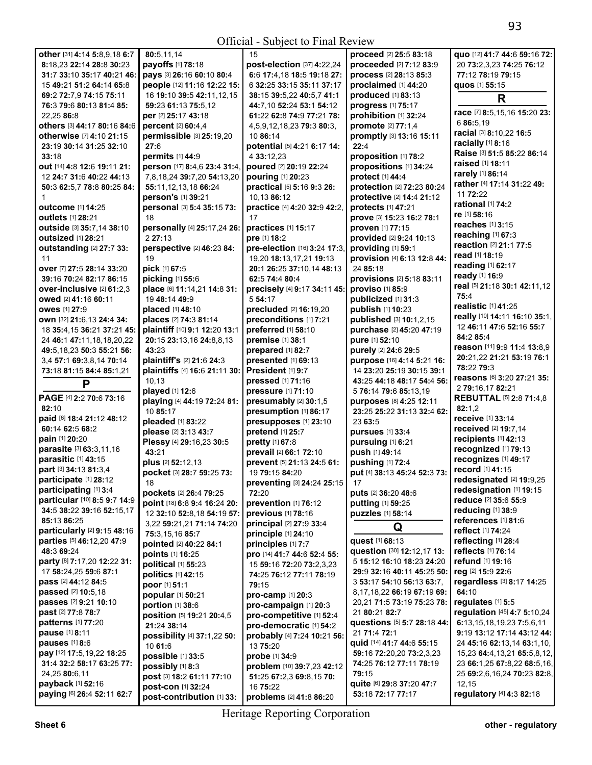Official - Subject to Final Review

**other** [31] **4:**14 **5:**8,9,18 **6:**7 **8:**18,23 **22:**14 **28:**8 **30:**23 **31:**7 **33:**10 **35:**17 **40:**21 **46:**15 **49:**21 **51:**2 **64:**14 **65:**8 **69:**2 **72:**7,9 **74:**15 **75:**11 **76:**3 **79:**6 **80:**13 **81:**4 **85:**22,25 **86:**8
**others** [3] **44:**17 **80:**16 **84:**6
**otherwise** [7] **4:**10 **21:**15 **23:**19 **30:**14 **31:**25 **32:**10 **33:**18
**out** [14] **4:**8 **12:**6 **19:**11 **21:**12 **24:**7 **31:**6 **40:**22 **44:**13 **50:**3 **62:**5,7 **78:**8 **80:**25 **84:**1
**outcome** [1] **14:**25
**outlets** [1] **28:**21
**outside** [3] **35:**7,14 **38:**10
**outsized** [1] **28:**21
**outstanding** [2] **27:**7 **33:**11
**over** [7] **27:**5 **28:**14 **33:**20 **39:**16 **70:**24 **82:**17 **86:**15
**over-inclusive** [2] **61:**2,3
**owed** [2] **41:**16 **60:**11
**owes** [1] **27:**9
**own** [32] **21:**6,13 **24:**4 **34:**18 **35:**4,15 **36:**21 **37:**21 **45:**24 **46:**1 **47:**11,18,18,20,22 **49:**5,18,23 **50:**3 **55:**21 **56:**3,4 **57:**1 **69:**3,8,14 **70:**14 **73:**18 **81:**15 **84:**4 **85:**1,21

## P

**PAGE** [4] **2:**2 **70:**6 **73:**16 **82:**10
**paid** [6] **18:**4 **21:**12 **48:**12 **60:**14 **62:**5 **68:**2
**pain** [1] **20:**20
**parasite** [3] **63:**3,11,16
**parasitic** [1] **43:**15
**part** [3] **34:**13 **81:**3,4
**participate** [1] **28:**12
**participating** [1] **3:**4
**particular** [10] **8:**5 **9:**7 **14:**9 **34:**5 **38:**22 **39:**16 **52:**15,17 **85:**13 **86:**25
**particularly** [2] **9:**15 **48:**16
**parties** [5] **46:**12,20 **47:**9 **48:**3 **69:**24
**party** [8] **7:**17,20 **12:**22 **31:**17 **58:**24,25 **59:**6 **87:**1
**pass** [2] **44:**12 **84:**5
**passed** [2] **10:**5,18
**passes** [2] **9:**21 **10:**10
**past** [2] **77:**8 **78:**7
**patterns** [1] **77:**20
**pause** [1] **8:**11
**pauses** [1] **8:**6
**pay** [12] **17:**5,19,22 **18:**25 **31:**4 **32:**2 **58:**17 **63:**25 **77:**24,25 **80:**6,11
**payback** [1] **52:**16
**paying** [6] **26:**4 **52:**11 **62:**7 **80:**5,11,14
**payoffs** [1] **78:**18
**pays** [3] **26:**16 **60:**10 **80:**4
**people** [12] **11:**16 **12:**22 **15:**16 **19:**10 **39:**5 **42:**11,12,15 **59:**23 **61:**13 **75:**5,12
**per** [2] **25:**17 **43:**18
**percent** [2] **60:**4,4
**permissible** [3] **25:**19,20 **27:**6
**permits** [1] **44:**9
**person** [17] **8:**4,6 **23:**4 **31:**4,7,8,18,24 **39:**7,20 **54:**13,20 **55:**11,12,13,18 **66:**24
**person's** [1] **39:**21
**personal** [3] **5:**4 **35:**15 **73:**18
**personally** [4] **25:**17,24 **26:**2 **27:**13
**perspective** [2] **46:**23 **84:**19
**pick** [1] **67:**5
**picking** [1] **55:**6
**place** [6] **11:**14,21 **14:**8 **31:**19 **48:**14 **49:**9
**placed** [1] **48:**10
**places** [2] **74:**3 **81:**14
**plaintiff** [10] **9:**1 **12:**20 **13:**1 **20:**15 **23:**13,16 **24:**8,8,13 **43:**23
**plaintiff's** [2] **21:**6 **24:**3
**plaintiffs** [4] **16:**6 **21:**11 **30:**10,13
**played** [1] **12:**6
**playing** [4] **44:**19 **72:**24 **81:**10 **85:**17
**pleaded** [1] **83:**22
**please** [2] **3:**13 **43:**7
**Plessy** [4] **29:**16,23 **30:**5 **43:**21
**plus** [2] **52:**12,13
**pocket** [3] **28:**7 **59:**25 **73:**18
**pockets** [2] **26:**4 **79:**25
**point** [18] **6:**8 **9:**4 **16:**24 **20:**12 **32:**10 **52:**8,18 **54:**19 **57:**3,22 **59:**21,21 **71:**14 **74:**20 **75:**3,15,16 **85:**7
**pointed** [2] **40:**22 **84:**1
**points** [1] **16:**25
**political** [1] **55:**23
**politics** [1] **42:**15
**poor** [1] **51:**1
**popular** [1] **50:**21
**portion** [1] **38:**6
**position** [5] **19:**21 **20:**4,5 **21:**24 **38:**14
**possibility** [4] **37:**1,22 **50:**10 **61:**6
**possible** [1] **33:**5
**possibly** [1] **8:**3
**post** [3] **18:**2 **61:**11 **77:**10
**post-con** [1] **32:**24
**post-contribution** [1] **33:**15
**post-election** [37] **4:**22,24 **6:**6 **17:**4,18 **18:**5 **19:**18 **27:**6 **32:**25 **33:**15 **35:**11 **37:**17 **38:**15 **39:**5,22 **40:**5,7 **41:**1 **44:**7,10 **52:**24 **53:**1 **54:**12 **61:**22 **62:**8 **74:**9 **77:**21 **78:**4,5,9,12,18,23 **79:**3 **80:**3,10 **86:**14
**potential** [5] **4:**21 **6:**17 **14:**4 **33:**12,23
**poured** [2] **20:**19 **22:**24
**pouring** [1] **20:**23
**practical** [5] **5:**16 **9:**3 **26:**10,13 **86:**12
**practice** [4] **4:**20 **32:**9 **42:**2,17
**practices** [1] **15:**17
**pre** [1] **18:**2
**pre-election** [16] **3:**24 **17:**3,19,20 **18:**13,17,21 **19:**13 **20:**1 **26:**25 **37:**10,14 **48:**13 **62:**5 **74:**4 **80:**4
**precisely** [4] **9:**17 **34:**11 **45:**5 **54:**17
**precluded** [2] **16:**19,20
**preconditions** [1] **7:**21
**preferred** [1] **58:**10
**premise** [1] **38:**1
**prepared** [1] **82:**7
**presented** [1] **69:**13
**President** [1] **9:**7
**pressed** [1] **71:**16
**pressure** [1] **71:**10
**presumably** [2] **30:**1,5
**presumption** [1] **86:**17
**presupposes** [1] **23:**10
**pretend** [1] **25:**7
**pretty** [1] **67:**8
**prevail** [2] **66:**1 **72:**10
**prevent** [5] **21:**13 **24:**5 **61:**19 **79:**15 **84:**20
**preventing** [3] **24:**24 **25:**15 **72:**20
**prevention** [1] **76:**12
**previous** [1] **78:**16
**principal** [2] **27:**9 **33:**4
**principle** [1] **24:**10
**principles** [1] **7:**7
**pro** [14] **41:**7 **44:**6 **52:**4 **55:**15 **59:**16 **72:**20 **73:**2,3,23 **74:**25 **76:**12 **77:**11 **78:**19 **79:**15
**pro-camp** [1] **20:**3
**pro-campaign** [1] **20:**3
**pro-competitive** [1] **52:**4
**pro-democratic** [1] **54:**2
**probably** [4] **7:**24 **10:**21 **56:**13 **75:**20
**probe** [1] **34:**9
**problem** [10] **39:**7,23 **42:**12 **51:**25 **67:**2,3 **69:**8,15 **70:**16 **75:**22
**problems** [2] **41:**8 **86:**20
**proceed** [2] **25:**5 **83:**18
**proceeded** [2] **7:**12 **83:**9
**process** [2] **28:**13 **85:**3
**proclaimed** [1] **44:**20
**produced** [1] **83:**13
**progress** [1] **75:**17
**prohibition** [1] **32:**24
**promote** [2] **77:**1,4
**promptly** [3] **13:**16 **15:**11 **22:**4
**proposition** [1] **78:**2
**propositions** [1] **34:**24
**protect** [1] **44:**4
**protection** [2] **72:**23 **80:**24
**protective** [2] **14:**4 **21:**12
**protects** [1] **47:**21
**prove** [3] **15:**23 **16:**2 **78:**1
**proven** [1] **77:**15
**provided** [2] **9:**24 **10:**13
**providing** [1] **59:**1
**provision** [4] **6:**13 **12:**8 **44:**24 **85:**18
**provisions** [2] **5:**18 **83:**11
**proviso** [1] **85:**9
**publicized** [1] **31:**3
**publish** [1] **10:**23
**published** [3] **10:**1,2,15
**purchase** [2] **45:**20 **47:**19
**pure** [1] **52:**10
**purely** [2] **24:**6 **29:**5
**purpose** [16] **4:**14 **5:**21 **16:**14 **23:**20 **25:**19 **30:**15 **39:**1 **43:**25 **44:**18 **48:**17 **54:**4 **56:**5 **76:**14 **79:**6 **85:**13,19
**purposes** [8] **4:**25 **12:**11 **23:**25 **25:**22 **31:**13 **32:**4 **62:**23 **63:**5
**pursues** [1] **33:**4
**pursuing** [1] **6:**21
**push** [1] **49:**14
**pushing** [1] **72:**4
**put** [4] **38:**13 **45:**24 **52:**3 **73:**17
**puts** [2] **36:**20 **48:**6
**putting** [1] **59:**25
**puzzles** [1] **58:**14

## Q

**quest** [1] **68:**13
**question** [30] **12:**12,17 **13:**5 **15:**12 **16:**10 **18:**23 **24:**20 **29:**9 **32:**16 **40:**11 **45:**25 **50:**3 **53:**17 **54:**10 **56:**13 **63:**7,8,17,18,22 **66:**19 **67:**19 **69:**20,21 **71:**5 **73:**19 **75:**23 **78:**21 **80:**21 **82:**7
**questions** [5] **5:**7 **28:**18 **44:**21 **71:**4 **72:**1
**quid** [14] **41:**7 **44:**6 **55:**15 **59:**16 **72:**20,20 **73:**2,3,23 **74:**25 **76:**12 **77:**11 **78:**19 **79:**15
**quite** [6] **29:**8 **37:**20 **47:**7 **53:**18 **72:**17 **77:**17
**quo** [12] **41:**7 **44:**6 **59:**16 **72:**20 **73:**2,3,23 **74:**25 **76:**12 **77:**12 **78:**19 **79:**15
**quos** [1] **55:**15

## R

**race** [7] **8:**5,15,16 **15:**20 **23:**6 **86:**5,19
**racial** [3] **8:**10,22 **16:**5
**racially** [1] **8:**16
**Raise** [3] **51:**5 **85:**22 **86:**14
**raised** [1] **18:**11
**rarely** [1] **86:**14
**rather** [4] **17:**14 **31:**22 **49:**11 **72:**22
**rational** [1] **74:**2
**re** [1] **58:**16
**reaches** [1] **3:**15
**reaching** [1] **67:**3
**reaction** [2] **21:**1 **77:**5
**read** [1] **18:**19
**reading** [1] **62:**17
**ready** [1] **16:**9
**real** [5] **21:**18 **30:**1 **42:**11,12 **75:**4
**realistic** [1] **41:**25
**really** [10] **14:**11 **16:**10 **35:**1,12 **46:**11 **47:**6 **52:**16 **55:**7 **84:**2 **85:**4
**reason** [11] **9:**9 **11:**4 **13:**8,9 **20:**21,22 **21:**21 **53:**19 **76:**1 **78:**22 **79:**3
**reasons** [6] **3:**20 **27:**21 **35:**2 **79:**16,17 **82:**21
**REBUTTAL** [5] **2:**8 **71:**4,8 **82:**1,2
**receive** [1] **33:**14
**received** [2] **19:**7,14
**recipients** [1] **42:**13
**recognized** [1] **79:**13
**recognizes** [1] **49:**17
**record** [1] **41:**15
**redesignated** [2] **19:**9,25
**redesignation** [1] **19:**15
**reduce** [2] **35:**6 **55:**9
**reducing** [1] **38:**9
**references** [1] **81:**6
**reflect** [1] **74:**24
**reflecting** [1] **28:**4
**reflects** [1] **76:**14
**refund** [1] **19:**16
**reg** [2] **15:**9 **22:**6
**regardless** [3] **8:**17 **14:**25 **64:**10
**regulates** [1] **5:**5
**regulation** [45] **4:**7 **5:**10,24 **6:**13,15,18,19,23 **7:**5,6,11 **9:**19 **13:**12 **17:**14 **43:**12 **44:**24 **45:**16 **62:**13,14 **63:**1,10,15,23 **64:**4,13,21 **65:**5,8,12,23 **66:**1,25 **67:**8,22 **68:**5,16,25 **69:**2,6,16,24 **70:**23 **82:**8,12,15
**regulatory** [4] **4:**3 **82:**18

Heritage Reporting Corporation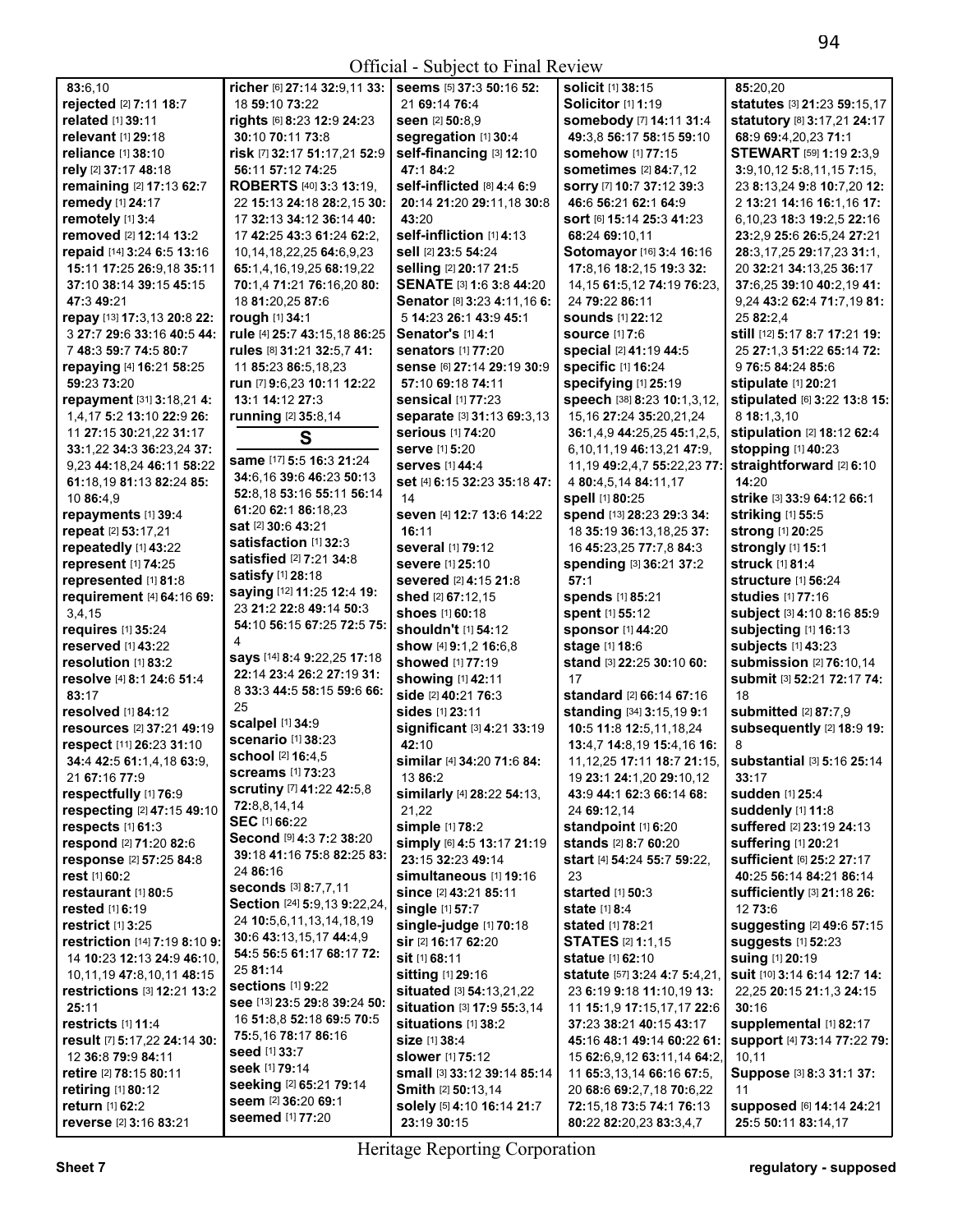83:6,10
**rejected** [2] **7**:11 **18**:7
**related** [1] **39**:11
**relevant** [1] **29**:18
**reliance** [1] **38**:10
**rely** [2] **37**:17 **48**:18
**remaining** [2] **17**:13 **62**:7
**remedy** [1] **24**:17
**remotely** [1] **3**:4
**removed** [2] **12**:14 **13**:2
**repaid** [14] **3**:24 **6**:5 **13**:16 **15**:11 **17**:25 **26**:9,18 **35**:11 **37**:10 **38**:14 **39**:15 **45**:15 **47**:3 **49**:21
**repay** [13] **17**:3,13 **20**:8 **22**:3 **27**:7 **29**:6 **33**:16 **40**:5 **44**:7 **48**:3 **59**:7 **74**:5 **80**:7
**repaying** [4] **16**:21 **58**:25 **59**:23 **73**:20
**repayment** [31] **3**:18,21 **4**:1,4,17 **5**:2 **13**:10 **22**:9 **26**:11 **27**:15 **30**:21,22 **31**:17 **33**:1,22 **34**:3 **36**:23,24 **37**:9,23 **44**:18,24 **46**:11 **58**:22 **61**:18,19 **81**:13 **82**:24 **85**:10 **86**:4,9
**repayments** [1] **39**:4
**repeat** [2] **53**:17,21
**repeatedly** [1] **43**:22
**represent** [1] **74**:25
**represented** [1] **81**:8
**requirement** [4] **64**:16 **69**:3,4,15
**requires** [1] **35**:24
**reserved** [1] **43**:22
**resolution** [1] **83**:2
**resolve** [4] **8**:1 **24**:6 **51**:4 **83**:17
**resolved** [1] **84**:12
**resources** [2] **37**:21 **49**:19
**respect** [11] **26**:23 **31**:10 **34**:4 **42**:5 **61**:1,4,18 **63**:9,21 **67**:16 **77**:9
**respectfully** [1] **76**:9
**respecting** [2] **47**:15 **49**:10
**respects** [1] **61**:3
**respond** [2] **71**:20 **82**:6
**response** [2] **57**:25 **84**:8
**rest** [1] **60**:2
**restaurant** [1] **80**:5
**rested** [1] **6**:19
**restrict** [1] **3**:25
**restriction** [14] **7**:19 **8**:10 **9**:14 **10**:23 **12**:13 **24**:9 **46**:10,10,11,19 **47**:8,10,11 **48**:15
**restrictions** [3] **12**:21 **13**:2 **25**:11
**restricts** [1] **11**:4
**result** [7] **5**:17,22 **24**:14 **30**:12 **36**:8 **79**:9 **84**:11
**retire** [2] **78**:15 **80**:11
**retiring** [1] **80**:12
**return** [1] **62**:2
**reverse** [2] **3**:16 **83**:21
**richer** [6] **27**:14 **32**:9,11 **33**:18 **59**:10 **73**:22
**rights** [6] **8**:23 **12**:9 **24**:23 **30**:10 **70**:11 **73**:8
**risk** [7] **32**:17 **51**:17,21 **52**:9 **56**:11 **57**:12 **74**:25
**ROBERTS** [40] **3**:3 **13**:19,22 **15**:13 **24**:18 **28**:2,15 **30**:17 **32**:13 **34**:12 **36**:14 **40**:17 **42**:25 **43**:3 **61**:24 **62**:2,10,14,18,22,25 **64**:6,9,23 **65**:1,4,16,19,25 **68**:19,22 **70**:1,4 **71**:21 **76**:16,20 **80**:18 **81**:20,25 **87**:6
**rough** [1] **34**:1
**rule** [4] **25**:7 **43**:15,18 **86**:25
**rules** [8] **31**:21 **32**:5,7 **41**:11 **85**:23 **86**:5,18,23
**run** [7] **9**:6,23 **10**:11 **12**:22 **13**:1 **14**:12 **27**:3
**running** [2] **35**:8,14

## S

**same** [17] **5**:5 **16**:3 **21**:24 **34**:6,16 **39**:6 **46**:23 **50**:13 **52**:8,18 **53**:16 **55**:11 **56**:14 **61**:20 **62**:1 **86**:18,23
**sat** [2] **30**:6 **43**:21
**satisfaction** [1] **32**:3
**satisfied** [2] **7**:21 **34**:8
**satisfy** [1] **28**:18
**saying** [12] **11**:25 **12**:4 **19**:23 **21**:2 **22**:8 **49**:14 **50**:3 **54**:10 **56**:15 **67**:25 **72**:5 **75**:4
**says** [14] **8**:4 **9**:22,25 **17**:18 **22**:14 **23**:4 **26**:2 **27**:19 **31**:8 **33**:3 **44**:5 **58**:15 **59**:6 **66**:25
**scalpel** [1] **34**:9
**scenario** [1] **38**:23
**school** [2] **16**:4,5
**screams** [1] **73**:23
**scrutiny** [7] **41**:22 **42**:5,8 **72**:8,8,14,14
**SEC** [1] **66**:22
**Second** [9] **4**:3 **7**:2 **38**:20 **39**:18 **41**:16 **75**:8 **82**:25 **83**:24 **86**:16
**seconds** [3] **8**:7,7,11
**Section** [24] **5**:9,13 **9**:22,24 **10**:5,6,11,13,14,18,19 **30**:6 **43**:13,15,17 **44**:4,9 **54**:5 **56**:5 **61**:17 **68**:17 **72**:25 **81**:14
**sections** [1] **9**:22
**see** [13] **23**:5 **29**:8 **39**:24 **50**:16 **51**:8,8 **52**:18 **69**:5 **70**:5 **75**:5,16 **78**:17 **86**:16
**seed** [1] **33**:7
**seek** [1] **79**:14
**seeking** [2] **65**:21 **79**:14
**seem** [2] **36**:20 **69**:1
**seemed** [1] **77**:20
**seems** [5] **37**:3 **50**:16 **52**:21 **69**:14 **76**:4
**seen** [2] **50**:8,9
**segregation** [1] **30**:4
**self-financing** [3] **12**:10 **47**:1 **84**:2
**self-inflicted** [8] **4**:4 **6**:9 **20**:14 **21**:20 **29**:11,18 **30**:8 **43**:20
**self-infliction** [1] **4**:13
**sell** [2] **23**:5 **54**:24
**selling** [2] **20**:17 **21**:5
**SENATE** [3] **1**:6 **3**:8 **44**:20
**Senator** [8] **3**:23 **4**:11,16 **6**:5 **14**:23 **26**:1 **43**:9 **45**:1
**Senator's** [1] **4**:1
**senators** [1] **77**:20
**sense** [6] **27**:14 **29**:19 **30**:9 **57**:10 **69**:18 **74**:11
**sensical** [1] **77**:23
**separate** [3] **31**:13 **69**:3,13
**serious** [1] **74**:20
**serve** [1] **5**:20
**serves** [1] **44**:4
**set** [4] **6**:15 **32**:23 **35**:18 **47**:14
**seven** [4] **12**:7 **13**:6 **14**:22 **16**:11
**several** [1] **79**:12
**severe** [1] **25**:10
**severed** [2] **4**:15 **21**:8
**shed** [2] **67**:12,15
**shoes** [1] **60**:18
**shouldn't** [1] **54**:12
**show** [4] **9**:1,2 **16**:6,8
**showed** [1] **77**:19
**showing** [1] **42**:11
**side** [2] **40**:21 **76**:3
**sides** [1] **23**:11
**significant** [3] **4**:21 **33**:19 **42**:10
**similar** [4] **34**:20 **71**:6 **84**:13 **86**:2
**similarly** [4] **28**:22 **54**:13,21,22
**simple** [1] **78**:2
**simply** [6] **4**:5 **13**:17 **21**:19 **23**:15 **32**:23 **49**:14
**simultaneous** [1] **19**:16
**since** [2] **43**:21 **85**:11
**single** [1] **57**:7
**single-judge** [1] **70**:18
**sir** [2] **16**:17 **62**:20
**sit** [1] **68**:11
**sitting** [1] **29**:16
**situated** [3] **54**:13,21,22
**situation** [3] **17**:9 **55**:3,14
**situations** [1] **38**:2
**size** [1] **38**:4
**slower** [1] **75**:12
**small** [3] **33**:12 **39**:14 **85**:14
**Smith** [2] **50**:13,14
**solely** [5] **4**:10 **16**:14 **21**:7 **23**:19 **30**:15
**solicit** [1] **38**:15
**Solicitor** [1] **1**:19
**somebody** [7] **14**:11 **31**:4 **49**:3,8 **56**:17 **58**:15 **59**:10
**somehow** [1] **77**:15
**sometimes** [2] **84**:7,12
**sorry** [7] **10**:7 **37**:12 **39**:3 **46**:6 **56**:21 **62**:1 **64**:9
**sort** [6] **15**:14 **25**:3 **41**:23 **68**:24 **69**:10,11
**Sotomayor** [16] **3**:4 **16**:16 **17**:8,16 **18**:2,15 **19**:3 **32**:14,15 **61**:5,12 **74**:19 **76**:23,24 **79**:22 **86**:11
**sounds** [1] **22**:12
**source** [1] **7**:6
**special** [2] **41**:19 **44**:5
**specific** [1] **16**:24
**specifying** [1] **25**:19
**speech** [38] **8**:23 **10**:1,3,12,15,16 **27**:24 **35**:20,21,24 **36**:1,4,9 **44**:25,25 **45**:1,2,5,6,10,11,19 **46**:13,21 **47**:9,11,19 **49**:2,4,7 **55**:22,23 **77**:4 **80**:4,5,14 **84**:11,17
**spell** [1] **80**:25
**spend** [13] **28**:23 **29**:3 **34**:18 **35**:19 **36**:13,18,25 **37**:16 **45**:23,25 **77**:7,8 **84**:3
**spending** [3] **36**:21 **37**:2 **57**:1
**spends** [1] **85**:21
**spent** [1] **55**:12
**sponsor** [1] **44**:20
**stage** [1] **18**:6
**stand** [3] **22**:25 **30**:10 **60**:17
**standard** [2] **66**:14 **67**:16
**standing** [34] **3**:15,19 **9**:1 **10**:5 **11**:8 **12**:5,11,18,24 **13**:4,7 **14**:8,19 **15**:4,16 **16**:11,12,25 **17**:11 **18**:7 **21**:15,19 **23**:1 **24**:1,20 **29**:10,12 **43**:9 **44**:1 **62**:3 **66**:14 **68**:24 **69**:12,14
**standpoint** [1] **6**:20
**stands** [2] **8**:7 **60**:20
**start** [4] **54**:24 **55**:7 **59**:22,23
**started** [1] **50**:3
**state** [1] **8**:4
**stated** [1] **78**:21
**STATES** [2] **1**:1,15
**statue** [1] **62**:10
**statute** [57] **3**:24 **4**:7 **5**:4,21,23 **6**:19 **9**:18 **11**:10,19 **13**:11 **15**:1,9 **17**:15,17 **22**:6 **37**:23 **38**:21 **40**:15 **43**:17 **45**:16 **48**:1 **49**:14 **60**:22 **61**:15 **62**:6,9,12 **63**:11,14 **64**:2,11 **65**:3,13,14 **66**:16 **67**:5,20 **68**:6 **69**:2,7,18 **70**:6,22 **72**:15,18 **73**:5 **74**:1 **76**:13 **80**:22 **82**:20,23 **83**:3,4,7
**statutes** [3] **21**:23 **59**:15,17
**statutory** [8] **3**:17,21 **24**:17 **68**:9 **69**:4,20,23 **71**:1
**STEWART** [59] **1**:19 **2**:3,9 **3**:9,10,12 **5**:8,11,15 **7**:15,23 **8**:13,24 **9**:8 **10**:7,20 **12**:2 **13**:21 **14**:16 **16**:1,16 **17**:6,10,23 **18**:3 **19**:2,5 **22**:16 **23**:2,9 **25**:6,24 **27**:21 **28**:3,17,25 **29**:17,23 **31**:1,20 **32**:21 **34**:13,25 **36**:17 **37**:6,25 **39**:10 **40**:2,19 **41**:9,24 **43**:2 **62**:4 **71**:7,19 **81**:25 **82**:2,4
**still** [12] **5**:17 **8**:7 **17**:21 **19**:25 **27**:1,3 **51**:22 **65**:14 **72**:9 **76**:5 **84**:25 **85**:6
**stipulate** [1] **20**:21
**stipulated** [6] **3**:22 **13**:8 **15**:8 **18**:1,3,10
**stipulation** [2] **18**:12 **62**:4
**stopping** [1] **40**:23
**straightforward** [2] **6**:10 **14**:20
**strike** [3] **33**:9 **64**:12 **66**:1
**striking** [1] **55**:5
**strong** [1] **20**:25
**strongly** [1] **15**:1
**struck** [1] **81**:4
**structure** [1] **56**:24
**studies** [1] **77**:16
**subject** [3] **4**:10 **8**:16 **85**:9
**subjecting** [1] **16**:13
**subjects** [1] **43**:23
**submission** [2] **76**:10,14
**submit** [3] **52**:21 **72**:17 **74**:18
**submitted** [2] **87**:7,9
**subsequently** [2] **18**:9 **19**:8
**substantial** [3] **5**:16 **25**:14 **33**:17
**sudden** [1] **25**:4
**suddenly** [1] **11**:8
**suffered** [2] **23**:19 **24**:13
**suffering** [1] **20**:21
**sufficient** [6] **25**:2 **27**:17 **40**:25 **56**:14 **84**:21 **86**:14
**sufficiently** [3] **21**:18 **26**:12 **73**:6
**suggesting** [2] **49**:6 **57**:15
**suggests** [1] **52**:23
**suing** [1] **20**:19
**suit** [10] **3**:14 **6**:14 **12**:7 **14**:22,25 **20**:15 **21**:1,3 **24**:15 **30**:16
**supplemental** [1] **82**:17
**support** [4] **73**:14 **77**:22 **79**:10,11
**Suppose** [3] **8**:3 **31**:1 **37**:11
**supposed** [6] **14**:14 **24**:21 **25**:5 **50**:11 **83**:14,17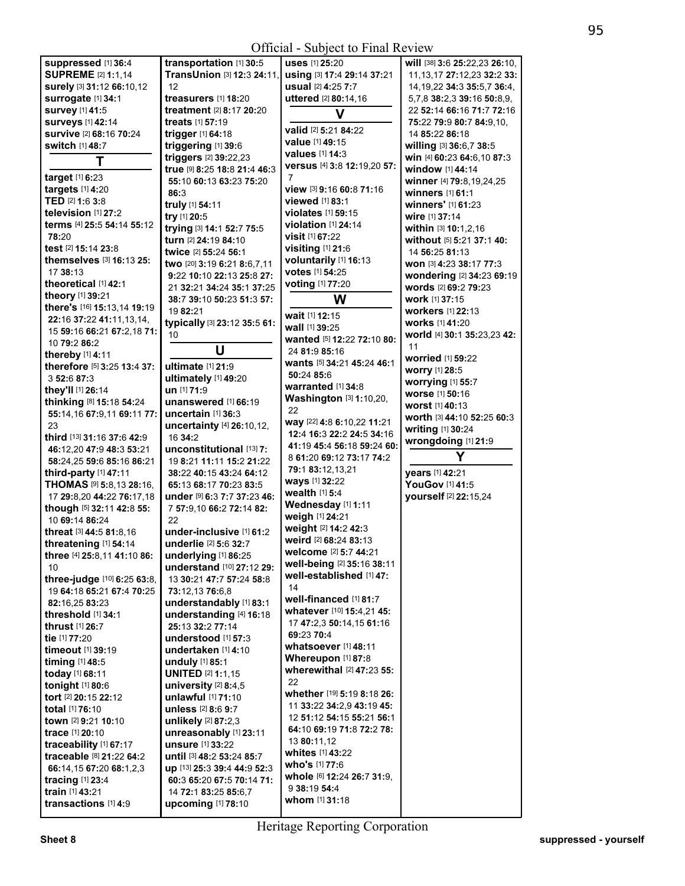**suppressed** [1] **36:**4
**SUPREME** [2] **1:**1,14
**surely** [3] **31:**12 **66:**10,12
**surrogate** [1] **34:**1
**survey** [1] **41:**5
**surveys** [1] **42:**14
**survive** [2] **68:**16 **70:**24
**switch** [1] **48:**7

## T

**target** [1] **6:**23
**targets** [1] **4:**20
**TED** [2] **1:**6 **3:**8
**television** [1] **27:**2
**terms** [4] **25:**5 **54:**14 **55:**12 **78:**20
**test** [2] **15:**14 **23:**8
**themselves** [3] **16:**13 **25:**17 **38:**13
**theoretical** [1] **42:**1
**theory** [1] **39:**21
**there's** [16] **15:**13,14 **19:**19 **22:**16 **37:**22 **41:**11,13,14, 15 **59:**16 **66:**21 **67:**2,18 **71:**10 **79:**2 **86:**2
**thereby** [1] **4:**11
**therefore** [5] **3:**25 **13:**4 **37:**3 **52:**6 **87:**3
**they'll** [1] **26:**14
**thinking** [8] **15:**18 **54:**24 **55:**14,16 **67:**9,11 **69:**11 **77:**23
**third** [13] **31:**16 **37:**6 **42:**9 **46:**12,20 **47:**9 **48:**3 **53:**21 **58:**24,25 **59:**6 **85:**16 **86:**21
**third-party** [1] **47:**11
**THOMAS** [9] **5:**8,13 **28:**16, 17 **29:**8,20 **44:**22 **76:**17,18
**though** [5] **32:**11 **42:**8 **55:**10 **69:**14 **86:**24
**threat** [3] **44:**5 **81:**8,16
**threatening** [1] **54:**14
**three** [4] **25:**8,11 **41:**10 **86:**10
**three-judge** [10] **6:**25 **63:**8, 19 **64:**18 **65:**21 **67:**4 **70:**25 **82:**16,25 **83:**23
**threshold** [1] **34:**1
**thrust** [1] **26:**7
**tie** [1] **77:**20
**timeout** [1] **39:**19
**timing** [1] **48:**5
**today** [1] **68:**11
**tonight** [1] **80:**6
**tort** [2] **20:**15 **22:**12
**total** [1] **76:**10
**town** [2] **9:**21 **10:**10
**trace** [1] **20:**10
**traceability** [1] **67:**17
**traceable** [8] **21:**22 **64:**2 **66:**14,15 **67:**20 **68:**1,2,3
**tracing** [1] **23:**4
**train** [1] **43:**21
**transactions** [1] **4:**9
**transportation** [1] **30:**5
**TransUnion** [3] **12:**3 **24:**11, 12
**treasurers** [1] **18:**20
**treatment** [2] **8:**17 **20:**20
**treats** [1] **57:**19
**trigger** [1] **64:**18
**triggering** [1] **39:**6
**triggers** [2] **39:**22,23
**true** [9] **8:**25 **18:**8 **21:**4 **46:**3 **55:**10 **60:**13 **63:**23 **75:**20 **86:**3
**truly** [1] **54:**11
**try** [1] **20:**5
**trying** [3] **14:**1 **52:**7 **75:**5
**turn** [2] **24:**19 **84:**10
**twice** [2] **55:**24 **56:**1
**two** [20] **3:**19 **6:**21 **8:**6,7,11 **9:**22 **10:**10 **22:**13 **25:**8 **27:**21 **32:**21 **34:**24 **35:**1 **37:**25 **38:**7 **39:**10 **50:**23 **51:**3 **57:**19 **82:**21
**typically** [3] **23:**12 **35:**5 **61:**10

## U

**ultimate** [1] **21:**9
**ultimately** [1] **49:**20
**un** [1] **71:**9
**unanswered** [1] **66:**19
**uncertain** [1] **36:**3
**uncertainty** [4] **26:**10,12, 16 **34:**2
**unconstitutional** [13] **7:**19 **8:**21 **11:**11 **15:**2 **21:**22 **38:**22 **40:**15 **43:**24 **64:**12 **65:**13 **68:**17 **70:**23 **83:**5
**under** [9] **6:**3 **7:**7 **37:**23 **46:**7 **57:**9,10 **66:**2 **72:**14 **82:**22
**under-inclusive** [1] **61:**2
**underlie** [2] **5:**6 **32:**7
**underlying** [1] **86:**25
**understand** [10] **27:**12 **29:**13 **30:**21 **47:**7 **57:**24 **58:**8 **73:**12,13 **76:**6,8
**understandably** [1] **83:**1
**understanding** [4] **16:**18 **25:**13 **32:**2 **77:**14
**understood** [1] **57:**3
**undertaken** [1] **4:**10
**unduly** [1] **85:**1
**UNITED** [2] **1:**1,15
**university** [2] **8:**4,5
**unlawful** [1] **71:**10
**unless** [2] **8:**6 **9:**7
**unlikely** [2] **87:**2,3
**unreasonably** [1] **23:**11
**unsure** [1] **33:**22
**until** [3] **48:**2 **53:**24 **85:**7
**up** [13] **25:**3 **39:**4 **44:**9 **52:**3 **60:**3 **65:**20 **67:**5 **70:**14 **71:**14 **72:**1 **83:**25 **85:**6,7
**upcoming** [1] **78:**10
**uses** [1] **25:**20
**using** [3] **17:**4 **29:**14 **37:**21
**usual** [2] **4:**25 **7:**7
**uttered** [2] **80:**14,16

## V

**valid** [2] **5:**21 **84:**22
**value** [1] **49:**15
**values** [1] **14:**3
**versus** [4] **3:**8 **12:**19,20 **57:**7
**view** [3] **9:**16 **60:**8 **71:**16
**viewed** [1] **83:**1
**violates** [1] **59:**15
**violation** [1] **24:**14
**visit** [1] **67:**22
**visiting** [1] **21:**6
**voluntarily** [1] **16:**13
**votes** [1] **54:**25
**voting** [1] **77:**20

## W

**wait** [1] **12:**15
**wall** [1] **39:**25
**wanted** [5] **12:**22 **72:**10 **80:**24 **81:**9 **85:**16
**wants** [5] **34:**21 **45:**24 **46:**1 **50:**24 **85:**6
**warranted** [1] **34:**8
**Washington** [3] **1:**10,20, 22
**way** [22] **4:**8 **6:**10,22 **11:**21 **12:**4 **16:**3 **22:**2 **24:**5 **34:**16 **41:**19 **45:**4 **56:**18 **59:**24 **60:**8 **61:**20 **69:**12 **73:**17 **74:**2 **79:**1 **83:**12,13,21
**ways** [1] **32:**22
**wealth** [1] **5:**4
**Wednesday** [1] **1:**11
**weigh** [1] **24:**21
**weight** [2] **14:**2 **42:**3
**weird** [2] **68:**24 **83:**13
**welcome** [2] **5:**7 **44:**21
**well-being** [2] **35:**16 **38:**11
**well-established** [1] **47:**14
**well-financed** [1] **81:**7
**whatever** [10] **15:**4,21 **45:**17 **47:**2,3 **50:**14,15 **61:**16 **69:**23 **70:**4
**whatsoever** [1] **48:**11
**Whereupon** [1] **87:**8
**wherewithal** [2] **47:**23 **55:**22
**whether** [19] **5:**19 **8:**18 **26:**11 **33:**22 **34:**2,9 **43:**19 **45:**12 **51:**12 **54:**15 **55:**21 **56:**1 **64:**10 **69:**19 **71:**8 **72:**2 **78:**13 **80:**11,12
**whites** [1] **43:**22
**who's** [1] **77:**6
**whole** [6] **12:**24 **26:**7 **31:**9, 9 **38:**19 **54:**4
**whom** [1] **31:**18
**will** [38] **3:**6 **25:**22,23 **26:**10, 11,13,17 **27:**12,23 **32:**2 **33:**14,19,22 **34:**3 **35:**5,7 **36:**4, 5,7,8 **38:**2,3 **39:**16 **50:**8,9, 22 **52:**14 **66:**16 **71:**7 **72:**16 **75:**22 **79:**9 **80:**7 **84:**9,10, 14 **85:**22 **86:**18
**willing** [3] **36:**6,7 **38:**5
**win** [4] **60:**23 **64:**6,10 **87:**3
**window** [1] **44:**14
**winner** [4] **79:**8,19,24,25
**winners** [1] **61:**1
**winners'** [1] **61:**23
**wire** [1] **37:**14
**within** [3] **10:**1,2,16
**without** [5] **5:**21 **37:**1 **40:**14 **56:**25 **81:**13
**won** [3] **4:**23 **38:**17 **77:**3
**wondering** [2] **34:**23 **69:**19
**words** [2] **69:**2 **79:**23
**work** [1] **37:**15
**workers** [1] **22:**13
**works** [1] **41:**20
**world** [4] **30:**1 **35:**23,23 **42:**11
**worried** [1] **59:**22
**worry** [1] **28:**5
**worrying** [1] **55:**7
**worse** [1] **50:**16
**worst** [1] **40:**13
**worth** [3] **44:**10 **52:**25 **60:**3
**writing** [1] **30:**24
**wrongdoing** [1] **21:**9

## Y

**years** [1] **42:**21
**YouGov** [1] **41:**5
**yourself** [2] **22:**15,24